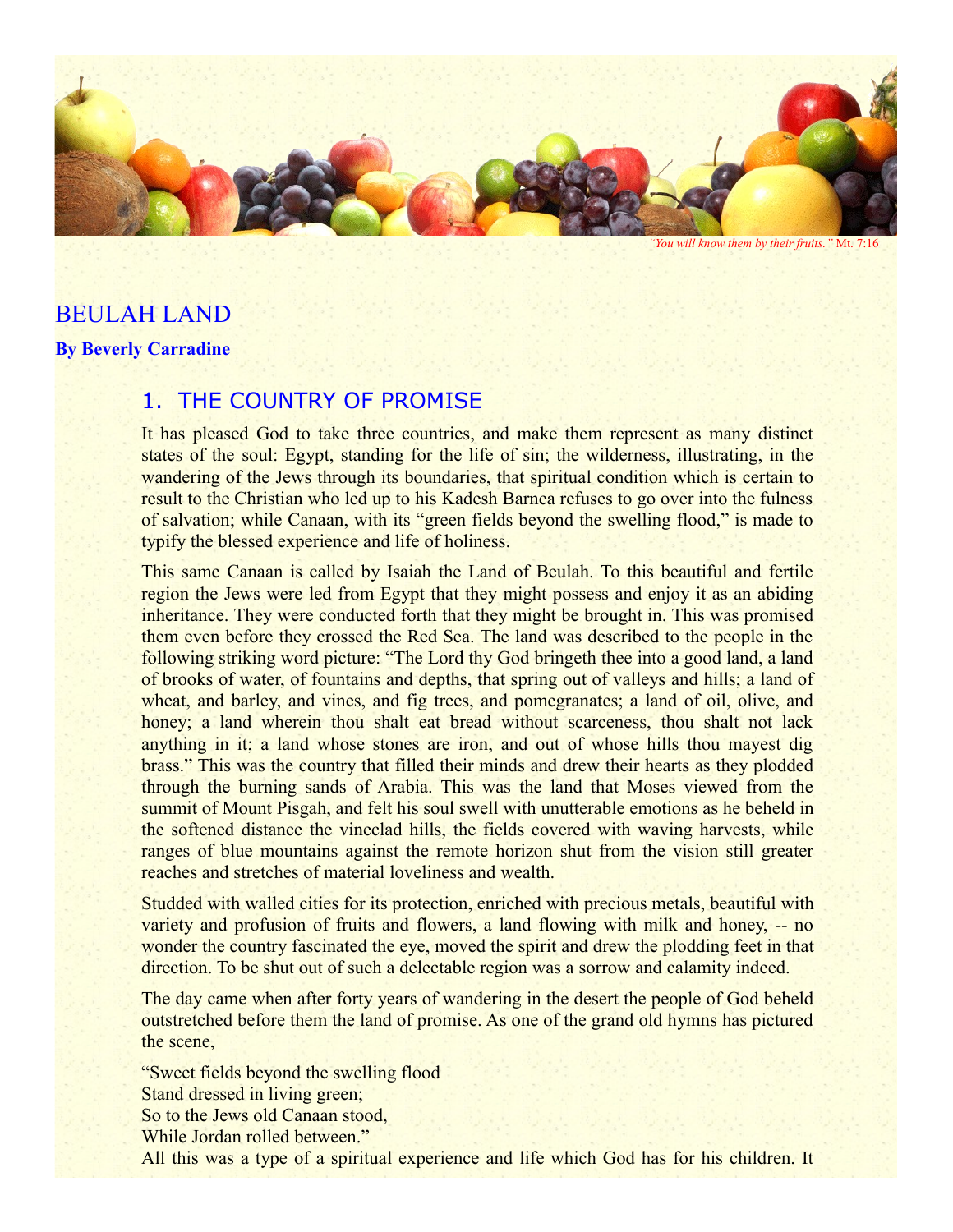*"You will know them by their fruits."* Mt. 7:16

# BEULAH LAND

**By Beverly Carradine**

## 1. THE COUNTRY OF PROMISE

It has pleased God to take three countries, and make them represent as many distinct states of the soul: Egypt, standing for the life of sin; the wilderness, illustrating, in the wandering of the Jews through its boundaries, that spiritual condition which is certain to result to the Christian who led up to his Kadesh Barnea refuses to go over into the fulness of salvation; while Canaan, with its "green fields beyond the swelling flood," is made to typify the blessed experience and life of holiness.

This same Canaan is called by Isaiah the Land of Beulah. To this beautiful and fertile region the Jews were led from Egypt that they might possess and enjoy it as an abiding inheritance. They were conducted forth that they might be brought in. This was promised them even before they crossed the Red Sea. The land was described to the people in the following striking word picture: "The Lord thy God bringeth thee into a good land, a land of brooks of water, of fountains and depths, that spring out of valleys and hills; a land of wheat, and barley, and vines, and fig trees, and pomegranates; a land of oil, olive, and honey; a land wherein thou shalt eat bread without scarceness, thou shalt not lack anything in it; a land whose stones are iron, and out of whose hills thou mayest dig brass." This was the country that filled their minds and drew their hearts as they plodded through the burning sands of Arabia. This was the land that Moses viewed from the summit of Mount Pisgah, and felt his soul swell with unutterable emotions as he beheld in the softened distance the vineclad hills, the fields covered with waving harvests, while ranges of blue mountains against the remote horizon shut from the vision still greater reaches and stretches of material loveliness and wealth.

Studded with walled cities for its protection, enriched with precious metals, beautiful with variety and profusion of fruits and flowers, a land flowing with milk and honey, -- no wonder the country fascinated the eye, moved the spirit and drew the plodding feet in that direction. To be shut out of such a delectable region was a sorrow and calamity indeed.

The day came when after forty years of wandering in the desert the people of God beheld outstretched before them the land of promise. As one of the grand old hymns has pictured the scene,

"Sweet fields beyond the swelling flood
Stand dressed in living green;
So to the Jews old Canaan stood,
While Jordan rolled between."

All this was a type of a spiritual experience and life which God has for his children. It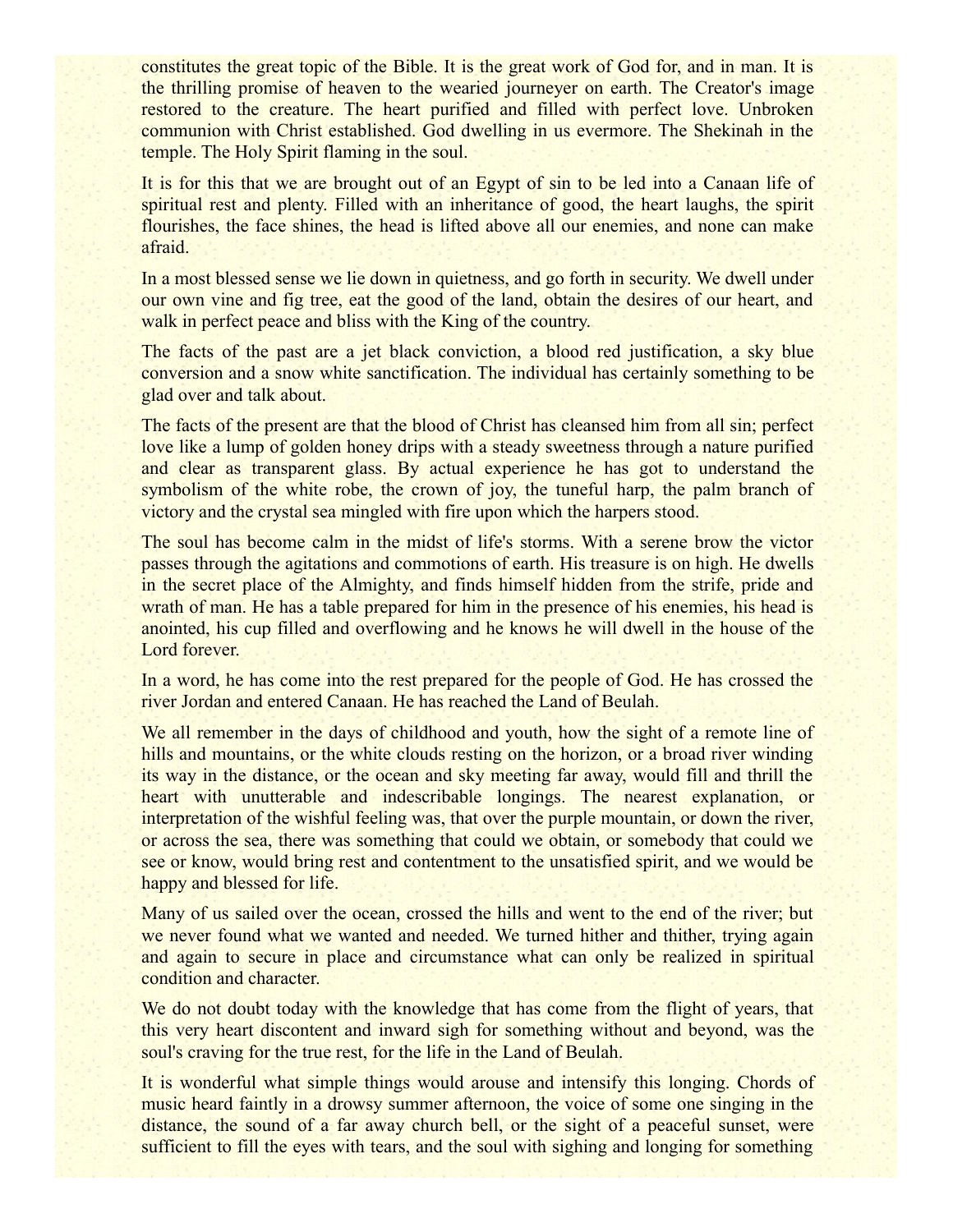constitutes the great topic of the Bible. It is the great work of God for, and in man. It is the thrilling promise of heaven to the wearied journeyer on earth. The Creator's image restored to the creature. The heart purified and filled with perfect love. Unbroken communion with Christ established. God dwelling in us evermore. The Shekinah in the temple. The Holy Spirit flaming in the soul.

It is for this that we are brought out of an Egypt of sin to be led into a Canaan life of spiritual rest and plenty. Filled with an inheritance of good, the heart laughs, the spirit flourishes, the face shines, the head is lifted above all our enemies, and none can make afraid.

In a most blessed sense we lie down in quietness, and go forth in security. We dwell under our own vine and fig tree, eat the good of the land, obtain the desires of our heart, and walk in perfect peace and bliss with the King of the country.

The facts of the past are a jet black conviction, a blood red justification, a sky blue conversion and a snow white sanctification. The individual has certainly something to be glad over and talk about.

The facts of the present are that the blood of Christ has cleansed him from all sin; perfect love like a lump of golden honey drips with a steady sweetness through a nature purified and clear as transparent glass. By actual experience he has got to understand the symbolism of the white robe, the crown of joy, the tuneful harp, the palm branch of victory and the crystal sea mingled with fire upon which the harpers stood.

The soul has become calm in the midst of life's storms. With a serene brow the victor passes through the agitations and commotions of earth. His treasure is on high. He dwells in the secret place of the Almighty, and finds himself hidden from the strife, pride and wrath of man. He has a table prepared for him in the presence of his enemies, his head is anointed, his cup filled and overflowing and he knows he will dwell in the house of the Lord forever.

In a word, he has come into the rest prepared for the people of God. He has crossed the river Jordan and entered Canaan. He has reached the Land of Beulah.

We all remember in the days of childhood and youth, how the sight of a remote line of hills and mountains, or the white clouds resting on the horizon, or a broad river winding its way in the distance, or the ocean and sky meeting far away, would fill and thrill the heart with unutterable and indescribable longings. The nearest explanation, or interpretation of the wishful feeling was, that over the purple mountain, or down the river, or across the sea, there was something that could we obtain, or somebody that could we see or know, would bring rest and contentment to the unsatisfied spirit, and we would be happy and blessed for life.

Many of us sailed over the ocean, crossed the hills and went to the end of the river; but we never found what we wanted and needed. We turned hither and thither, trying again and again to secure in place and circumstance what can only be realized in spiritual condition and character.

We do not doubt today with the knowledge that has come from the flight of years, that this very heart discontent and inward sigh for something without and beyond, was the soul's craving for the true rest, for the life in the Land of Beulah.

It is wonderful what simple things would arouse and intensify this longing. Chords of music heard faintly in a drowsy summer afternoon, the voice of some one singing in the distance, the sound of a far away church bell, or the sight of a peaceful sunset, were sufficient to fill the eyes with tears, and the soul with sighing and longing for something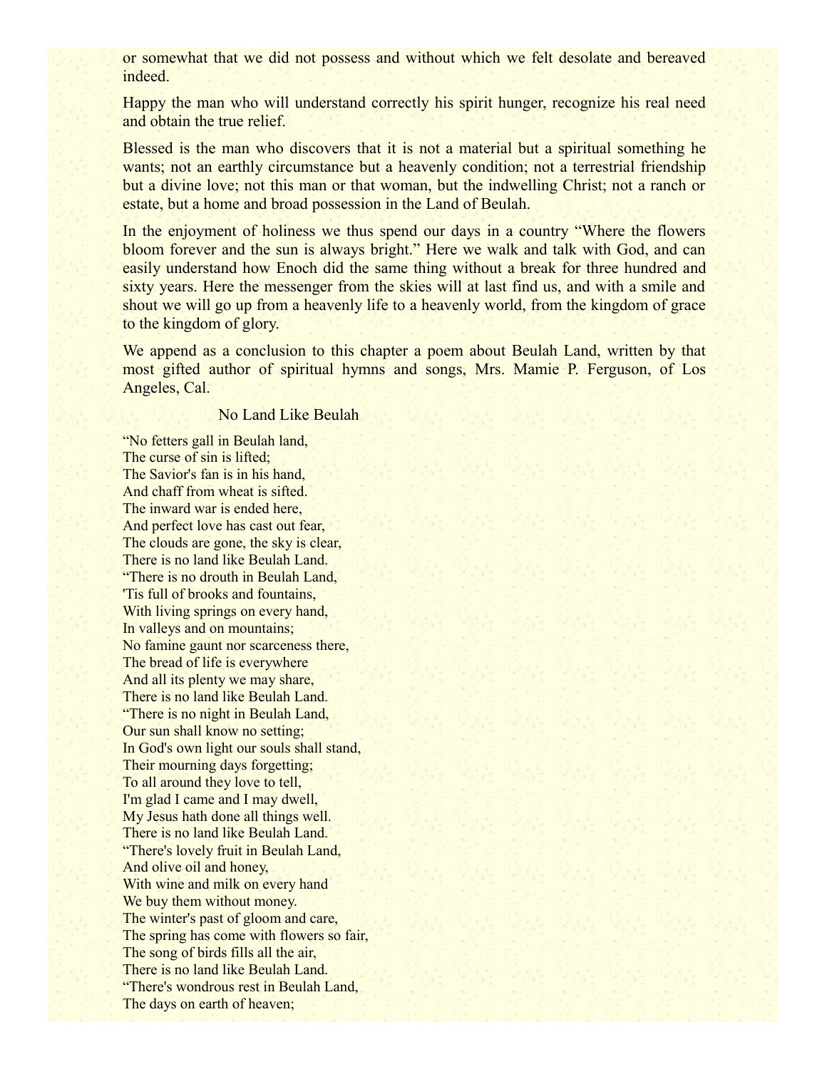or somewhat that we did not possess and without which we felt desolate and bereaved indeed.

Happy the man who will understand correctly his spirit hunger, recognize his real need and obtain the true relief.

Blessed is the man who discovers that it is not a material but a spiritual something he wants; not an earthly circumstance but a heavenly condition; not a terrestrial friendship but a divine love; not this man or that woman, but the indwelling Christ; not a ranch or estate, but a home and broad possession in the Land of Beulah.

In the enjoyment of holiness we thus spend our days in a country "Where the flowers bloom forever and the sun is always bright." Here we walk and talk with God, and can easily understand how Enoch did the same thing without a break for three hundred and sixty years. Here the messenger from the skies will at last find us, and with a smile and shout we will go up from a heavenly life to a heavenly world, from the kingdom of grace to the kingdom of glory.

We append as a conclusion to this chapter a poem about Beulah Land, written by that most gifted author of spiritual hymns and songs, Mrs. Mamie P. Ferguson, of Los Angeles, Cal.

No Land Like Beulah

"No fetters gall in Beulah land,
The curse of sin is lifted;
The Savior's fan is in his hand,
And chaff from wheat is sifted.
The inward war is ended here,
And perfect love has cast out fear,
The clouds are gone, the sky is clear,
There is no land like Beulah Land.
"There is no drouth in Beulah Land,
'Tis full of brooks and fountains,
With living springs on every hand,
In valleys and on mountains;
No famine gaunt nor scarceness there,
The bread of life is everywhere
And all its plenty we may share,
There is no land like Beulah Land.
"There is no night in Beulah Land,
Our sun shall know no setting;
In God's own light our souls shall stand,
Their mourning days forgetting;
To all around they love to tell,
I'm glad I came and I may dwell,
My Jesus hath done all things well.
There is no land like Beulah Land.
"There's lovely fruit in Beulah Land,
And olive oil and honey,
With wine and milk on every hand
We buy them without money.
The winter's past of gloom and care,
The spring has come with flowers so fair,
The song of birds fills all the air,
There is no land like Beulah Land.
"There's wondrous rest in Beulah Land,
The days on earth of heaven;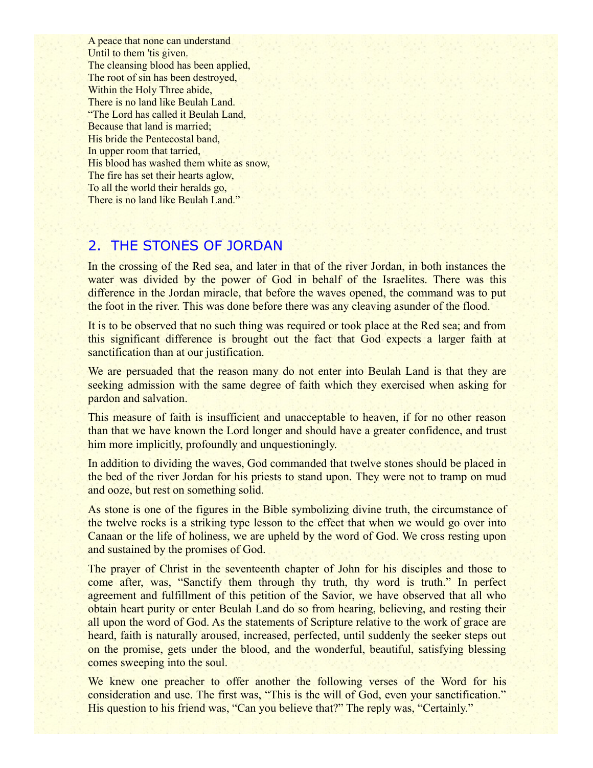A peace that none can understand
Until to them 'tis given.
The cleansing blood has been applied,
The root of sin has been destroyed,
Within the Holy Three abide,
There is no land like Beulah Land.
"The Lord has called it Beulah Land,
Because that land is married;
His bride the Pentecostal band,
In upper room that tarried,
His blood has washed them white as snow,
The fire has set their hearts aglow,
To all the world their heralds go,
There is no land like Beulah Land."

## 2. THE STONES OF JORDAN

In the crossing of the Red sea, and later in that of the river Jordan, in both instances the water was divided by the power of God in behalf of the Israelites. There was this difference in the Jordan miracle, that before the waves opened, the command was to put the foot in the river. This was done before there was any cleaving asunder of the flood.

It is to be observed that no such thing was required or took place at the Red sea; and from this significant difference is brought out the fact that God expects a larger faith at sanctification than at our justification.

We are persuaded that the reason many do not enter into Beulah Land is that they are seeking admission with the same degree of faith which they exercised when asking for pardon and salvation.

This measure of faith is insufficient and unacceptable to heaven, if for no other reason than that we have known the Lord longer and should have a greater confidence, and trust him more implicitly, profoundly and unquestioningly.

In addition to dividing the waves, God commanded that twelve stones should be placed in the bed of the river Jordan for his priests to stand upon. They were not to tramp on mud and ooze, but rest on something solid.

As stone is one of the figures in the Bible symbolizing divine truth, the circumstance of the twelve rocks is a striking type lesson to the effect that when we would go over into Canaan or the life of holiness, we are upheld by the word of God. We cross resting upon and sustained by the promises of God.

The prayer of Christ in the seventeenth chapter of John for his disciples and those to come after, was, "Sanctify them through thy truth, thy word is truth." In perfect agreement and fulfillment of this petition of the Savior, we have observed that all who obtain heart purity or enter Beulah Land do so from hearing, believing, and resting their all upon the word of God. As the statements of Scripture relative to the work of grace are heard, faith is naturally aroused, increased, perfected, until suddenly the seeker steps out on the promise, gets under the blood, and the wonderful, beautiful, satisfying blessing comes sweeping into the soul.

We knew one preacher to offer another the following verses of the Word for his consideration and use. The first was, "This is the will of God, even your sanctification." His question to his friend was, "Can you believe that?" The reply was, "Certainly."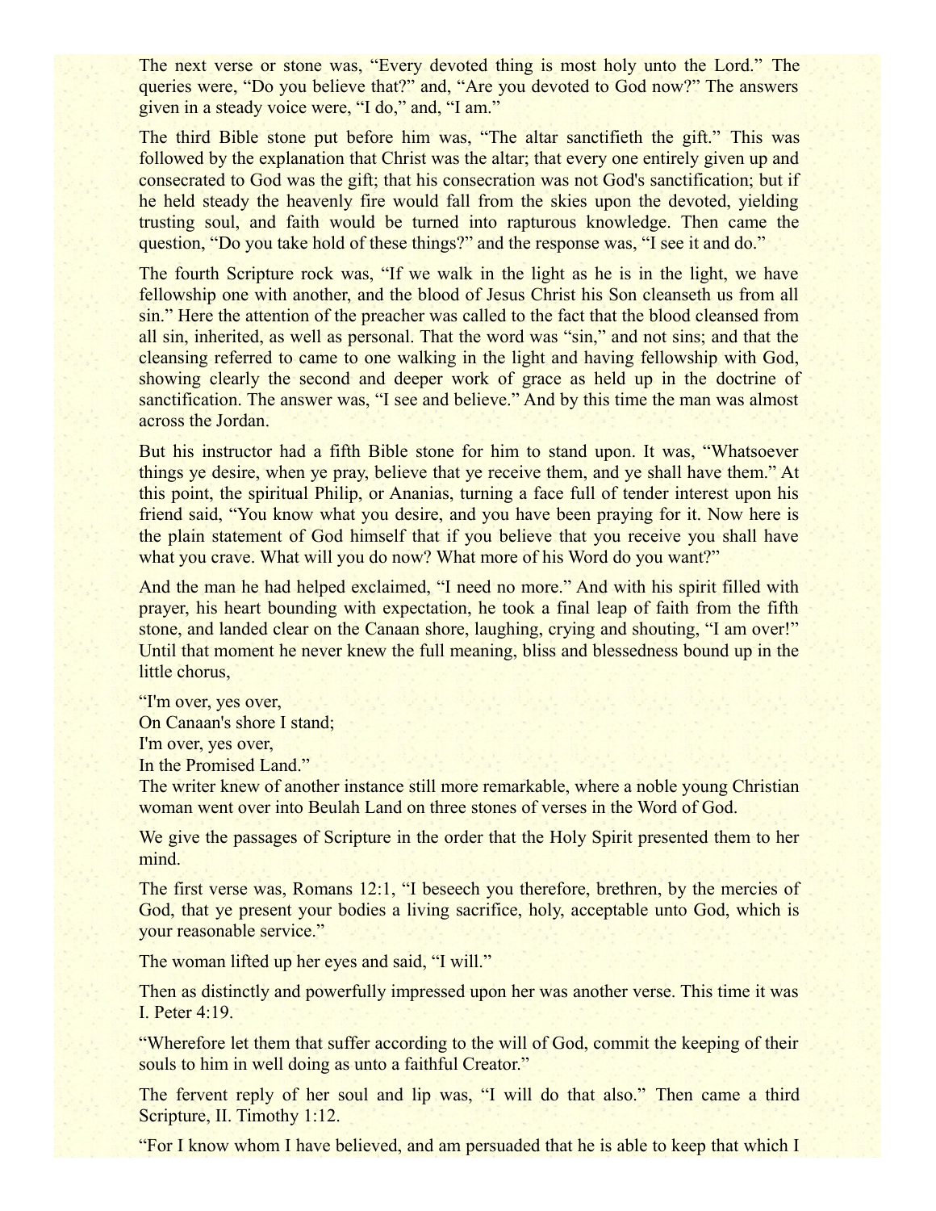The next verse or stone was, “Every devoted thing is most holy unto the Lord.” The queries were, “Do you believe that?” and, “Are you devoted to God now?” The answers given in a steady voice were, “I do,” and, “I am.”

The third Bible stone put before him was, “The altar sanctifieth the gift.” This was followed by the explanation that Christ was the altar; that every one entirely given up and consecrated to God was the gift; that his consecration was not God's sanctification; but if he held steady the heavenly fire would fall from the skies upon the devoted, yielding trusting soul, and faith would be turned into rapturous knowledge. Then came the question, “Do you take hold of these things?” and the response was, “I see it and do.”

The fourth Scripture rock was, “If we walk in the light as he is in the light, we have fellowship one with another, and the blood of Jesus Christ his Son cleanseth us from all sin.” Here the attention of the preacher was called to the fact that the blood cleansed from all sin, inherited, as well as personal. That the word was “sin,” and not sins; and that the cleansing referred to came to one walking in the light and having fellowship with God, showing clearly the second and deeper work of grace as held up in the doctrine of sanctification. The answer was, “I see and believe.” And by this time the man was almost across the Jordan.

But his instructor had a fifth Bible stone for him to stand upon. It was, “Whatsoever things ye desire, when ye pray, believe that ye receive them, and ye shall have them.” At this point, the spiritual Philip, or Ananias, turning a face full of tender interest upon his friend said, “You know what you desire, and you have been praying for it. Now here is the plain statement of God himself that if you believe that you receive you shall have what you crave. What will you do now? What more of his Word do you want?”

And the man he had helped exclaimed, “I need no more.” And with his spirit filled with prayer, his heart bounding with expectation, he took a final leap of faith from the fifth stone, and landed clear on the Canaan shore, laughing, crying and shouting, “I am over!” Until that moment he never knew the full meaning, bliss and blessedness bound up in the little chorus,

“I'm over, yes over,  
On Canaan's shore I stand;  
I'm over, yes over,  
In the Promised Land.”

The writer knew of another instance still more remarkable, where a noble young Christian woman went over into Beulah Land on three stones of verses in the Word of God.

We give the passages of Scripture in the order that the Holy Spirit presented them to her mind.

The first verse was, Romans 12:1, “I beseech you therefore, brethren, by the mercies of God, that ye present your bodies a living sacrifice, holy, acceptable unto God, which is your reasonable service.”

The woman lifted up her eyes and said, “I will.”

Then as distinctly and powerfully impressed upon her was another verse. This time it was I. Peter 4:19.

“Wherefore let them that suffer according to the will of God, commit the keeping of their souls to him in well doing as unto a faithful Creator.”

The fervent reply of her soul and lip was, “I will do that also.” Then came a third Scripture, II. Timothy 1:12.

“For I know whom I have believed, and am persuaded that he is able to keep that which I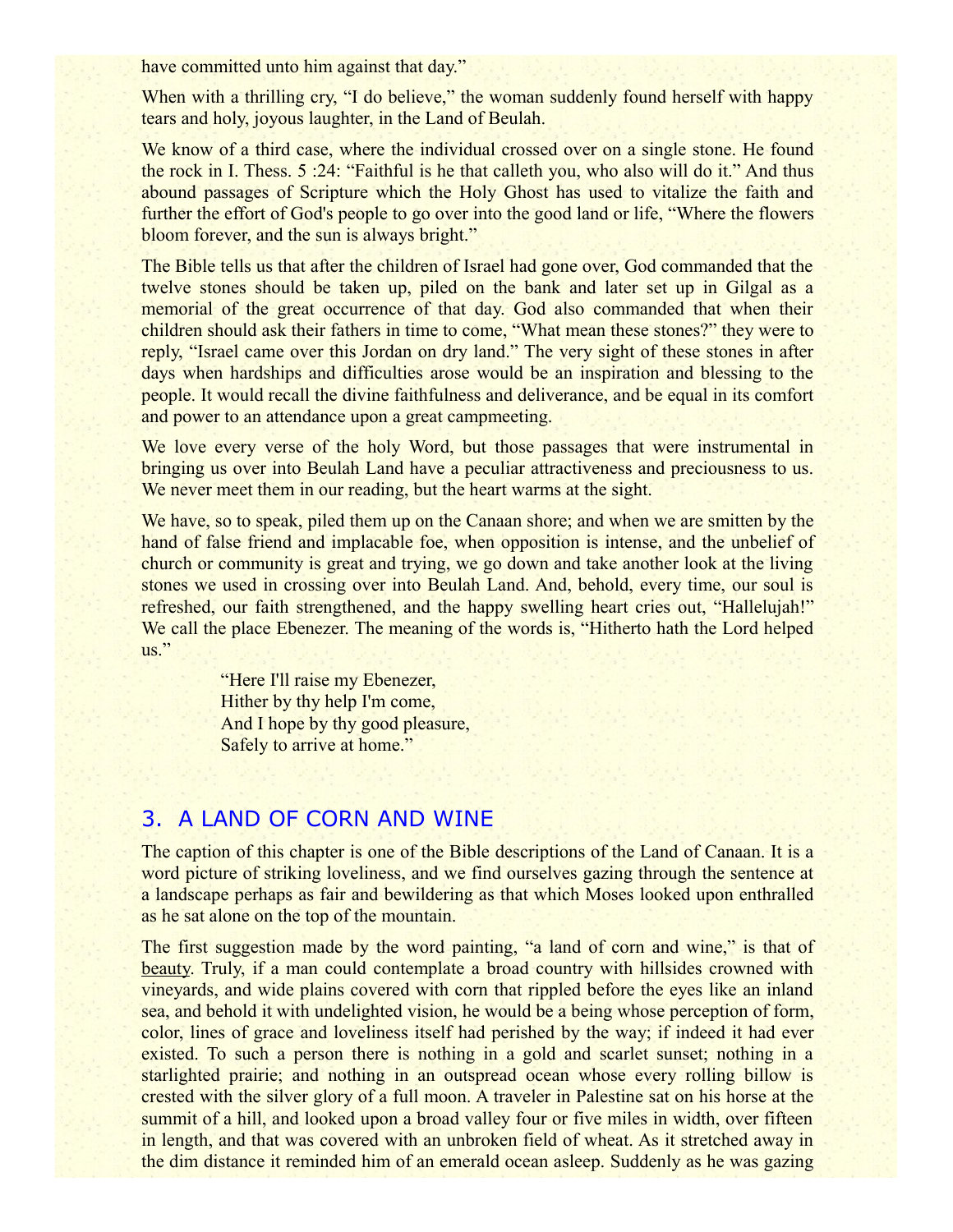have committed unto him against that day."

When with a thrilling cry, "I do believe," the woman suddenly found herself with happy tears and holy, joyous laughter, in the Land of Beulah.

We know of a third case, where the individual crossed over on a single stone. He found the rock in I. Thess. 5 :24: "Faithful is he that calleth you, who also will do it." And thus abound passages of Scripture which the Holy Ghost has used to vitalize the faith and further the effort of God's people to go over into the good land or life, "Where the flowers bloom forever, and the sun is always bright."

The Bible tells us that after the children of Israel had gone over, God commanded that the twelve stones should be taken up, piled on the bank and later set up in Gilgal as a memorial of the great occurrence of that day. God also commanded that when their children should ask their fathers in time to come, "What mean these stones?" they were to reply, "Israel came over this Jordan on dry land." The very sight of these stones in after days when hardships and difficulties arose would be an inspiration and blessing to the people. It would recall the divine faithfulness and deliverance, and be equal in its comfort and power to an attendance upon a great campmeeting.

We love every verse of the holy Word, but those passages that were instrumental in bringing us over into Beulah Land have a peculiar attractiveness and preciousness to us. We never meet them in our reading, but the heart warms at the sight.

We have, so to speak, piled them up on the Canaan shore; and when we are smitten by the hand of false friend and implacable foe, when opposition is intense, and the unbelief of church or community is great and trying, we go down and take another look at the living stones we used in crossing over into Beulah Land. And, behold, every time, our soul is refreshed, our faith strengthened, and the happy swelling heart cries out, "Hallelujah!" We call the place Ebenezer. The meaning of the words is, "Hitherto hath the Lord helped us."

> "Here I'll raise my Ebenezer,
> Hither by thy help I'm come,
> And I hope by thy good pleasure,
> Safely to arrive at home."

## 3. A LAND OF CORN AND WINE

The caption of this chapter is one of the Bible descriptions of the Land of Canaan. It is a word picture of striking loveliness, and we find ourselves gazing through the sentence at a landscape perhaps as fair and bewildering as that which Moses looked upon enthralled as he sat alone on the top of the mountain.

The first suggestion made by the word painting, "a land of corn and wine," is that of beauty. Truly, if a man could contemplate a broad country with hillsides crowned with vineyards, and wide plains covered with corn that rippled before the eyes like an inland sea, and behold it with undelighted vision, he would be a being whose perception of form, color, lines of grace and loveliness itself had perished by the way; if indeed it had ever existed. To such a person there is nothing in a gold and scarlet sunset; nothing in a starlighted prairie; and nothing in an outspread ocean whose every rolling billow is crested with the silver glory of a full moon. A traveler in Palestine sat on his horse at the summit of a hill, and looked upon a broad valley four or five miles in width, over fifteen in length, and that was covered with an unbroken field of wheat. As it stretched away in the dim distance it reminded him of an emerald ocean asleep. Suddenly as he was gazing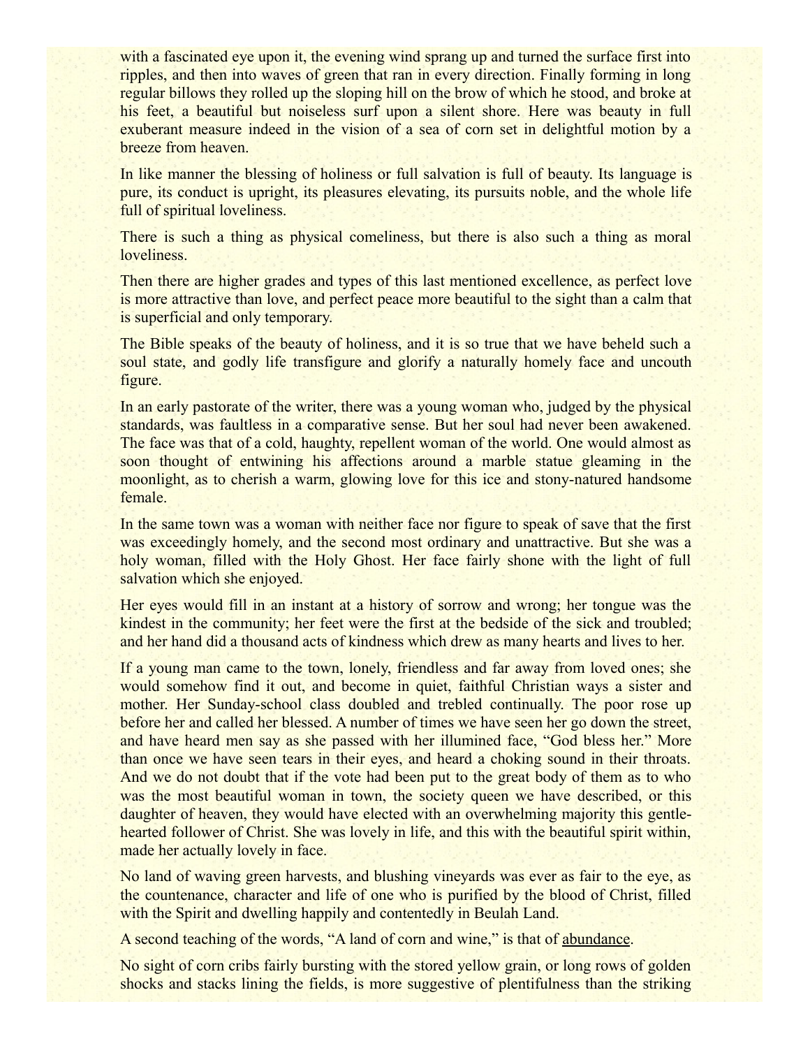with a fascinated eye upon it, the evening wind sprang up and turned the surface first into ripples, and then into waves of green that ran in every direction. Finally forming in long regular billows they rolled up the sloping hill on the brow of which he stood, and broke at his feet, a beautiful but noiseless surf upon a silent shore. Here was beauty in full exuberant measure indeed in the vision of a sea of corn set in delightful motion by a breeze from heaven.

In like manner the blessing of holiness or full salvation is full of beauty. Its language is pure, its conduct is upright, its pleasures elevating, its pursuits noble, and the whole life full of spiritual loveliness.

There is such a thing as physical comeliness, but there is also such a thing as moral loveliness.

Then there are higher grades and types of this last mentioned excellence, as perfect love is more attractive than love, and perfect peace more beautiful to the sight than a calm that is superficial and only temporary.

The Bible speaks of the beauty of holiness, and it is so true that we have beheld such a soul state, and godly life transfigure and glorify a naturally homely face and uncouth figure.

In an early pastorate of the writer, there was a young woman who, judged by the physical standards, was faultless in a comparative sense. But her soul had never been awakened. The face was that of a cold, haughty, repellent woman of the world. One would almost as soon thought of entwining his affections around a marble statue gleaming in the moonlight, as to cherish a warm, glowing love for this ice and stony-natured handsome female.

In the same town was a woman with neither face nor figure to speak of save that the first was exceedingly homely, and the second most ordinary and unattractive. But she was a holy woman, filled with the Holy Ghost. Her face fairly shone with the light of full salvation which she enjoyed.

Her eyes would fill in an instant at a history of sorrow and wrong; her tongue was the kindest in the community; her feet were the first at the bedside of the sick and troubled; and her hand did a thousand acts of kindness which drew as many hearts and lives to her.

If a young man came to the town, lonely, friendless and far away from loved ones; she would somehow find it out, and become in quiet, faithful Christian ways a sister and mother. Her Sunday-school class doubled and trebled continually. The poor rose up before her and called her blessed. A number of times we have seen her go down the street, and have heard men say as she passed with her illumined face, "God bless her." More than once we have seen tears in their eyes, and heard a choking sound in their throats. And we do not doubt that if the vote had been put to the great body of them as to who was the most beautiful woman in town, the society queen we have described, or this daughter of heaven, they would have elected with an overwhelming majority this gentle-hearted follower of Christ. She was lovely in life, and this with the beautiful spirit within, made her actually lovely in face.

No land of waving green harvests, and blushing vineyards was ever as fair to the eye, as the countenance, character and life of one who is purified by the blood of Christ, filled with the Spirit and dwelling happily and contentedly in Beulah Land.

A second teaching of the words, "A land of corn and wine," is that of abundance.

No sight of corn cribs fairly bursting with the stored yellow grain, or long rows of golden shocks and stacks lining the fields, is more suggestive of plentifulness than the striking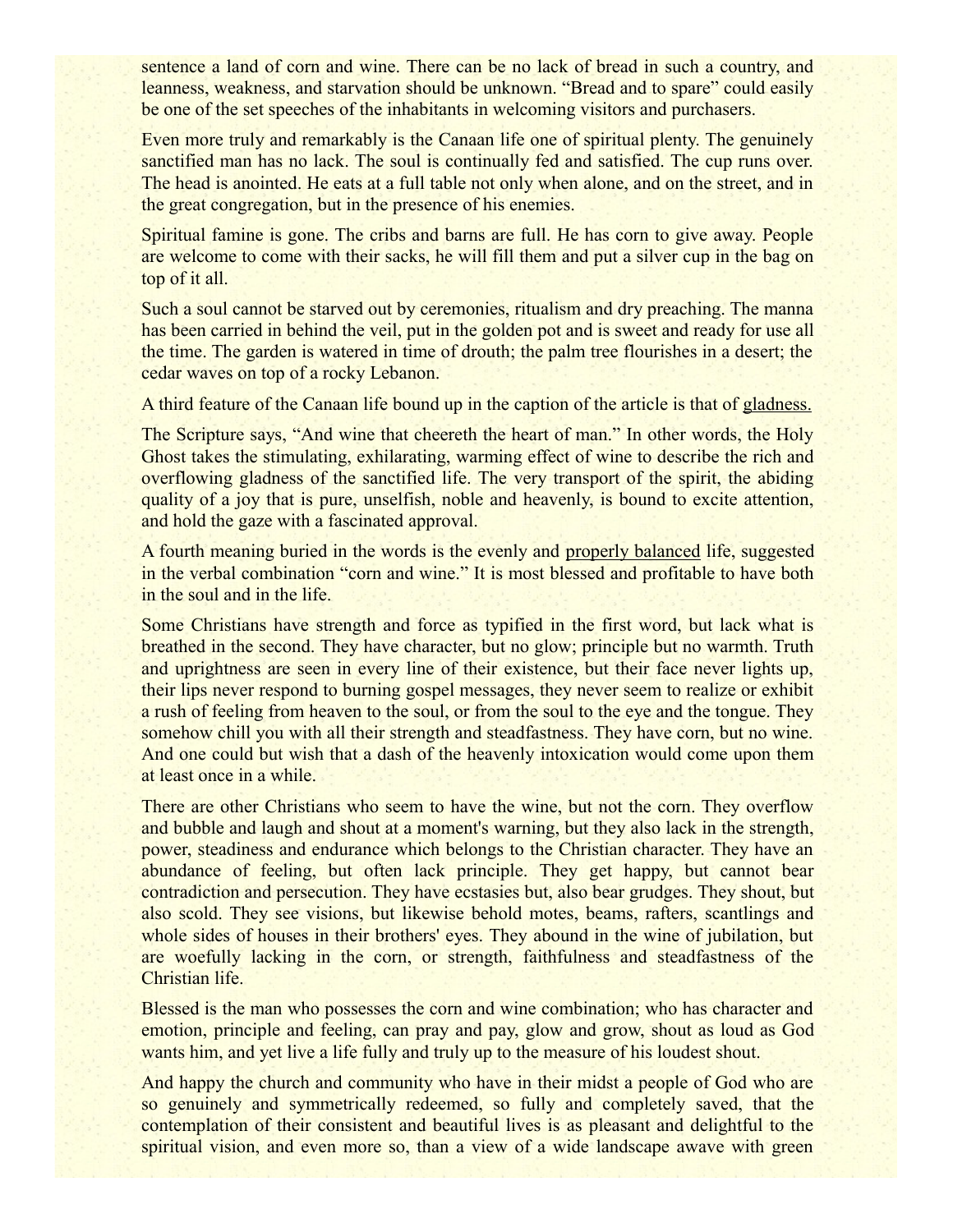sentence a land of corn and wine. There can be no lack of bread in such a country, and leanness, weakness, and starvation should be unknown. "Bread and to spare" could easily be one of the set speeches of the inhabitants in welcoming visitors and purchasers.

Even more truly and remarkably is the Canaan life one of spiritual plenty. The genuinely sanctified man has no lack. The soul is continually fed and satisfied. The cup runs over. The head is anointed. He eats at a full table not only when alone, and on the street, and in the great congregation, but in the presence of his enemies.

Spiritual famine is gone. The cribs and barns are full. He has corn to give away. People are welcome to come with their sacks, he will fill them and put a silver cup in the bag on top of it all.

Such a soul cannot be starved out by ceremonies, ritualism and dry preaching. The manna has been carried in behind the veil, put in the golden pot and is sweet and ready for use all the time. The garden is watered in time of drouth; the palm tree flourishes in a desert; the cedar waves on top of a rocky Lebanon.

A third feature of the Canaan life bound up in the caption of the article is that of gladness.

The Scripture says, "And wine that cheereth the heart of man." In other words, the Holy Ghost takes the stimulating, exhilarating, warming effect of wine to describe the rich and overflowing gladness of the sanctified life. The very transport of the spirit, the abiding quality of a joy that is pure, unselfish, noble and heavenly, is bound to excite attention, and hold the gaze with a fascinated approval.

A fourth meaning buried in the words is the evenly and properly balanced life, suggested in the verbal combination "corn and wine." It is most blessed and profitable to have both in the soul and in the life.

Some Christians have strength and force as typified in the first word, but lack what is breathed in the second. They have character, but no glow; principle but no warmth. Truth and uprightness are seen in every line of their existence, but their face never lights up, their lips never respond to burning gospel messages, they never seem to realize or exhibit a rush of feeling from heaven to the soul, or from the soul to the eye and the tongue. They somehow chill you with all their strength and steadfastness. They have corn, but no wine. And one could but wish that a dash of the heavenly intoxication would come upon them at least once in a while.

There are other Christians who seem to have the wine, but not the corn. They overflow and bubble and laugh and shout at a moment's warning, but they also lack in the strength, power, steadiness and endurance which belongs to the Christian character. They have an abundance of feeling, but often lack principle. They get happy, but cannot bear contradiction and persecution. They have ecstasies but, also bear grudges. They shout, but also scold. They see visions, but likewise behold motes, beams, rafters, scantlings and whole sides of houses in their brothers' eyes. They abound in the wine of jubilation, but are woefully lacking in the corn, or strength, faithfulness and steadfastness of the Christian life.

Blessed is the man who possesses the corn and wine combination; who has character and emotion, principle and feeling, can pray and pay, glow and grow, shout as loud as God wants him, and yet live a life fully and truly up to the measure of his loudest shout.

And happy the church and community who have in their midst a people of God who are so genuinely and symmetrically redeemed, so fully and completely saved, that the contemplation of their consistent and beautiful lives is as pleasant and delightful to the spiritual vision, and even more so, than a view of a wide landscape awave with green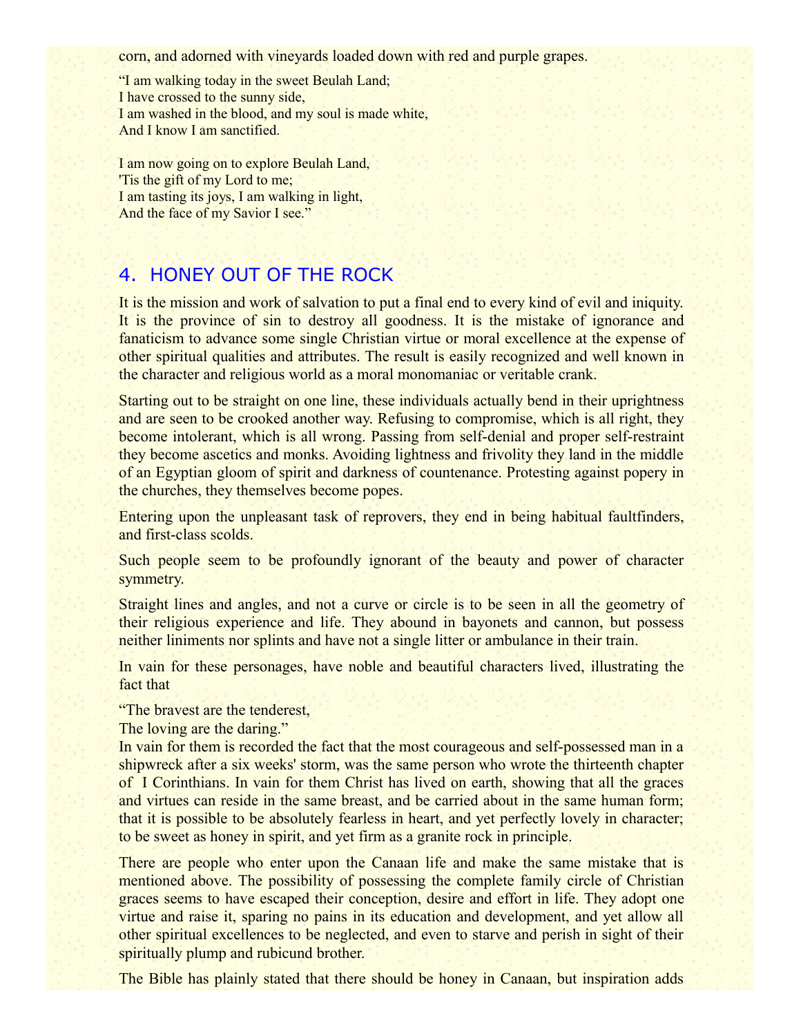corn, and adorned with vineyards loaded down with red and purple grapes.

"I am walking today in the sweet Beulah Land;  
I have crossed to the sunny side,  
I am washed in the blood, and my soul is made white,  
And I know I am sanctified.

I am now going on to explore Beulah Land,  
'Tis the gift of my Lord to me;  
I am tasting its joys, I am walking in light,  
And the face of my Savior I see."

## 4. HONEY OUT OF THE ROCK

It is the mission and work of salvation to put a final end to every kind of evil and iniquity. It is the province of sin to destroy all goodness. It is the mistake of ignorance and fanaticism to advance some single Christian virtue or moral excellence at the expense of other spiritual qualities and attributes. The result is easily recognized and well known in the character and religious world as a moral monomaniac or veritable crank.

Starting out to be straight on one line, these individuals actually bend in their uprightness and are seen to be crooked another way. Refusing to compromise, which is all right, they become intolerant, which is all wrong. Passing from self-denial and proper self-restraint they become ascetics and monks. Avoiding lightness and frivolity they land in the middle of an Egyptian gloom of spirit and darkness of countenance. Protesting against popery in the churches, they themselves become popes.

Entering upon the unpleasant task of reprovers, they end in being habitual faultfinders, and first-class scolds.

Such people seem to be profoundly ignorant of the beauty and power of character symmetry.

Straight lines and angles, and not a curve or circle is to be seen in all the geometry of their religious experience and life. They abound in bayonets and cannon, but possess neither liniments nor splints and have not a single litter or ambulance in their train.

In vain for these personages, have noble and beautiful characters lived, illustrating the fact that

"The bravest are the tenderest,  
The loving are the daring."

In vain for them is recorded the fact that the most courageous and self-possessed man in a shipwreck after a six weeks' storm, was the same person who wrote the thirteenth chapter of I Corinthians. In vain for them Christ has lived on earth, showing that all the graces and virtues can reside in the same breast, and be carried about in the same human form; that it is possible to be absolutely fearless in heart, and yet perfectly lovely in character; to be sweet as honey in spirit, and yet firm as a granite rock in principle.

There are people who enter upon the Canaan life and make the same mistake that is mentioned above. The possibility of possessing the complete family circle of Christian graces seems to have escaped their conception, desire and effort in life. They adopt one virtue and raise it, sparing no pains in its education and development, and yet allow all other spiritual excellences to be neglected, and even to starve and perish in sight of their spiritually plump and rubicund brother.

The Bible has plainly stated that there should be honey in Canaan, but inspiration adds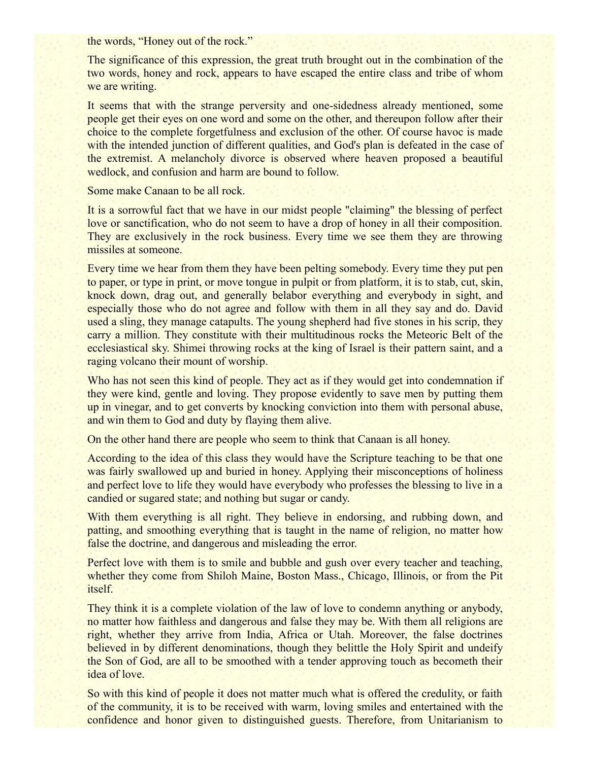the words, “Honey out of the rock.”

The significance of this expression, the great truth brought out in the combination of the two words, honey and rock, appears to have escaped the entire class and tribe of whom we are writing.

It seems that with the strange perversity and one-sidedness already mentioned, some people get their eyes on one word and some on the other, and thereupon follow after their choice to the complete forgetfulness and exclusion of the other. Of course havoc is made with the intended junction of different qualities, and God's plan is defeated in the case of the extremist. A melancholy divorce is observed where heaven proposed a beautiful wedlock, and confusion and harm are bound to follow.

Some make Canaan to be all rock.

It is a sorrowful fact that we have in our midst people "claiming" the blessing of perfect love or sanctification, who do not seem to have a drop of honey in all their composition. They are exclusively in the rock business. Every time we see them they are throwing missiles at someone.

Every time we hear from them they have been pelting somebody. Every time they put pen to paper, or type in print, or move tongue in pulpit or from platform, it is to stab, cut, skin, knock down, drag out, and generally belabor everything and everybody in sight, and especially those who do not agree and follow with them in all they say and do. David used a sling, they manage catapults. The young shepherd had five stones in his scrip, they carry a million. They constitute with their multitudinous rocks the Meteoric Belt of the ecclesiastical sky. Shimei throwing rocks at the king of Israel is their pattern saint, and a raging volcano their mount of worship.

Who has not seen this kind of people. They act as if they would get into condemnation if they were kind, gentle and loving. They propose evidently to save men by putting them up in vinegar, and to get converts by knocking conviction into them with personal abuse, and win them to God and duty by flaying them alive.

On the other hand there are people who seem to think that Canaan is all honey.

According to the idea of this class they would have the Scripture teaching to be that one was fairly swallowed up and buried in honey. Applying their misconceptions of holiness and perfect love to life they would have everybody who professes the blessing to live in a candied or sugared state; and nothing but sugar or candy.

With them everything is all right. They believe in endorsing, and rubbing down, and patting, and smoothing everything that is taught in the name of religion, no matter how false the doctrine, and dangerous and misleading the error.

Perfect love with them is to smile and bubble and gush over every teacher and teaching, whether they come from Shiloh Maine, Boston Mass., Chicago, Illinois, or from the Pit itself.

They think it is a complete violation of the law of love to condemn anything or anybody, no matter how faithless and dangerous and false they may be. With them all religions are right, whether they arrive from India, Africa or Utah. Moreover, the false doctrines believed in by different denominations, though they belittle the Holy Spirit and undeify the Son of God, are all to be smoothed with a tender approving touch as becometh their idea of love.

So with this kind of people it does not matter much what is offered the credulity, or faith of the community, it is to be received with warm, loving smiles and entertained with the confidence and honor given to distinguished guests. Therefore, from Unitarianism to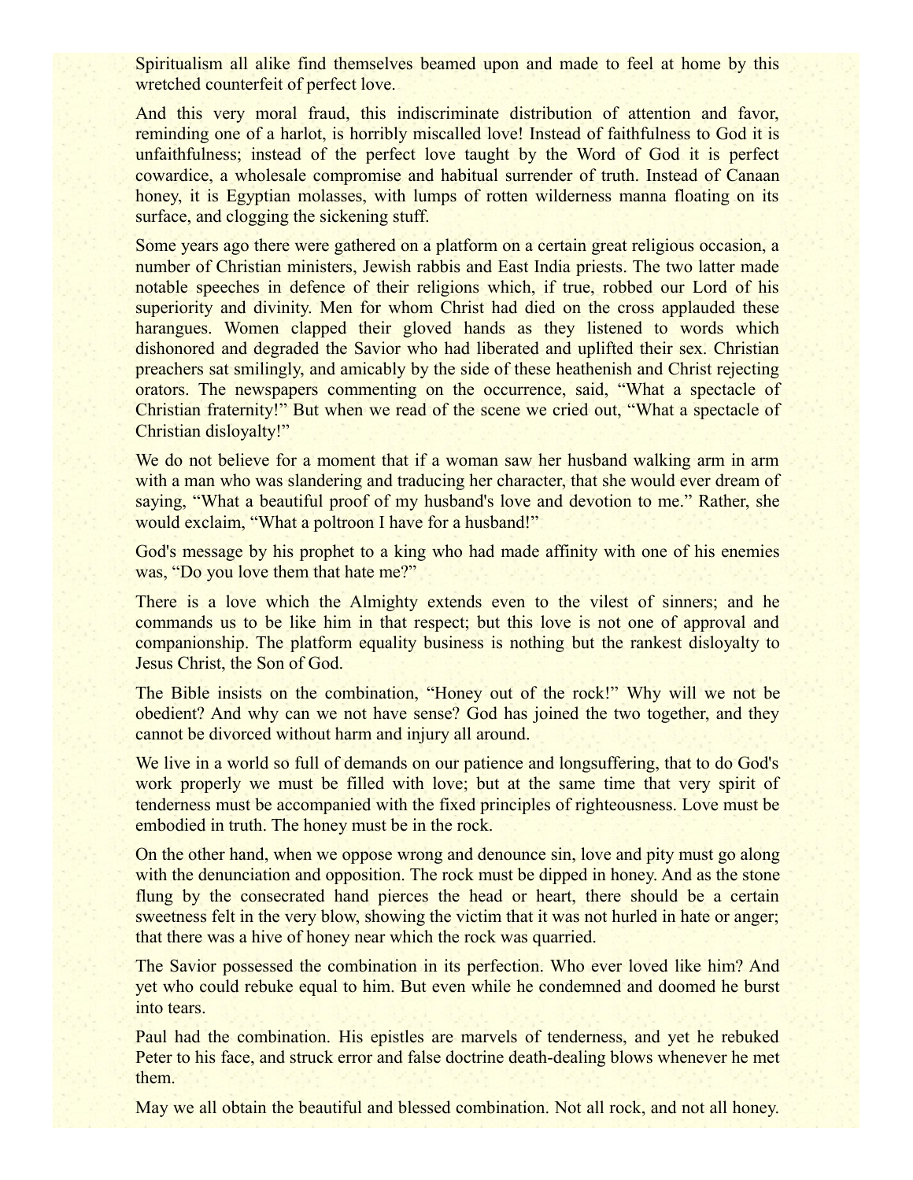Spiritualism all alike find themselves beamed upon and made to feel at home by this wretched counterfeit of perfect love.

And this very moral fraud, this indiscriminate distribution of attention and favor, reminding one of a harlot, is horribly miscalled love! Instead of faithfulness to God it is unfaithfulness; instead of the perfect love taught by the Word of God it is perfect cowardice, a wholesale compromise and habitual surrender of truth. Instead of Canaan honey, it is Egyptian molasses, with lumps of rotten wilderness manna floating on its surface, and clogging the sickening stuff.

Some years ago there were gathered on a platform on a certain great religious occasion, a number of Christian ministers, Jewish rabbis and East India priests. The two latter made notable speeches in defence of their religions which, if true, robbed our Lord of his superiority and divinity. Men for whom Christ had died on the cross applauded these harangues. Women clapped their gloved hands as they listened to words which dishonored and degraded the Savior who had liberated and uplifted their sex. Christian preachers sat smilingly, and amicably by the side of these heathenish and Christ rejecting orators. The newspapers commenting on the occurrence, said, “What a spectacle of Christian fraternity!” But when we read of the scene we cried out, “What a spectacle of Christian disloyalty!”

We do not believe for a moment that if a woman saw her husband walking arm in arm with a man who was slandering and traducing her character, that she would ever dream of saying, “What a beautiful proof of my husband's love and devotion to me.” Rather, she would exclaim, “What a poltroon I have for a husband!”

God's message by his prophet to a king who had made affinity with one of his enemies was, “Do you love them that hate me?”

There is a love which the Almighty extends even to the vilest of sinners; and he commands us to be like him in that respect; but this love is not one of approval and companionship. The platform equality business is nothing but the rankest disloyalty to Jesus Christ, the Son of God.

The Bible insists on the combination, “Honey out of the rock!” Why will we not be obedient? And why can we not have sense? God has joined the two together, and they cannot be divorced without harm and injury all around.

We live in a world so full of demands on our patience and longsuffering, that to do God's work properly we must be filled with love; but at the same time that very spirit of tenderness must be accompanied with the fixed principles of righteousness. Love must be embodied in truth. The honey must be in the rock.

On the other hand, when we oppose wrong and denounce sin, love and pity must go along with the denunciation and opposition. The rock must be dipped in honey. And as the stone flung by the consecrated hand pierces the head or heart, there should be a certain sweetness felt in the very blow, showing the victim that it was not hurled in hate or anger; that there was a hive of honey near which the rock was quarried.

The Savior possessed the combination in its perfection. Who ever loved like him? And yet who could rebuke equal to him. But even while he condemned and doomed he burst into tears.

Paul had the combination. His epistles are marvels of tenderness, and yet he rebuked Peter to his face, and struck error and false doctrine death-dealing blows whenever he met them.

May we all obtain the beautiful and blessed combination. Not all rock, and not all honey.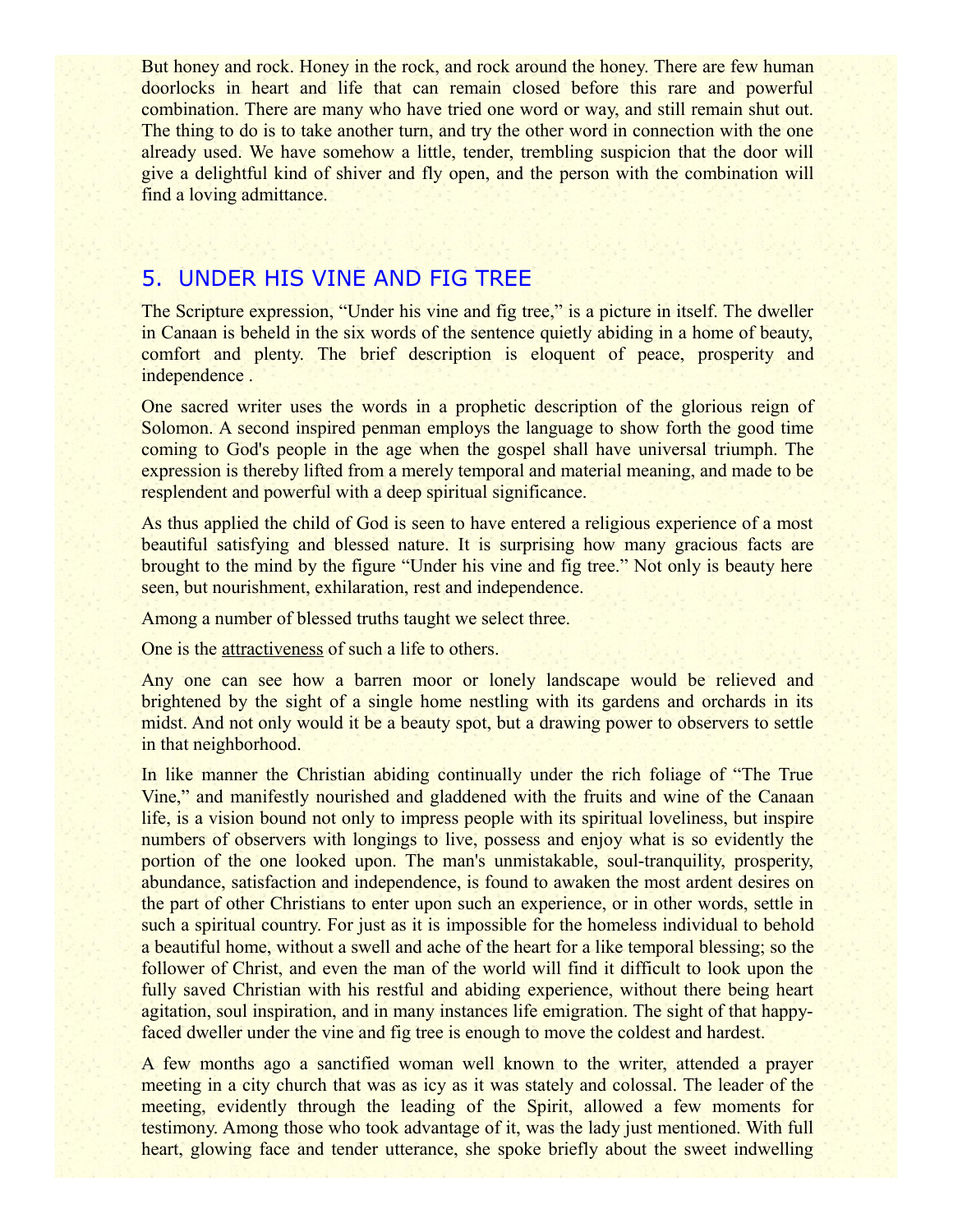But honey and rock. Honey in the rock, and rock around the honey. There are few human doorlocks in heart and life that can remain closed before this rare and powerful combination. There are many who have tried one word or way, and still remain shut out. The thing to do is to take another turn, and try the other word in connection with the one already used. We have somehow a little, tender, trembling suspicion that the door will give a delightful kind of shiver and fly open, and the person with the combination will find a loving admittance.

## 5. UNDER HIS VINE AND FIG TREE

The Scripture expression, "Under his vine and fig tree," is a picture in itself. The dweller in Canaan is beheld in the six words of the sentence quietly abiding in a home of beauty, comfort and plenty. The brief description is eloquent of peace, prosperity and independence .

One sacred writer uses the words in a prophetic description of the glorious reign of Solomon. A second inspired penman employs the language to show forth the good time coming to God's people in the age when the gospel shall have universal triumph. The expression is thereby lifted from a merely temporal and material meaning, and made to be resplendent and powerful with a deep spiritual significance.

As thus applied the child of God is seen to have entered a religious experience of a most beautiful satisfying and blessed nature. It is surprising how many gracious facts are brought to the mind by the figure "Under his vine and fig tree." Not only is beauty here seen, but nourishment, exhilaration, rest and independence.

Among a number of blessed truths taught we select three.

One is the <u>attractiveness</u> of such a life to others.

Any one can see how a barren moor or lonely landscape would be relieved and brightened by the sight of a single home nestling with its gardens and orchards in its midst. And not only would it be a beauty spot, but a drawing power to observers to settle in that neighborhood.

In like manner the Christian abiding continually under the rich foliage of "The True Vine," and manifestly nourished and gladdened with the fruits and wine of the Canaan life, is a vision bound not only to impress people with its spiritual loveliness, but inspire numbers of observers with longings to live, possess and enjoy what is so evidently the portion of the one looked upon. The man's unmistakable, soul-tranquility, prosperity, abundance, satisfaction and independence, is found to awaken the most ardent desires on the part of other Christians to enter upon such an experience, or in other words, settle in such a spiritual country. For just as it is impossible for the homeless individual to behold a beautiful home, without a swell and ache of the heart for a like temporal blessing; so the follower of Christ, and even the man of the world will find it difficult to look upon the fully saved Christian with his restful and abiding experience, without there being heart agitation, soul inspiration, and in many instances life emigration. The sight of that happy-faced dweller under the vine and fig tree is enough to move the coldest and hardest.

A few months ago a sanctified woman well known to the writer, attended a prayer meeting in a city church that was as icy as it was stately and colossal. The leader of the meeting, evidently through the leading of the Spirit, allowed a few moments for testimony. Among those who took advantage of it, was the lady just mentioned. With full heart, glowing face and tender utterance, she spoke briefly about the sweet indwelling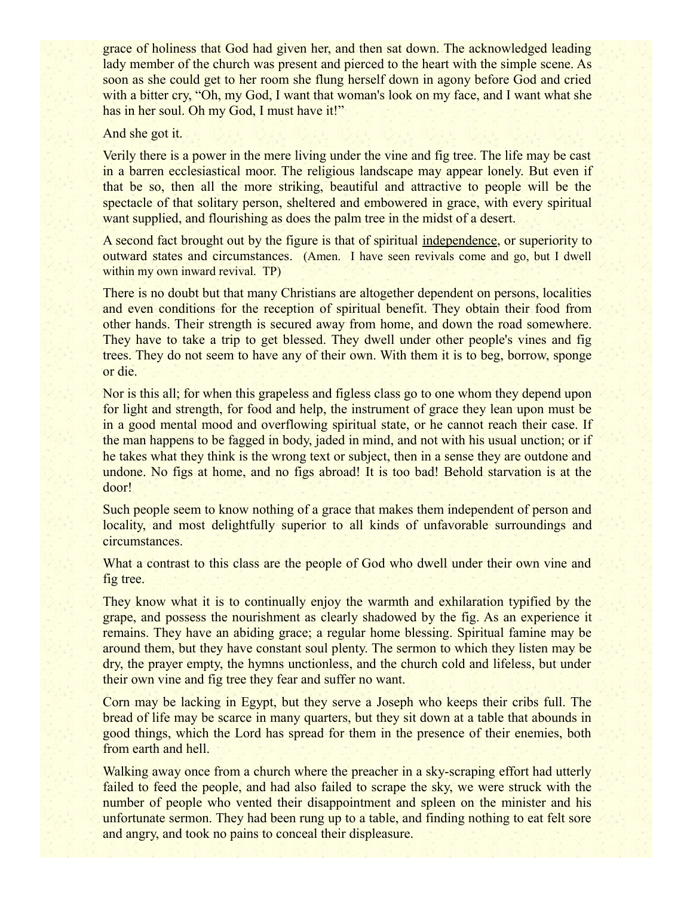grace of holiness that God had given her, and then sat down. The acknowledged leading lady member of the church was present and pierced to the heart with the simple scene. As soon as she could get to her room she flung herself down in agony before God and cried with a bitter cry, "Oh, my God, I want that woman's look on my face, and I want what she has in her soul. Oh my God, I must have it!"

And she got it.

Verily there is a power in the mere living under the vine and fig tree. The life may be cast in a barren ecclesiastical moor. The religious landscape may appear lonely. But even if that be so, then all the more striking, beautiful and attractive to people will be the spectacle of that solitary person, sheltered and embowered in grace, with every spiritual want supplied, and flourishing as does the palm tree in the midst of a desert.

A second fact brought out by the figure is that of spiritual <u>independence</u>, or superiority to outward states and circumstances. (Amen. I have seen revivals come and go, but I dwell within my own inward revival. TP)

There is no doubt but that many Christians are altogether dependent on persons, localities and even conditions for the reception of spiritual benefit. They obtain their food from other hands. Their strength is secured away from home, and down the road somewhere. They have to take a trip to get blessed. They dwell under other people's vines and fig trees. They do not seem to have any of their own. With them it is to beg, borrow, sponge or die.

Nor is this all; for when this grapeless and figless class go to one whom they depend upon for light and strength, for food and help, the instrument of grace they lean upon must be in a good mental mood and overflowing spiritual state, or he cannot reach their case. If the man happens to be fagged in body, jaded in mind, and not with his usual unction; or if he takes what they think is the wrong text or subject, then in a sense they are outdone and undone. No figs at home, and no figs abroad! It is too bad! Behold starvation is at the door!

Such people seem to know nothing of a grace that makes them independent of person and locality, and most delightfully superior to all kinds of unfavorable surroundings and circumstances.

What a contrast to this class are the people of God who dwell under their own vine and fig tree.

They know what it is to continually enjoy the warmth and exhilaration typified by the grape, and possess the nourishment as clearly shadowed by the fig. As an experience it remains. They have an abiding grace; a regular home blessing. Spiritual famine may be around them, but they have constant soul plenty. The sermon to which they listen may be dry, the prayer empty, the hymns unctionless, and the church cold and lifeless, but under their own vine and fig tree they fear and suffer no want.

Corn may be lacking in Egypt, but they serve a Joseph who keeps their cribs full. The bread of life may be scarce in many quarters, but they sit down at a table that abounds in good things, which the Lord has spread for them in the presence of their enemies, both from earth and hell.

Walking away once from a church where the preacher in a sky-scraping effort had utterly failed to feed the people, and had also failed to scrape the sky, we were struck with the number of people who vented their disappointment and spleen on the minister and his unfortunate sermon. They had been rung up to a table, and finding nothing to eat felt sore and angry, and took no pains to conceal their displeasure.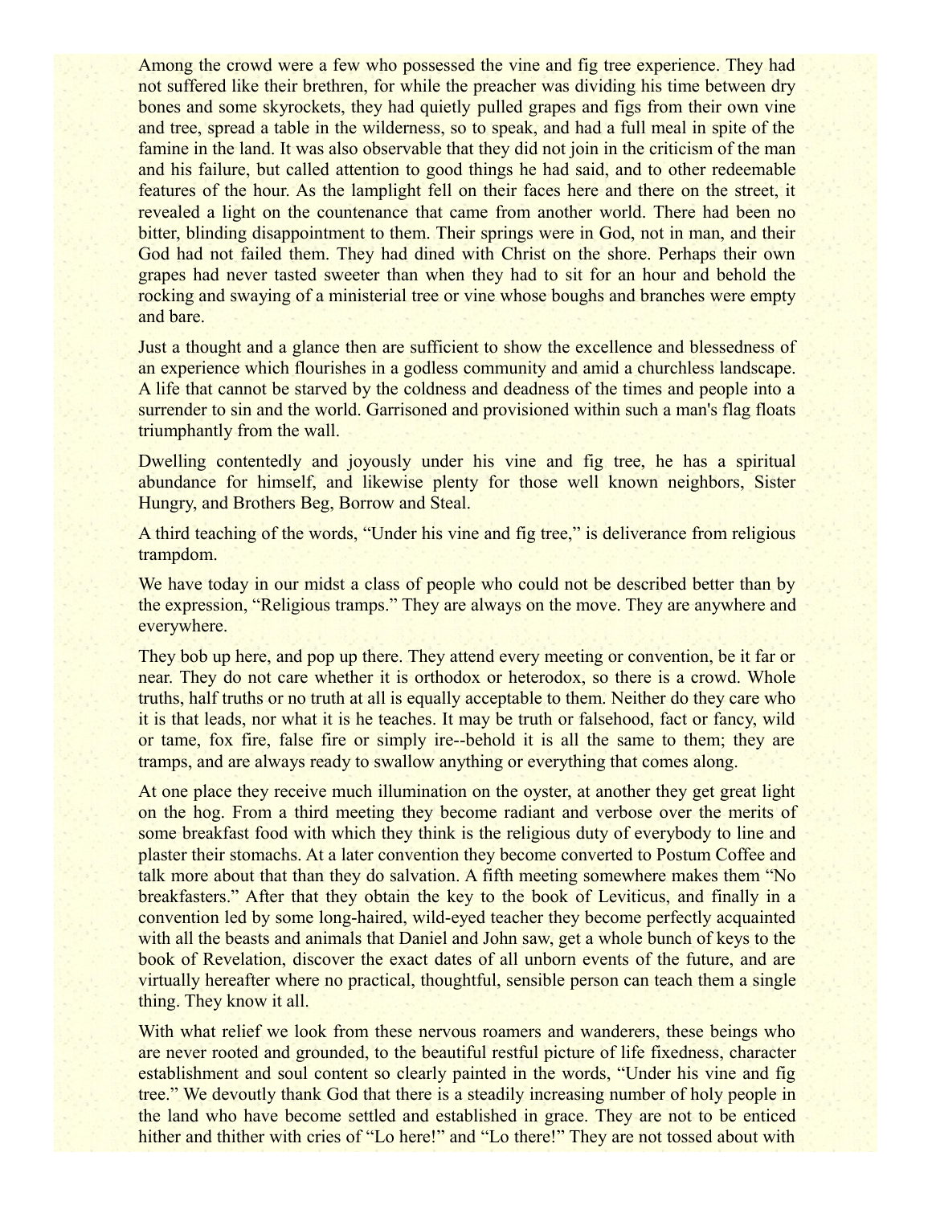Among the crowd were a few who possessed the vine and fig tree experience. They had not suffered like their brethren, for while the preacher was dividing his time between dry bones and some skyrockets, they had quietly pulled grapes and figs from their own vine and tree, spread a table in the wilderness, so to speak, and had a full meal in spite of the famine in the land. It was also observable that they did not join in the criticism of the man and his failure, but called attention to good things he had said, and to other redeemable features of the hour. As the lamplight fell on their faces here and there on the street, it revealed a light on the countenance that came from another world. There had been no bitter, blinding disappointment to them. Their springs were in God, not in man, and their God had not failed them. They had dined with Christ on the shore. Perhaps their own grapes had never tasted sweeter than when they had to sit for an hour and behold the rocking and swaying of a ministerial tree or vine whose boughs and branches were empty and bare.

Just a thought and a glance then are sufficient to show the excellence and blessedness of an experience which flourishes in a godless community and amid a churchless landscape. A life that cannot be starved by the coldness and deadness of the times and people into a surrender to sin and the world. Garrisoned and provisioned within such a man's flag floats triumphantly from the wall.

Dwelling contentedly and joyously under his vine and fig tree, he has a spiritual abundance for himself, and likewise plenty for those well known neighbors, Sister Hungry, and Brothers Beg, Borrow and Steal.

A third teaching of the words, "Under his vine and fig tree," is deliverance from religious trampdom.

We have today in our midst a class of people who could not be described better than by the expression, "Religious tramps." They are always on the move. They are anywhere and everywhere.

They bob up here, and pop up there. They attend every meeting or convention, be it far or near. They do not care whether it is orthodox or heterodox, so there is a crowd. Whole truths, half truths or no truth at all is equally acceptable to them. Neither do they care who it is that leads, nor what it is he teaches. It may be truth or falsehood, fact or fancy, wild or tame, fox fire, false fire or simply ire--behold it is all the same to them; they are tramps, and are always ready to swallow anything or everything that comes along.

At one place they receive much illumination on the oyster, at another they get great light on the hog. From a third meeting they become radiant and verbose over the merits of some breakfast food with which they think is the religious duty of everybody to line and plaster their stomachs. At a later convention they become converted to Postum Coffee and talk more about that than they do salvation. A fifth meeting somewhere makes them "No breakfasters." After that they obtain the key to the book of Leviticus, and finally in a convention led by some long-haired, wild-eyed teacher they become perfectly acquainted with all the beasts and animals that Daniel and John saw, get a whole bunch of keys to the book of Revelation, discover the exact dates of all unborn events of the future, and are virtually hereafter where no practical, thoughtful, sensible person can teach them a single thing. They know it all.

With what relief we look from these nervous roamers and wanderers, these beings who are never rooted and grounded, to the beautiful restful picture of life fixedness, character establishment and soul content so clearly painted in the words, "Under his vine and fig tree." We devoutly thank God that there is a steadily increasing number of holy people in the land who have become settled and established in grace. They are not to be enticed hither and thither with cries of "Lo here!" and "Lo there!" They are not tossed about with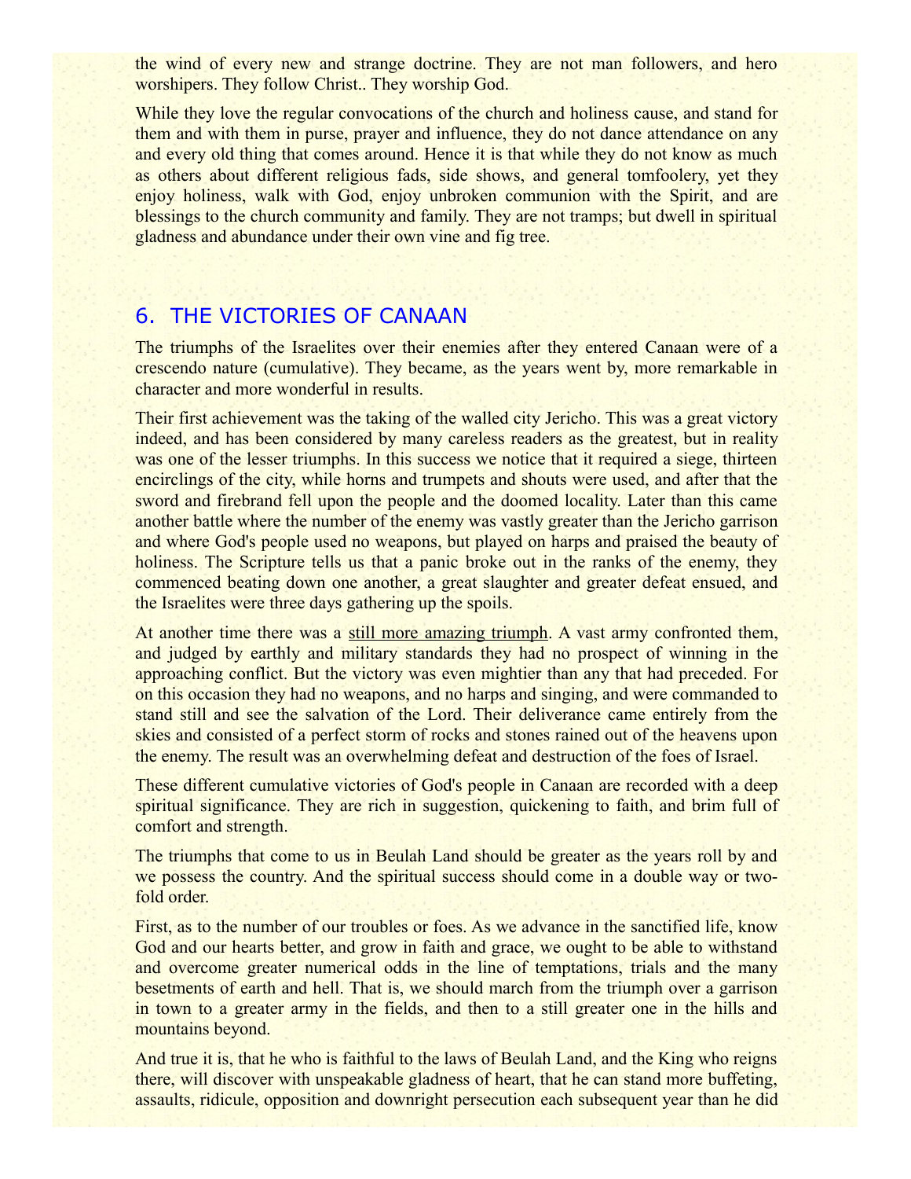the wind of every new and strange doctrine. They are not man followers, and hero worshipers. They follow Christ.. They worship God.

While they love the regular convocations of the church and holiness cause, and stand for them and with them in purse, prayer and influence, they do not dance attendance on any and every old thing that comes around. Hence it is that while they do not know as much as others about different religious fads, side shows, and general tomfoolery, yet they enjoy holiness, walk with God, enjoy unbroken communion with the Spirit, and are blessings to the church community and family. They are not tramps; but dwell in spiritual gladness and abundance under their own vine and fig tree.

## 6. THE VICTORIES OF CANAAN

The triumphs of the Israelites over their enemies after they entered Canaan were of a crescendo nature (cumulative). They became, as the years went by, more remarkable in character and more wonderful in results.

Their first achievement was the taking of the walled city Jericho. This was a great victory indeed, and has been considered by many careless readers as the greatest, but in reality was one of the lesser triumphs. In this success we notice that it required a siege, thirteen encirclings of the city, while horns and trumpets and shouts were used, and after that the sword and firebrand fell upon the people and the doomed locality. Later than this came another battle where the number of the enemy was vastly greater than the Jericho garrison and where God's people used no weapons, but played on harps and praised the beauty of holiness. The Scripture tells us that a panic broke out in the ranks of the enemy, they commenced beating down one another, a great slaughter and greater defeat ensued, and the Israelites were three days gathering up the spoils.

At another time there was a still more amazing triumph. A vast army confronted them, and judged by earthly and military standards they had no prospect of winning in the approaching conflict. But the victory was even mightier than any that had preceded. For on this occasion they had no weapons, and no harps and singing, and were commanded to stand still and see the salvation of the Lord. Their deliverance came entirely from the skies and consisted of a perfect storm of rocks and stones rained out of the heavens upon the enemy. The result was an overwhelming defeat and destruction of the foes of Israel.

These different cumulative victories of God's people in Canaan are recorded with a deep spiritual significance. They are rich in suggestion, quickening to faith, and brim full of comfort and strength.

The triumphs that come to us in Beulah Land should be greater as the years roll by and we possess the country. And the spiritual success should come in a double way or two-fold order.

First, as to the number of our troubles or foes. As we advance in the sanctified life, know God and our hearts better, and grow in faith and grace, we ought to be able to withstand and overcome greater numerical odds in the line of temptations, trials and the many besetments of earth and hell. That is, we should march from the triumph over a garrison in town to a greater army in the fields, and then to a still greater one in the hills and mountains beyond.

And true it is, that he who is faithful to the laws of Beulah Land, and the King who reigns there, will discover with unspeakable gladness of heart, that he can stand more buffeting, assaults, ridicule, opposition and downright persecution each subsequent year than he did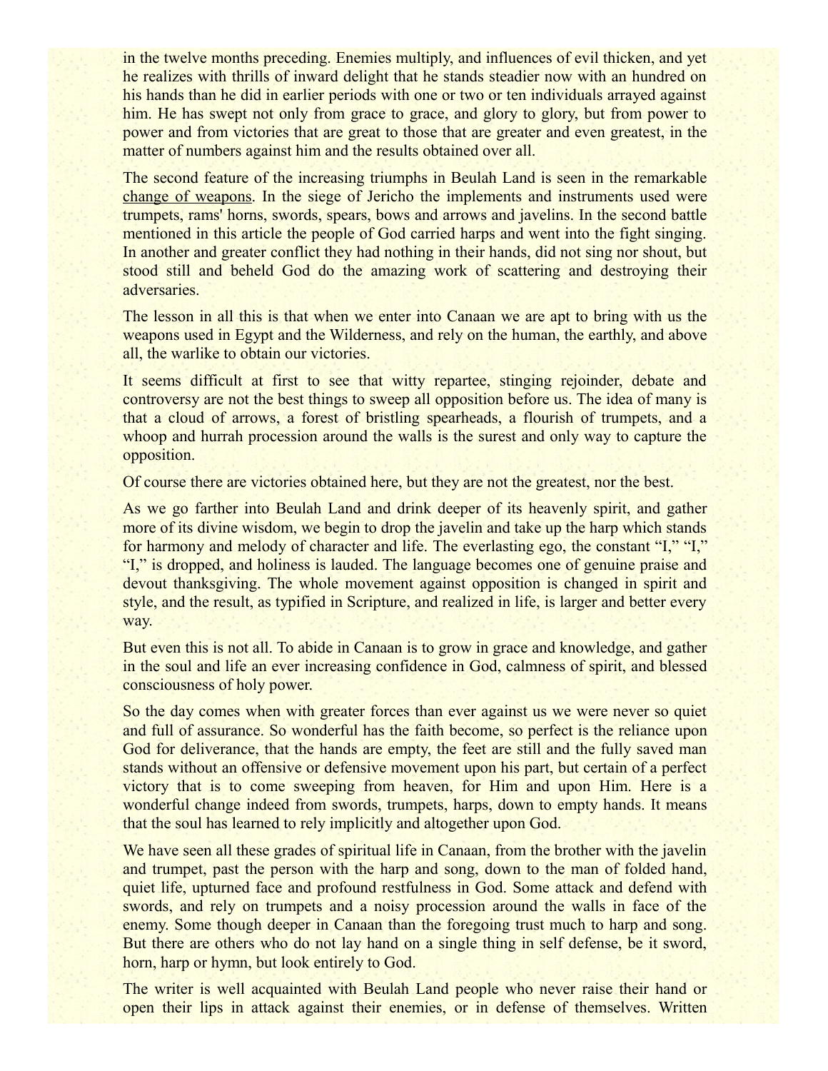in the twelve months preceding. Enemies multiply, and influences of evil thicken, and yet he realizes with thrills of inward delight that he stands steadier now with an hundred on his hands than he did in earlier periods with one or two or ten individuals arrayed against him. He has swept not only from grace to grace, and glory to glory, but from power to power and from victories that are great to those that are greater and even greatest, in the matter of numbers against him and the results obtained over all.

The second feature of the increasing triumphs in Beulah Land is seen in the remarkable change of weapons. In the siege of Jericho the implements and instruments used were trumpets, rams' horns, swords, spears, bows and arrows and javelins. In the second battle mentioned in this article the people of God carried harps and went into the fight singing. In another and greater conflict they had nothing in their hands, did not sing nor shout, but stood still and beheld God do the amazing work of scattering and destroying their adversaries.

The lesson in all this is that when we enter into Canaan we are apt to bring with us the weapons used in Egypt and the Wilderness, and rely on the human, the earthly, and above all, the warlike to obtain our victories.

It seems difficult at first to see that witty repartee, stinging rejoinder, debate and controversy are not the best things to sweep all opposition before us. The idea of many is that a cloud of arrows, a forest of bristling spearheads, a flourish of trumpets, and a whoop and hurrah procession around the walls is the surest and only way to capture the opposition.

Of course there are victories obtained here, but they are not the greatest, nor the best.

As we go farther into Beulah Land and drink deeper of its heavenly spirit, and gather more of its divine wisdom, we begin to drop the javelin and take up the harp which stands for harmony and melody of character and life. The everlasting ego, the constant "I," "I," "I," is dropped, and holiness is lauded. The language becomes one of genuine praise and devout thanksgiving. The whole movement against opposition is changed in spirit and style, and the result, as typified in Scripture, and realized in life, is larger and better every way.

But even this is not all. To abide in Canaan is to grow in grace and knowledge, and gather in the soul and life an ever increasing confidence in God, calmness of spirit, and blessed consciousness of holy power.

So the day comes when with greater forces than ever against us we were never so quiet and full of assurance. So wonderful has the faith become, so perfect is the reliance upon God for deliverance, that the hands are empty, the feet are still and the fully saved man stands without an offensive or defensive movement upon his part, but certain of a perfect victory that is to come sweeping from heaven, for Him and upon Him. Here is a wonderful change indeed from swords, trumpets, harps, down to empty hands. It means that the soul has learned to rely implicitly and altogether upon God.

We have seen all these grades of spiritual life in Canaan, from the brother with the javelin and trumpet, past the person with the harp and song, down to the man of folded hand, quiet life, upturned face and profound restfulness in God. Some attack and defend with swords, and rely on trumpets and a noisy procession around the walls in face of the enemy. Some though deeper in Canaan than the foregoing trust much to harp and song. But there are others who do not lay hand on a single thing in self defense, be it sword, horn, harp or hymn, but look entirely to God.

The writer is well acquainted with Beulah Land people who never raise their hand or open their lips in attack against their enemies, or in defense of themselves. Written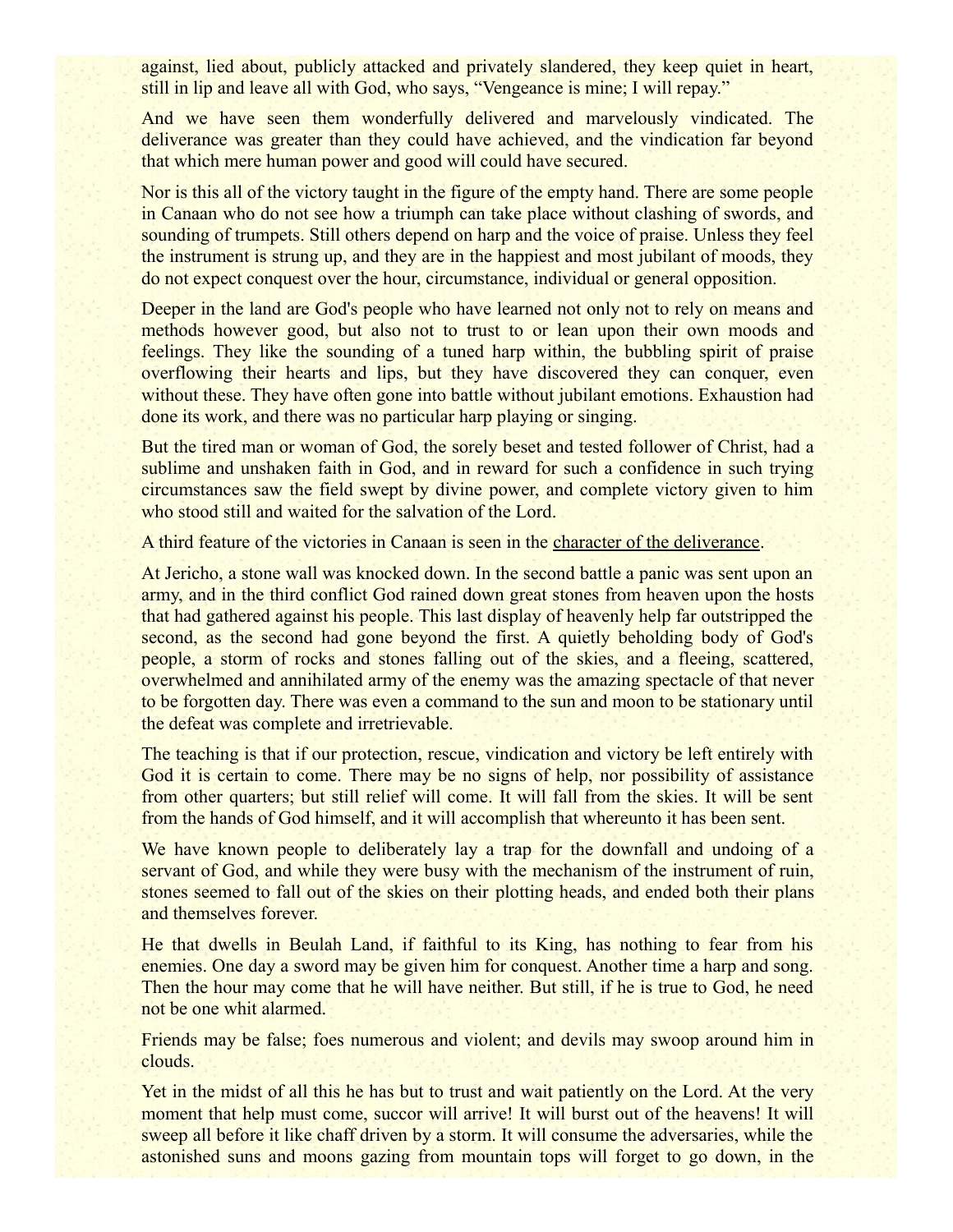against, lied about, publicly attacked and privately slandered, they keep quiet in heart, still in lip and leave all with God, who says, "Vengeance is mine; I will repay."

And we have seen them wonderfully delivered and marvelously vindicated. The deliverance was greater than they could have achieved, and the vindication far beyond that which mere human power and good will could have secured.

Nor is this all of the victory taught in the figure of the empty hand. There are some people in Canaan who do not see how a triumph can take place without clashing of swords, and sounding of trumpets. Still others depend on harp and the voice of praise. Unless they feel the instrument is strung up, and they are in the happiest and most jubilant of moods, they do not expect conquest over the hour, circumstance, individual or general opposition.

Deeper in the land are God's people who have learned not only not to rely on means and methods however good, but also not to trust to or lean upon their own moods and feelings. They like the sounding of a tuned harp within, the bubbling spirit of praise overflowing their hearts and lips, but they have discovered they can conquer, even without these. They have often gone into battle without jubilant emotions. Exhaustion had done its work, and there was no particular harp playing or singing.

But the tired man or woman of God, the sorely beset and tested follower of Christ, had a sublime and unshaken faith in God, and in reward for such a confidence in such trying circumstances saw the field swept by divine power, and complete victory given to him who stood still and waited for the salvation of the Lord.

A third feature of the victories in Canaan is seen in the <u>character of the deliverance</u>.

At Jericho, a stone wall was knocked down. In the second battle a panic was sent upon an army, and in the third conflict God rained down great stones from heaven upon the hosts that had gathered against his people. This last display of heavenly help far outstripped the second, as the second had gone beyond the first. A quietly beholding body of God's people, a storm of rocks and stones falling out of the skies, and a fleeing, scattered, overwhelmed and annihilated army of the enemy was the amazing spectacle of that never to be forgotten day. There was even a command to the sun and moon to be stationary until the defeat was complete and irretrievable.

The teaching is that if our protection, rescue, vindication and victory be left entirely with God it is certain to come. There may be no signs of help, nor possibility of assistance from other quarters; but still relief will come. It will fall from the skies. It will be sent from the hands of God himself, and it will accomplish that whereunto it has been sent.

We have known people to deliberately lay a trap for the downfall and undoing of a servant of God, and while they were busy with the mechanism of the instrument of ruin, stones seemed to fall out of the skies on their plotting heads, and ended both their plans and themselves forever.

He that dwells in Beulah Land, if faithful to its King, has nothing to fear from his enemies. One day a sword may be given him for conquest. Another time a harp and song. Then the hour may come that he will have neither. But still, if he is true to God, he need not be one whit alarmed.

Friends may be false; foes numerous and violent; and devils may swoop around him in clouds.

Yet in the midst of all this he has but to trust and wait patiently on the Lord. At the very moment that help must come, succor will arrive! It will burst out of the heavens! It will sweep all before it like chaff driven by a storm. It will consume the adversaries, while the astonished suns and moons gazing from mountain tops will forget to go down, in the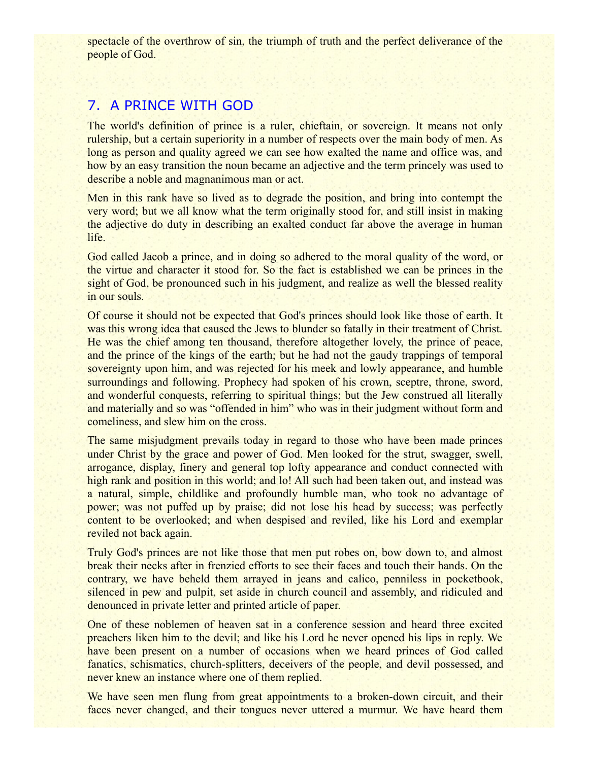spectacle of the overthrow of sin, the triumph of truth and the perfect deliverance of the people of God.

## 7. A PRINCE WITH GOD

The world's definition of prince is a ruler, chieftain, or sovereign. It means not only rulership, but a certain superiority in a number of respects over the main body of men. As long as person and quality agreed we can see how exalted the name and office was, and how by an easy transition the noun became an adjective and the term princely was used to describe a noble and magnanimous man or act.

Men in this rank have so lived as to degrade the position, and bring into contempt the very word; but we all know what the term originally stood for, and still insist in making the adjective do duty in describing an exalted conduct far above the average in human life.

God called Jacob a prince, and in doing so adhered to the moral quality of the word, or the virtue and character it stood for. So the fact is established we can be princes in the sight of God, be pronounced such in his judgment, and realize as well the blessed reality in our souls.

Of course it should not be expected that God's princes should look like those of earth. It was this wrong idea that caused the Jews to blunder so fatally in their treatment of Christ. He was the chief among ten thousand, therefore altogether lovely, the prince of peace, and the prince of the kings of the earth; but he had not the gaudy trappings of temporal sovereignty upon him, and was rejected for his meek and lowly appearance, and humble surroundings and following. Prophecy had spoken of his crown, sceptre, throne, sword, and wonderful conquests, referring to spiritual things; but the Jew construed all literally and materially and so was "offended in him" who was in their judgment without form and comeliness, and slew him on the cross.

The same misjudgment prevails today in regard to those who have been made princes under Christ by the grace and power of God. Men looked for the strut, swagger, swell, arrogance, display, finery and general top lofty appearance and conduct connected with high rank and position in this world; and lo! All such had been taken out, and instead was a natural, simple, childlike and profoundly humble man, who took no advantage of power; was not puffed up by praise; did not lose his head by success; was perfectly content to be overlooked; and when despised and reviled, like his Lord and exemplar reviled not back again.

Truly God's princes are not like those that men put robes on, bow down to, and almost break their necks after in frenzied efforts to see their faces and touch their hands. On the contrary, we have beheld them arrayed in jeans and calico, penniless in pocketbook, silenced in pew and pulpit, set aside in church council and assembly, and ridiculed and denounced in private letter and printed article of paper.

One of these noblemen of heaven sat in a conference session and heard three excited preachers liken him to the devil; and like his Lord he never opened his lips in reply. We have been present on a number of occasions when we heard princes of God called fanatics, schismatics, church-splitters, deceivers of the people, and devil possessed, and never knew an instance where one of them replied.

We have seen men flung from great appointments to a broken-down circuit, and their faces never changed, and their tongues never uttered a murmur. We have heard them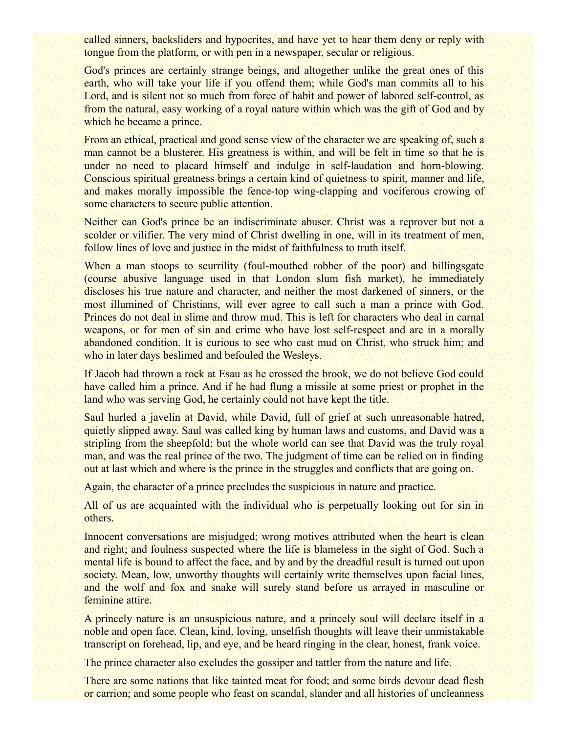called sinners, backsliders and hypocrites, and have yet to hear them deny or reply with tongue from the platform, or with pen in a newspaper, secular or religious.

God's princes are certainly strange beings, and altogether unlike the great ones of this earth, who will take your life if you offend them; while God's man commits all to his Lord, and is silent not so much from force of habit and power of labored self-control, as from the natural, easy working of a royal nature within which was the gift of God and by which he became a prince.

From an ethical, practical and good sense view of the character we are speaking of, such a man cannot be a blusterer. His greatness is within, and will be felt in time so that he is under no need to placard himself and indulge in self-laudation and horn-blowing. Conscious spiritual greatness brings a certain kind of quietness to spirit, manner and life, and makes morally impossible the fence-top wing-clapping and vociferous crowing of some characters to secure public attention.

Neither can God's prince be an indiscriminate abuser. Christ was a reprover but not a scolder or vilifier. The very mind of Christ dwelling in one, will in its treatment of men, follow lines of love and justice in the midst of faithfulness to truth itself.

When a man stoops to scurrility (foul-mouthed robber of the poor) and billingsgate (course abusive language used in that London slum fish market), he immediately discloses his true nature and character, and neither the most darkened of sinners, or the most illumined of Christians, will ever agree to call such a man a prince with God. Princes do not deal in slime and throw mud. This is left for characters who deal in carnal weapons, or for men of sin and crime who have lost self-respect and are in a morally abandoned condition. It is curious to see who cast mud on Christ, who struck him; and who in later days beslimed and befouled the Wesleys.

If Jacob had thrown a rock at Esau as he crossed the brook, we do not believe God could have called him a prince. And if he had flung a missile at some priest or prophet in the land who was serving God, he certainly could not have kept the title.

Saul hurled a javelin at David, while David, full of grief at such unreasonable hatred, quietly slipped away. Saul was called king by human laws and customs, and David was a stripling from the sheepfold; but the whole world can see that David was the truly royal man, and was the real prince of the two. The judgment of time can be relied on in finding out at last which and where is the prince in the struggles and conflicts that are going on.

Again, the character of a prince precludes the suspicious in nature and practice.

All of us are acquainted with the individual who is perpetually looking out for sin in others.

Innocent conversations are misjudged; wrong motives attributed when the heart is clean and right; and foulness suspected where the life is blameless in the sight of God. Such a mental life is bound to affect the face, and by and by the dreadful result is turned out upon society. Mean, low, unworthy thoughts will certainly write themselves upon facial lines, and the wolf and fox and snake will surely stand before us arrayed in masculine or feminine attire.

A princely nature is an unsuspicious nature, and a princely soul will declare itself in a noble and open face. Clean, kind, loving, unselfish thoughts will leave their unmistakable transcript on forehead, lip, and eye, and be heard ringing in the clear, honest, frank voice.

The prince character also excludes the gossiper and tattler from the nature and life.

There are some nations that like tainted meat for food; and some birds devour dead flesh or carrion; and some people who feast on scandal, slander and all histories of uncleanness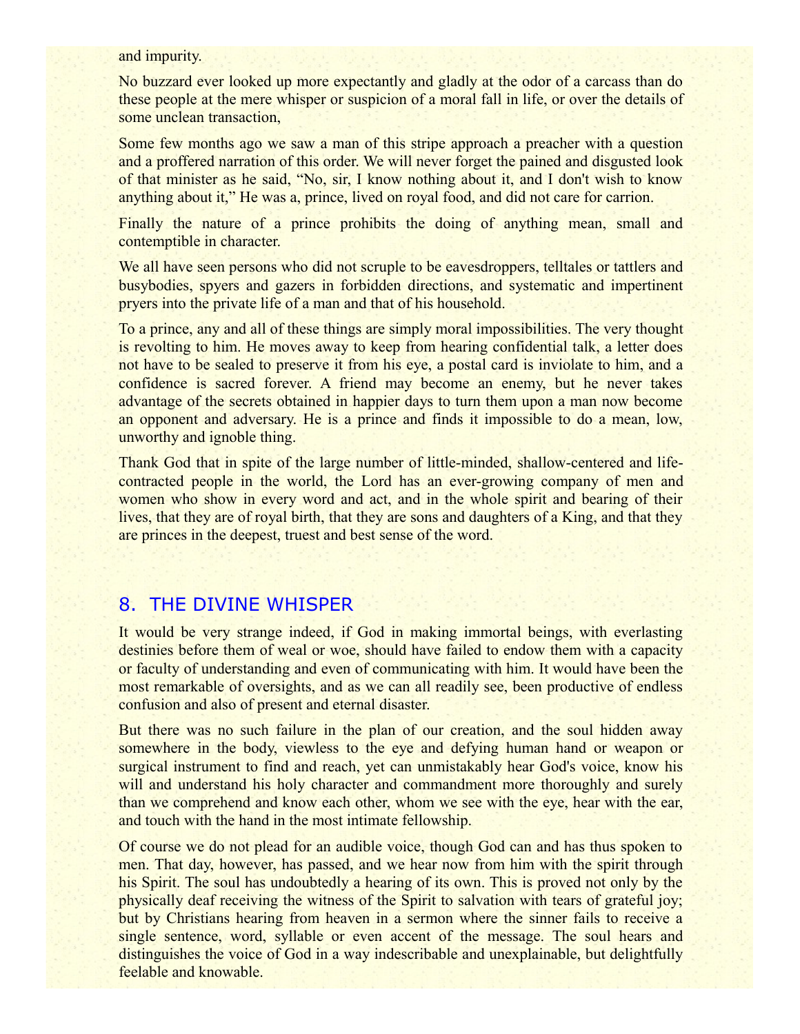and impurity.

No buzzard ever looked up more expectantly and gladly at the odor of a carcass than do these people at the mere whisper or suspicion of a moral fall in life, or over the details of some unclean transaction,

Some few months ago we saw a man of this stripe approach a preacher with a question and a proffered narration of this order. We will never forget the pained and disgusted look of that minister as he said, "No, sir, I know nothing about it, and I don't wish to know anything about it," He was a, prince, lived on royal food, and did not care for carrion.

Finally the nature of a prince prohibits the doing of anything mean, small and contemptible in character.

We all have seen persons who did not scruple to be eavesdroppers, telltales or tattlers and busybodies, spyers and gazers in forbidden directions, and systematic and impertinent pryers into the private life of a man and that of his household.

To a prince, any and all of these things are simply moral impossibilities. The very thought is revolting to him. He moves away to keep from hearing confidential talk, a letter does not have to be sealed to preserve it from his eye, a postal card is inviolate to him, and a confidence is sacred forever. A friend may become an enemy, but he never takes advantage of the secrets obtained in happier days to turn them upon a man now become an opponent and adversary. He is a prince and finds it impossible to do a mean, low, unworthy and ignoble thing.

Thank God that in spite of the large number of little-minded, shallow-centered and life-contracted people in the world, the Lord has an ever-growing company of men and women who show in every word and act, and in the whole spirit and bearing of their lives, that they are of royal birth, that they are sons and daughters of a King, and that they are princes in the deepest, truest and best sense of the word.

## 8. THE DIVINE WHISPER

It would be very strange indeed, if God in making immortal beings, with everlasting destinies before them of weal or woe, should have failed to endow them with a capacity or faculty of understanding and even of communicating with him. It would have been the most remarkable of oversights, and as we can all readily see, been productive of endless confusion and also of present and eternal disaster.

But there was no such failure in the plan of our creation, and the soul hidden away somewhere in the body, viewless to the eye and defying human hand or weapon or surgical instrument to find and reach, yet can unmistakably hear God's voice, know his will and understand his holy character and commandment more thoroughly and surely than we comprehend and know each other, whom we see with the eye, hear with the ear, and touch with the hand in the most intimate fellowship.

Of course we do not plead for an audible voice, though God can and has thus spoken to men. That day, however, has passed, and we hear now from him with the spirit through his Spirit. The soul has undoubtedly a hearing of its own. This is proved not only by the physically deaf receiving the witness of the Spirit to salvation with tears of grateful joy; but by Christians hearing from heaven in a sermon where the sinner fails to receive a single sentence, word, syllable or even accent of the message. The soul hears and distinguishes the voice of God in a way indescribable and unexplainable, but delightfully feelable and knowable.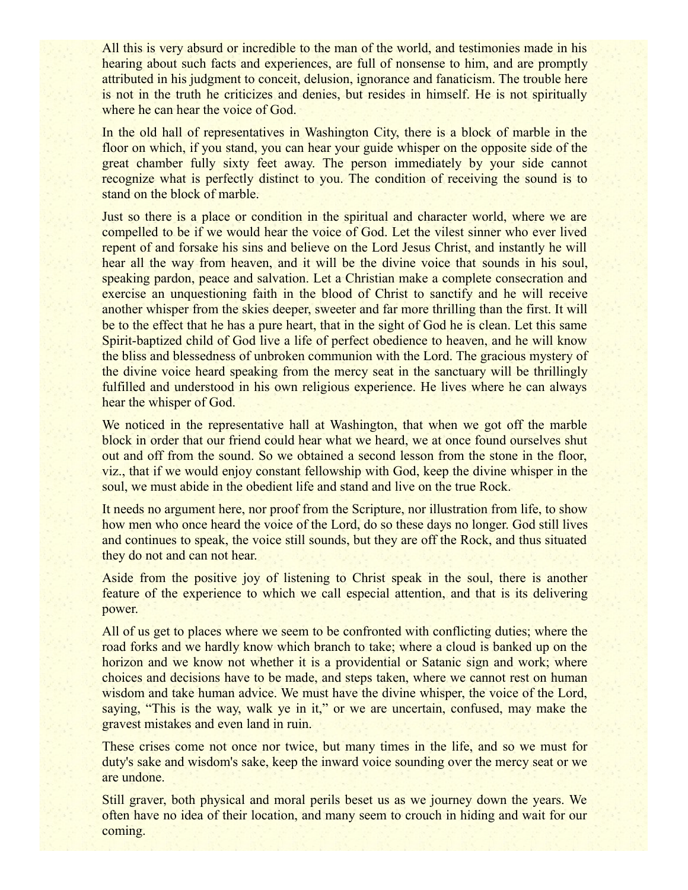All this is very absurd or incredible to the man of the world, and testimonies made in his hearing about such facts and experiences, are full of nonsense to him, and are promptly attributed in his judgment to conceit, delusion, ignorance and fanaticism. The trouble here is not in the truth he criticizes and denies, but resides in himself. He is not spiritually where he can hear the voice of God.

In the old hall of representatives in Washington City, there is a block of marble in the floor on which, if you stand, you can hear your guide whisper on the opposite side of the great chamber fully sixty feet away. The person immediately by your side cannot recognize what is perfectly distinct to you. The condition of receiving the sound is to stand on the block of marble.

Just so there is a place or condition in the spiritual and character world, where we are compelled to be if we would hear the voice of God. Let the vilest sinner who ever lived repent of and forsake his sins and believe on the Lord Jesus Christ, and instantly he will hear all the way from heaven, and it will be the divine voice that sounds in his soul, speaking pardon, peace and salvation. Let a Christian make a complete consecration and exercise an unquestioning faith in the blood of Christ to sanctify and he will receive another whisper from the skies deeper, sweeter and far more thrilling than the first. It will be to the effect that he has a pure heart, that in the sight of God he is clean. Let this same Spirit-baptized child of God live a life of perfect obedience to heaven, and he will know the bliss and blessedness of unbroken communion with the Lord. The gracious mystery of the divine voice heard speaking from the mercy seat in the sanctuary will be thrillingly fulfilled and understood in his own religious experience. He lives where he can always hear the whisper of God.

We noticed in the representative hall at Washington, that when we got off the marble block in order that our friend could hear what we heard, we at once found ourselves shut out and off from the sound. So we obtained a second lesson from the stone in the floor, viz., that if we would enjoy constant fellowship with God, keep the divine whisper in the soul, we must abide in the obedient life and stand and live on the true Rock.

It needs no argument here, nor proof from the Scripture, nor illustration from life, to show how men who once heard the voice of the Lord, do so these days no longer. God still lives and continues to speak, the voice still sounds, but they are off the Rock, and thus situated they do not and can not hear.

Aside from the positive joy of listening to Christ speak in the soul, there is another feature of the experience to which we call especial attention, and that is its delivering power.

All of us get to places where we seem to be confronted with conflicting duties; where the road forks and we hardly know which branch to take; where a cloud is banked up on the horizon and we know not whether it is a providential or Satanic sign and work; where choices and decisions have to be made, and steps taken, where we cannot rest on human wisdom and take human advice. We must have the divine whisper, the voice of the Lord, saying, “This is the way, walk ye in it,” or we are uncertain, confused, may make the gravest mistakes and even land in ruin.

These crises come not once nor twice, but many times in the life, and so we must for duty's sake and wisdom's sake, keep the inward voice sounding over the mercy seat or we are undone.

Still graver, both physical and moral perils beset us as we journey down the years. We often have no idea of their location, and many seem to crouch in hiding and wait for our coming.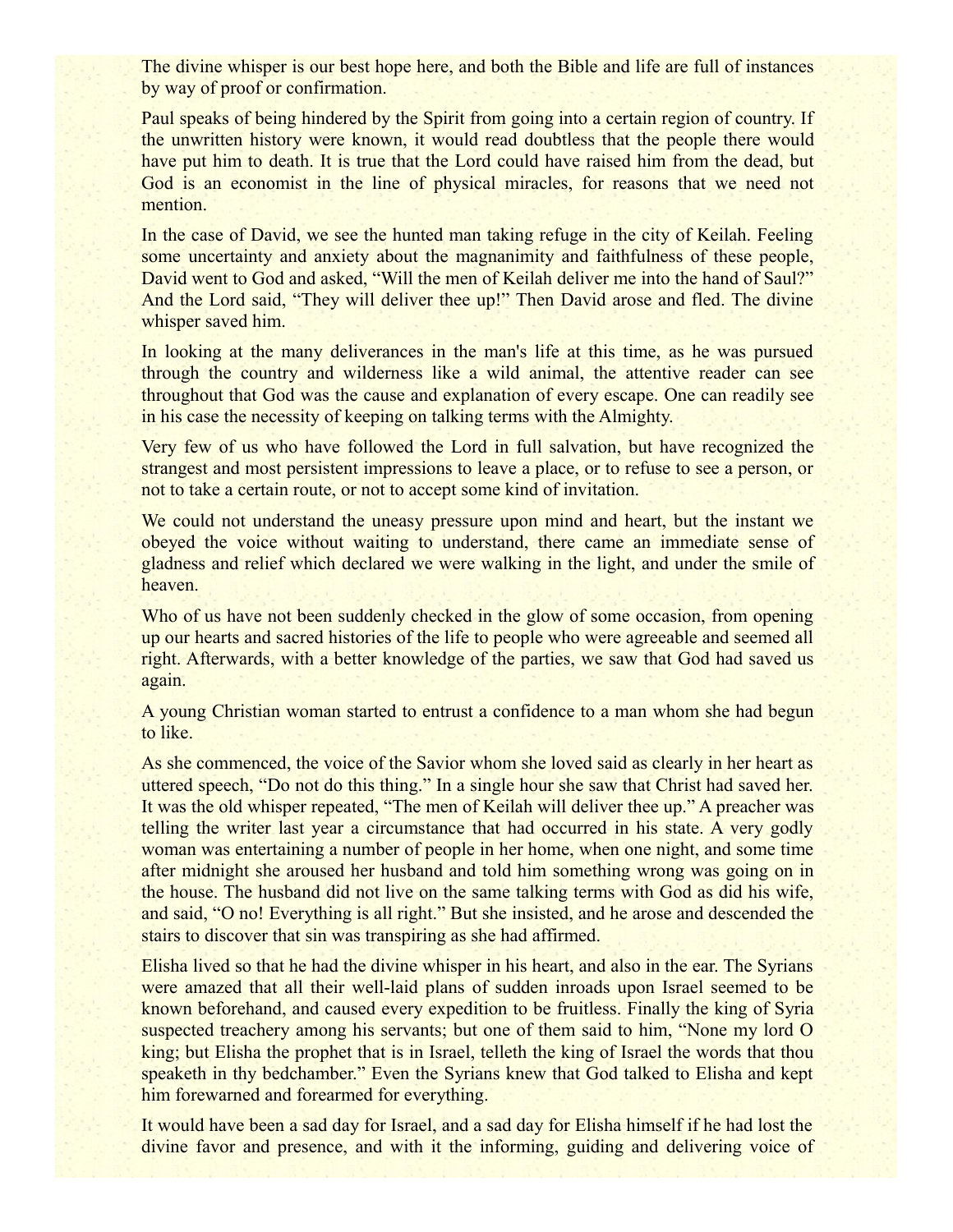The divine whisper is our best hope here, and both the Bible and life are full of instances by way of proof or confirmation.

Paul speaks of being hindered by the Spirit from going into a certain region of country. If the unwritten history were known, it would read doubtless that the people there would have put him to death. It is true that the Lord could have raised him from the dead, but God is an economist in the line of physical miracles, for reasons that we need not mention.

In the case of David, we see the hunted man taking refuge in the city of Keilah. Feeling some uncertainty and anxiety about the magnanimity and faithfulness of these people, David went to God and asked, "Will the men of Keilah deliver me into the hand of Saul?" And the Lord said, "They will deliver thee up!" Then David arose and fled. The divine whisper saved him.

In looking at the many deliverances in the man's life at this time, as he was pursued through the country and wilderness like a wild animal, the attentive reader can see throughout that God was the cause and explanation of every escape. One can readily see in his case the necessity of keeping on talking terms with the Almighty.

Very few of us who have followed the Lord in full salvation, but have recognized the strangest and most persistent impressions to leave a place, or to refuse to see a person, or not to take a certain route, or not to accept some kind of invitation.

We could not understand the uneasy pressure upon mind and heart, but the instant we obeyed the voice without waiting to understand, there came an immediate sense of gladness and relief which declared we were walking in the light, and under the smile of heaven.

Who of us have not been suddenly checked in the glow of some occasion, from opening up our hearts and sacred histories of the life to people who were agreeable and seemed all right. Afterwards, with a better knowledge of the parties, we saw that God had saved us again.

A young Christian woman started to entrust a confidence to a man whom she had begun to like.

As she commenced, the voice of the Savior whom she loved said as clearly in her heart as uttered speech, "Do not do this thing." In a single hour she saw that Christ had saved her. It was the old whisper repeated, "The men of Keilah will deliver thee up." A preacher was telling the writer last year a circumstance that had occurred in his state. A very godly woman was entertaining a number of people in her home, when one night, and some time after midnight she aroused her husband and told him something wrong was going on in the house. The husband did not live on the same talking terms with God as did his wife, and said, "O no! Everything is all right." But she insisted, and he arose and descended the stairs to discover that sin was transpiring as she had affirmed.

Elisha lived so that he had the divine whisper in his heart, and also in the ear. The Syrians were amazed that all their well-laid plans of sudden inroads upon Israel seemed to be known beforehand, and caused every expedition to be fruitless. Finally the king of Syria suspected treachery among his servants; but one of them said to him, "None my lord O king; but Elisha the prophet that is in Israel, telleth the king of Israel the words that thou speaketh in thy bedchamber." Even the Syrians knew that God talked to Elisha and kept him forewarned and forearmed for everything.

It would have been a sad day for Israel, and a sad day for Elisha himself if he had lost the divine favor and presence, and with it the informing, guiding and delivering voice of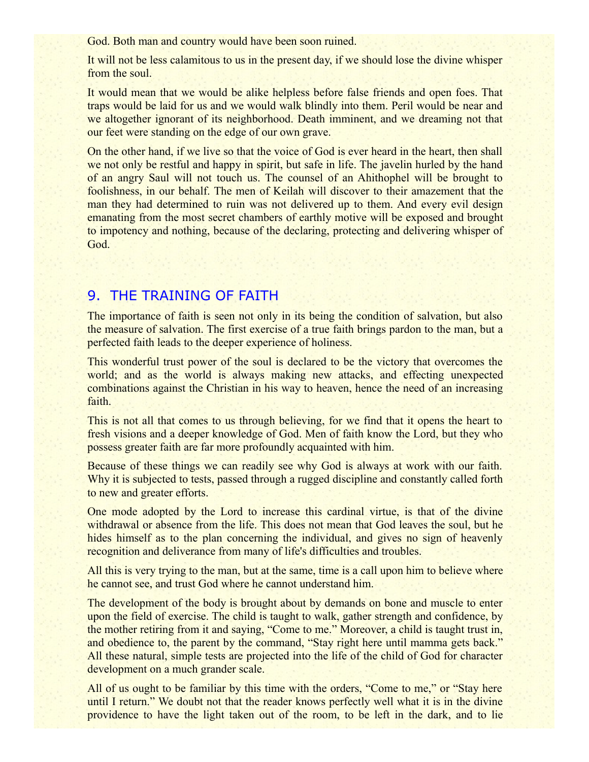God. Both man and country would have been soon ruined.

It will not be less calamitous to us in the present day, if we should lose the divine whisper from the soul.

It would mean that we would be alike helpless before false friends and open foes. That traps would be laid for us and we would walk blindly into them. Peril would be near and we altogether ignorant of its neighborhood. Death imminent, and we dreaming not that our feet were standing on the edge of our own grave.

On the other hand, if we live so that the voice of God is ever heard in the heart, then shall we not only be restful and happy in spirit, but safe in life. The javelin hurled by the hand of an angry Saul will not touch us. The counsel of an Ahithophel will be brought to foolishness, in our behalf. The men of Keilah will discover to their amazement that the man they had determined to ruin was not delivered up to them. And every evil design emanating from the most secret chambers of earthly motive will be exposed and brought to impotency and nothing, because of the declaring, protecting and delivering whisper of God.

## 9. THE TRAINING OF FAITH

The importance of faith is seen not only in its being the condition of salvation, but also the measure of salvation. The first exercise of a true faith brings pardon to the man, but a perfected faith leads to the deeper experience of holiness.

This wonderful trust power of the soul is declared to be the victory that overcomes the world; and as the world is always making new attacks, and effecting unexpected combinations against the Christian in his way to heaven, hence the need of an increasing faith.

This is not all that comes to us through believing, for we find that it opens the heart to fresh visions and a deeper knowledge of God. Men of faith know the Lord, but they who possess greater faith are far more profoundly acquainted with him.

Because of these things we can readily see why God is always at work with our faith. Why it is subjected to tests, passed through a rugged discipline and constantly called forth to new and greater efforts.

One mode adopted by the Lord to increase this cardinal virtue, is that of the divine withdrawal or absence from the life. This does not mean that God leaves the soul, but he hides himself as to the plan concerning the individual, and gives no sign of heavenly recognition and deliverance from many of life's difficulties and troubles.

All this is very trying to the man, but at the same, time is a call upon him to believe where he cannot see, and trust God where he cannot understand him.

The development of the body is brought about by demands on bone and muscle to enter upon the field of exercise. The child is taught to walk, gather strength and confidence, by the mother retiring from it and saying, "Come to me." Moreover, a child is taught trust in, and obedience to, the parent by the command, "Stay right here until mamma gets back." All these natural, simple tests are projected into the life of the child of God for character development on a much grander scale.

All of us ought to be familiar by this time with the orders, "Come to me," or "Stay here until I return." We doubt not that the reader knows perfectly well what it is in the divine providence to have the light taken out of the room, to be left in the dark, and to lie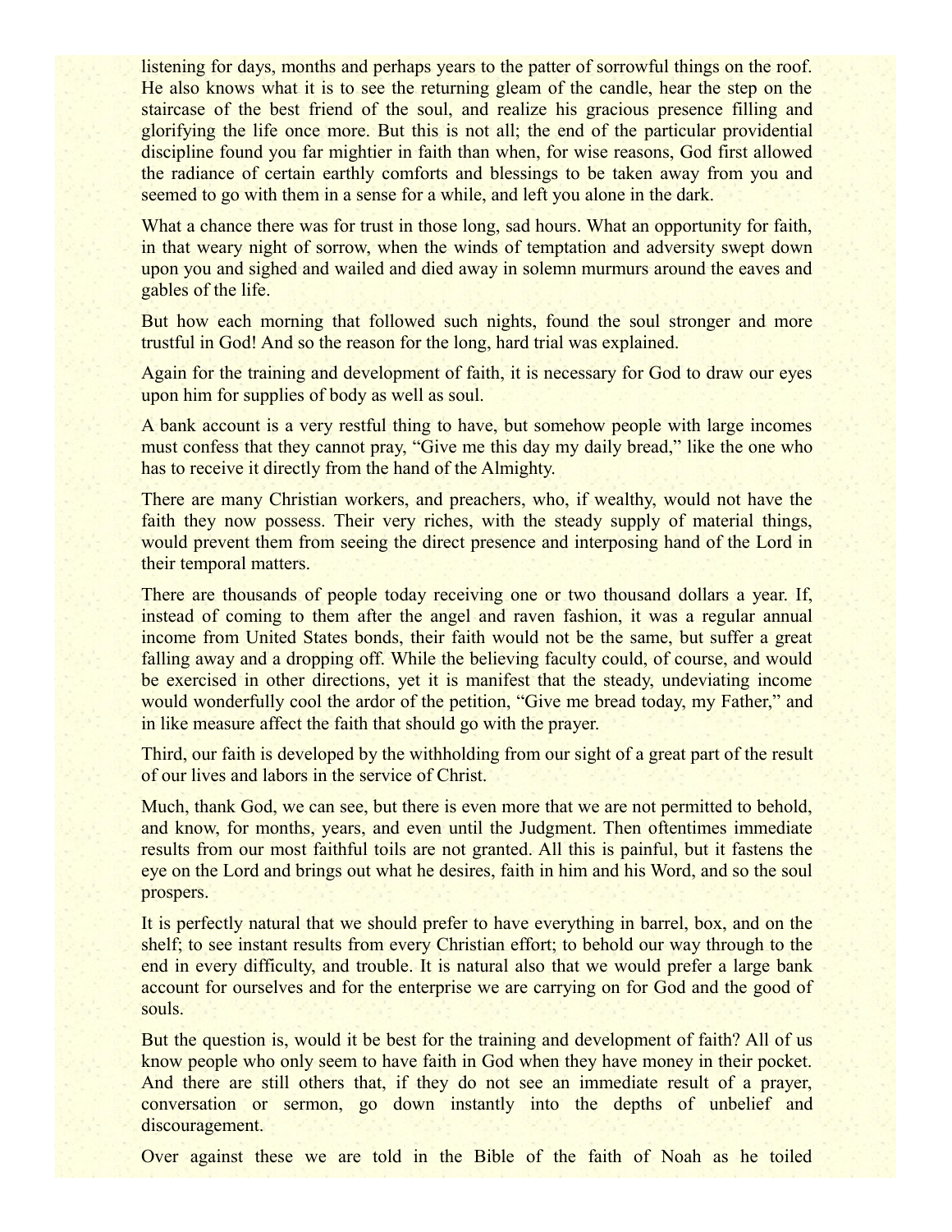listening for days, months and perhaps years to the patter of sorrowful things on the roof. He also knows what it is to see the returning gleam of the candle, hear the step on the staircase of the best friend of the soul, and realize his gracious presence filling and glorifying the life once more. But this is not all; the end of the particular providential discipline found you far mightier in faith than when, for wise reasons, God first allowed the radiance of certain earthly comforts and blessings to be taken away from you and seemed to go with them in a sense for a while, and left you alone in the dark.

What a chance there was for trust in those long, sad hours. What an opportunity for faith, in that weary night of sorrow, when the winds of temptation and adversity swept down upon you and sighed and wailed and died away in solemn murmurs around the eaves and gables of the life.

But how each morning that followed such nights, found the soul stronger and more trustful in God! And so the reason for the long, hard trial was explained.

Again for the training and development of faith, it is necessary for God to draw our eyes upon him for supplies of body as well as soul.

A bank account is a very restful thing to have, but somehow people with large incomes must confess that they cannot pray, "Give me this day my daily bread," like the one who has to receive it directly from the hand of the Almighty.

There are many Christian workers, and preachers, who, if wealthy, would not have the faith they now possess. Their very riches, with the steady supply of material things, would prevent them from seeing the direct presence and interposing hand of the Lord in their temporal matters.

There are thousands of people today receiving one or two thousand dollars a year. If, instead of coming to them after the angel and raven fashion, it was a regular annual income from United States bonds, their faith would not be the same, but suffer a great falling away and a dropping off. While the believing faculty could, of course, and would be exercised in other directions, yet it is manifest that the steady, undeviating income would wonderfully cool the ardor of the petition, "Give me bread today, my Father," and in like measure affect the faith that should go with the prayer.

Third, our faith is developed by the withholding from our sight of a great part of the result of our lives and labors in the service of Christ.

Much, thank God, we can see, but there is even more that we are not permitted to behold, and know, for months, years, and even until the Judgment. Then oftentimes immediate results from our most faithful toils are not granted. All this is painful, but it fastens the eye on the Lord and brings out what he desires, faith in him and his Word, and so the soul prospers.

It is perfectly natural that we should prefer to have everything in barrel, box, and on the shelf; to see instant results from every Christian effort; to behold our way through to the end in every difficulty, and trouble. It is natural also that we would prefer a large bank account for ourselves and for the enterprise we are carrying on for God and the good of souls.

But the question is, would it be best for the training and development of faith? All of us know people who only seem to have faith in God when they have money in their pocket. And there are still others that, if they do not see an immediate result of a prayer, conversation or sermon, go down instantly into the depths of unbelief and discouragement.

Over against these we are told in the Bible of the faith of Noah as he toiled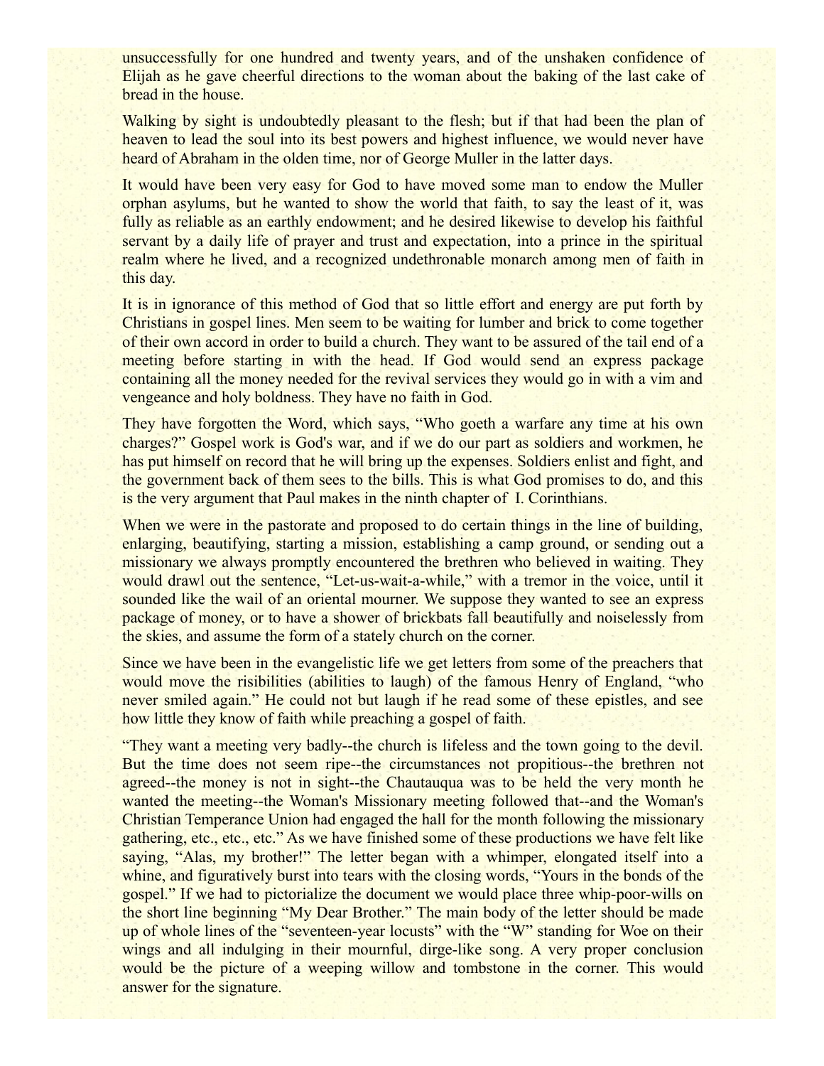unsuccessfully for one hundred and twenty years, and of the unshaken confidence of Elijah as he gave cheerful directions to the woman about the baking of the last cake of bread in the house.

Walking by sight is undoubtedly pleasant to the flesh; but if that had been the plan of heaven to lead the soul into its best powers and highest influence, we would never have heard of Abraham in the olden time, nor of George Muller in the latter days.

It would have been very easy for God to have moved some man to endow the Muller orphan asylums, but he wanted to show the world that faith, to say the least of it, was fully as reliable as an earthly endowment; and he desired likewise to develop his faithful servant by a daily life of prayer and trust and expectation, into a prince in the spiritual realm where he lived, and a recognized undethronable monarch among men of faith in this day.

It is in ignorance of this method of God that so little effort and energy are put forth by Christians in gospel lines. Men seem to be waiting for lumber and brick to come together of their own accord in order to build a church. They want to be assured of the tail end of a meeting before starting in with the head. If God would send an express package containing all the money needed for the revival services they would go in with a vim and vengeance and holy boldness. They have no faith in God.

They have forgotten the Word, which says, “Who goeth a warfare any time at his own charges?” Gospel work is God's war, and if we do our part as soldiers and workmen, he has put himself on record that he will bring up the expenses. Soldiers enlist and fight, and the government back of them sees to the bills. This is what God promises to do, and this is the very argument that Paul makes in the ninth chapter of I. Corinthians.

When we were in the pastorate and proposed to do certain things in the line of building, enlarging, beautifying, starting a mission, establishing a camp ground, or sending out a missionary we always promptly encountered the brethren who believed in waiting. They would drawl out the sentence, “Let-us-wait-a-while,” with a tremor in the voice, until it sounded like the wail of an oriental mourner. We suppose they wanted to see an express package of money, or to have a shower of brickbats fall beautifully and noiselessly from the skies, and assume the form of a stately church on the corner.

Since we have been in the evangelistic life we get letters from some of the preachers that would move the risibilities (abilities to laugh) of the famous Henry of England, “who never smiled again.” He could not but laugh if he read some of these epistles, and see how little they know of faith while preaching a gospel of faith.

“They want a meeting very badly--the church is lifeless and the town going to the devil. But the time does not seem ripe--the circumstances not propitious--the brethren not agreed--the money is not in sight--the Chautauqua was to be held the very month he wanted the meeting--the Woman's Missionary meeting followed that--and the Woman's Christian Temperance Union had engaged the hall for the month following the missionary gathering, etc., etc., etc.” As we have finished some of these productions we have felt like saying, “Alas, my brother!” The letter began with a whimper, elongated itself into a whine, and figuratively burst into tears with the closing words, “Yours in the bonds of the gospel.” If we had to pictorialize the document we would place three whip-poor-wills on the short line beginning “My Dear Brother.” The main body of the letter should be made up of whole lines of the “seventeen-year locusts” with the “W” standing for Woe on their wings and all indulging in their mournful, dirge-like song. A very proper conclusion would be the picture of a weeping willow and tombstone in the corner. This would answer for the signature.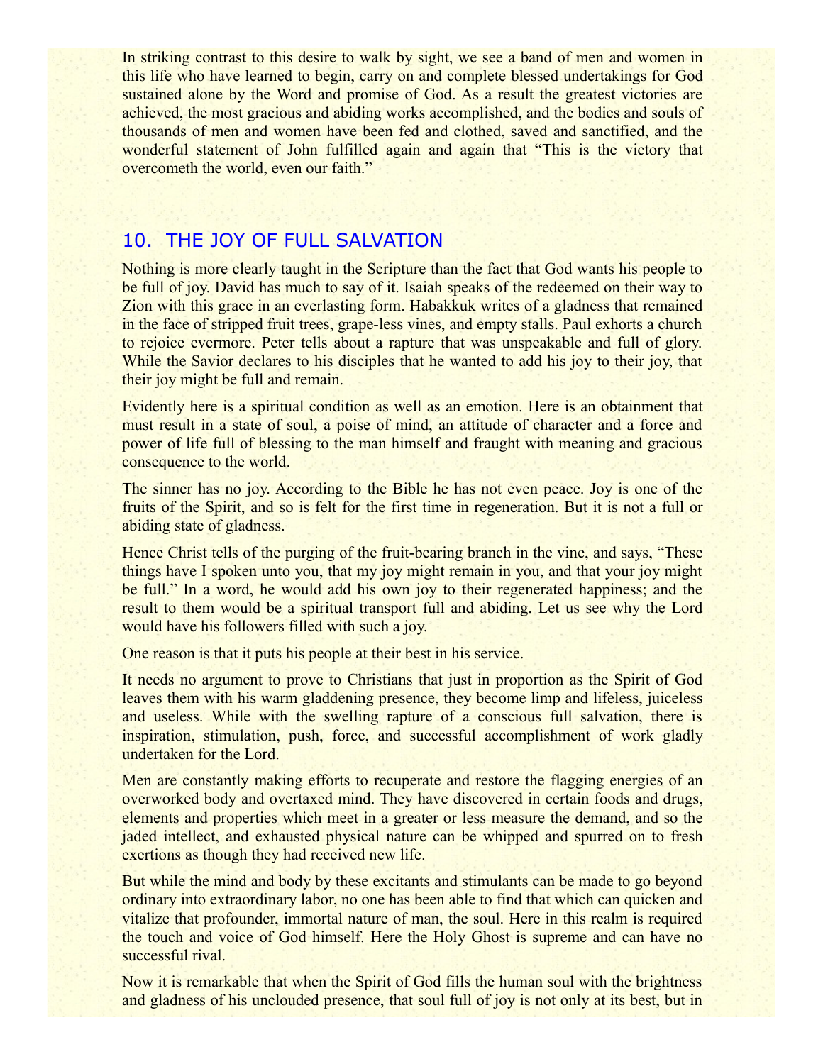In striking contrast to this desire to walk by sight, we see a band of men and women in this life who have learned to begin, carry on and complete blessed undertakings for God sustained alone by the Word and promise of God. As a result the greatest victories are achieved, the most gracious and abiding works accomplished, and the bodies and souls of thousands of men and women have been fed and clothed, saved and sanctified, and the wonderful statement of John fulfilled again and again that "This is the victory that overcometh the world, even our faith."

## 10. THE JOY OF FULL SALVATION

Nothing is more clearly taught in the Scripture than the fact that God wants his people to be full of joy. David has much to say of it. Isaiah speaks of the redeemed on their way to Zion with this grace in an everlasting form. Habakkuk writes of a gladness that remained in the face of stripped fruit trees, grape-less vines, and empty stalls. Paul exhorts a church to rejoice evermore. Peter tells about a rapture that was unspeakable and full of glory. While the Savior declares to his disciples that he wanted to add his joy to their joy, that their joy might be full and remain.

Evidently here is a spiritual condition as well as an emotion. Here is an obtainment that must result in a state of soul, a poise of mind, an attitude of character and a force and power of life full of blessing to the man himself and fraught with meaning and gracious consequence to the world.

The sinner has no joy. According to the Bible he has not even peace. Joy is one of the fruits of the Spirit, and so is felt for the first time in regeneration. But it is not a full or abiding state of gladness.

Hence Christ tells of the purging of the fruit-bearing branch in the vine, and says, "These things have I spoken unto you, that my joy might remain in you, and that your joy might be full." In a word, he would add his own joy to their regenerated happiness; and the result to them would be a spiritual transport full and abiding. Let us see why the Lord would have his followers filled with such a joy.

One reason is that it puts his people at their best in his service.

It needs no argument to prove to Christians that just in proportion as the Spirit of God leaves them with his warm gladdening presence, they become limp and lifeless, juiceless and useless. While with the swelling rapture of a conscious full salvation, there is inspiration, stimulation, push, force, and successful accomplishment of work gladly undertaken for the Lord.

Men are constantly making efforts to recuperate and restore the flagging energies of an overworked body and overtaxed mind. They have discovered in certain foods and drugs, elements and properties which meet in a greater or less measure the demand, and so the jaded intellect, and exhausted physical nature can be whipped and spurred on to fresh exertions as though they had received new life.

But while the mind and body by these excitants and stimulants can be made to go beyond ordinary into extraordinary labor, no one has been able to find that which can quicken and vitalize that profounder, immortal nature of man, the soul. Here in this realm is required the touch and voice of God himself. Here the Holy Ghost is supreme and can have no successful rival.

Now it is remarkable that when the Spirit of God fills the human soul with the brightness and gladness of his unclouded presence, that soul full of joy is not only at its best, but in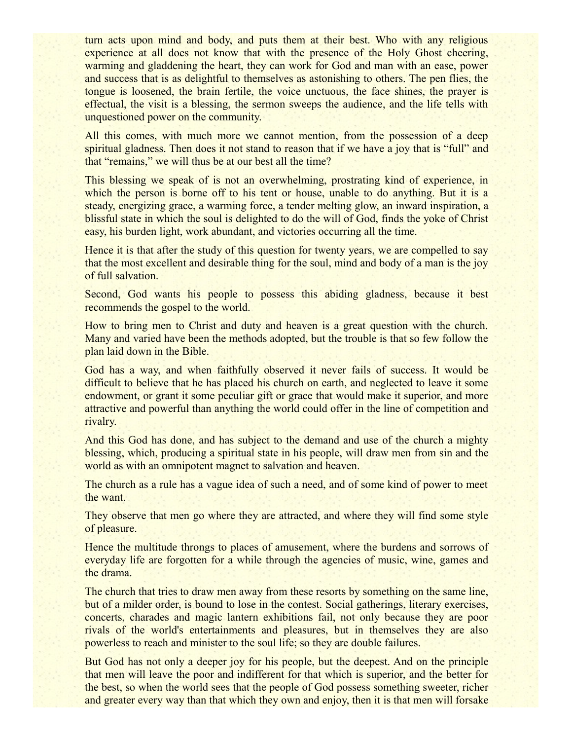turn acts upon mind and body, and puts them at their best. Who with any religious experience at all does not know that with the presence of the Holy Ghost cheering, warming and gladdening the heart, they can work for God and man with an ease, power and success that is as delightful to themselves as astonishing to others. The pen flies, the tongue is loosened, the brain fertile, the voice unctuous, the face shines, the prayer is effectual, the visit is a blessing, the sermon sweeps the audience, and the life tells with unquestioned power on the community.

All this comes, with much more we cannot mention, from the possession of a deep spiritual gladness. Then does it not stand to reason that if we have a joy that is "full" and that "remains," we will thus be at our best all the time?

This blessing we speak of is not an overwhelming, prostrating kind of experience, in which the person is borne off to his tent or house, unable to do anything. But it is a steady, energizing grace, a warming force, a tender melting glow, an inward inspiration, a blissful state in which the soul is delighted to do the will of God, finds the yoke of Christ easy, his burden light, work abundant, and victories occurring all the time.

Hence it is that after the study of this question for twenty years, we are compelled to say that the most excellent and desirable thing for the soul, mind and body of a man is the joy of full salvation.

Second, God wants his people to possess this abiding gladness, because it best recommends the gospel to the world.

How to bring men to Christ and duty and heaven is a great question with the church. Many and varied have been the methods adopted, but the trouble is that so few follow the plan laid down in the Bible.

God has a way, and when faithfully observed it never fails of success. It would be difficult to believe that he has placed his church on earth, and neglected to leave it some endowment, or grant it some peculiar gift or grace that would make it superior, and more attractive and powerful than anything the world could offer in the line of competition and rivalry.

And this God has done, and has subject to the demand and use of the church a mighty blessing, which, producing a spiritual state in his people, will draw men from sin and the world as with an omnipotent magnet to salvation and heaven.

The church as a rule has a vague idea of such a need, and of some kind of power to meet the want.

They observe that men go where they are attracted, and where they will find some style of pleasure.

Hence the multitude throngs to places of amusement, where the burdens and sorrows of everyday life are forgotten for a while through the agencies of music, wine, games and the drama.

The church that tries to draw men away from these resorts by something on the same line, but of a milder order, is bound to lose in the contest. Social gatherings, literary exercises, concerts, charades and magic lantern exhibitions fail, not only because they are poor rivals of the world's entertainments and pleasures, but in themselves they are also powerless to reach and minister to the soul life; so they are double failures.

But God has not only a deeper joy for his people, but the deepest. And on the principle that men will leave the poor and indifferent for that which is superior, and the better for the best, so when the world sees that the people of God possess something sweeter, richer and greater every way than that which they own and enjoy, then it is that men will forsake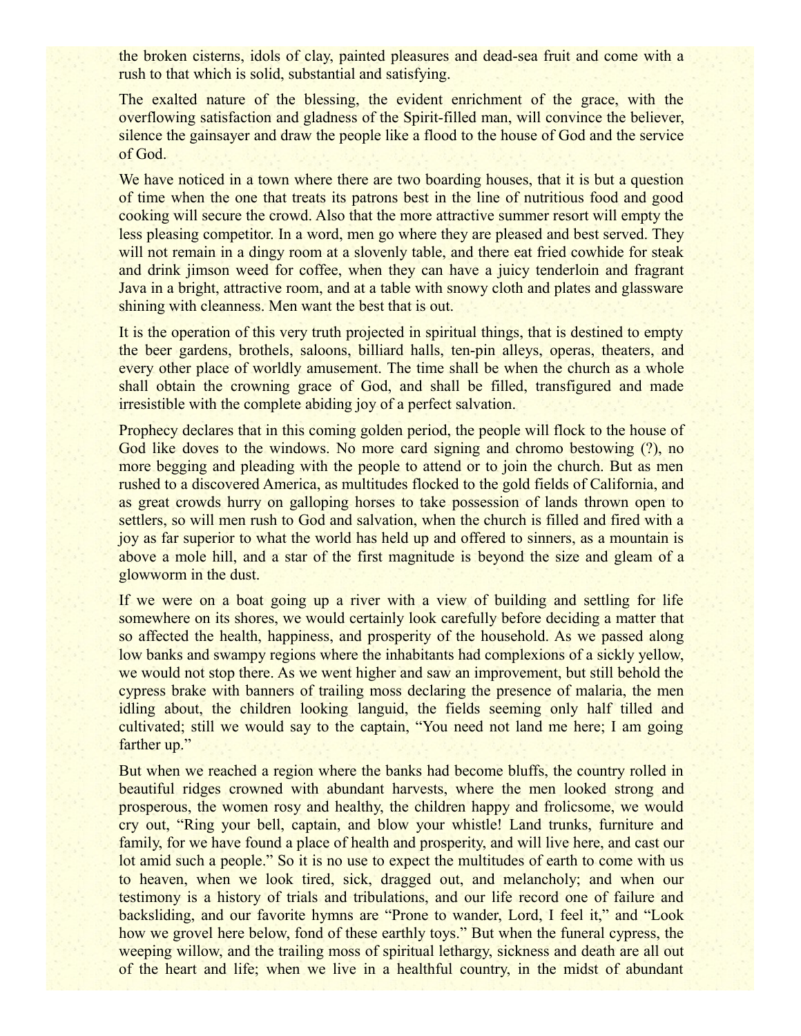the broken cisterns, idols of clay, painted pleasures and dead-sea fruit and come with a rush to that which is solid, substantial and satisfying.

The exalted nature of the blessing, the evident enrichment of the grace, with the overflowing satisfaction and gladness of the Spirit-filled man, will convince the believer, silence the gainsayer and draw the people like a flood to the house of God and the service of God.

We have noticed in a town where there are two boarding houses, that it is but a question of time when the one that treats its patrons best in the line of nutritious food and good cooking will secure the crowd. Also that the more attractive summer resort will empty the less pleasing competitor. In a word, men go where they are pleased and best served. They will not remain in a dingy room at a slovenly table, and there eat fried cowhide for steak and drink jimson weed for coffee, when they can have a juicy tenderloin and fragrant Java in a bright, attractive room, and at a table with snowy cloth and plates and glassware shining with cleanness. Men want the best that is out.

It is the operation of this very truth projected in spiritual things, that is destined to empty the beer gardens, brothels, saloons, billiard halls, ten-pin alleys, operas, theaters, and every other place of worldly amusement. The time shall be when the church as a whole shall obtain the crowning grace of God, and shall be filled, transfigured and made irresistible with the complete abiding joy of a perfect salvation.

Prophecy declares that in this coming golden period, the people will flock to the house of God like doves to the windows. No more card signing and chromo bestowing (?), no more begging and pleading with the people to attend or to join the church. But as men rushed to a discovered America, as multitudes flocked to the gold fields of California, and as great crowds hurry on galloping horses to take possession of lands thrown open to settlers, so will men rush to God and salvation, when the church is filled and fired with a joy as far superior to what the world has held up and offered to sinners, as a mountain is above a mole hill, and a star of the first magnitude is beyond the size and gleam of a glowworm in the dust.

If we were on a boat going up a river with a view of building and settling for life somewhere on its shores, we would certainly look carefully before deciding a matter that so affected the health, happiness, and prosperity of the household. As we passed along low banks and swampy regions where the inhabitants had complexions of a sickly yellow, we would not stop there. As we went higher and saw an improvement, but still behold the cypress brake with banners of trailing moss declaring the presence of malaria, the men idling about, the children looking languid, the fields seeming only half tilled and cultivated; still we would say to the captain, "You need not land me here; I am going farther up."

But when we reached a region where the banks had become bluffs, the country rolled in beautiful ridges crowned with abundant harvests, where the men looked strong and prosperous, the women rosy and healthy, the children happy and frolicsome, we would cry out, "Ring your bell, captain, and blow your whistle! Land trunks, furniture and family, for we have found a place of health and prosperity, and will live here, and cast our lot amid such a people." So it is no use to expect the multitudes of earth to come with us to heaven, when we look tired, sick, dragged out, and melancholy; and when our testimony is a history of trials and tribulations, and our life record one of failure and backsliding, and our favorite hymns are "Prone to wander, Lord, I feel it," and "Look how we grovel here below, fond of these earthly toys." But when the funeral cypress, the weeping willow, and the trailing moss of spiritual lethargy, sickness and death are all out of the heart and life; when we live in a healthful country, in the midst of abundant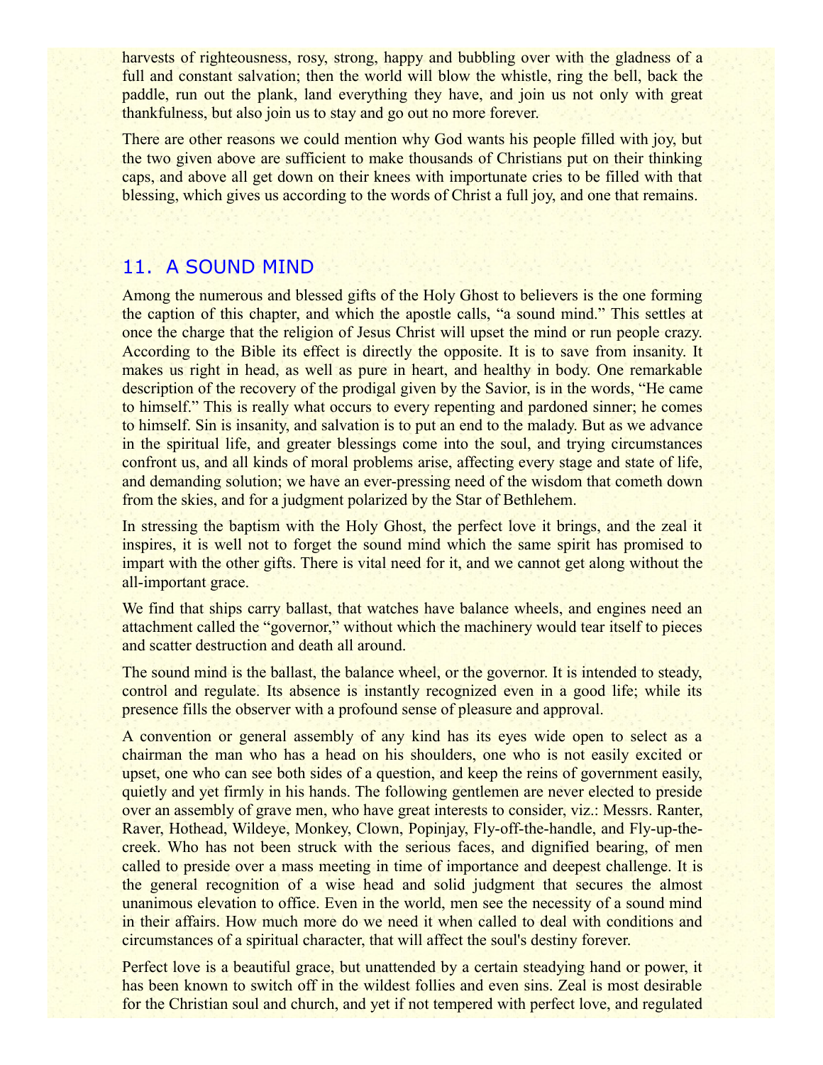harvests of righteousness, rosy, strong, happy and bubbling over with the gladness of a full and constant salvation; then the world will blow the whistle, ring the bell, back the paddle, run out the plank, land everything they have, and join us not only with great thankfulness, but also join us to stay and go out no more forever.

There are other reasons we could mention why God wants his people filled with joy, but the two given above are sufficient to make thousands of Christians put on their thinking caps, and above all get down on their knees with importunate cries to be filled with that blessing, which gives us according to the words of Christ a full joy, and one that remains.

## 11. A SOUND MIND

Among the numerous and blessed gifts of the Holy Ghost to believers is the one forming the caption of this chapter, and which the apostle calls, "a sound mind." This settles at once the charge that the religion of Jesus Christ will upset the mind or run people crazy. According to the Bible its effect is directly the opposite. It is to save from insanity. It makes us right in head, as well as pure in heart, and healthy in body. One remarkable description of the recovery of the prodigal given by the Savior, is in the words, "He came to himself." This is really what occurs to every repenting and pardoned sinner; he comes to himself. Sin is insanity, and salvation is to put an end to the malady. But as we advance in the spiritual life, and greater blessings come into the soul, and trying circumstances confront us, and all kinds of moral problems arise, affecting every stage and state of life, and demanding solution; we have an ever-pressing need of the wisdom that cometh down from the skies, and for a judgment polarized by the Star of Bethlehem.

In stressing the baptism with the Holy Ghost, the perfect love it brings, and the zeal it inspires, it is well not to forget the sound mind which the same spirit has promised to impart with the other gifts. There is vital need for it, and we cannot get along without the all-important grace.

We find that ships carry ballast, that watches have balance wheels, and engines need an attachment called the "governor," without which the machinery would tear itself to pieces and scatter destruction and death all around.

The sound mind is the ballast, the balance wheel, or the governor. It is intended to steady, control and regulate. Its absence is instantly recognized even in a good life; while its presence fills the observer with a profound sense of pleasure and approval.

A convention or general assembly of any kind has its eyes wide open to select as a chairman the man who has a head on his shoulders, one who is not easily excited or upset, one who can see both sides of a question, and keep the reins of government easily, quietly and yet firmly in his hands. The following gentlemen are never elected to preside over an assembly of grave men, who have great interests to consider, viz.: Messrs. Ranter, Raver, Hothead, Wildeye, Monkey, Clown, Popinjay, Fly-off-the-handle, and Fly-up-the-creek. Who has not been struck with the serious faces, and dignified bearing, of men called to preside over a mass meeting in time of importance and deepest challenge. It is the general recognition of a wise head and solid judgment that secures the almost unanimous elevation to office. Even in the world, men see the necessity of a sound mind in their affairs. How much more do we need it when called to deal with conditions and circumstances of a spiritual character, that will affect the soul's destiny forever.

Perfect love is a beautiful grace, but unattended by a certain steadying hand or power, it has been known to switch off in the wildest follies and even sins. Zeal is most desirable for the Christian soul and church, and yet if not tempered with perfect love, and regulated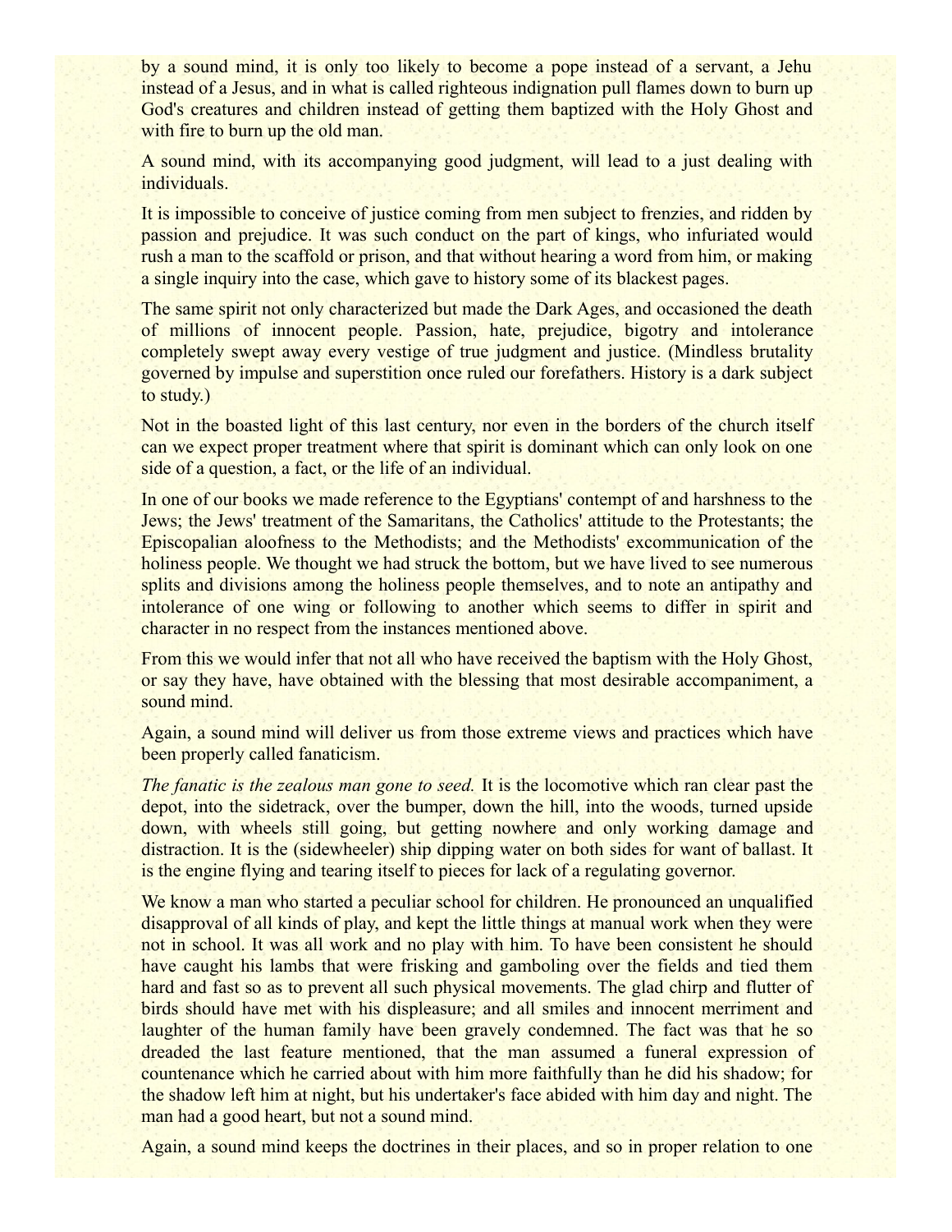by a sound mind, it is only too likely to become a pope instead of a servant, a Jehu instead of a Jesus, and in what is called righteous indignation pull flames down to burn up God's creatures and children instead of getting them baptized with the Holy Ghost and with fire to burn up the old man.

A sound mind, with its accompanying good judgment, will lead to a just dealing with individuals.

It is impossible to conceive of justice coming from men subject to frenzies, and ridden by passion and prejudice. It was such conduct on the part of kings, who infuriated would rush a man to the scaffold or prison, and that without hearing a word from him, or making a single inquiry into the case, which gave to history some of its blackest pages.

The same spirit not only characterized but made the Dark Ages, and occasioned the death of millions of innocent people. Passion, hate, prejudice, bigotry and intolerance completely swept away every vestige of true judgment and justice. (Mindless brutality governed by impulse and superstition once ruled our forefathers. History is a dark subject to study.)

Not in the boasted light of this last century, nor even in the borders of the church itself can we expect proper treatment where that spirit is dominant which can only look on one side of a question, a fact, or the life of an individual.

In one of our books we made reference to the Egyptians' contempt of and harshness to the Jews; the Jews' treatment of the Samaritans, the Catholics' attitude to the Protestants; the Episcopalian aloofness to the Methodists; and the Methodists' excommunication of the holiness people. We thought we had struck the bottom, but we have lived to see numerous splits and divisions among the holiness people themselves, and to note an antipathy and intolerance of one wing or following to another which seems to differ in spirit and character in no respect from the instances mentioned above.

From this we would infer that not all who have received the baptism with the Holy Ghost, or say they have, have obtained with the blessing that most desirable accompaniment, a sound mind.

Again, a sound mind will deliver us from those extreme views and practices which have been properly called fanaticism.

*The fanatic is the zealous man gone to seed.* It is the locomotive which ran clear past the depot, into the sidetrack, over the bumper, down the hill, into the woods, turned upside down, with wheels still going, but getting nowhere and only working damage and distraction. It is the (sidewheeler) ship dipping water on both sides for want of ballast. It is the engine flying and tearing itself to pieces for lack of a regulating governor.

We know a man who started a peculiar school for children. He pronounced an unqualified disapproval of all kinds of play, and kept the little things at manual work when they were not in school. It was all work and no play with him. To have been consistent he should have caught his lambs that were frisking and gamboling over the fields and tied them hard and fast so as to prevent all such physical movements. The glad chirp and flutter of birds should have met with his displeasure; and all smiles and innocent merriment and laughter of the human family have been gravely condemned. The fact was that he so dreaded the last feature mentioned, that the man assumed a funeral expression of countenance which he carried about with him more faithfully than he did his shadow; for the shadow left him at night, but his undertaker's face abided with him day and night. The man had a good heart, but not a sound mind.

Again, a sound mind keeps the doctrines in their places, and so in proper relation to one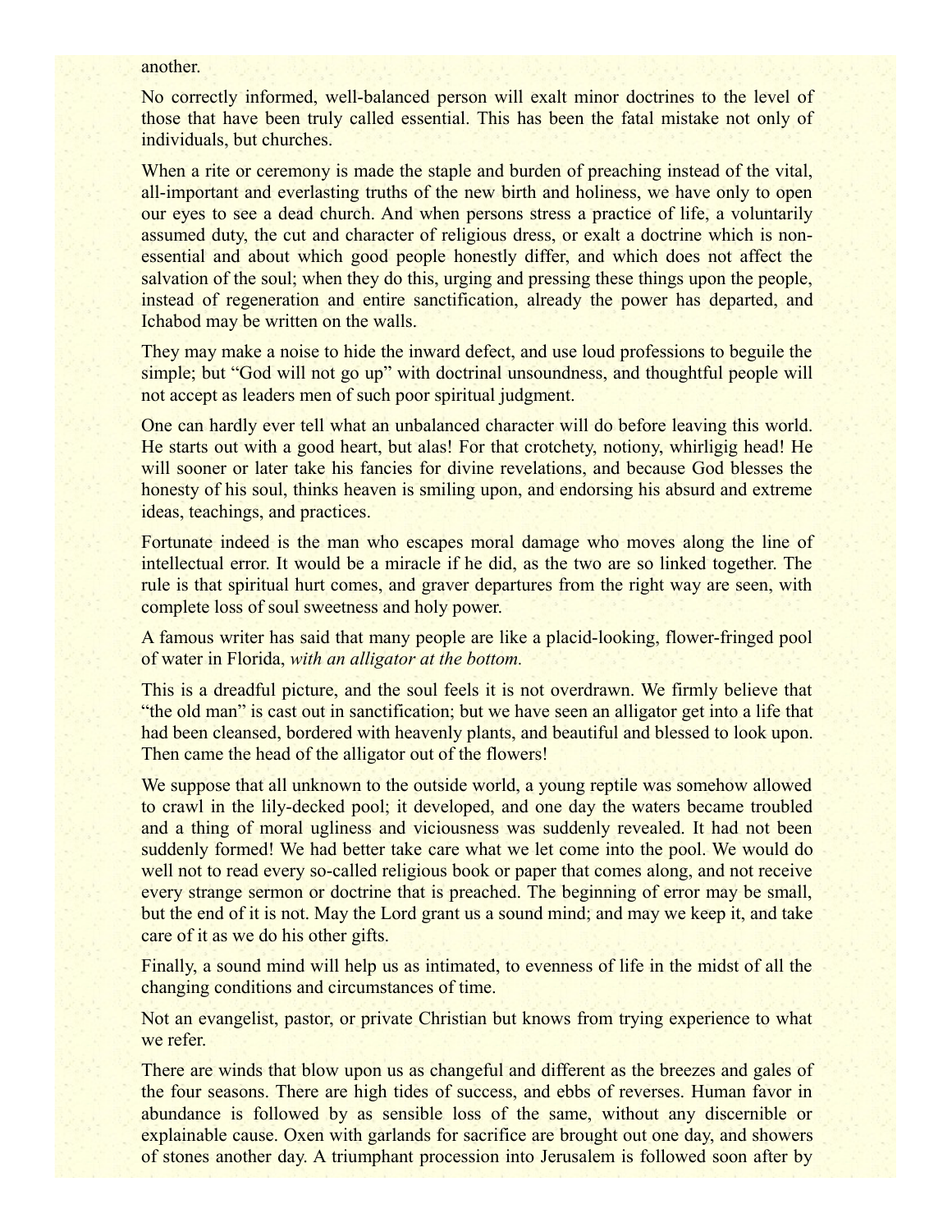another.

No correctly informed, well-balanced person will exalt minor doctrines to the level of those that have been truly called essential. This has been the fatal mistake not only of individuals, but churches.

When a rite or ceremony is made the staple and burden of preaching instead of the vital, all-important and everlasting truths of the new birth and holiness, we have only to open our eyes to see a dead church. And when persons stress a practice of life, a voluntarily assumed duty, the cut and character of religious dress, or exalt a doctrine which is non-essential and about which good people honestly differ, and which does not affect the salvation of the soul; when they do this, urging and pressing these things upon the people, instead of regeneration and entire sanctification, already the power has departed, and Ichabod may be written on the walls.

They may make a noise to hide the inward defect, and use loud professions to beguile the simple; but "God will not go up" with doctrinal unsoundness, and thoughtful people will not accept as leaders men of such poor spiritual judgment.

One can hardly ever tell what an unbalanced character will do before leaving this world. He starts out with a good heart, but alas! For that crotchety, notiony, whirligig head! He will sooner or later take his fancies for divine revelations, and because God blesses the honesty of his soul, thinks heaven is smiling upon, and endorsing his absurd and extreme ideas, teachings, and practices.

Fortunate indeed is the man who escapes moral damage who moves along the line of intellectual error. It would be a miracle if he did, as the two are so linked together. The rule is that spiritual hurt comes, and graver departures from the right way are seen, with complete loss of soul sweetness and holy power.

A famous writer has said that many people are like a placid-looking, flower-fringed pool of water in Florida, *with an alligator at the bottom.*

This is a dreadful picture, and the soul feels it is not overdrawn. We firmly believe that "the old man" is cast out in sanctification; but we have seen an alligator get into a life that had been cleansed, bordered with heavenly plants, and beautiful and blessed to look upon. Then came the head of the alligator out of the flowers!

We suppose that all unknown to the outside world, a young reptile was somehow allowed to crawl in the lily-decked pool; it developed, and one day the waters became troubled and a thing of moral ugliness and viciousness was suddenly revealed. It had not been suddenly formed! We had better take care what we let come into the pool. We would do well not to read every so-called religious book or paper that comes along, and not receive every strange sermon or doctrine that is preached. The beginning of error may be small, but the end of it is not. May the Lord grant us a sound mind; and may we keep it, and take care of it as we do his other gifts.

Finally, a sound mind will help us as intimated, to evenness of life in the midst of all the changing conditions and circumstances of time.

Not an evangelist, pastor, or private Christian but knows from trying experience to what we refer.

There are winds that blow upon us as changeful and different as the breezes and gales of the four seasons. There are high tides of success, and ebbs of reverses. Human favor in abundance is followed by as sensible loss of the same, without any discernible or explainable cause. Oxen with garlands for sacrifice are brought out one day, and showers of stones another day. A triumphant procession into Jerusalem is followed soon after by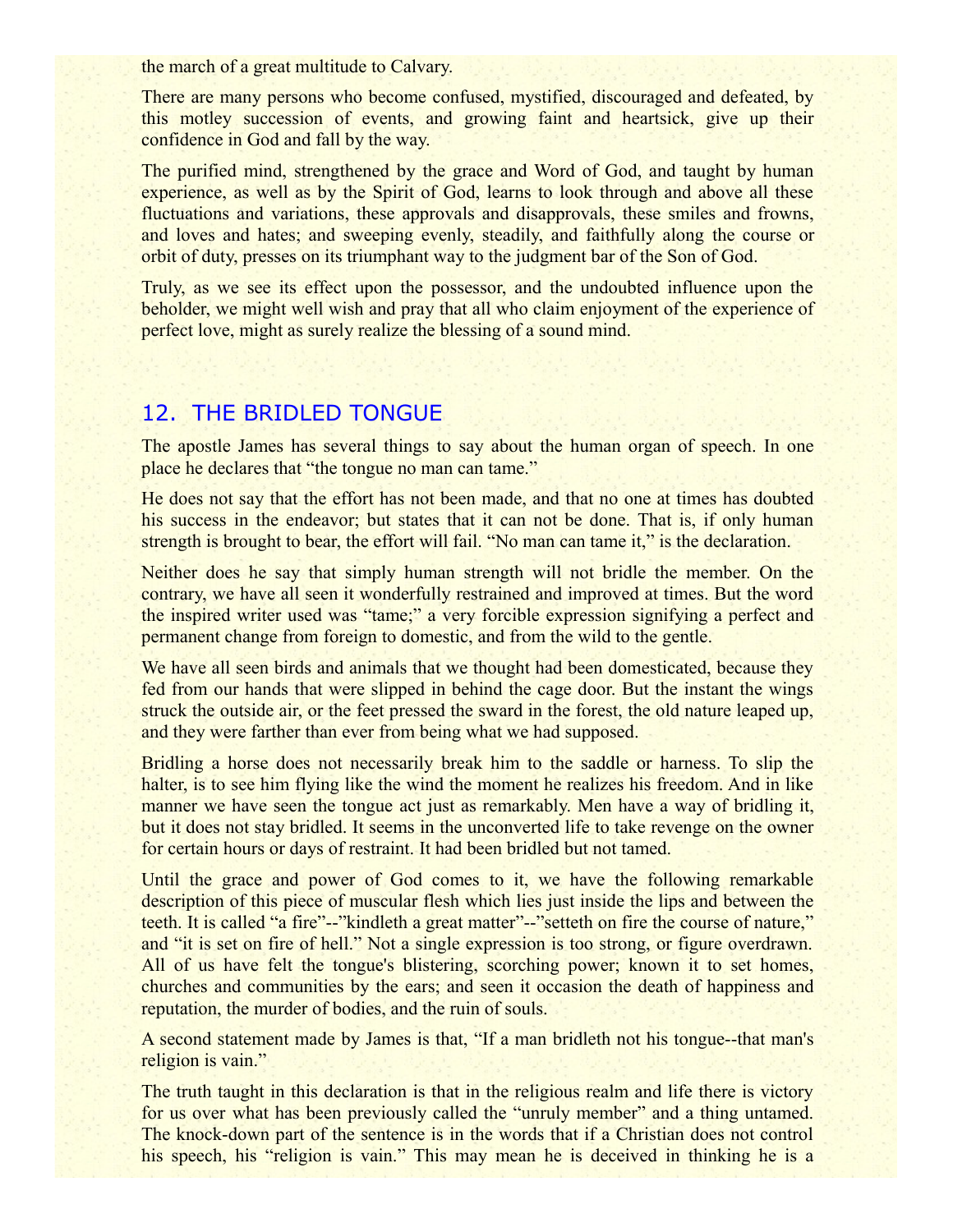the march of a great multitude to Calvary.

There are many persons who become confused, mystified, discouraged and defeated, by this motley succession of events, and growing faint and heartsick, give up their confidence in God and fall by the way.

The purified mind, strengthened by the grace and Word of God, and taught by human experience, as well as by the Spirit of God, learns to look through and above all these fluctuations and variations, these approvals and disapprovals, these smiles and frowns, and loves and hates; and sweeping evenly, steadily, and faithfully along the course or orbit of duty, presses on its triumphant way to the judgment bar of the Son of God.

Truly, as we see its effect upon the possessor, and the undoubted influence upon the beholder, we might well wish and pray that all who claim enjoyment of the experience of perfect love, might as surely realize the blessing of a sound mind.

## 12. THE BRIDLED TONGUE

The apostle James has several things to say about the human organ of speech. In one place he declares that "the tongue no man can tame."

He does not say that the effort has not been made, and that no one at times has doubted his success in the endeavor; but states that it can not be done. That is, if only human strength is brought to bear, the effort will fail. "No man can tame it," is the declaration.

Neither does he say that simply human strength will not bridle the member. On the contrary, we have all seen it wonderfully restrained and improved at times. But the word the inspired writer used was "tame;" a very forcible expression signifying a perfect and permanent change from foreign to domestic, and from the wild to the gentle.

We have all seen birds and animals that we thought had been domesticated, because they fed from our hands that were slipped in behind the cage door. But the instant the wings struck the outside air, or the feet pressed the sward in the forest, the old nature leaped up, and they were farther than ever from being what we had supposed.

Bridling a horse does not necessarily break him to the saddle or harness. To slip the halter, is to see him flying like the wind the moment he realizes his freedom. And in like manner we have seen the tongue act just as remarkably. Men have a way of bridling it, but it does not stay bridled. It seems in the unconverted life to take revenge on the owner for certain hours or days of restraint. It had been bridled but not tamed.

Until the grace and power of God comes to it, we have the following remarkable description of this piece of muscular flesh which lies just inside the lips and between the teeth. It is called "a fire"--"kindleth a great matter"--"setteth on fire the course of nature," and "it is set on fire of hell." Not a single expression is too strong, or figure overdrawn. All of us have felt the tongue's blistering, scorching power; known it to set homes, churches and communities by the ears; and seen it occasion the death of happiness and reputation, the murder of bodies, and the ruin of souls.

A second statement made by James is that, "If a man bridleth not his tongue--that man's religion is vain."

The truth taught in this declaration is that in the religious realm and life there is victory for us over what has been previously called the "unruly member" and a thing untamed. The knock-down part of the sentence is in the words that if a Christian does not control his speech, his "religion is vain." This may mean he is deceived in thinking he is a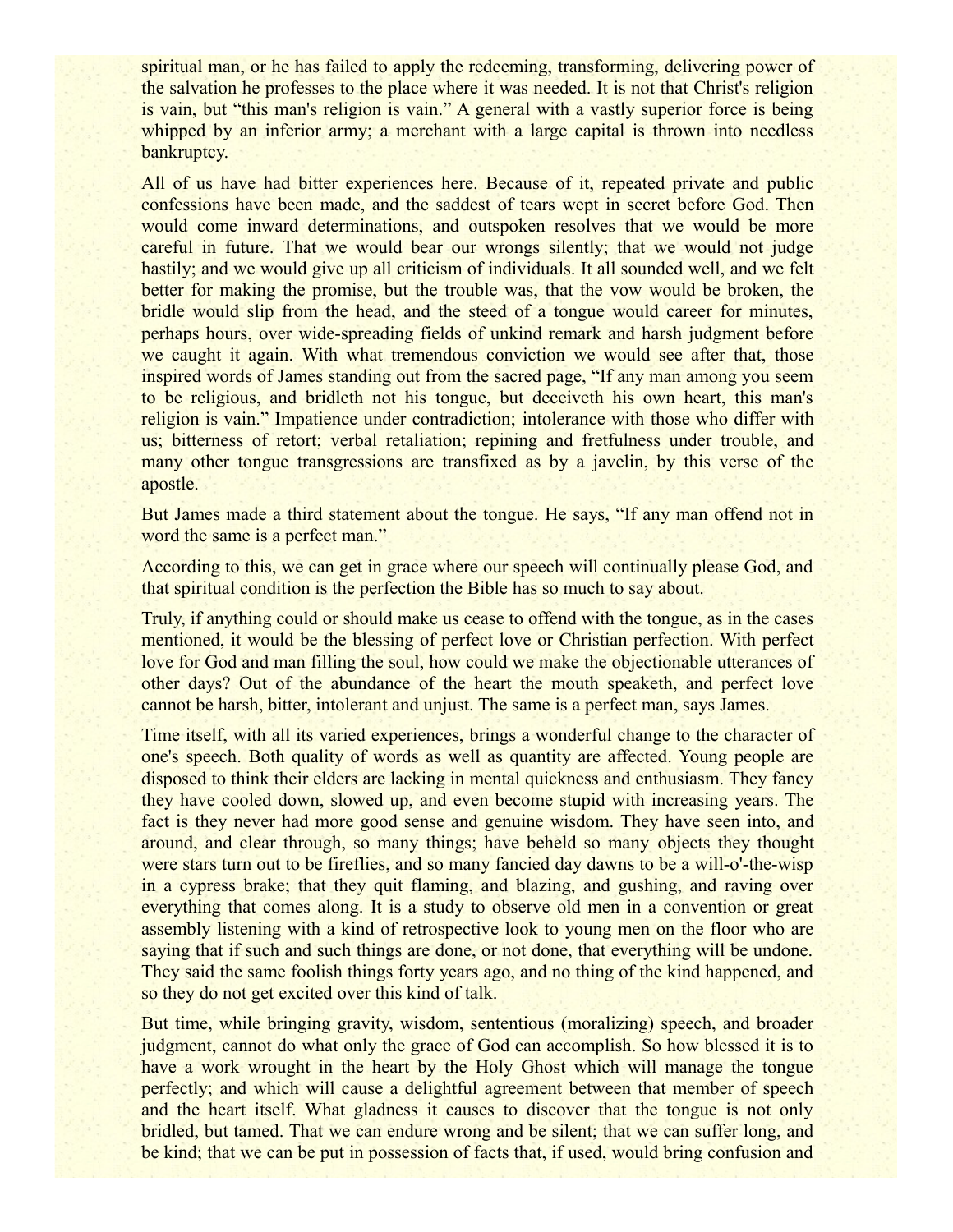spiritual man, or he has failed to apply the redeeming, transforming, delivering power of the salvation he professes to the place where it was needed. It is not that Christ's religion is vain, but "this man's religion is vain." A general with a vastly superior force is being whipped by an inferior army; a merchant with a large capital is thrown into needless bankruptcy.

All of us have had bitter experiences here. Because of it, repeated private and public confessions have been made, and the saddest of tears wept in secret before God. Then would come inward determinations, and outspoken resolves that we would be more careful in future. That we would bear our wrongs silently; that we would not judge hastily; and we would give up all criticism of individuals. It all sounded well, and we felt better for making the promise, but the trouble was, that the vow would be broken, the bridle would slip from the head, and the steed of a tongue would career for minutes, perhaps hours, over wide-spreading fields of unkind remark and harsh judgment before we caught it again. With what tremendous conviction we would see after that, those inspired words of James standing out from the sacred page, "If any man among you seem to be religious, and bridleth not his tongue, but deceiveth his own heart, this man's religion is vain." Impatience under contradiction; intolerance with those who differ with us; bitterness of retort; verbal retaliation; repining and fretfulness under trouble, and many other tongue transgressions are transfixed as by a javelin, by this verse of the apostle.

But James made a third statement about the tongue. He says, "If any man offend not in word the same is a perfect man."

According to this, we can get in grace where our speech will continually please God, and that spiritual condition is the perfection the Bible has so much to say about.

Truly, if anything could or should make us cease to offend with the tongue, as in the cases mentioned, it would be the blessing of perfect love or Christian perfection. With perfect love for God and man filling the soul, how could we make the objectionable utterances of other days? Out of the abundance of the heart the mouth speaketh, and perfect love cannot be harsh, bitter, intolerant and unjust. The same is a perfect man, says James.

Time itself, with all its varied experiences, brings a wonderful change to the character of one's speech. Both quality of words as well as quantity are affected. Young people are disposed to think their elders are lacking in mental quickness and enthusiasm. They fancy they have cooled down, slowed up, and even become stupid with increasing years. The fact is they never had more good sense and genuine wisdom. They have seen into, and around, and clear through, so many things; have beheld so many objects they thought were stars turn out to be fireflies, and so many fancied day dawns to be a will-o'-the-wisp in a cypress brake; that they quit flaming, and blazing, and gushing, and raving over everything that comes along. It is a study to observe old men in a convention or great assembly listening with a kind of retrospective look to young men on the floor who are saying that if such and such things are done, or not done, that everything will be undone. They said the same foolish things forty years ago, and no thing of the kind happened, and so they do not get excited over this kind of talk.

But time, while bringing gravity, wisdom, sententious (moralizing) speech, and broader judgment, cannot do what only the grace of God can accomplish. So how blessed it is to have a work wrought in the heart by the Holy Ghost which will manage the tongue perfectly; and which will cause a delightful agreement between that member of speech and the heart itself. What gladness it causes to discover that the tongue is not only bridled, but tamed. That we can endure wrong and be silent; that we can suffer long, and be kind; that we can be put in possession of facts that, if used, would bring confusion and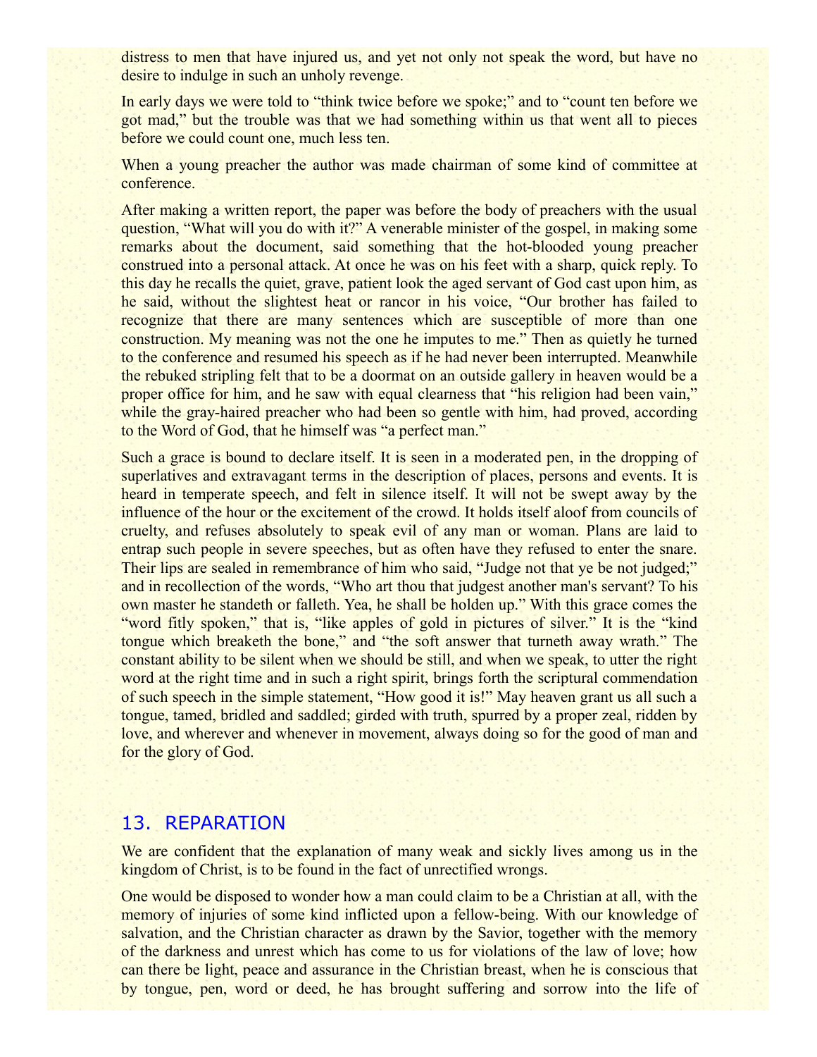distress to men that have injured us, and yet not only not speak the word, but have no desire to indulge in such an unholy revenge.

In early days we were told to "think twice before we spoke;" and to "count ten before we got mad," but the trouble was that we had something within us that went all to pieces before we could count one, much less ten.

When a young preacher the author was made chairman of some kind of committee at conference.

After making a written report, the paper was before the body of preachers with the usual question, "What will you do with it?" A venerable minister of the gospel, in making some remarks about the document, said something that the hot-blooded young preacher construed into a personal attack. At once he was on his feet with a sharp, quick reply. To this day he recalls the quiet, grave, patient look the aged servant of God cast upon him, as he said, without the slightest heat or rancor in his voice, "Our brother has failed to recognize that there are many sentences which are susceptible of more than one construction. My meaning was not the one he imputes to me." Then as quietly he turned to the conference and resumed his speech as if he had never been interrupted. Meanwhile the rebuked stripling felt that to be a doormat on an outside gallery in heaven would be a proper office for him, and he saw with equal clearness that "his religion had been vain," while the gray-haired preacher who had been so gentle with him, had proved, according to the Word of God, that he himself was "a perfect man."

Such a grace is bound to declare itself. It is seen in a moderated pen, in the dropping of superlatives and extravagant terms in the description of places, persons and events. It is heard in temperate speech, and felt in silence itself. It will not be swept away by the influence of the hour or the excitement of the crowd. It holds itself aloof from councils of cruelty, and refuses absolutely to speak evil of any man or woman. Plans are laid to entrap such people in severe speeches, but as often have they refused to enter the snare. Their lips are sealed in remembrance of him who said, "Judge not that ye be not judged;" and in recollection of the words, "Who art thou that judgest another man's servant? To his own master he standeth or falleth. Yea, he shall be holden up." With this grace comes the "word fitly spoken," that is, "like apples of gold in pictures of silver." It is the "kind tongue which breaketh the bone," and "the soft answer that turneth away wrath." The constant ability to be silent when we should be still, and when we speak, to utter the right word at the right time and in such a right spirit, brings forth the scriptural commendation of such speech in the simple statement, "How good it is!" May heaven grant us all such a tongue, tamed, bridled and saddled; girded with truth, spurred by a proper zeal, ridden by love, and wherever and whenever in movement, always doing so for the good of man and for the glory of God.

## 13. REPARATION

We are confident that the explanation of many weak and sickly lives among us in the kingdom of Christ, is to be found in the fact of unrectified wrongs.

One would be disposed to wonder how a man could claim to be a Christian at all, with the memory of injuries of some kind inflicted upon a fellow-being. With our knowledge of salvation, and the Christian character as drawn by the Savior, together with the memory of the darkness and unrest which has come to us for violations of the law of love; how can there be light, peace and assurance in the Christian breast, when he is conscious that by tongue, pen, word or deed, he has brought suffering and sorrow into the life of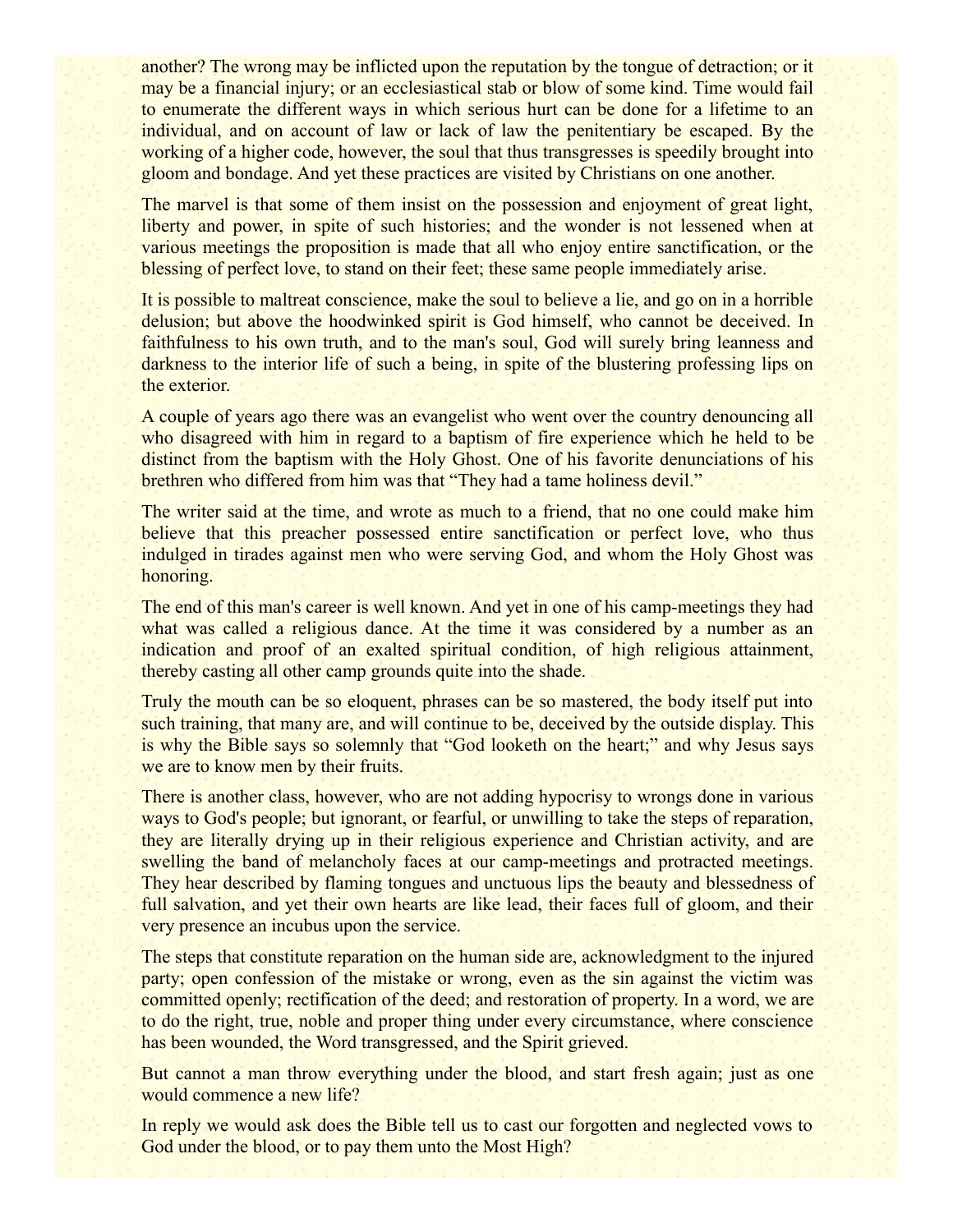another? The wrong may be inflicted upon the reputation by the tongue of detraction; or it may be a financial injury; or an ecclesiastical stab or blow of some kind. Time would fail to enumerate the different ways in which serious hurt can be done for a lifetime to an individual, and on account of law or lack of law the penitentiary be escaped. By the working of a higher code, however, the soul that thus transgresses is speedily brought into gloom and bondage. And yet these practices are visited by Christians on one another.

The marvel is that some of them insist on the possession and enjoyment of great light, liberty and power, in spite of such histories; and the wonder is not lessened when at various meetings the proposition is made that all who enjoy entire sanctification, or the blessing of perfect love, to stand on their feet; these same people immediately arise.

It is possible to maltreat conscience, make the soul to believe a lie, and go on in a horrible delusion; but above the hoodwinked spirit is God himself, who cannot be deceived. In faithfulness to his own truth, and to the man's soul, God will surely bring leanness and darkness to the interior life of such a being, in spite of the blustering professing lips on the exterior.

A couple of years ago there was an evangelist who went over the country denouncing all who disagreed with him in regard to a baptism of fire experience which he held to be distinct from the baptism with the Holy Ghost. One of his favorite denunciations of his brethren who differed from him was that "They had a tame holiness devil."

The writer said at the time, and wrote as much to a friend, that no one could make him believe that this preacher possessed entire sanctification or perfect love, who thus indulged in tirades against men who were serving God, and whom the Holy Ghost was honoring.

The end of this man's career is well known. And yet in one of his camp-meetings they had what was called a religious dance. At the time it was considered by a number as an indication and proof of an exalted spiritual condition, of high religious attainment, thereby casting all other camp grounds quite into the shade.

Truly the mouth can be so eloquent, phrases can be so mastered, the body itself put into such training, that many are, and will continue to be, deceived by the outside display. This is why the Bible says so solemnly that "God looketh on the heart;" and why Jesus says we are to know men by their fruits.

There is another class, however, who are not adding hypocrisy to wrongs done in various ways to God's people; but ignorant, or fearful, or unwilling to take the steps of reparation, they are literally drying up in their religious experience and Christian activity, and are swelling the band of melancholy faces at our camp-meetings and protracted meetings. They hear described by flaming tongues and unctuous lips the beauty and blessedness of full salvation, and yet their own hearts are like lead, their faces full of gloom, and their very presence an incubus upon the service.

The steps that constitute reparation on the human side are, acknowledgment to the injured party; open confession of the mistake or wrong, even as the sin against the victim was committed openly; rectification of the deed; and restoration of property. In a word, we are to do the right, true, noble and proper thing under every circumstance, where conscience has been wounded, the Word transgressed, and the Spirit grieved.

But cannot a man throw everything under the blood, and start fresh again; just as one would commence a new life?

In reply we would ask does the Bible tell us to cast our forgotten and neglected vows to God under the blood, or to pay them unto the Most High?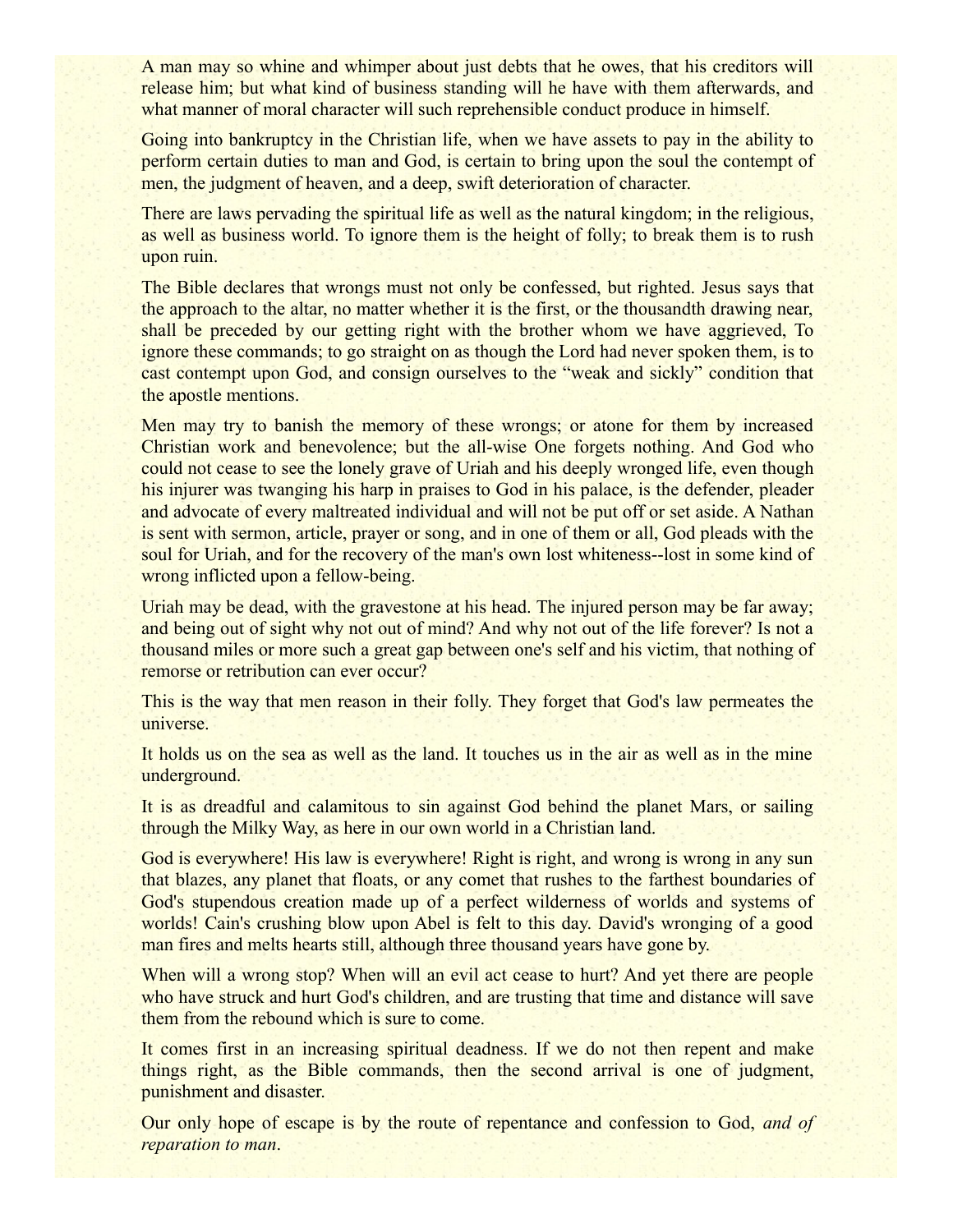A man may so whine and whimper about just debts that he owes, that his creditors will release him; but what kind of business standing will he have with them afterwards, and what manner of moral character will such reprehensible conduct produce in himself.

Going into bankruptcy in the Christian life, when we have assets to pay in the ability to perform certain duties to man and God, is certain to bring upon the soul the contempt of men, the judgment of heaven, and a deep, swift deterioration of character.

There are laws pervading the spiritual life as well as the natural kingdom; in the religious, as well as business world. To ignore them is the height of folly; to break them is to rush upon ruin.

The Bible declares that wrongs must not only be confessed, but righted. Jesus says that the approach to the altar, no matter whether it is the first, or the thousandth drawing near, shall be preceded by our getting right with the brother whom we have aggrieved, To ignore these commands; to go straight on as though the Lord had never spoken them, is to cast contempt upon God, and consign ourselves to the "weak and sickly" condition that the apostle mentions.

Men may try to banish the memory of these wrongs; or atone for them by increased Christian work and benevolence; but the all-wise One forgets nothing. And God who could not cease to see the lonely grave of Uriah and his deeply wronged life, even though his injurer was twanging his harp in praises to God in his palace, is the defender, pleader and advocate of every maltreated individual and will not be put off or set aside. A Nathan is sent with sermon, article, prayer or song, and in one of them or all, God pleads with the soul for Uriah, and for the recovery of the man's own lost whiteness--lost in some kind of wrong inflicted upon a fellow-being.

Uriah may be dead, with the gravestone at his head. The injured person may be far away; and being out of sight why not out of mind? And why not out of the life forever? Is not a thousand miles or more such a great gap between one's self and his victim, that nothing of remorse or retribution can ever occur?

This is the way that men reason in their folly. They forget that God's law permeates the universe.

It holds us on the sea as well as the land. It touches us in the air as well as in the mine underground.

It is as dreadful and calamitous to sin against God behind the planet Mars, or sailing through the Milky Way, as here in our own world in a Christian land.

God is everywhere! His law is everywhere! Right is right, and wrong is wrong in any sun that blazes, any planet that floats, or any comet that rushes to the farthest boundaries of God's stupendous creation made up of a perfect wilderness of worlds and systems of worlds! Cain's crushing blow upon Abel is felt to this day. David's wronging of a good man fires and melts hearts still, although three thousand years have gone by.

When will a wrong stop? When will an evil act cease to hurt? And yet there are people who have struck and hurt God's children, and are trusting that time and distance will save them from the rebound which is sure to come.

It comes first in an increasing spiritual deadness. If we do not then repent and make things right, as the Bible commands, then the second arrival is one of judgment, punishment and disaster.

Our only hope of escape is by the route of repentance and confession to God, *and of reparation to man*.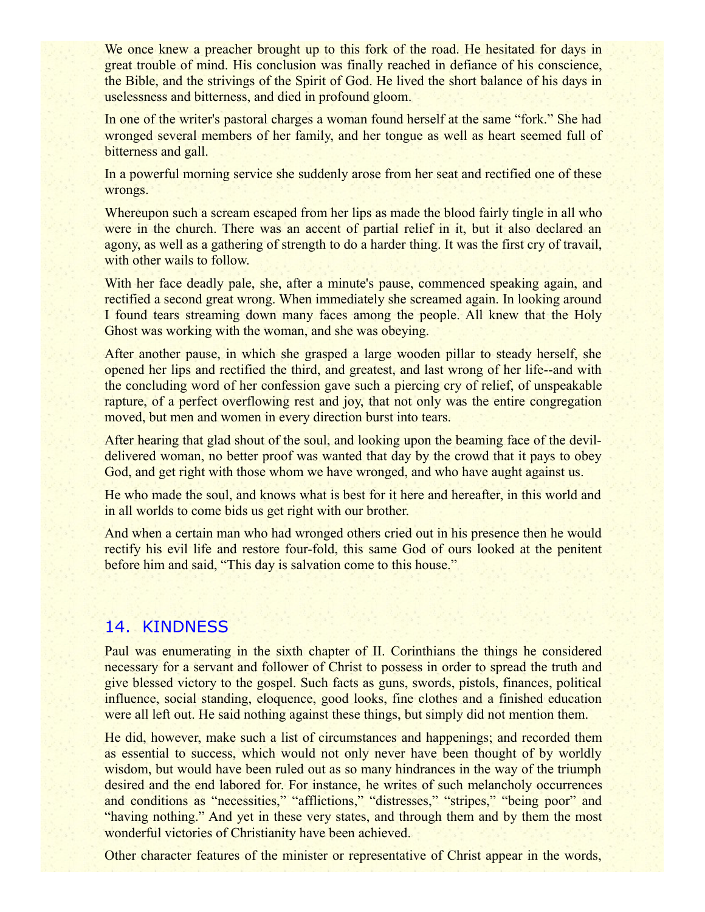We once knew a preacher brought up to this fork of the road. He hesitated for days in great trouble of mind. His conclusion was finally reached in defiance of his conscience, the Bible, and the strivings of the Spirit of God. He lived the short balance of his days in uselessness and bitterness, and died in profound gloom.

In one of the writer's pastoral charges a woman found herself at the same "fork." She had wronged several members of her family, and her tongue as well as heart seemed full of bitterness and gall.

In a powerful morning service she suddenly arose from her seat and rectified one of these wrongs.

Whereupon such a scream escaped from her lips as made the blood fairly tingle in all who were in the church. There was an accent of partial relief in it, but it also declared an agony, as well as a gathering of strength to do a harder thing. It was the first cry of travail, with other wails to follow.

With her face deadly pale, she, after a minute's pause, commenced speaking again, and rectified a second great wrong. When immediately she screamed again. In looking around I found tears streaming down many faces among the people. All knew that the Holy Ghost was working with the woman, and she was obeying.

After another pause, in which she grasped a large wooden pillar to steady herself, she opened her lips and rectified the third, and greatest, and last wrong of her life--and with the concluding word of her confession gave such a piercing cry of relief, of unspeakable rapture, of a perfect overflowing rest and joy, that not only was the entire congregation moved, but men and women in every direction burst into tears.

After hearing that glad shout of the soul, and looking upon the beaming face of the devil-delivered woman, no better proof was wanted that day by the crowd that it pays to obey God, and get right with those whom we have wronged, and who have aught against us.

He who made the soul, and knows what is best for it here and hereafter, in this world and in all worlds to come bids us get right with our brother.

And when a certain man who had wronged others cried out in his presence then he would rectify his evil life and restore four-fold, this same God of ours looked at the penitent before him and said, "This day is salvation come to this house."

## 14. KINDNESS

Paul was enumerating in the sixth chapter of II. Corinthians the things he considered necessary for a servant and follower of Christ to possess in order to spread the truth and give blessed victory to the gospel. Such facts as guns, swords, pistols, finances, political influence, social standing, eloquence, good looks, fine clothes and a finished education were all left out. He said nothing against these things, but simply did not mention them.

He did, however, make such a list of circumstances and happenings; and recorded them as essential to success, which would not only never have been thought of by worldly wisdom, but would have been ruled out as so many hindrances in the way of the triumph desired and the end labored for. For instance, he writes of such melancholy occurrences and conditions as "necessities," "afflictions," "distresses," "stripes," "being poor" and "having nothing." And yet in these very states, and through them and by them the most wonderful victories of Christianity have been achieved.

Other character features of the minister or representative of Christ appear in the words,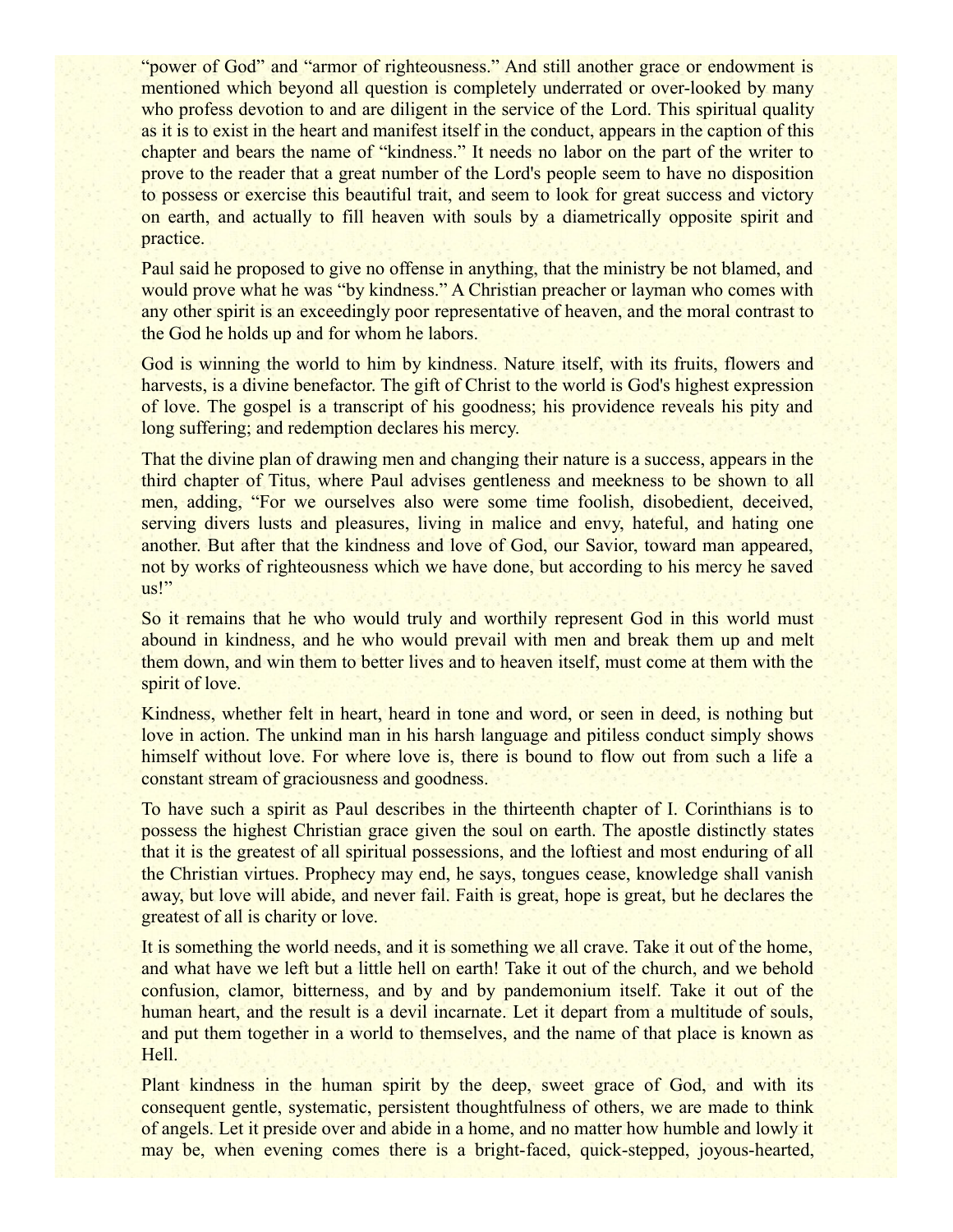"power of God" and "armor of righteousness." And still another grace or endowment is mentioned which beyond all question is completely underrated or over-looked by many who profess devotion to and are diligent in the service of the Lord. This spiritual quality as it is to exist in the heart and manifest itself in the conduct, appears in the caption of this chapter and bears the name of "kindness." It needs no labor on the part of the writer to prove to the reader that a great number of the Lord's people seem to have no disposition to possess or exercise this beautiful trait, and seem to look for great success and victory on earth, and actually to fill heaven with souls by a diametrically opposite spirit and practice.

Paul said he proposed to give no offense in anything, that the ministry be not blamed, and would prove what he was "by kindness." A Christian preacher or layman who comes with any other spirit is an exceedingly poor representative of heaven, and the moral contrast to the God he holds up and for whom he labors.

God is winning the world to him by kindness. Nature itself, with its fruits, flowers and harvests, is a divine benefactor. The gift of Christ to the world is God's highest expression of love. The gospel is a transcript of his goodness; his providence reveals his pity and long suffering; and redemption declares his mercy.

That the divine plan of drawing men and changing their nature is a success, appears in the third chapter of Titus, where Paul advises gentleness and meekness to be shown to all men, adding, "For we ourselves also were some time foolish, disobedient, deceived, serving divers lusts and pleasures, living in malice and envy, hateful, and hating one another. But after that the kindness and love of God, our Savior, toward man appeared, not by works of righteousness which we have done, but according to his mercy he saved us!"

So it remains that he who would truly and worthily represent God in this world must abound in kindness, and he who would prevail with men and break them up and melt them down, and win them to better lives and to heaven itself, must come at them with the spirit of love.

Kindness, whether felt in heart, heard in tone and word, or seen in deed, is nothing but love in action. The unkind man in his harsh language and pitiless conduct simply shows himself without love. For where love is, there is bound to flow out from such a life a constant stream of graciousness and goodness.

To have such a spirit as Paul describes in the thirteenth chapter of I. Corinthians is to possess the highest Christian grace given the soul on earth. The apostle distinctly states that it is the greatest of all spiritual possessions, and the loftiest and most enduring of all the Christian virtues. Prophecy may end, he says, tongues cease, knowledge shall vanish away, but love will abide, and never fail. Faith is great, hope is great, but he declares the greatest of all is charity or love.

It is something the world needs, and it is something we all crave. Take it out of the home, and what have we left but a little hell on earth! Take it out of the church, and we behold confusion, clamor, bitterness, and by and by pandemonium itself. Take it out of the human heart, and the result is a devil incarnate. Let it depart from a multitude of souls, and put them together in a world to themselves, and the name of that place is known as Hell.

Plant kindness in the human spirit by the deep, sweet grace of God, and with its consequent gentle, systematic, persistent thoughtfulness of others, we are made to think of angels. Let it preside over and abide in a home, and no matter how humble and lowly it may be, when evening comes there is a bright-faced, quick-stepped, joyous-hearted,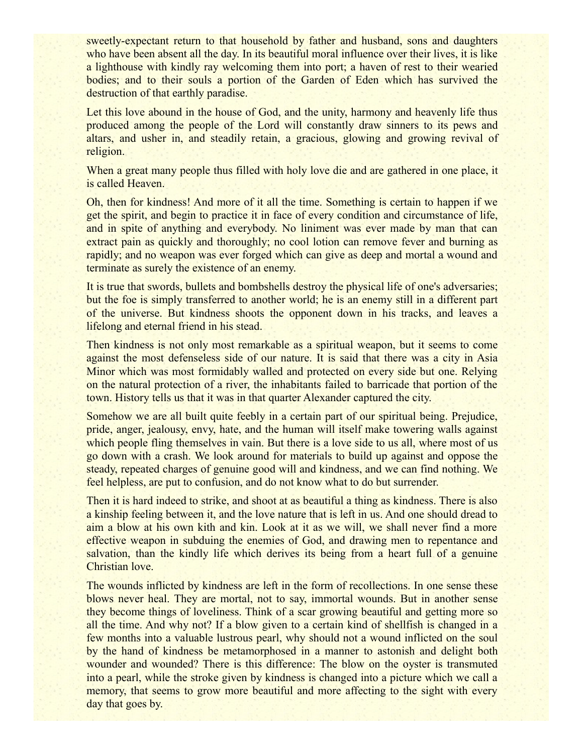sweetly-expectant return to that household by father and husband, sons and daughters who have been absent all the day. In its beautiful moral influence over their lives, it is like a lighthouse with kindly ray welcoming them into port; a haven of rest to their wearied bodies; and to their souls a portion of the Garden of Eden which has survived the destruction of that earthly paradise.

Let this love abound in the house of God, and the unity, harmony and heavenly life thus produced among the people of the Lord will constantly draw sinners to its pews and altars, and usher in, and steadily retain, a gracious, glowing and growing revival of religion.

When a great many people thus filled with holy love die and are gathered in one place, it is called Heaven.

Oh, then for kindness! And more of it all the time. Something is certain to happen if we get the spirit, and begin to practice it in face of every condition and circumstance of life, and in spite of anything and everybody. No liniment was ever made by man that can extract pain as quickly and thoroughly; no cool lotion can remove fever and burning as rapidly; and no weapon was ever forged which can give as deep and mortal a wound and terminate as surely the existence of an enemy.

It is true that swords, bullets and bombshells destroy the physical life of one's adversaries; but the foe is simply transferred to another world; he is an enemy still in a different part of the universe. But kindness shoots the opponent down in his tracks, and leaves a lifelong and eternal friend in his stead.

Then kindness is not only most remarkable as a spiritual weapon, but it seems to come against the most defenseless side of our nature. It is said that there was a city in Asia Minor which was most formidably walled and protected on every side but one. Relying on the natural protection of a river, the inhabitants failed to barricade that portion of the town. History tells us that it was in that quarter Alexander captured the city.

Somehow we are all built quite feebly in a certain part of our spiritual being. Prejudice, pride, anger, jealousy, envy, hate, and the human will itself make towering walls against which people fling themselves in vain. But there is a love side to us all, where most of us go down with a crash. We look around for materials to build up against and oppose the steady, repeated charges of genuine good will and kindness, and we can find nothing. We feel helpless, are put to confusion, and do not know what to do but surrender.

Then it is hard indeed to strike, and shoot at as beautiful a thing as kindness. There is also a kinship feeling between it, and the love nature that is left in us. And one should dread to aim a blow at his own kith and kin. Look at it as we will, we shall never find a more effective weapon in subduing the enemies of God, and drawing men to repentance and salvation, than the kindly life which derives its being from a heart full of a genuine Christian love.

The wounds inflicted by kindness are left in the form of recollections. In one sense these blows never heal. They are mortal, not to say, immortal wounds. But in another sense they become things of loveliness. Think of a scar growing beautiful and getting more so all the time. And why not? If a blow given to a certain kind of shellfish is changed in a few months into a valuable lustrous pearl, why should not a wound inflicted on the soul by the hand of kindness be metamorphosed in a manner to astonish and delight both wounder and wounded? There is this difference: The blow on the oyster is transmuted into a pearl, while the stroke given by kindness is changed into a picture which we call a memory, that seems to grow more beautiful and more affecting to the sight with every day that goes by.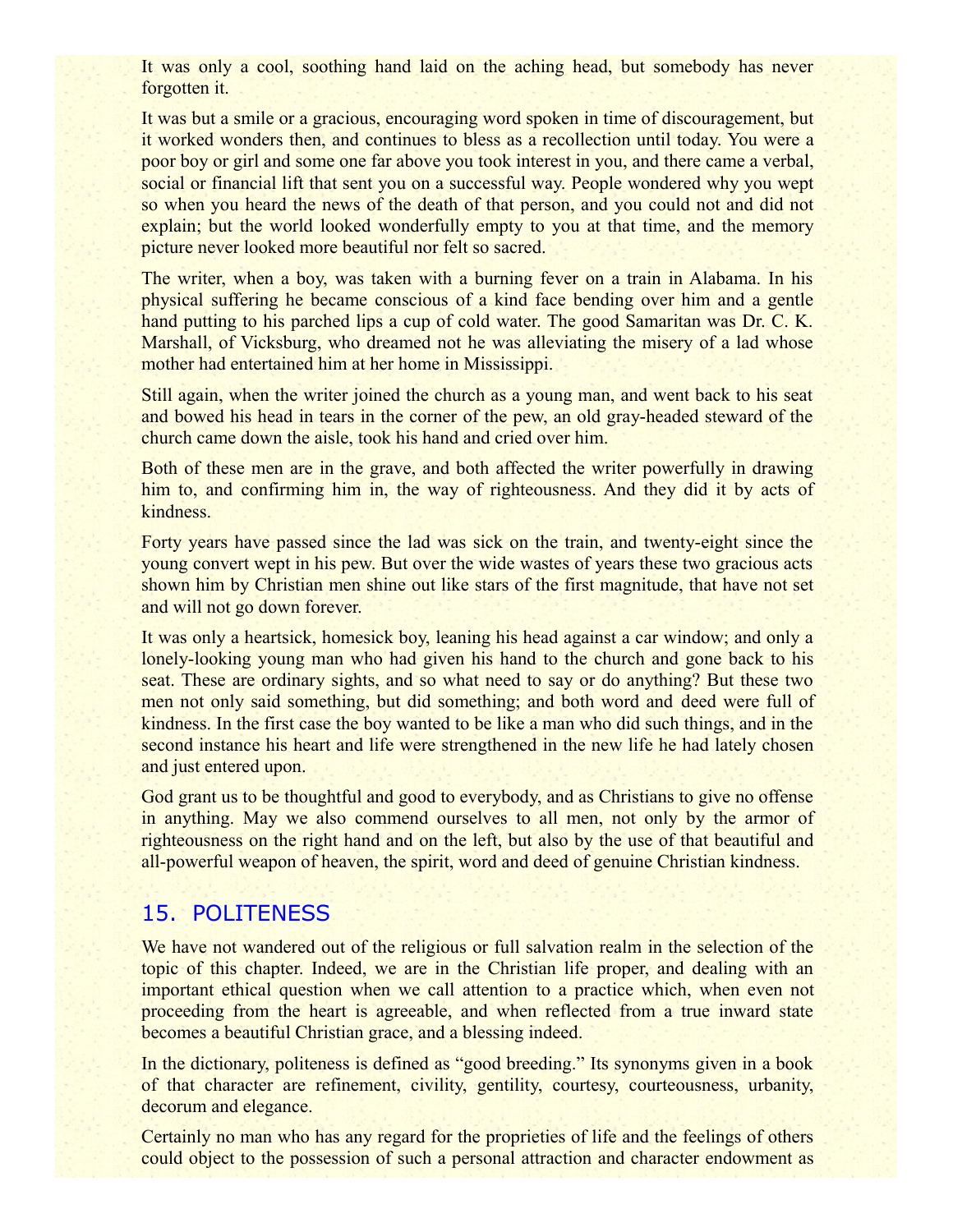It was only a cool, soothing hand laid on the aching head, but somebody has never forgotten it.

It was but a smile or a gracious, encouraging word spoken in time of discouragement, but it worked wonders then, and continues to bless as a recollection until today. You were a poor boy or girl and some one far above you took interest in you, and there came a verbal, social or financial lift that sent you on a successful way. People wondered why you wept so when you heard the news of the death of that person, and you could not and did not explain; but the world looked wonderfully empty to you at that time, and the memory picture never looked more beautiful nor felt so sacred.

The writer, when a boy, was taken with a burning fever on a train in Alabama. In his physical suffering he became conscious of a kind face bending over him and a gentle hand putting to his parched lips a cup of cold water. The good Samaritan was Dr. C. K. Marshall, of Vicksburg, who dreamed not he was alleviating the misery of a lad whose mother had entertained him at her home in Mississippi.

Still again, when the writer joined the church as a young man, and went back to his seat and bowed his head in tears in the corner of the pew, an old gray-headed steward of the church came down the aisle, took his hand and cried over him.

Both of these men are in the grave, and both affected the writer powerfully in drawing him to, and confirming him in, the way of righteousness. And they did it by acts of kindness.

Forty years have passed since the lad was sick on the train, and twenty-eight since the young convert wept in his pew. But over the wide wastes of years these two gracious acts shown him by Christian men shine out like stars of the first magnitude, that have not set and will not go down forever.

It was only a heartsick, homesick boy, leaning his head against a car window; and only a lonely-looking young man who had given his hand to the church and gone back to his seat. These are ordinary sights, and so what need to say or do anything? But these two men not only said something, but did something; and both word and deed were full of kindness. In the first case the boy wanted to be like a man who did such things, and in the second instance his heart and life were strengthened in the new life he had lately chosen and just entered upon.

God grant us to be thoughtful and good to everybody, and as Christians to give no offense in anything. May we also commend ourselves to all men, not only by the armor of righteousness on the right hand and on the left, but also by the use of that beautiful and all-powerful weapon of heaven, the spirit, word and deed of genuine Christian kindness.

## 15. POLITENESS

We have not wandered out of the religious or full salvation realm in the selection of the topic of this chapter. Indeed, we are in the Christian life proper, and dealing with an important ethical question when we call attention to a practice which, when even not proceeding from the heart is agreeable, and when reflected from a true inward state becomes a beautiful Christian grace, and a blessing indeed.

In the dictionary, politeness is defined as "good breeding." Its synonyms given in a book of that character are refinement, civility, gentility, courtesy, courteousness, urbanity, decorum and elegance.

Certainly no man who has any regard for the proprieties of life and the feelings of others could object to the possession of such a personal attraction and character endowment as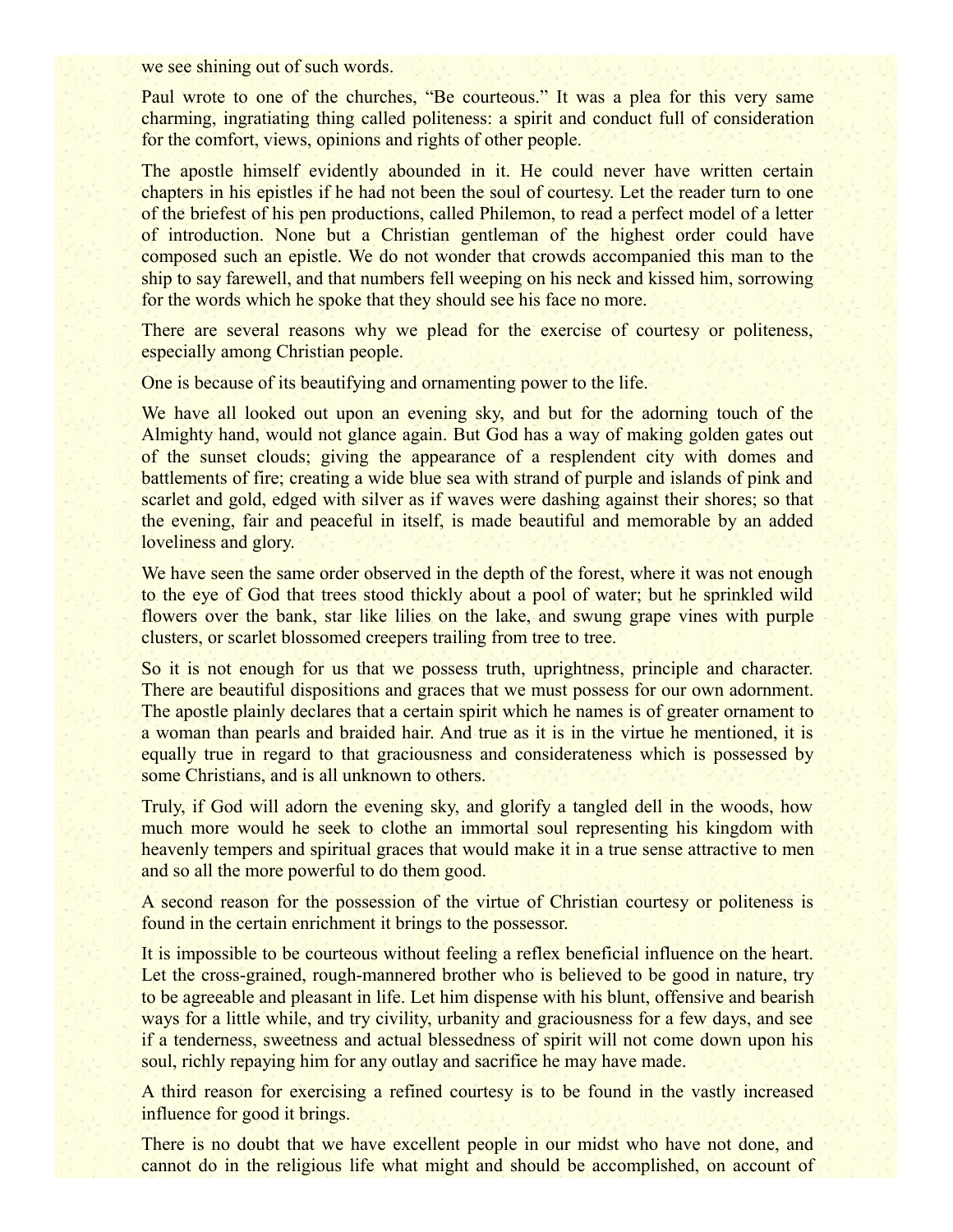we see shining out of such words.

Paul wrote to one of the churches, “Be courteous.” It was a plea for this very same charming, ingratiating thing called politeness: a spirit and conduct full of consideration for the comfort, views, opinions and rights of other people.

The apostle himself evidently abounded in it. He could never have written certain chapters in his epistles if he had not been the soul of courtesy. Let the reader turn to one of the briefest of his pen productions, called Philemon, to read a perfect model of a letter of introduction. None but a Christian gentleman of the highest order could have composed such an epistle. We do not wonder that crowds accompanied this man to the ship to say farewell, and that numbers fell weeping on his neck and kissed him, sorrowing for the words which he spoke that they should see his face no more.

There are several reasons why we plead for the exercise of courtesy or politeness, especially among Christian people.

One is because of its beautifying and ornamenting power to the life.

We have all looked out upon an evening sky, and but for the adorning touch of the Almighty hand, would not glance again. But God has a way of making golden gates out of the sunset clouds; giving the appearance of a resplendent city with domes and battlements of fire; creating a wide blue sea with strand of purple and islands of pink and scarlet and gold, edged with silver as if waves were dashing against their shores; so that the evening, fair and peaceful in itself, is made beautiful and memorable by an added loveliness and glory.

We have seen the same order observed in the depth of the forest, where it was not enough to the eye of God that trees stood thickly about a pool of water; but he sprinkled wild flowers over the bank, star like lilies on the lake, and swung grape vines with purple clusters, or scarlet blossomed creepers trailing from tree to tree.

So it is not enough for us that we possess truth, uprightness, principle and character. There are beautiful dispositions and graces that we must possess for our own adornment. The apostle plainly declares that a certain spirit which he names is of greater ornament to a woman than pearls and braided hair. And true as it is in the virtue he mentioned, it is equally true in regard to that graciousness and considerateness which is possessed by some Christians, and is all unknown to others.

Truly, if God will adorn the evening sky, and glorify a tangled dell in the woods, how much more would he seek to clothe an immortal soul representing his kingdom with heavenly tempers and spiritual graces that would make it in a true sense attractive to men and so all the more powerful to do them good.

A second reason for the possession of the virtue of Christian courtesy or politeness is found in the certain enrichment it brings to the possessor.

It is impossible to be courteous without feeling a reflex beneficial influence on the heart. Let the cross-grained, rough-mannered brother who is believed to be good in nature, try to be agreeable and pleasant in life. Let him dispense with his blunt, offensive and bearish ways for a little while, and try civility, urbanity and graciousness for a few days, and see if a tenderness, sweetness and actual blessedness of spirit will not come down upon his soul, richly repaying him for any outlay and sacrifice he may have made.

A third reason for exercising a refined courtesy is to be found in the vastly increased influence for good it brings.

There is no doubt that we have excellent people in our midst who have not done, and cannot do in the religious life what might and should be accomplished, on account of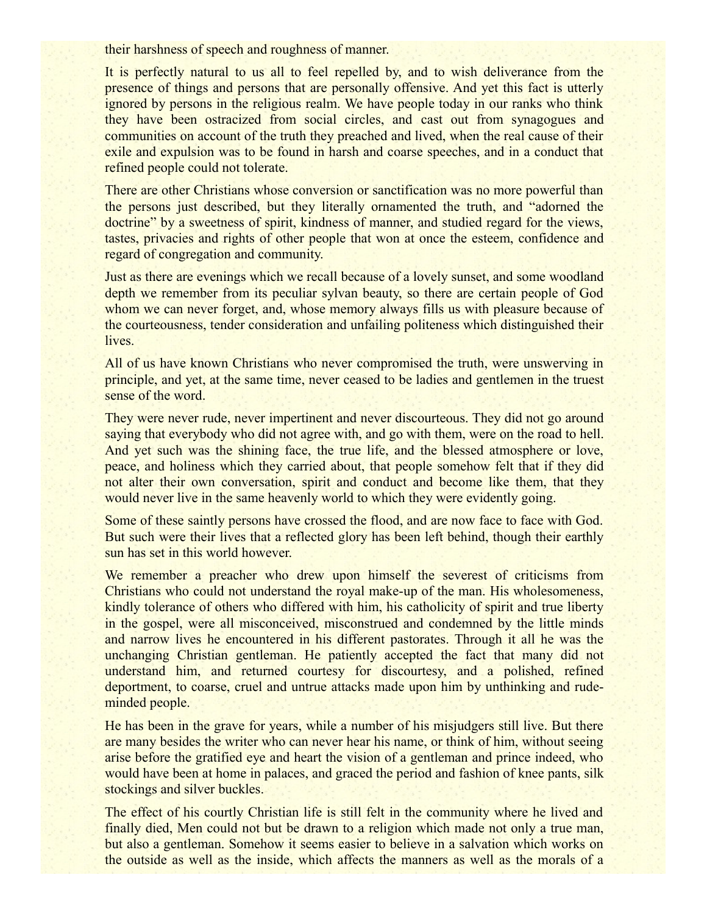their harshness of speech and roughness of manner.

It is perfectly natural to us all to feel repelled by, and to wish deliverance from the presence of things and persons that are personally offensive. And yet this fact is utterly ignored by persons in the religious realm. We have people today in our ranks who think they have been ostracized from social circles, and cast out from synagogues and communities on account of the truth they preached and lived, when the real cause of their exile and expulsion was to be found in harsh and coarse speeches, and in a conduct that refined people could not tolerate.

There are other Christians whose conversion or sanctification was no more powerful than the persons just described, but they literally ornamented the truth, and "adorned the doctrine" by a sweetness of spirit, kindness of manner, and studied regard for the views, tastes, privacies and rights of other people that won at once the esteem, confidence and regard of congregation and community.

Just as there are evenings which we recall because of a lovely sunset, and some woodland depth we remember from its peculiar sylvan beauty, so there are certain people of God whom we can never forget, and, whose memory always fills us with pleasure because of the courteousness, tender consideration and unfailing politeness which distinguished their lives.

All of us have known Christians who never compromised the truth, were unswerving in principle, and yet, at the same time, never ceased to be ladies and gentlemen in the truest sense of the word.

They were never rude, never impertinent and never discourteous. They did not go around saying that everybody who did not agree with, and go with them, were on the road to hell. And yet such was the shining face, the true life, and the blessed atmosphere or love, peace, and holiness which they carried about, that people somehow felt that if they did not alter their own conversation, spirit and conduct and become like them, that they would never live in the same heavenly world to which they were evidently going.

Some of these saintly persons have crossed the flood, and are now face to face with God. But such were their lives that a reflected glory has been left behind, though their earthly sun has set in this world however.

We remember a preacher who drew upon himself the severest of criticisms from Christians who could not understand the royal make-up of the man. His wholesomeness, kindly tolerance of others who differed with him, his catholicity of spirit and true liberty in the gospel, were all misconceived, misconstrued and condemned by the little minds and narrow lives he encountered in his different pastorates. Through it all he was the unchanging Christian gentleman. He patiently accepted the fact that many did not understand him, and returned courtesy for discourtesy, and a polished, refined deportment, to coarse, cruel and untrue attacks made upon him by unthinking and rude-minded people.

He has been in the grave for years, while a number of his misjudgers still live. But there are many besides the writer who can never hear his name, or think of him, without seeing arise before the gratified eye and heart the vision of a gentleman and prince indeed, who would have been at home in palaces, and graced the period and fashion of knee pants, silk stockings and silver buckles.

The effect of his courtly Christian life is still felt in the community where he lived and finally died, Men could not but be drawn to a religion which made not only a true man, but also a gentleman. Somehow it seems easier to believe in a salvation which works on the outside as well as the inside, which affects the manners as well as the morals of a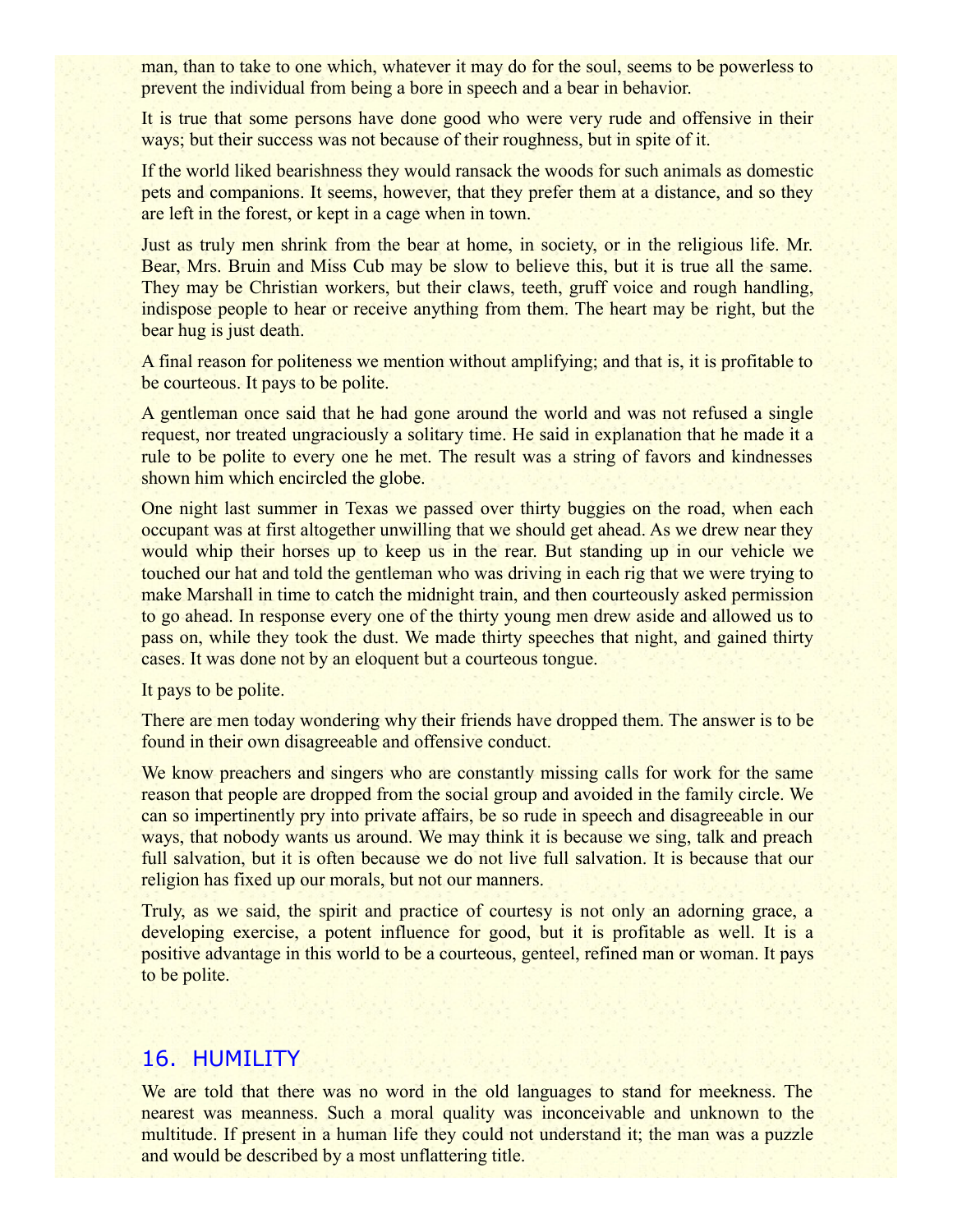man, than to take to one which, whatever it may do for the soul, seems to be powerless to prevent the individual from being a bore in speech and a bear in behavior.

It is true that some persons have done good who were very rude and offensive in their ways; but their success was not because of their roughness, but in spite of it.

If the world liked bearishness they would ransack the woods for such animals as domestic pets and companions. It seems, however, that they prefer them at a distance, and so they are left in the forest, or kept in a cage when in town.

Just as truly men shrink from the bear at home, in society, or in the religious life. Mr. Bear, Mrs. Bruin and Miss Cub may be slow to believe this, but it is true all the same. They may be Christian workers, but their claws, teeth, gruff voice and rough handling, indispose people to hear or receive anything from them. The heart may be right, but the bear hug is just death.

A final reason for politeness we mention without amplifying; and that is, it is profitable to be courteous. It pays to be polite.

A gentleman once said that he had gone around the world and was not refused a single request, nor treated ungraciously a solitary time. He said in explanation that he made it a rule to be polite to every one he met. The result was a string of favors and kindnesses shown him which encircled the globe.

One night last summer in Texas we passed over thirty buggies on the road, when each occupant was at first altogether unwilling that we should get ahead. As we drew near they would whip their horses up to keep us in the rear. But standing up in our vehicle we touched our hat and told the gentleman who was driving in each rig that we were trying to make Marshall in time to catch the midnight train, and then courteously asked permission to go ahead. In response every one of the thirty young men drew aside and allowed us to pass on, while they took the dust. We made thirty speeches that night, and gained thirty cases. It was done not by an eloquent but a courteous tongue.

It pays to be polite.

There are men today wondering why their friends have dropped them. The answer is to be found in their own disagreeable and offensive conduct.

We know preachers and singers who are constantly missing calls for work for the same reason that people are dropped from the social group and avoided in the family circle. We can so impertinently pry into private affairs, be so rude in speech and disagreeable in our ways, that nobody wants us around. We may think it is because we sing, talk and preach full salvation, but it is often because we do not live full salvation. It is because that our religion has fixed up our morals, but not our manners.

Truly, as we said, the spirit and practice of courtesy is not only an adorning grace, a developing exercise, a potent influence for good, but it is profitable as well. It is a positive advantage in this world to be a courteous, genteel, refined man or woman. It pays to be polite.

## 16. HUMILITY

We are told that there was no word in the old languages to stand for meekness. The nearest was meanness. Such a moral quality was inconceivable and unknown to the multitude. If present in a human life they could not understand it; the man was a puzzle and would be described by a most unflattering title.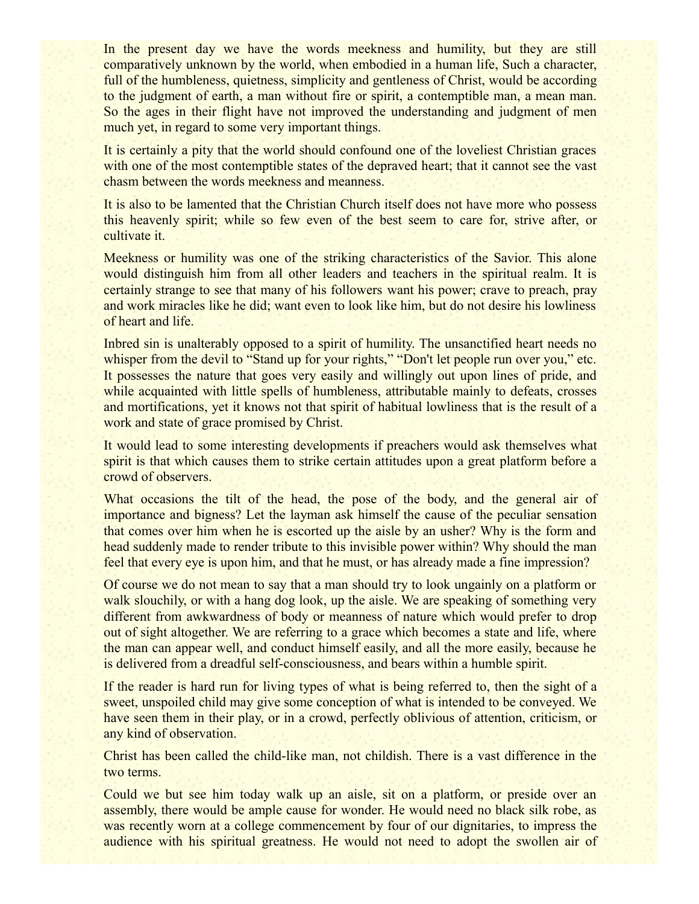In the present day we have the words meekness and humility, but they are still comparatively unknown by the world, when embodied in a human life, Such a character, full of the humbleness, quietness, simplicity and gentleness of Christ, would be according to the judgment of earth, a man without fire or spirit, a contemptible man, a mean man. So the ages in their flight have not improved the understanding and judgment of men much yet, in regard to some very important things.

It is certainly a pity that the world should confound one of the loveliest Christian graces with one of the most contemptible states of the depraved heart; that it cannot see the vast chasm between the words meekness and meanness.

It is also to be lamented that the Christian Church itself does not have more who possess this heavenly spirit; while so few even of the best seem to care for, strive after, or cultivate it.

Meekness or humility was one of the striking characteristics of the Savior. This alone would distinguish him from all other leaders and teachers in the spiritual realm. It is certainly strange to see that many of his followers want his power; crave to preach, pray and work miracles like he did; want even to look like him, but do not desire his lowliness of heart and life.

Inbred sin is unalterably opposed to a spirit of humility. The unsanctified heart needs no whisper from the devil to "Stand up for your rights," "Don't let people run over you," etc. It possesses the nature that goes very easily and willingly out upon lines of pride, and while acquainted with little spells of humbleness, attributable mainly to defeats, crosses and mortifications, yet it knows not that spirit of habitual lowliness that is the result of a work and state of grace promised by Christ.

It would lead to some interesting developments if preachers would ask themselves what spirit is that which causes them to strike certain attitudes upon a great platform before a crowd of observers.

What occasions the tilt of the head, the pose of the body, and the general air of importance and bigness? Let the layman ask himself the cause of the peculiar sensation that comes over him when he is escorted up the aisle by an usher? Why is the form and head suddenly made to render tribute to this invisible power within? Why should the man feel that every eye is upon him, and that he must, or has already made a fine impression?

Of course we do not mean to say that a man should try to look ungainly on a platform or walk slouchily, or with a hang dog look, up the aisle. We are speaking of something very different from awkwardness of body or meanness of nature which would prefer to drop out of sight altogether. We are referring to a grace which becomes a state and life, where the man can appear well, and conduct himself easily, and all the more easily, because he is delivered from a dreadful self-consciousness, and bears within a humble spirit.

If the reader is hard run for living types of what is being referred to, then the sight of a sweet, unspoiled child may give some conception of what is intended to be conveyed. We have seen them in their play, or in a crowd, perfectly oblivious of attention, criticism, or any kind of observation.

Christ has been called the child-like man, not childish. There is a vast difference in the two terms.

Could we but see him today walk up an aisle, sit on a platform, or preside over an assembly, there would be ample cause for wonder. He would need no black silk robe, as was recently worn at a college commencement by four of our dignitaries, to impress the audience with his spiritual greatness. He would not need to adopt the swollen air of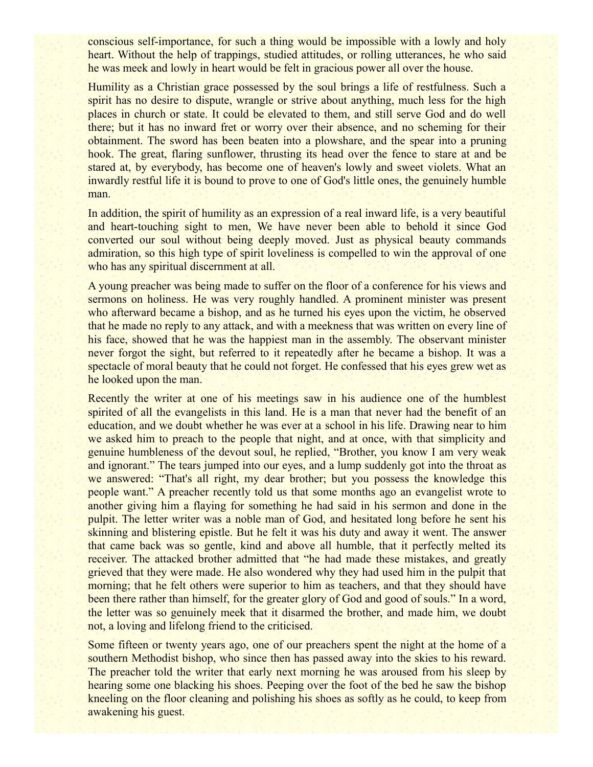conscious self-importance, for such a thing would be impossible with a lowly and holy heart. Without the help of trappings, studied attitudes, or rolling utterances, he who said he was meek and lowly in heart would be felt in gracious power all over the house.

Humility as a Christian grace possessed by the soul brings a life of restfulness. Such a spirit has no desire to dispute, wrangle or strive about anything, much less for the high places in church or state. It could be elevated to them, and still serve God and do well there; but it has no inward fret or worry over their absence, and no scheming for their obtainment. The sword has been beaten into a plowshare, and the spear into a pruning hook. The great, flaring sunflower, thrusting its head over the fence to stare at and be stared at, by everybody, has become one of heaven's lowly and sweet violets. What an inwardly restful life it is bound to prove to one of God's little ones, the genuinely humble man.

In addition, the spirit of humility as an expression of a real inward life, is a very beautiful and heart-touching sight to men, We have never been able to behold it since God converted our soul without being deeply moved. Just as physical beauty commands admiration, so this high type of spirit loveliness is compelled to win the approval of one who has any spiritual discernment at all.

A young preacher was being made to suffer on the floor of a conference for his views and sermons on holiness. He was very roughly handled. A prominent minister was present who afterward became a bishop, and as he turned his eyes upon the victim, he observed that he made no reply to any attack, and with a meekness that was written on every line of his face, showed that he was the happiest man in the assembly. The observant minister never forgot the sight, but referred to it repeatedly after he became a bishop. It was a spectacle of moral beauty that he could not forget. He confessed that his eyes grew wet as he looked upon the man.

Recently the writer at one of his meetings saw in his audience one of the humblest spirited of all the evangelists in this land. He is a man that never had the benefit of an education, and we doubt whether he was ever at a school in his life. Drawing near to him we asked him to preach to the people that night, and at once, with that simplicity and genuine humbleness of the devout soul, he replied, "Brother, you know I am very weak and ignorant." The tears jumped into our eyes, and a lump suddenly got into the throat as we answered: "That's all right, my dear brother; but you possess the knowledge this people want." A preacher recently told us that some months ago an evangelist wrote to another giving him a flaying for something he had said in his sermon and done in the pulpit. The letter writer was a noble man of God, and hesitated long before he sent his skinning and blistering epistle. But he felt it was his duty and away it went. The answer that came back was so gentle, kind and above all humble, that it perfectly melted its receiver. The attacked brother admitted that "he had made these mistakes, and greatly grieved that they were made. He also wondered why they had used him in the pulpit that morning; that he felt others were superior to him as teachers, and that they should have been there rather than himself, for the greater glory of God and good of souls." In a word, the letter was so genuinely meek that it disarmed the brother, and made him, we doubt not, a loving and lifelong friend to the criticised.

Some fifteen or twenty years ago, one of our preachers spent the night at the home of a southern Methodist bishop, who since then has passed away into the skies to his reward. The preacher told the writer that early next morning he was aroused from his sleep by hearing some one blacking his shoes. Peeping over the foot of the bed he saw the bishop kneeling on the floor cleaning and polishing his shoes as softly as he could, to keep from awakening his guest.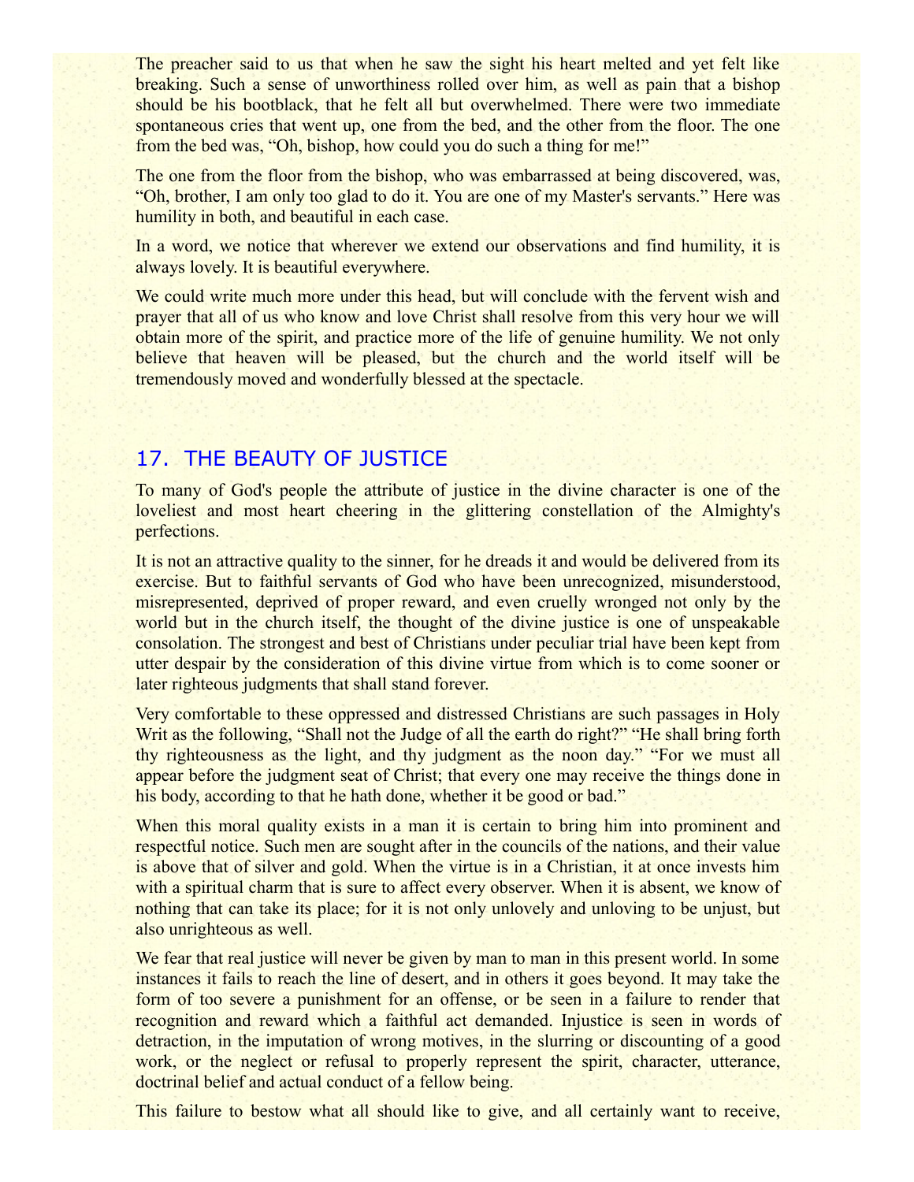The preacher said to us that when he saw the sight his heart melted and yet felt like breaking. Such a sense of unworthiness rolled over him, as well as pain that a bishop should be his bootblack, that he felt all but overwhelmed. There were two immediate spontaneous cries that went up, one from the bed, and the other from the floor. The one from the bed was, "Oh, bishop, how could you do such a thing for me!"

The one from the floor from the bishop, who was embarrassed at being discovered, was, "Oh, brother, I am only too glad to do it. You are one of my Master's servants." Here was humility in both, and beautiful in each case.

In a word, we notice that wherever we extend our observations and find humility, it is always lovely. It is beautiful everywhere.

We could write much more under this head, but will conclude with the fervent wish and prayer that all of us who know and love Christ shall resolve from this very hour we will obtain more of the spirit, and practice more of the life of genuine humility. We not only believe that heaven will be pleased, but the church and the world itself will be tremendously moved and wonderfully blessed at the spectacle.

## 17. THE BEAUTY OF JUSTICE

To many of God's people the attribute of justice in the divine character is one of the loveliest and most heart cheering in the glittering constellation of the Almighty's perfections.

It is not an attractive quality to the sinner, for he dreads it and would be delivered from its exercise. But to faithful servants of God who have been unrecognized, misunderstood, misrepresented, deprived of proper reward, and even cruelly wronged not only by the world but in the church itself, the thought of the divine justice is one of unspeakable consolation. The strongest and best of Christians under peculiar trial have been kept from utter despair by the consideration of this divine virtue from which is to come sooner or later righteous judgments that shall stand forever.

Very comfortable to these oppressed and distressed Christians are such passages in Holy Writ as the following, "Shall not the Judge of all the earth do right?" "He shall bring forth thy righteousness as the light, and thy judgment as the noon day." "For we must all appear before the judgment seat of Christ; that every one may receive the things done in his body, according to that he hath done, whether it be good or bad."

When this moral quality exists in a man it is certain to bring him into prominent and respectful notice. Such men are sought after in the councils of the nations, and their value is above that of silver and gold. When the virtue is in a Christian, it at once invests him with a spiritual charm that is sure to affect every observer. When it is absent, we know of nothing that can take its place; for it is not only unlovely and unloving to be unjust, but also unrighteous as well.

We fear that real justice will never be given by man to man in this present world. In some instances it fails to reach the line of desert, and in others it goes beyond. It may take the form of too severe a punishment for an offense, or be seen in a failure to render that recognition and reward which a faithful act demanded. Injustice is seen in words of detraction, in the imputation of wrong motives, in the slurring or discounting of a good work, or the neglect or refusal to properly represent the spirit, character, utterance, doctrinal belief and actual conduct of a fellow being.

This failure to bestow what all should like to give, and all certainly want to receive,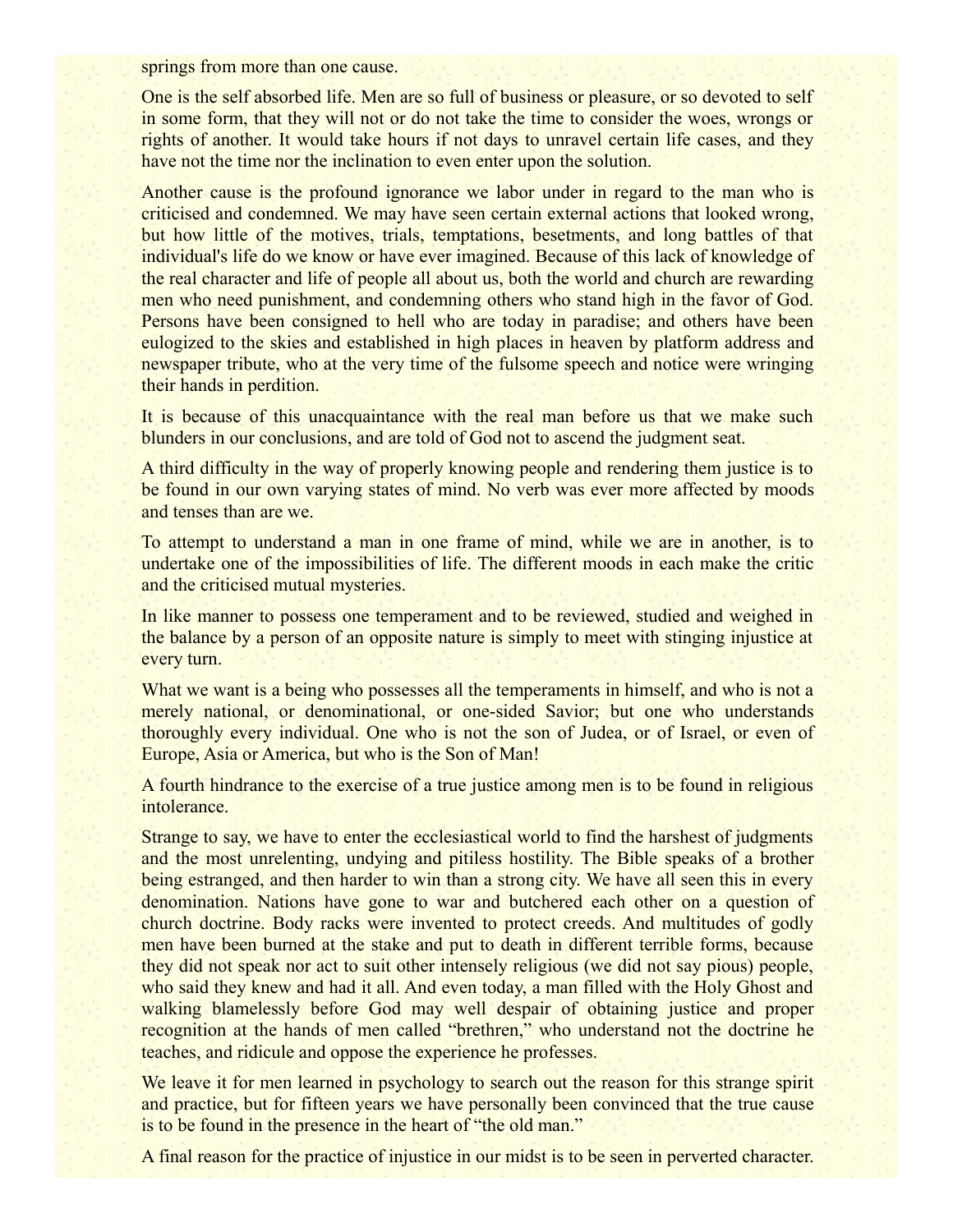springs from more than one cause.

One is the self absorbed life. Men are so full of business or pleasure, or so devoted to self in some form, that they will not or do not take the time to consider the woes, wrongs or rights of another. It would take hours if not days to unravel certain life cases, and they have not the time nor the inclination to even enter upon the solution.

Another cause is the profound ignorance we labor under in regard to the man who is criticised and condemned. We may have seen certain external actions that looked wrong, but how little of the motives, trials, temptations, besetments, and long battles of that individual's life do we know or have ever imagined. Because of this lack of knowledge of the real character and life of people all about us, both the world and church are rewarding men who need punishment, and condemning others who stand high in the favor of God. Persons have been consigned to hell who are today in paradise; and others have been eulogized to the skies and established in high places in heaven by platform address and newspaper tribute, who at the very time of the fulsome speech and notice were wringing their hands in perdition.

It is because of this unacquaintance with the real man before us that we make such blunders in our conclusions, and are told of God not to ascend the judgment seat.

A third difficulty in the way of properly knowing people and rendering them justice is to be found in our own varying states of mind. No verb was ever more affected by moods and tenses than are we.

To attempt to understand a man in one frame of mind, while we are in another, is to undertake one of the impossibilities of life. The different moods in each make the critic and the criticised mutual mysteries.

In like manner to possess one temperament and to be reviewed, studied and weighed in the balance by a person of an opposite nature is simply to meet with stinging injustice at every turn.

What we want is a being who possesses all the temperaments in himself, and who is not a merely national, or denominational, or one-sided Savior; but one who understands thoroughly every individual. One who is not the son of Judea, or of Israel, or even of Europe, Asia or America, but who is the Son of Man!

A fourth hindrance to the exercise of a true justice among men is to be found in religious intolerance.

Strange to say, we have to enter the ecclesiastical world to find the harshest of judgments and the most unrelenting, undying and pitiless hostility. The Bible speaks of a brother being estranged, and then harder to win than a strong city. We have all seen this in every denomination. Nations have gone to war and butchered each other on a question of church doctrine. Body racks were invented to protect creeds. And multitudes of godly men have been burned at the stake and put to death in different terrible forms, because they did not speak nor act to suit other intensely religious (we did not say pious) people, who said they knew and had it all. And even today, a man filled with the Holy Ghost and walking blamelessly before God may well despair of obtaining justice and proper recognition at the hands of men called "brethren," who understand not the doctrine he teaches, and ridicule and oppose the experience he professes.

We leave it for men learned in psychology to search out the reason for this strange spirit and practice, but for fifteen years we have personally been convinced that the true cause is to be found in the presence in the heart of "the old man."

A final reason for the practice of injustice in our midst is to be seen in perverted character.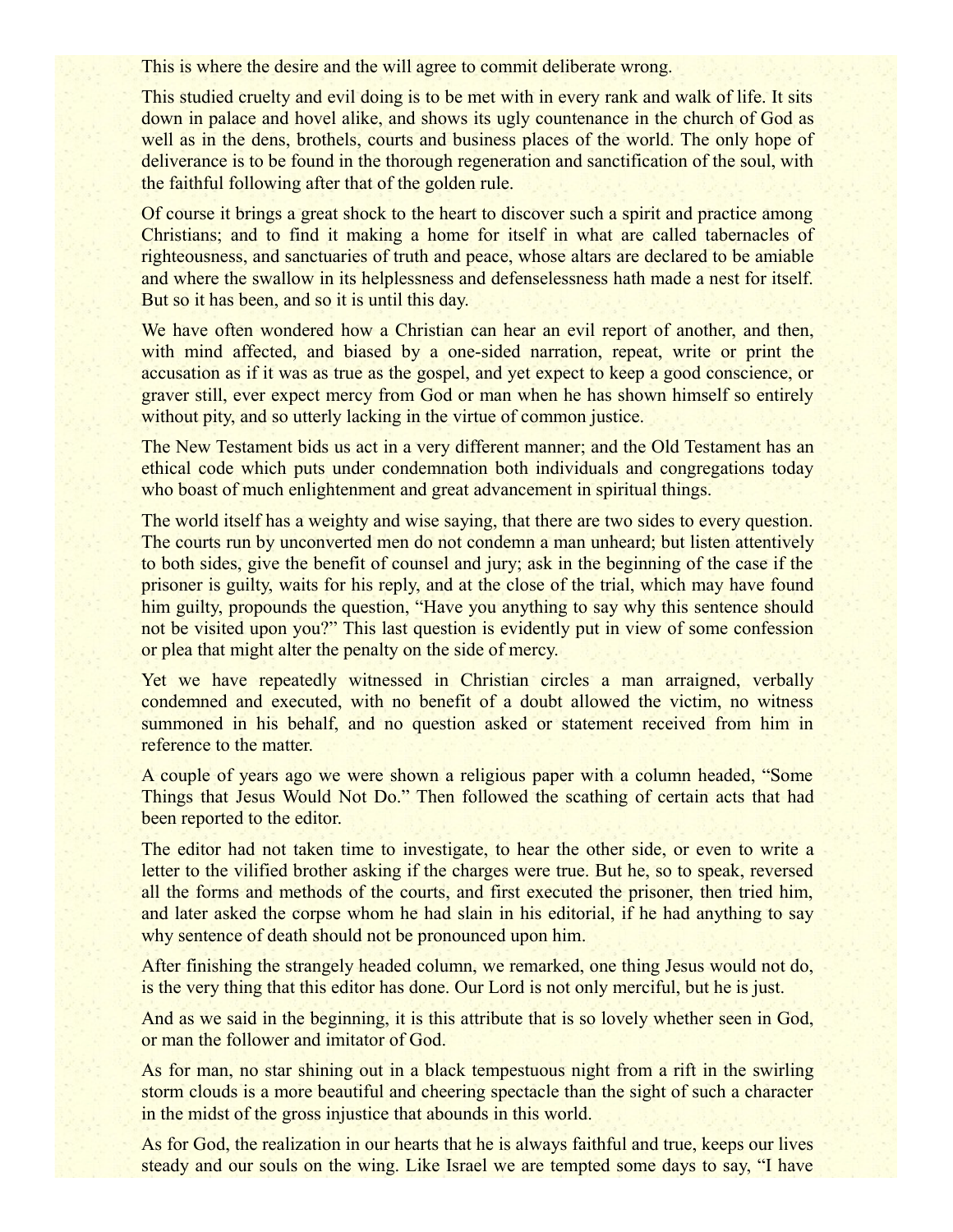This is where the desire and the will agree to commit deliberate wrong.

This studied cruelty and evil doing is to be met with in every rank and walk of life. It sits down in palace and hovel alike, and shows its ugly countenance in the church of God as well as in the dens, brothels, courts and business places of the world. The only hope of deliverance is to be found in the thorough regeneration and sanctification of the soul, with the faithful following after that of the golden rule.

Of course it brings a great shock to the heart to discover such a spirit and practice among Christians; and to find it making a home for itself in what are called tabernacles of righteousness, and sanctuaries of truth and peace, whose altars are declared to be amiable and where the swallow in its helplessness and defenselessness hath made a nest for itself. But so it has been, and so it is until this day.

We have often wondered how a Christian can hear an evil report of another, and then, with mind affected, and biased by a one-sided narration, repeat, write or print the accusation as if it was as true as the gospel, and yet expect to keep a good conscience, or graver still, ever expect mercy from God or man when he has shown himself so entirely without pity, and so utterly lacking in the virtue of common justice.

The New Testament bids us act in a very different manner; and the Old Testament has an ethical code which puts under condemnation both individuals and congregations today who boast of much enlightenment and great advancement in spiritual things.

The world itself has a weighty and wise saying, that there are two sides to every question. The courts run by unconverted men do not condemn a man unheard; but listen attentively to both sides, give the benefit of counsel and jury; ask in the beginning of the case if the prisoner is guilty, waits for his reply, and at the close of the trial, which may have found him guilty, propounds the question, "Have you anything to say why this sentence should not be visited upon you?" This last question is evidently put in view of some confession or plea that might alter the penalty on the side of mercy.

Yet we have repeatedly witnessed in Christian circles a man arraigned, verbally condemned and executed, with no benefit of a doubt allowed the victim, no witness summoned in his behalf, and no question asked or statement received from him in reference to the matter.

A couple of years ago we were shown a religious paper with a column headed, "Some Things that Jesus Would Not Do." Then followed the scathing of certain acts that had been reported to the editor.

The editor had not taken time to investigate, to hear the other side, or even to write a letter to the vilified brother asking if the charges were true. But he, so to speak, reversed all the forms and methods of the courts, and first executed the prisoner, then tried him, and later asked the corpse whom he had slain in his editorial, if he had anything to say why sentence of death should not be pronounced upon him.

After finishing the strangely headed column, we remarked, one thing Jesus would not do, is the very thing that this editor has done. Our Lord is not only merciful, but he is just.

And as we said in the beginning, it is this attribute that is so lovely whether seen in God, or man the follower and imitator of God.

As for man, no star shining out in a black tempestuous night from a rift in the swirling storm clouds is a more beautiful and cheering spectacle than the sight of such a character in the midst of the gross injustice that abounds in this world.

As for God, the realization in our hearts that he is always faithful and true, keeps our lives steady and our souls on the wing. Like Israel we are tempted some days to say, "I have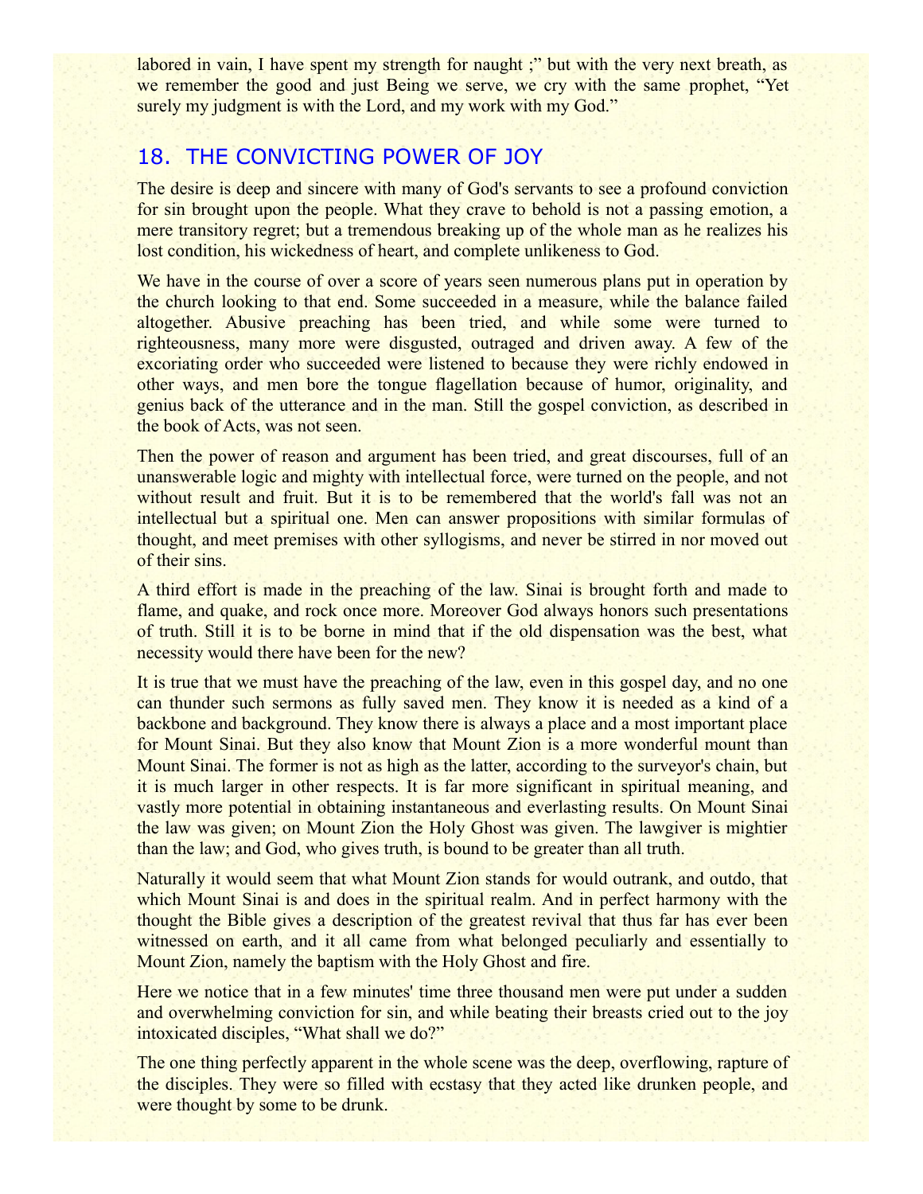labored in vain, I have spent my strength for naught ;" but with the very next breath, as we remember the good and just Being we serve, we cry with the same prophet, "Yet surely my judgment is with the Lord, and my work with my God."

## 18. THE CONVICTING POWER OF JOY

The desire is deep and sincere with many of God's servants to see a profound conviction for sin brought upon the people. What they crave to behold is not a passing emotion, a mere transitory regret; but a tremendous breaking up of the whole man as he realizes his lost condition, his wickedness of heart, and complete unlikeness to God.

We have in the course of over a score of years seen numerous plans put in operation by the church looking to that end. Some succeeded in a measure, while the balance failed altogether. Abusive preaching has been tried, and while some were turned to righteousness, many more were disgusted, outraged and driven away. A few of the excoriating order who succeeded were listened to because they were richly endowed in other ways, and men bore the tongue flagellation because of humor, originality, and genius back of the utterance and in the man. Still the gospel conviction, as described in the book of Acts, was not seen.

Then the power of reason and argument has been tried, and great discourses, full of an unanswerable logic and mighty with intellectual force, were turned on the people, and not without result and fruit. But it is to be remembered that the world's fall was not an intellectual but a spiritual one. Men can answer propositions with similar formulas of thought, and meet premises with other syllogisms, and never be stirred in nor moved out of their sins.

A third effort is made in the preaching of the law. Sinai is brought forth and made to flame, and quake, and rock once more. Moreover God always honors such presentations of truth. Still it is to be borne in mind that if the old dispensation was the best, what necessity would there have been for the new?

It is true that we must have the preaching of the law, even in this gospel day, and no one can thunder such sermons as fully saved men. They know it is needed as a kind of a backbone and background. They know there is always a place and a most important place for Mount Sinai. But they also know that Mount Zion is a more wonderful mount than Mount Sinai. The former is not as high as the latter, according to the surveyor's chain, but it is much larger in other respects. It is far more significant in spiritual meaning, and vastly more potential in obtaining instantaneous and everlasting results. On Mount Sinai the law was given; on Mount Zion the Holy Ghost was given. The lawgiver is mightier than the law; and God, who gives truth, is bound to be greater than all truth.

Naturally it would seem that what Mount Zion stands for would outrank, and outdo, that which Mount Sinai is and does in the spiritual realm. And in perfect harmony with the thought the Bible gives a description of the greatest revival that thus far has ever been witnessed on earth, and it all came from what belonged peculiarly and essentially to Mount Zion, namely the baptism with the Holy Ghost and fire.

Here we notice that in a few minutes' time three thousand men were put under a sudden and overwhelming conviction for sin, and while beating their breasts cried out to the joy intoxicated disciples, "What shall we do?"

The one thing perfectly apparent in the whole scene was the deep, overflowing, rapture of the disciples. They were so filled with ecstasy that they acted like drunken people, and were thought by some to be drunk.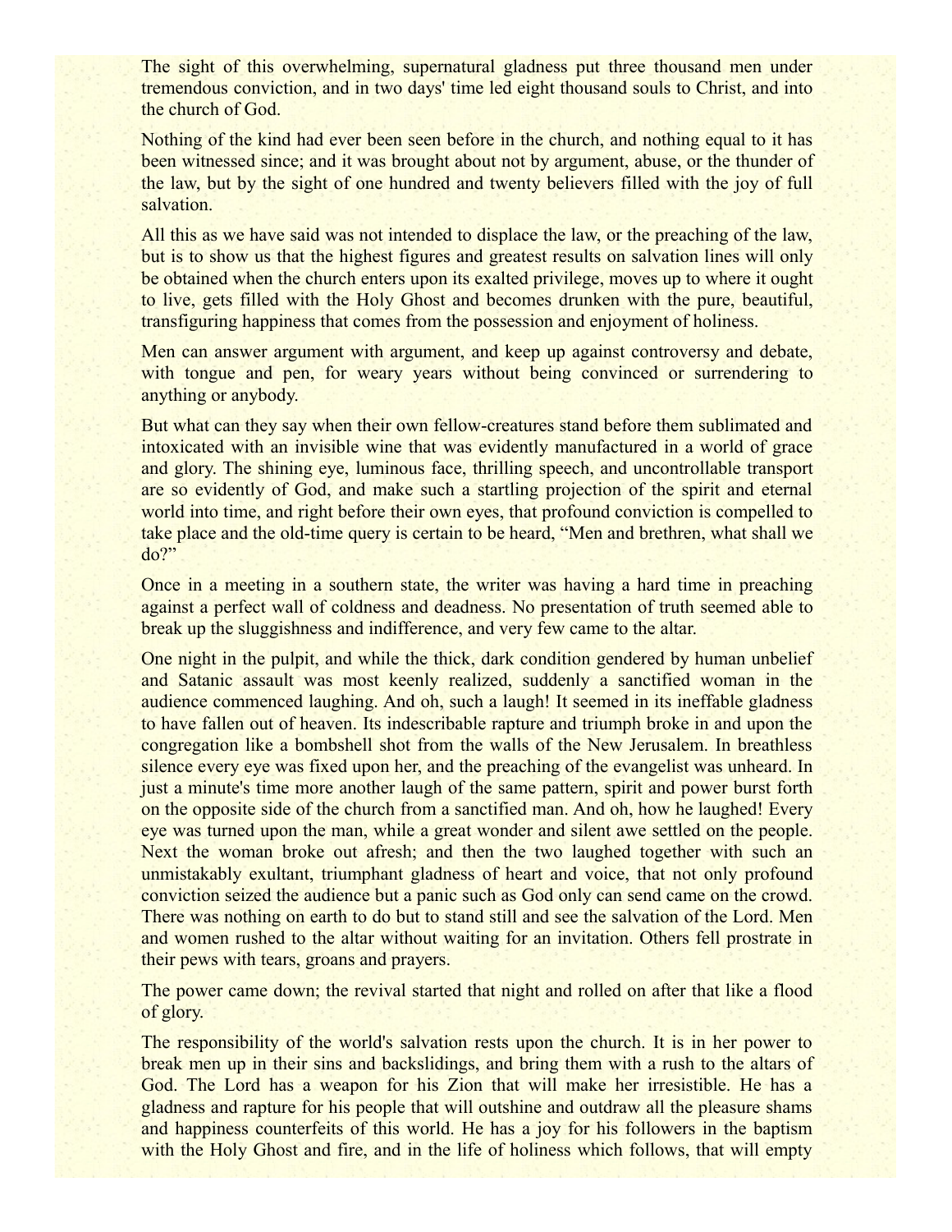The sight of this overwhelming, supernatural gladness put three thousand men under tremendous conviction, and in two days' time led eight thousand souls to Christ, and into the church of God.

Nothing of the kind had ever been seen before in the church, and nothing equal to it has been witnessed since; and it was brought about not by argument, abuse, or the thunder of the law, but by the sight of one hundred and twenty believers filled with the joy of full salvation.

All this as we have said was not intended to displace the law, or the preaching of the law, but is to show us that the highest figures and greatest results on salvation lines will only be obtained when the church enters upon its exalted privilege, moves up to where it ought to live, gets filled with the Holy Ghost and becomes drunken with the pure, beautiful, transfiguring happiness that comes from the possession and enjoyment of holiness.

Men can answer argument with argument, and keep up against controversy and debate, with tongue and pen, for weary years without being convinced or surrendering to anything or anybody.

But what can they say when their own fellow-creatures stand before them sublimated and intoxicated with an invisible wine that was evidently manufactured in a world of grace and glory. The shining eye, luminous face, thrilling speech, and uncontrollable transport are so evidently of God, and make such a startling projection of the spirit and eternal world into time, and right before their own eyes, that profound conviction is compelled to take place and the old-time query is certain to be heard, “Men and brethren, what shall we do?”

Once in a meeting in a southern state, the writer was having a hard time in preaching against a perfect wall of coldness and deadness. No presentation of truth seemed able to break up the sluggishness and indifference, and very few came to the altar.

One night in the pulpit, and while the thick, dark condition gendered by human unbelief and Satanic assault was most keenly realized, suddenly a sanctified woman in the audience commenced laughing. And oh, such a laugh! It seemed in its ineffable gladness to have fallen out of heaven. Its indescribable rapture and triumph broke in and upon the congregation like a bombshell shot from the walls of the New Jerusalem. In breathless silence every eye was fixed upon her, and the preaching of the evangelist was unheard. In just a minute's time more another laugh of the same pattern, spirit and power burst forth on the opposite side of the church from a sanctified man. And oh, how he laughed! Every eye was turned upon the man, while a great wonder and silent awe settled on the people. Next the woman broke out afresh; and then the two laughed together with such an unmistakably exultant, triumphant gladness of heart and voice, that not only profound conviction seized the audience but a panic such as God only can send came on the crowd. There was nothing on earth to do but to stand still and see the salvation of the Lord. Men and women rushed to the altar without waiting for an invitation. Others fell prostrate in their pews with tears, groans and prayers.

The power came down; the revival started that night and rolled on after that like a flood of glory.

The responsibility of the world's salvation rests upon the church. It is in her power to break men up in their sins and backslidings, and bring them with a rush to the altars of God. The Lord has a weapon for his Zion that will make her irresistible. He has a gladness and rapture for his people that will outshine and outdraw all the pleasure shams and happiness counterfeits of this world. He has a joy for his followers in the baptism with the Holy Ghost and fire, and in the life of holiness which follows, that will empty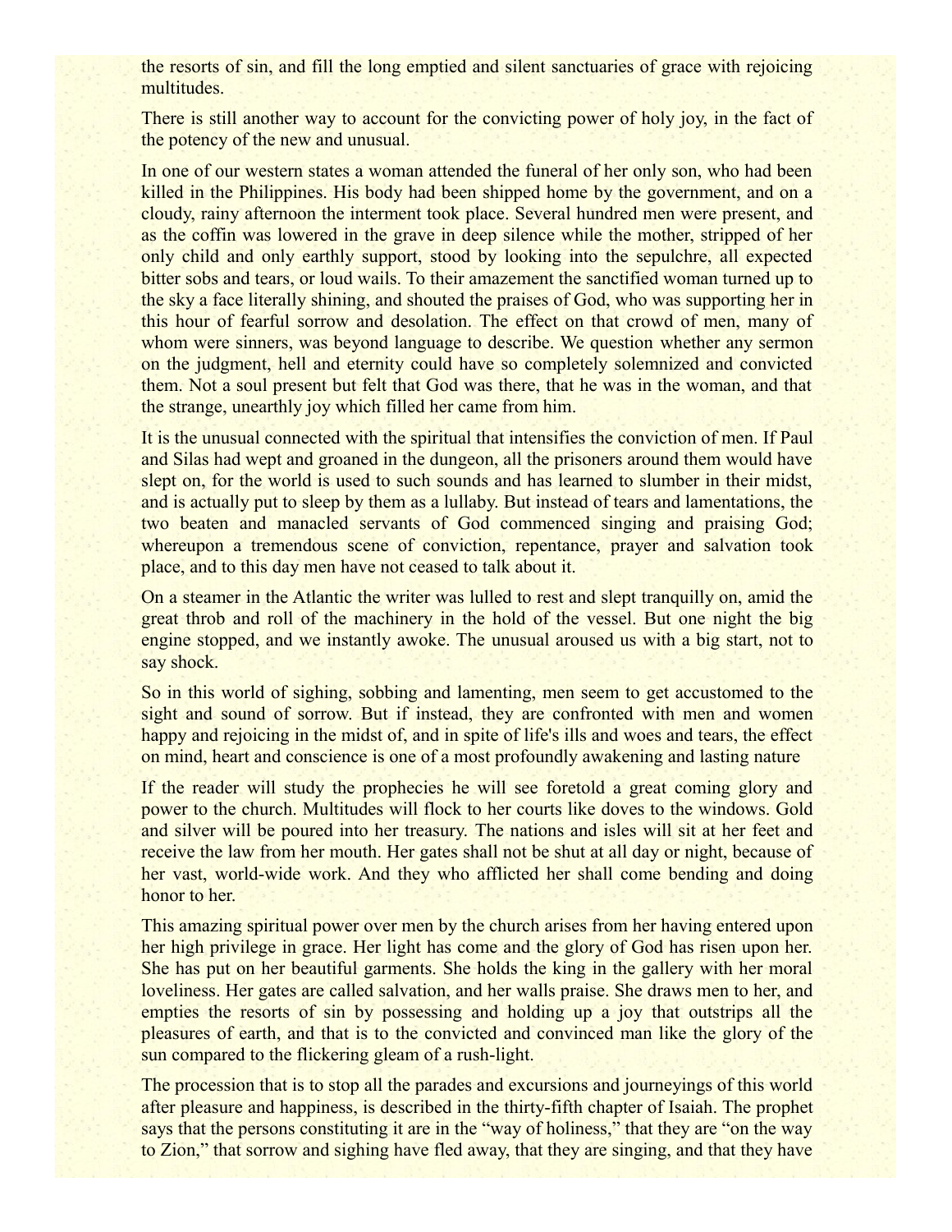the resorts of sin, and fill the long emptied and silent sanctuaries of grace with rejoicing multitudes.

There is still another way to account for the convicting power of holy joy, in the fact of the potency of the new and unusual.

In one of our western states a woman attended the funeral of her only son, who had been killed in the Philippines. His body had been shipped home by the government, and on a cloudy, rainy afternoon the interment took place. Several hundred men were present, and as the coffin was lowered in the grave in deep silence while the mother, stripped of her only child and only earthly support, stood by looking into the sepulchre, all expected bitter sobs and tears, or loud wails. To their amazement the sanctified woman turned up to the sky a face literally shining, and shouted the praises of God, who was supporting her in this hour of fearful sorrow and desolation. The effect on that crowd of men, many of whom were sinners, was beyond language to describe. We question whether any sermon on the judgment, hell and eternity could have so completely solemnized and convicted them. Not a soul present but felt that God was there, that he was in the woman, and that the strange, unearthly joy which filled her came from him.

It is the unusual connected with the spiritual that intensifies the conviction of men. If Paul and Silas had wept and groaned in the dungeon, all the prisoners around them would have slept on, for the world is used to such sounds and has learned to slumber in their midst, and is actually put to sleep by them as a lullaby. But instead of tears and lamentations, the two beaten and manacled servants of God commenced singing and praising God; whereupon a tremendous scene of conviction, repentance, prayer and salvation took place, and to this day men have not ceased to talk about it.

On a steamer in the Atlantic the writer was lulled to rest and slept tranquilly on, amid the great throb and roll of the machinery in the hold of the vessel. But one night the big engine stopped, and we instantly awoke. The unusual aroused us with a big start, not to say shock.

So in this world of sighing, sobbing and lamenting, men seem to get accustomed to the sight and sound of sorrow. But if instead, they are confronted with men and women happy and rejoicing in the midst of, and in spite of life's ills and woes and tears, the effect on mind, heart and conscience is one of a most profoundly awakening and lasting nature

If the reader will study the prophecies he will see foretold a great coming glory and power to the church. Multitudes will flock to her courts like doves to the windows. Gold and silver will be poured into her treasury. The nations and isles will sit at her feet and receive the law from her mouth. Her gates shall not be shut at all day or night, because of her vast, world-wide work. And they who afflicted her shall come bending and doing honor to her.

This amazing spiritual power over men by the church arises from her having entered upon her high privilege in grace. Her light has come and the glory of God has risen upon her. She has put on her beautiful garments. She holds the king in the gallery with her moral loveliness. Her gates are called salvation, and her walls praise. She draws men to her, and empties the resorts of sin by possessing and holding up a joy that outstrips all the pleasures of earth, and that is to the convicted and convinced man like the glory of the sun compared to the flickering gleam of a rush-light.

The procession that is to stop all the parades and excursions and journeyings of this world after pleasure and happiness, is described in the thirty-fifth chapter of Isaiah. The prophet says that the persons constituting it are in the "way of holiness," that they are "on the way to Zion," that sorrow and sighing have fled away, that they are singing, and that they have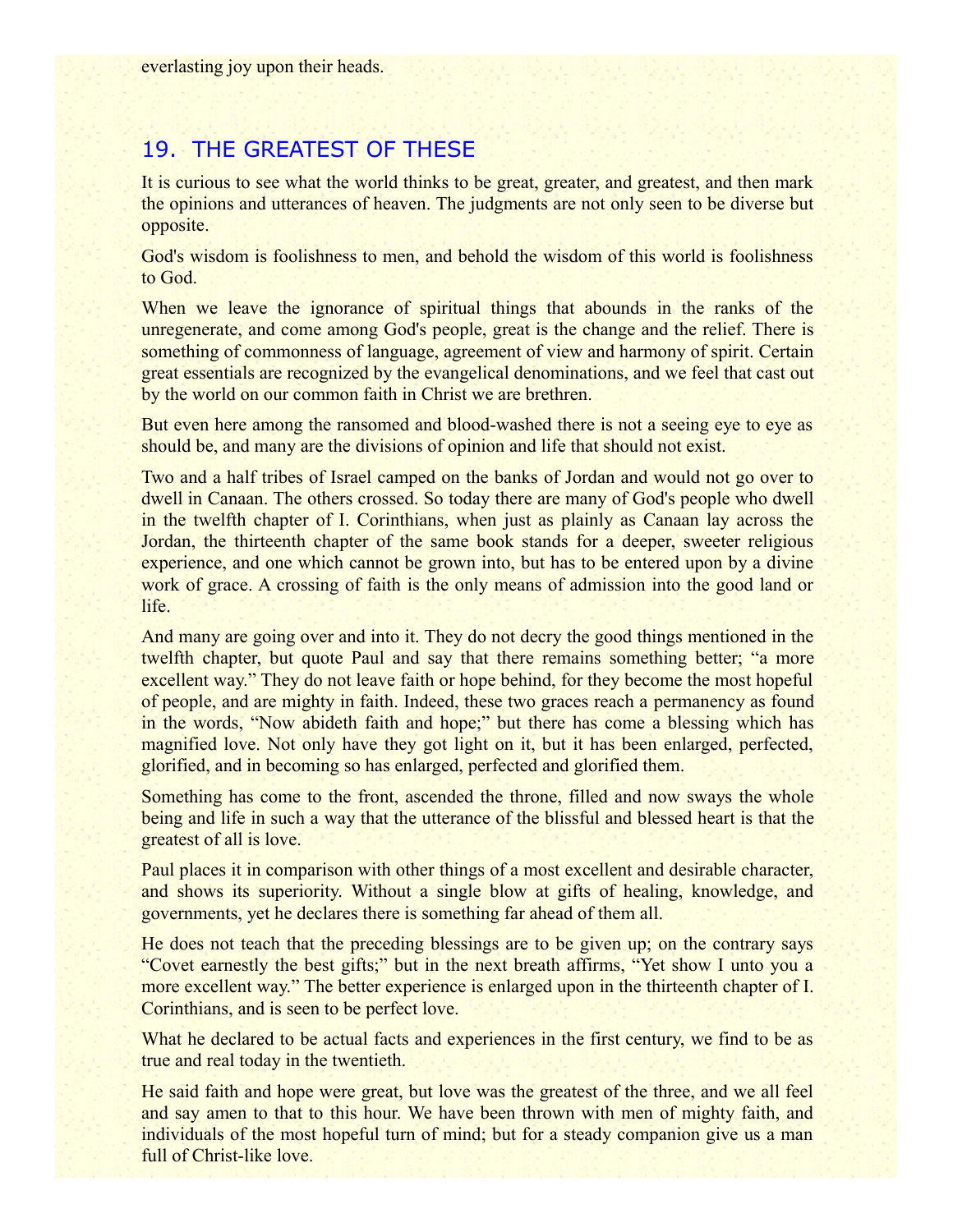everlasting joy upon their heads.

## 19. THE GREATEST OF THESE

It is curious to see what the world thinks to be great, greater, and greatest, and then mark the opinions and utterances of heaven. The judgments are not only seen to be diverse but opposite.

God's wisdom is foolishness to men, and behold the wisdom of this world is foolishness to God.

When we leave the ignorance of spiritual things that abounds in the ranks of the unregenerate, and come among God's people, great is the change and the relief. There is something of commonness of language, agreement of view and harmony of spirit. Certain great essentials are recognized by the evangelical denominations, and we feel that cast out by the world on our common faith in Christ we are brethren.

But even here among the ransomed and blood-washed there is not a seeing eye to eye as should be, and many are the divisions of opinion and life that should not exist.

Two and a half tribes of Israel camped on the banks of Jordan and would not go over to dwell in Canaan. The others crossed. So today there are many of God's people who dwell in the twelfth chapter of I. Corinthians, when just as plainly as Canaan lay across the Jordan, the thirteenth chapter of the same book stands for a deeper, sweeter religious experience, and one which cannot be grown into, but has to be entered upon by a divine work of grace. A crossing of faith is the only means of admission into the good land or life.

And many are going over and into it. They do not decry the good things mentioned in the twelfth chapter, but quote Paul and say that there remains something better; "a more excellent way." They do not leave faith or hope behind, for they become the most hopeful of people, and are mighty in faith. Indeed, these two graces reach a permanency as found in the words, "Now abideth faith and hope;" but there has come a blessing which has magnified love. Not only have they got light on it, but it has been enlarged, perfected, glorified, and in becoming so has enlarged, perfected and glorified them.

Something has come to the front, ascended the throne, filled and now sways the whole being and life in such a way that the utterance of the blissful and blessed heart is that the greatest of all is love.

Paul places it in comparison with other things of a most excellent and desirable character, and shows its superiority. Without a single blow at gifts of healing, knowledge, and governments, yet he declares there is something far ahead of them all.

He does not teach that the preceding blessings are to be given up; on the contrary says "Covet earnestly the best gifts;" but in the next breath affirms, "Yet show I unto you a more excellent way." The better experience is enlarged upon in the thirteenth chapter of I. Corinthians, and is seen to be perfect love.

What he declared to be actual facts and experiences in the first century, we find to be as true and real today in the twentieth.

He said faith and hope were great, but love was the greatest of the three, and we all feel and say amen to that to this hour. We have been thrown with men of mighty faith, and individuals of the most hopeful turn of mind; but for a steady companion give us a man full of Christ-like love.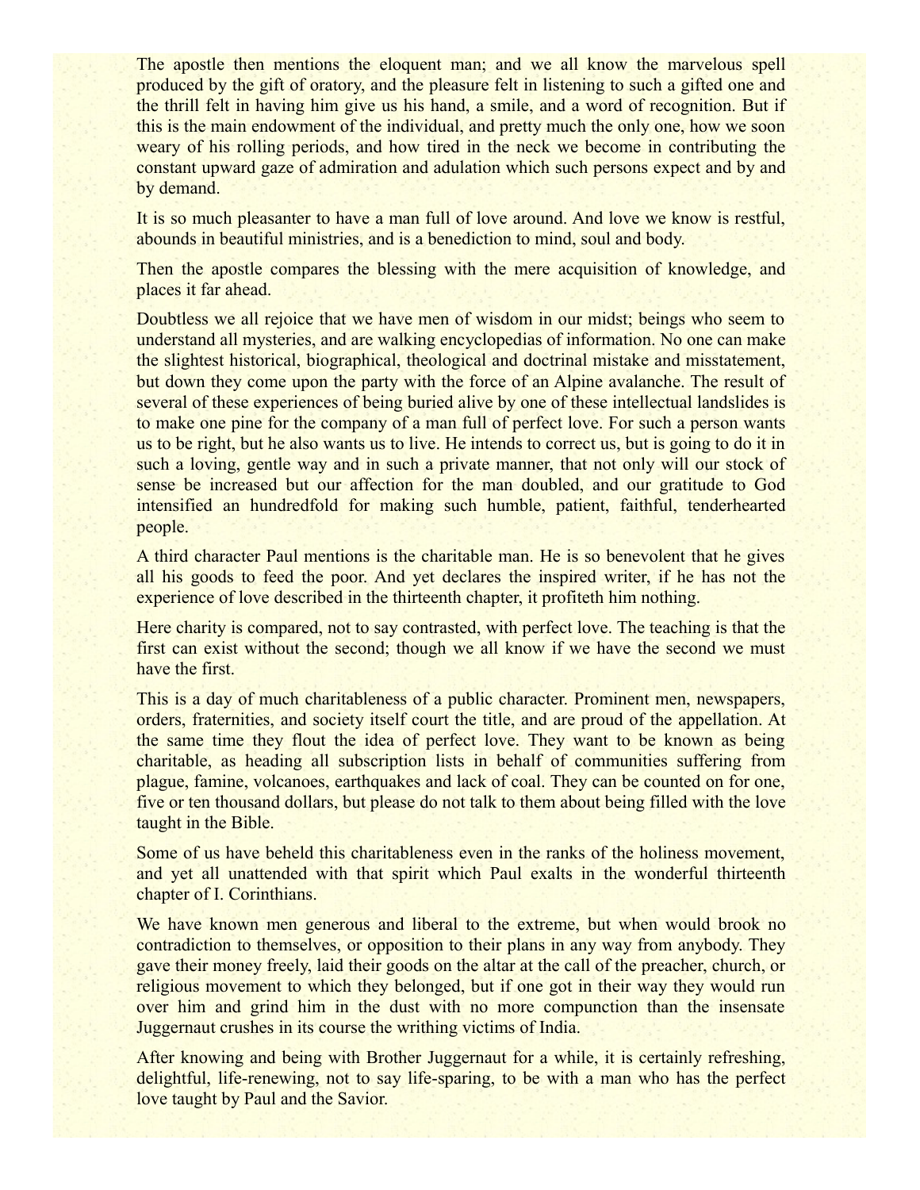The apostle then mentions the eloquent man; and we all know the marvelous spell produced by the gift of oratory, and the pleasure felt in listening to such a gifted one and the thrill felt in having him give us his hand, a smile, and a word of recognition. But if this is the main endowment of the individual, and pretty much the only one, how we soon weary of his rolling periods, and how tired in the neck we become in contributing the constant upward gaze of admiration and adulation which such persons expect and by and by demand.

It is so much pleasanter to have a man full of love around. And love we know is restful, abounds in beautiful ministries, and is a benediction to mind, soul and body.

Then the apostle compares the blessing with the mere acquisition of knowledge, and places it far ahead.

Doubtless we all rejoice that we have men of wisdom in our midst; beings who seem to understand all mysteries, and are walking encyclopedias of information. No one can make the slightest historical, biographical, theological and doctrinal mistake and misstatement, but down they come upon the party with the force of an Alpine avalanche. The result of several of these experiences of being buried alive by one of these intellectual landslides is to make one pine for the company of a man full of perfect love. For such a person wants us to be right, but he also wants us to live. He intends to correct us, but is going to do it in such a loving, gentle way and in such a private manner, that not only will our stock of sense be increased but our affection for the man doubled, and our gratitude to God intensified an hundredfold for making such humble, patient, faithful, tenderhearted people.

A third character Paul mentions is the charitable man. He is so benevolent that he gives all his goods to feed the poor. And yet declares the inspired writer, if he has not the experience of love described in the thirteenth chapter, it profiteth him nothing.

Here charity is compared, not to say contrasted, with perfect love. The teaching is that the first can exist without the second; though we all know if we have the second we must have the first.

This is a day of much charitableness of a public character. Prominent men, newspapers, orders, fraternities, and society itself court the title, and are proud of the appellation. At the same time they flout the idea of perfect love. They want to be known as being charitable, as heading all subscription lists in behalf of communities suffering from plague, famine, volcanoes, earthquakes and lack of coal. They can be counted on for one, five or ten thousand dollars, but please do not talk to them about being filled with the love taught in the Bible.

Some of us have beheld this charitableness even in the ranks of the holiness movement, and yet all unattended with that spirit which Paul exalts in the wonderful thirteenth chapter of I. Corinthians.

We have known men generous and liberal to the extreme, but when would brook no contradiction to themselves, or opposition to their plans in any way from anybody. They gave their money freely, laid their goods on the altar at the call of the preacher, church, or religious movement to which they belonged, but if one got in their way they would run over him and grind him in the dust with no more compunction than the insensate Juggernaut crushes in its course the writhing victims of India.

After knowing and being with Brother Juggernaut for a while, it is certainly refreshing, delightful, life-renewing, not to say life-sparing, to be with a man who has the perfect love taught by Paul and the Savior.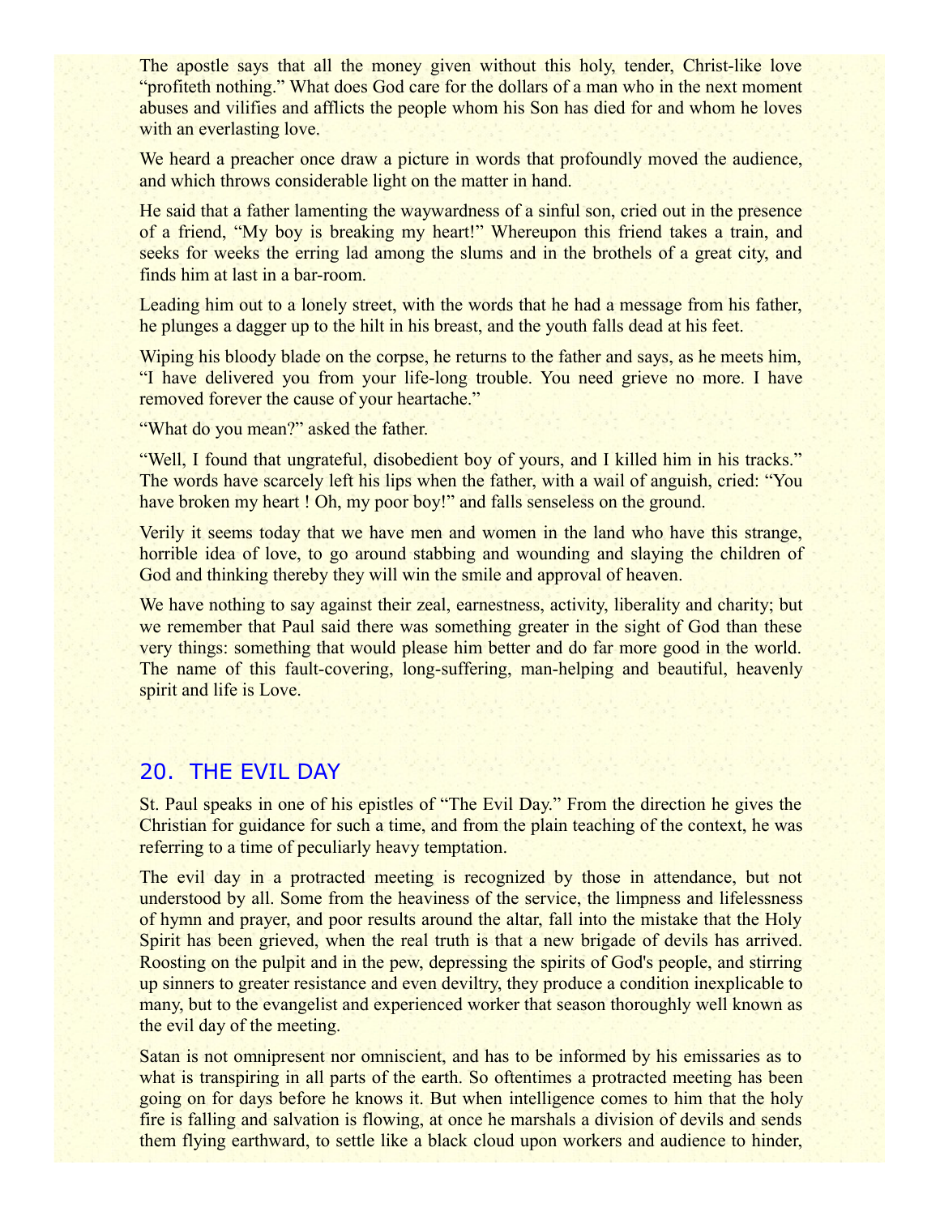The apostle says that all the money given without this holy, tender, Christ-like love "profiteth nothing." What does God care for the dollars of a man who in the next moment abuses and vilifies and afflicts the people whom his Son has died for and whom he loves with an everlasting love.

We heard a preacher once draw a picture in words that profoundly moved the audience, and which throws considerable light on the matter in hand.

He said that a father lamenting the waywardness of a sinful son, cried out in the presence of a friend, "My boy is breaking my heart!" Whereupon this friend takes a train, and seeks for weeks the erring lad among the slums and in the brothels of a great city, and finds him at last in a bar-room.

Leading him out to a lonely street, with the words that he had a message from his father, he plunges a dagger up to the hilt in his breast, and the youth falls dead at his feet.

Wiping his bloody blade on the corpse, he returns to the father and says, as he meets him, "I have delivered you from your life-long trouble. You need grieve no more. I have removed forever the cause of your heartache."

"What do you mean?" asked the father.

"Well, I found that ungrateful, disobedient boy of yours, and I killed him in his tracks." The words have scarcely left his lips when the father, with a wail of anguish, cried: "You have broken my heart ! Oh, my poor boy!" and falls senseless on the ground.

Verily it seems today that we have men and women in the land who have this strange, horrible idea of love, to go around stabbing and wounding and slaying the children of God and thinking thereby they will win the smile and approval of heaven.

We have nothing to say against their zeal, earnestness, activity, liberality and charity; but we remember that Paul said there was something greater in the sight of God than these very things: something that would please him better and do far more good in the world. The name of this fault-covering, long-suffering, man-helping and beautiful, heavenly spirit and life is Love.

## 20. THE EVIL DAY

St. Paul speaks in one of his epistles of "The Evil Day." From the direction he gives the Christian for guidance for such a time, and from the plain teaching of the context, he was referring to a time of peculiarly heavy temptation.

The evil day in a protracted meeting is recognized by those in attendance, but not understood by all. Some from the heaviness of the service, the limpness and lifelessness of hymn and prayer, and poor results around the altar, fall into the mistake that the Holy Spirit has been grieved, when the real truth is that a new brigade of devils has arrived. Roosting on the pulpit and in the pew, depressing the spirits of God's people, and stirring up sinners to greater resistance and even deviltry, they produce a condition inexplicable to many, but to the evangelist and experienced worker that season thoroughly well known as the evil day of the meeting.

Satan is not omnipresent nor omniscient, and has to be informed by his emissaries as to what is transpiring in all parts of the earth. So oftentimes a protracted meeting has been going on for days before he knows it. But when intelligence comes to him that the holy fire is falling and salvation is flowing, at once he marshals a division of devils and sends them flying earthward, to settle like a black cloud upon workers and audience to hinder,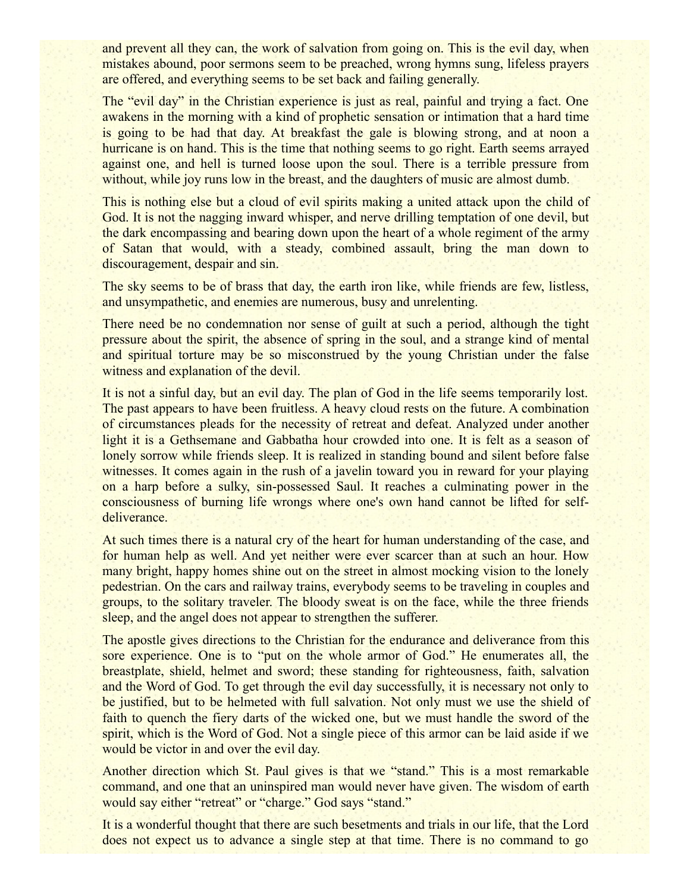and prevent all they can, the work of salvation from going on. This is the evil day, when mistakes abound, poor sermons seem to be preached, wrong hymns sung, lifeless prayers are offered, and everything seems to be set back and failing generally.

The "evil day" in the Christian experience is just as real, painful and trying a fact. One awakens in the morning with a kind of prophetic sensation or intimation that a hard time is going to be had that day. At breakfast the gale is blowing strong, and at noon a hurricane is on hand. This is the time that nothing seems to go right. Earth seems arrayed against one, and hell is turned loose upon the soul. There is a terrible pressure from without, while joy runs low in the breast, and the daughters of music are almost dumb.

This is nothing else but a cloud of evil spirits making a united attack upon the child of God. It is not the nagging inward whisper, and nerve drilling temptation of one devil, but the dark encompassing and bearing down upon the heart of a whole regiment of the army of Satan that would, with a steady, combined assault, bring the man down to discouragement, despair and sin.

The sky seems to be of brass that day, the earth iron like, while friends are few, listless, and unsympathetic, and enemies are numerous, busy and unrelenting.

There need be no condemnation nor sense of guilt at such a period, although the tight pressure about the spirit, the absence of spring in the soul, and a strange kind of mental and spiritual torture may be so misconstrued by the young Christian under the false witness and explanation of the devil.

It is not a sinful day, but an evil day. The plan of God in the life seems temporarily lost. The past appears to have been fruitless. A heavy cloud rests on the future. A combination of circumstances pleads for the necessity of retreat and defeat. Analyzed under another light it is a Gethsemane and Gabbatha hour crowded into one. It is felt as a season of lonely sorrow while friends sleep. It is realized in standing bound and silent before false witnesses. It comes again in the rush of a javelin toward you in reward for your playing on a harp before a sulky, sin-possessed Saul. It reaches a culminating power in the consciousness of burning life wrongs where one's own hand cannot be lifted for self-deliverance.

At such times there is a natural cry of the heart for human understanding of the case, and for human help as well. And yet neither were ever scarcer than at such an hour. How many bright, happy homes shine out on the street in almost mocking vision to the lonely pedestrian. On the cars and railway trains, everybody seems to be traveling in couples and groups, to the solitary traveler. The bloody sweat is on the face, while the three friends sleep, and the angel does not appear to strengthen the sufferer.

The apostle gives directions to the Christian for the endurance and deliverance from this sore experience. One is to "put on the whole armor of God." He enumerates all, the breastplate, shield, helmet and sword; these standing for righteousness, faith, salvation and the Word of God. To get through the evil day successfully, it is necessary not only to be justified, but to be helmeted with full salvation. Not only must we use the shield of faith to quench the fiery darts of the wicked one, but we must handle the sword of the spirit, which is the Word of God. Not a single piece of this armor can be laid aside if we would be victor in and over the evil day.

Another direction which St. Paul gives is that we "stand." This is a most remarkable command, and one that an uninspired man would never have given. The wisdom of earth would say either "retreat" or "charge." God says "stand."

It is a wonderful thought that there are such besetments and trials in our life, that the Lord does not expect us to advance a single step at that time. There is no command to go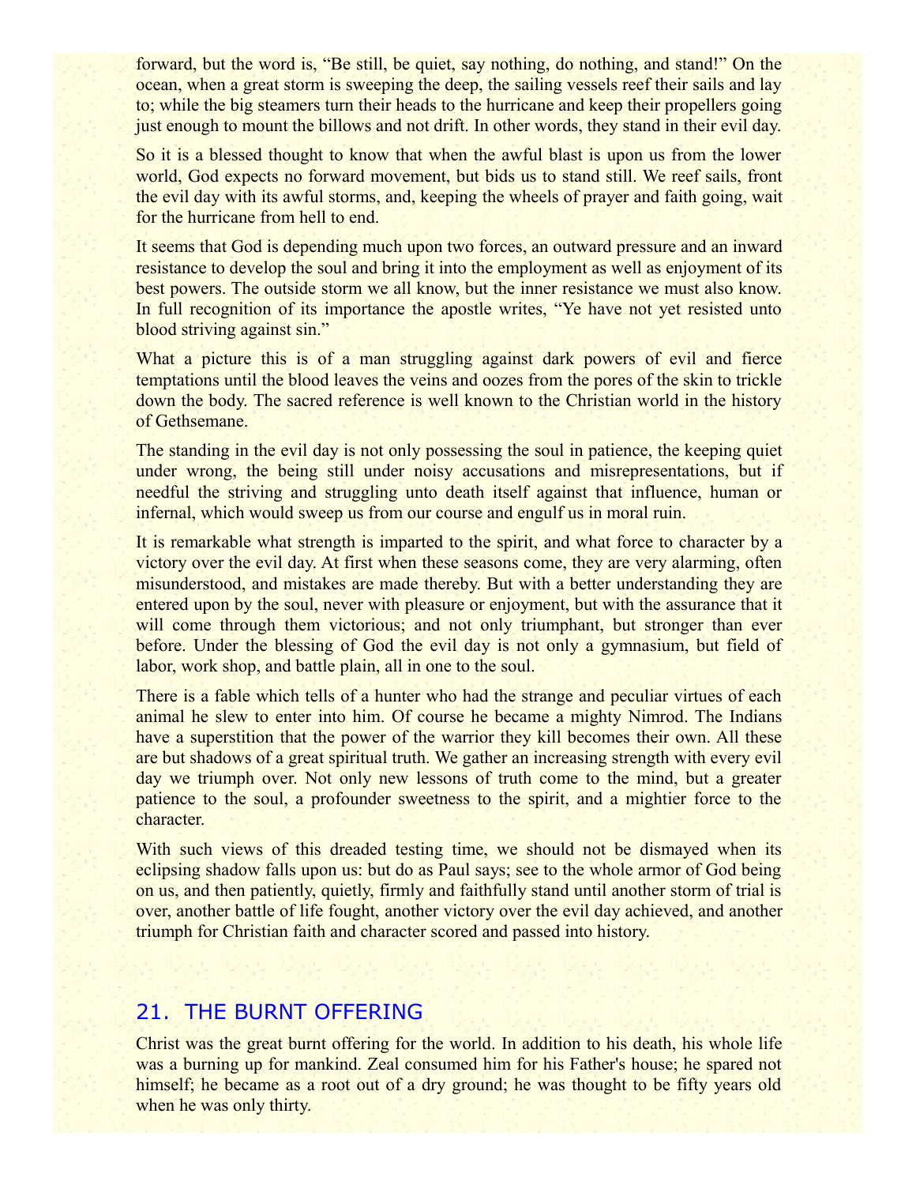forward, but the word is, "Be still, be quiet, say nothing, do nothing, and stand!" On the ocean, when a great storm is sweeping the deep, the sailing vessels reef their sails and lay to; while the big steamers turn their heads to the hurricane and keep their propellers going just enough to mount the billows and not drift. In other words, they stand in their evil day.

So it is a blessed thought to know that when the awful blast is upon us from the lower world, God expects no forward movement, but bids us to stand still. We reef sails, front the evil day with its awful storms, and, keeping the wheels of prayer and faith going, wait for the hurricane from hell to end.

It seems that God is depending much upon two forces, an outward pressure and an inward resistance to develop the soul and bring it into the employment as well as enjoyment of its best powers. The outside storm we all know, but the inner resistance we must also know. In full recognition of its importance the apostle writes, "Ye have not yet resisted unto blood striving against sin."

What a picture this is of a man struggling against dark powers of evil and fierce temptations until the blood leaves the veins and oozes from the pores of the skin to trickle down the body. The sacred reference is well known to the Christian world in the history of Gethsemane.

The standing in the evil day is not only possessing the soul in patience, the keeping quiet under wrong, the being still under noisy accusations and misrepresentations, but if needful the striving and struggling unto death itself against that influence, human or infernal, which would sweep us from our course and engulf us in moral ruin.

It is remarkable what strength is imparted to the spirit, and what force to character by a victory over the evil day. At first when these seasons come, they are very alarming, often misunderstood, and mistakes are made thereby. But with a better understanding they are entered upon by the soul, never with pleasure or enjoyment, but with the assurance that it will come through them victorious; and not only triumphant, but stronger than ever before. Under the blessing of God the evil day is not only a gymnasium, but field of labor, work shop, and battle plain, all in one to the soul.

There is a fable which tells of a hunter who had the strange and peculiar virtues of each animal he slew to enter into him. Of course he became a mighty Nimrod. The Indians have a superstition that the power of the warrior they kill becomes their own. All these are but shadows of a great spiritual truth. We gather an increasing strength with every evil day we triumph over. Not only new lessons of truth come to the mind, but a greater patience to the soul, a profounder sweetness to the spirit, and a mightier force to the character.

With such views of this dreaded testing time, we should not be dismayed when its eclipsing shadow falls upon us: but do as Paul says; see to the whole armor of God being on us, and then patiently, quietly, firmly and faithfully stand until another storm of trial is over, another battle of life fought, another victory over the evil day achieved, and another triumph for Christian faith and character scored and passed into history.

## 21. THE BURNT OFFERING

Christ was the great burnt offering for the world. In addition to his death, his whole life was a burning up for mankind. Zeal consumed him for his Father's house; he spared not himself; he became as a root out of a dry ground; he was thought to be fifty years old when he was only thirty.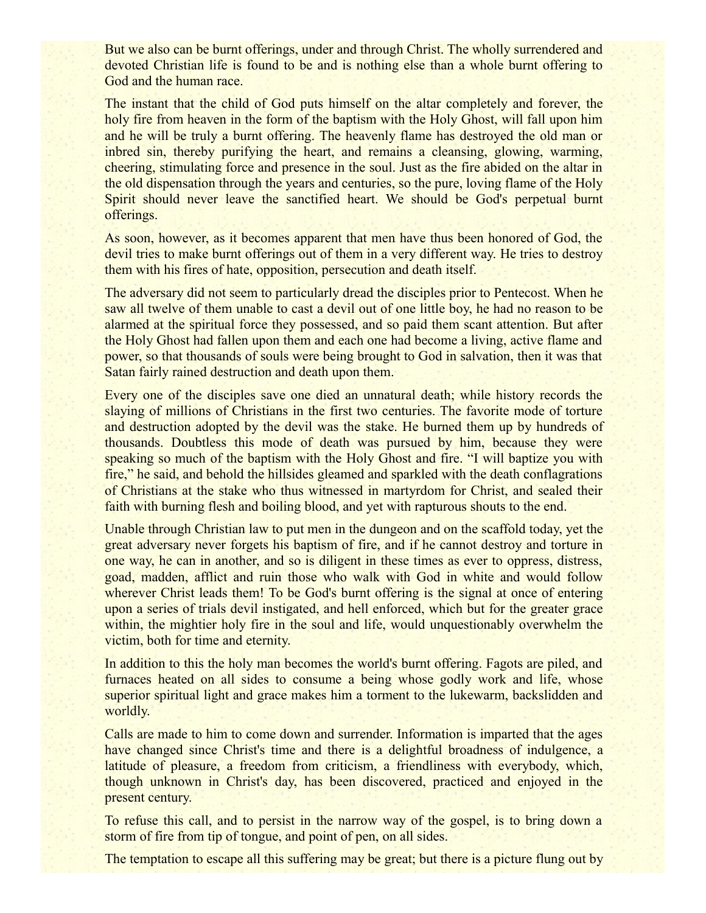But we also can be burnt offerings, under and through Christ. The wholly surrendered and devoted Christian life is found to be and is nothing else than a whole burnt offering to God and the human race.

The instant that the child of God puts himself on the altar completely and forever, the holy fire from heaven in the form of the baptism with the Holy Ghost, will fall upon him and he will be truly a burnt offering. The heavenly flame has destroyed the old man or inbred sin, thereby purifying the heart, and remains a cleansing, glowing, warming, cheering, stimulating force and presence in the soul. Just as the fire abided on the altar in the old dispensation through the years and centuries, so the pure, loving flame of the Holy Spirit should never leave the sanctified heart. We should be God's perpetual burnt offerings.

As soon, however, as it becomes apparent that men have thus been honored of God, the devil tries to make burnt offerings out of them in a very different way. He tries to destroy them with his fires of hate, opposition, persecution and death itself.

The adversary did not seem to particularly dread the disciples prior to Pentecost. When he saw all twelve of them unable to cast a devil out of one little boy, he had no reason to be alarmed at the spiritual force they possessed, and so paid them scant attention. But after the Holy Ghost had fallen upon them and each one had become a living, active flame and power, so that thousands of souls were being brought to God in salvation, then it was that Satan fairly rained destruction and death upon them.

Every one of the disciples save one died an unnatural death; while history records the slaying of millions of Christians in the first two centuries. The favorite mode of torture and destruction adopted by the devil was the stake. He burned them up by hundreds of thousands. Doubtless this mode of death was pursued by him, because they were speaking so much of the baptism with the Holy Ghost and fire. "I will baptize you with fire," he said, and behold the hillsides gleamed and sparkled with the death conflagrations of Christians at the stake who thus witnessed in martyrdom for Christ, and sealed their faith with burning flesh and boiling blood, and yet with rapturous shouts to the end.

Unable through Christian law to put men in the dungeon and on the scaffold today, yet the great adversary never forgets his baptism of fire, and if he cannot destroy and torture in one way, he can in another, and so is diligent in these times as ever to oppress, distress, goad, madden, afflict and ruin those who walk with God in white and would follow wherever Christ leads them! To be God's burnt offering is the signal at once of entering upon a series of trials devil instigated, and hell enforced, which but for the greater grace within, the mightier holy fire in the soul and life, would unquestionably overwhelm the victim, both for time and eternity.

In addition to this the holy man becomes the world's burnt offering. Fagots are piled, and furnaces heated on all sides to consume a being whose godly work and life, whose superior spiritual light and grace makes him a torment to the lukewarm, backslidden and worldly.

Calls are made to him to come down and surrender. Information is imparted that the ages have changed since Christ's time and there is a delightful broadness of indulgence, a latitude of pleasure, a freedom from criticism, a friendliness with everybody, which, though unknown in Christ's day, has been discovered, practiced and enjoyed in the present century.

To refuse this call, and to persist in the narrow way of the gospel, is to bring down a storm of fire from tip of tongue, and point of pen, on all sides.

The temptation to escape all this suffering may be great; but there is a picture flung out by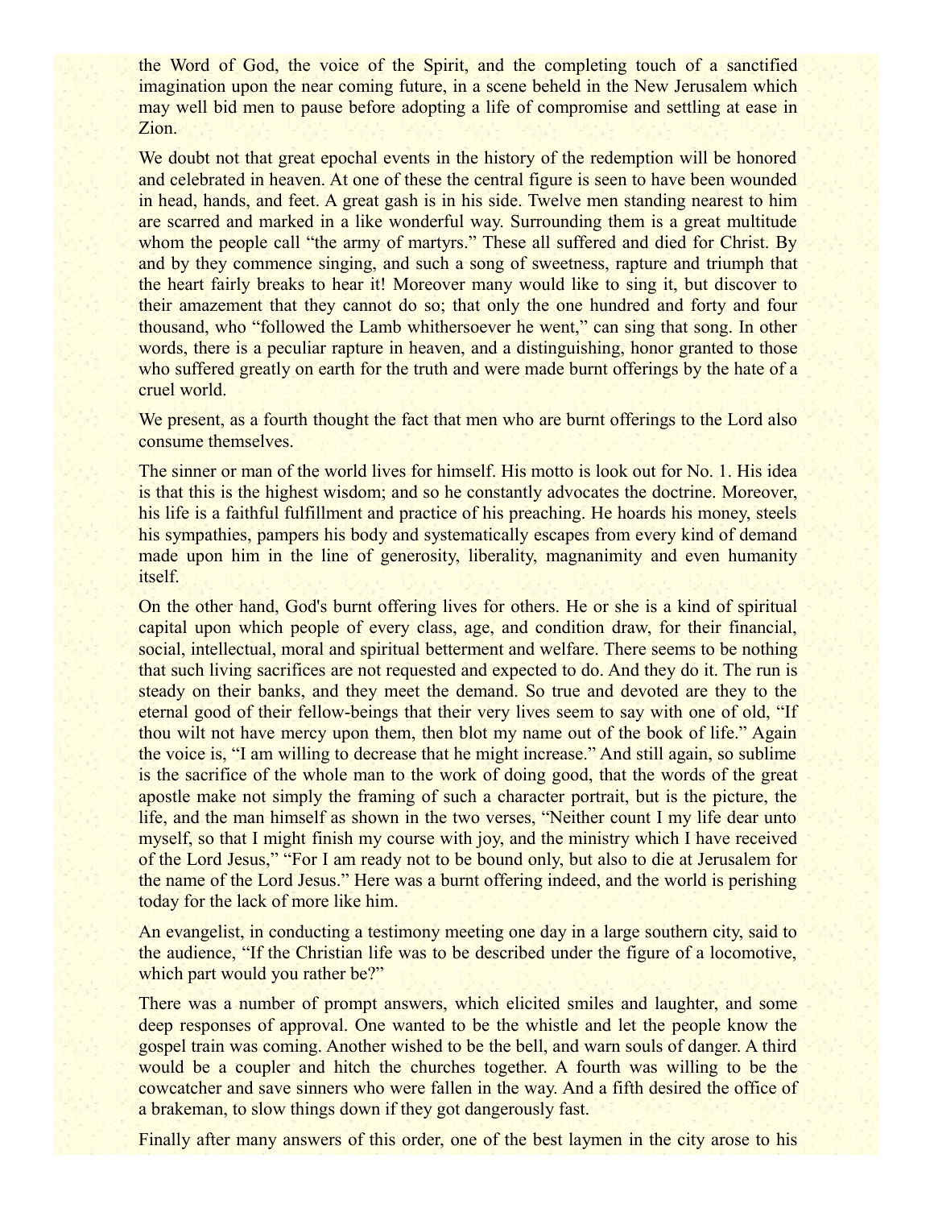the Word of God, the voice of the Spirit, and the completing touch of a sanctified imagination upon the near coming future, in a scene beheld in the New Jerusalem which may well bid men to pause before adopting a life of compromise and settling at ease in Zion.

We doubt not that great epochal events in the history of the redemption will be honored and celebrated in heaven. At one of these the central figure is seen to have been wounded in head, hands, and feet. A great gash is in his side. Twelve men standing nearest to him are scarred and marked in a like wonderful way. Surrounding them is a great multitude whom the people call "the army of martyrs." These all suffered and died for Christ. By and by they commence singing, and such a song of sweetness, rapture and triumph that the heart fairly breaks to hear it! Moreover many would like to sing it, but discover to their amazement that they cannot do so; that only the one hundred and forty and four thousand, who "followed the Lamb whithersoever he went," can sing that song. In other words, there is a peculiar rapture in heaven, and a distinguishing, honor granted to those who suffered greatly on earth for the truth and were made burnt offerings by the hate of a cruel world.

We present, as a fourth thought the fact that men who are burnt offerings to the Lord also consume themselves.

The sinner or man of the world lives for himself. His motto is look out for No. 1. His idea is that this is the highest wisdom; and so he constantly advocates the doctrine. Moreover, his life is a faithful fulfillment and practice of his preaching. He hoards his money, steels his sympathies, pampers his body and systematically escapes from every kind of demand made upon him in the line of generosity, liberality, magnanimity and even humanity itself.

On the other hand, God's burnt offering lives for others. He or she is a kind of spiritual capital upon which people of every class, age, and condition draw, for their financial, social, intellectual, moral and spiritual betterment and welfare. There seems to be nothing that such living sacrifices are not requested and expected to do. And they do it. The run is steady on their banks, and they meet the demand. So true and devoted are they to the eternal good of their fellow-beings that their very lives seem to say with one of old, "If thou wilt not have mercy upon them, then blot my name out of the book of life." Again the voice is, "I am willing to decrease that he might increase." And still again, so sublime is the sacrifice of the whole man to the work of doing good, that the words of the great apostle make not simply the framing of such a character portrait, but is the picture, the life, and the man himself as shown in the two verses, "Neither count I my life dear unto myself, so that I might finish my course with joy, and the ministry which I have received of the Lord Jesus," "For I am ready not to be bound only, but also to die at Jerusalem for the name of the Lord Jesus." Here was a burnt offering indeed, and the world is perishing today for the lack of more like him.

An evangelist, in conducting a testimony meeting one day in a large southern city, said to the audience, "If the Christian life was to be described under the figure of a locomotive, which part would you rather be?"

There was a number of prompt answers, which elicited smiles and laughter, and some deep responses of approval. One wanted to be the whistle and let the people know the gospel train was coming. Another wished to be the bell, and warn souls of danger. A third would be a coupler and hitch the churches together. A fourth was willing to be the cowcatcher and save sinners who were fallen in the way. And a fifth desired the office of a brakeman, to slow things down if they got dangerously fast.

Finally after many answers of this order, one of the best laymen in the city arose to his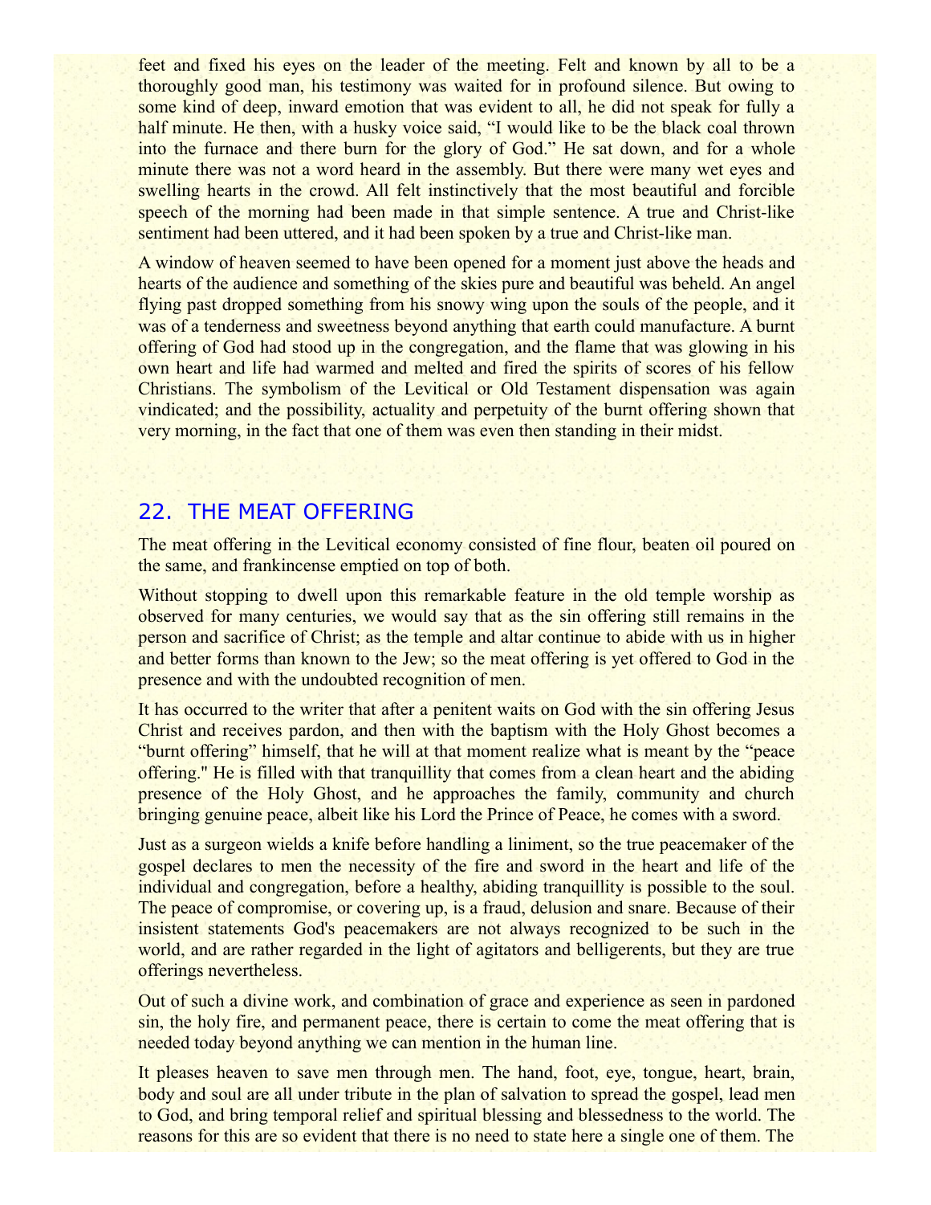feet and fixed his eyes on the leader of the meeting. Felt and known by all to be a thoroughly good man, his testimony was waited for in profound silence. But owing to some kind of deep, inward emotion that was evident to all, he did not speak for fully a half minute. He then, with a husky voice said, “I would like to be the black coal thrown into the furnace and there burn for the glory of God.” He sat down, and for a whole minute there was not a word heard in the assembly. But there were many wet eyes and swelling hearts in the crowd. All felt instinctively that the most beautiful and forcible speech of the morning had been made in that simple sentence. A true and Christ-like sentiment had been uttered, and it had been spoken by a true and Christ-like man.

A window of heaven seemed to have been opened for a moment just above the heads and hearts of the audience and something of the skies pure and beautiful was beheld. An angel flying past dropped something from his snowy wing upon the souls of the people, and it was of a tenderness and sweetness beyond anything that earth could manufacture. A burnt offering of God had stood up in the congregation, and the flame that was glowing in his own heart and life had warmed and melted and fired the spirits of scores of his fellow Christians. The symbolism of the Levitical or Old Testament dispensation was again vindicated; and the possibility, actuality and perpetuity of the burnt offering shown that very morning, in the fact that one of them was even then standing in their midst.

## 22. THE MEAT OFFERING

The meat offering in the Levitical economy consisted of fine flour, beaten oil poured on the same, and frankincense emptied on top of both.

Without stopping to dwell upon this remarkable feature in the old temple worship as observed for many centuries, we would say that as the sin offering still remains in the person and sacrifice of Christ; as the temple and altar continue to abide with us in higher and better forms than known to the Jew; so the meat offering is yet offered to God in the presence and with the undoubted recognition of men.

It has occurred to the writer that after a penitent waits on God with the sin offering Jesus Christ and receives pardon, and then with the baptism with the Holy Ghost becomes a “burnt offering” himself, that he will at that moment realize what is meant by the “peace offering." He is filled with that tranquillity that comes from a clean heart and the abiding presence of the Holy Ghost, and he approaches the family, community and church bringing genuine peace, albeit like his Lord the Prince of Peace, he comes with a sword.

Just as a surgeon wields a knife before handling a liniment, so the true peacemaker of the gospel declares to men the necessity of the fire and sword in the heart and life of the individual and congregation, before a healthy, abiding tranquillity is possible to the soul. The peace of compromise, or covering up, is a fraud, delusion and snare. Because of their insistent statements God's peacemakers are not always recognized to be such in the world, and are rather regarded in the light of agitators and belligerents, but they are true offerings nevertheless.

Out of such a divine work, and combination of grace and experience as seen in pardoned sin, the holy fire, and permanent peace, there is certain to come the meat offering that is needed today beyond anything we can mention in the human line.

It pleases heaven to save men through men. The hand, foot, eye, tongue, heart, brain, body and soul are all under tribute in the plan of salvation to spread the gospel, lead men to God, and bring temporal relief and spiritual blessing and blessedness to the world. The reasons for this are so evident that there is no need to state here a single one of them. The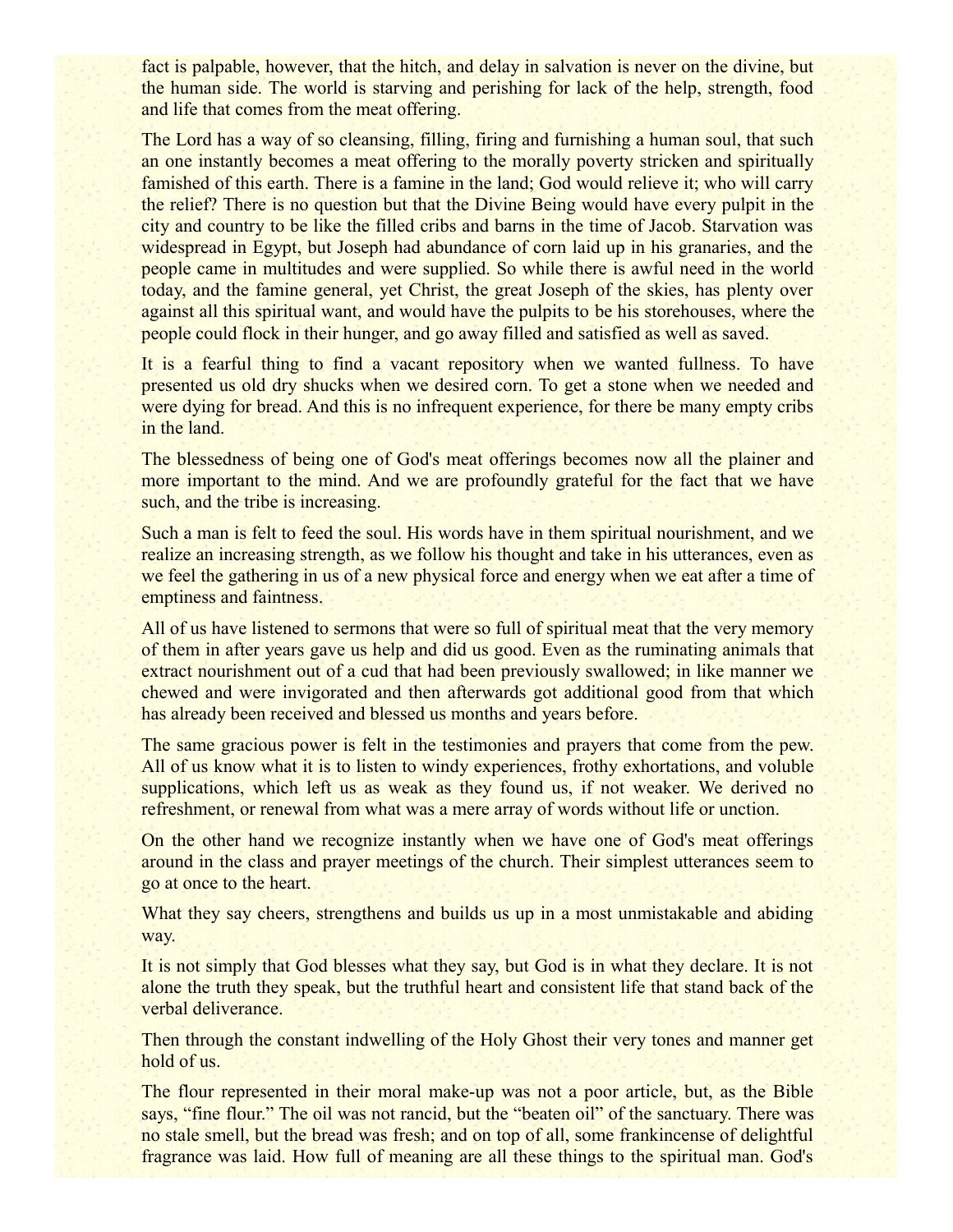fact is palpable, however, that the hitch, and delay in salvation is never on the divine, but the human side. The world is starving and perishing for lack of the help, strength, food and life that comes from the meat offering.

The Lord has a way of so cleansing, filling, firing and furnishing a human soul, that such an one instantly becomes a meat offering to the morally poverty stricken and spiritually famished of this earth. There is a famine in the land; God would relieve it; who will carry the relief? There is no question but that the Divine Being would have every pulpit in the city and country to be like the filled cribs and barns in the time of Jacob. Starvation was widespread in Egypt, but Joseph had abundance of corn laid up in his granaries, and the people came in multitudes and were supplied. So while there is awful need in the world today, and the famine general, yet Christ, the great Joseph of the skies, has plenty over against all this spiritual want, and would have the pulpits to be his storehouses, where the people could flock in their hunger, and go away filled and satisfied as well as saved.

It is a fearful thing to find a vacant repository when we wanted fullness. To have presented us old dry shucks when we desired corn. To get a stone when we needed and were dying for bread. And this is no infrequent experience, for there be many empty cribs in the land.

The blessedness of being one of God's meat offerings becomes now all the plainer and more important to the mind. And we are profoundly grateful for the fact that we have such, and the tribe is increasing.

Such a man is felt to feed the soul. His words have in them spiritual nourishment, and we realize an increasing strength, as we follow his thought and take in his utterances, even as we feel the gathering in us of a new physical force and energy when we eat after a time of emptiness and faintness.

All of us have listened to sermons that were so full of spiritual meat that the very memory of them in after years gave us help and did us good. Even as the ruminating animals that extract nourishment out of a cud that had been previously swallowed; in like manner we chewed and were invigorated and then afterwards got additional good from that which has already been received and blessed us months and years before.

The same gracious power is felt in the testimonies and prayers that come from the pew. All of us know what it is to listen to windy experiences, frothy exhortations, and voluble supplications, which left us as weak as they found us, if not weaker. We derived no refreshment, or renewal from what was a mere array of words without life or unction.

On the other hand we recognize instantly when we have one of God's meat offerings around in the class and prayer meetings of the church. Their simplest utterances seem to go at once to the heart.

What they say cheers, strengthens and builds us up in a most unmistakable and abiding way.

It is not simply that God blesses what they say, but God is in what they declare. It is not alone the truth they speak, but the truthful heart and consistent life that stand back of the verbal deliverance.

Then through the constant indwelling of the Holy Ghost their very tones and manner get hold of us.

The flour represented in their moral make-up was not a poor article, but, as the Bible says, "fine flour." The oil was not rancid, but the "beaten oil" of the sanctuary. There was no stale smell, but the bread was fresh; and on top of all, some frankincense of delightful fragrance was laid. How full of meaning are all these things to the spiritual man. God's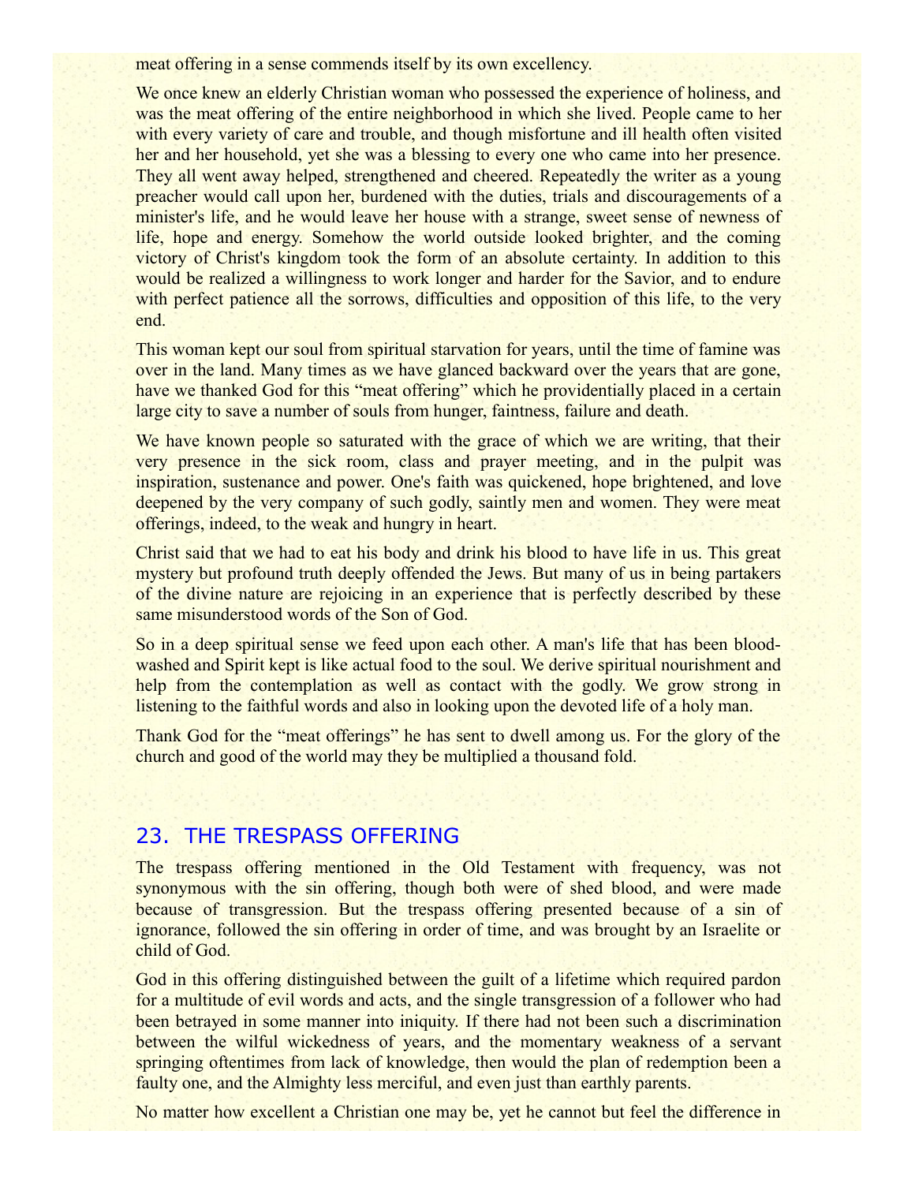meat offering in a sense commends itself by its own excellency.

We once knew an elderly Christian woman who possessed the experience of holiness, and was the meat offering of the entire neighborhood in which she lived. People came to her with every variety of care and trouble, and though misfortune and ill health often visited her and her household, yet she was a blessing to every one who came into her presence. They all went away helped, strengthened and cheered. Repeatedly the writer as a young preacher would call upon her, burdened with the duties, trials and discouragements of a minister's life, and he would leave her house with a strange, sweet sense of newness of life, hope and energy. Somehow the world outside looked brighter, and the coming victory of Christ's kingdom took the form of an absolute certainty. In addition to this would be realized a willingness to work longer and harder for the Savior, and to endure with perfect patience all the sorrows, difficulties and opposition of this life, to the very end.

This woman kept our soul from spiritual starvation for years, until the time of famine was over in the land. Many times as we have glanced backward over the years that are gone, have we thanked God for this "meat offering" which he providentially placed in a certain large city to save a number of souls from hunger, faintness, failure and death.

We have known people so saturated with the grace of which we are writing, that their very presence in the sick room, class and prayer meeting, and in the pulpit was inspiration, sustenance and power. One's faith was quickened, hope brightened, and love deepened by the very company of such godly, saintly men and women. They were meat offerings, indeed, to the weak and hungry in heart.

Christ said that we had to eat his body and drink his blood to have life in us. This great mystery but profound truth deeply offended the Jews. But many of us in being partakers of the divine nature are rejoicing in an experience that is perfectly described by these same misunderstood words of the Son of God.

So in a deep spiritual sense we feed upon each other. A man's life that has been blood-washed and Spirit kept is like actual food to the soul. We derive spiritual nourishment and help from the contemplation as well as contact with the godly. We grow strong in listening to the faithful words and also in looking upon the devoted life of a holy man.

Thank God for the "meat offerings" he has sent to dwell among us. For the glory of the church and good of the world may they be multiplied a thousand fold.

## 23. THE TRESPASS OFFERING

The trespass offering mentioned in the Old Testament with frequency, was not synonymous with the sin offering, though both were of shed blood, and were made because of transgression. But the trespass offering presented because of a sin of ignorance, followed the sin offering in order of time, and was brought by an Israelite or child of God.

God in this offering distinguished between the guilt of a lifetime which required pardon for a multitude of evil words and acts, and the single transgression of a follower who had been betrayed in some manner into iniquity. If there had not been such a discrimination between the wilful wickedness of years, and the momentary weakness of a servant springing oftentimes from lack of knowledge, then would the plan of redemption been a faulty one, and the Almighty less merciful, and even just than earthly parents.

No matter how excellent a Christian one may be, yet he cannot but feel the difference in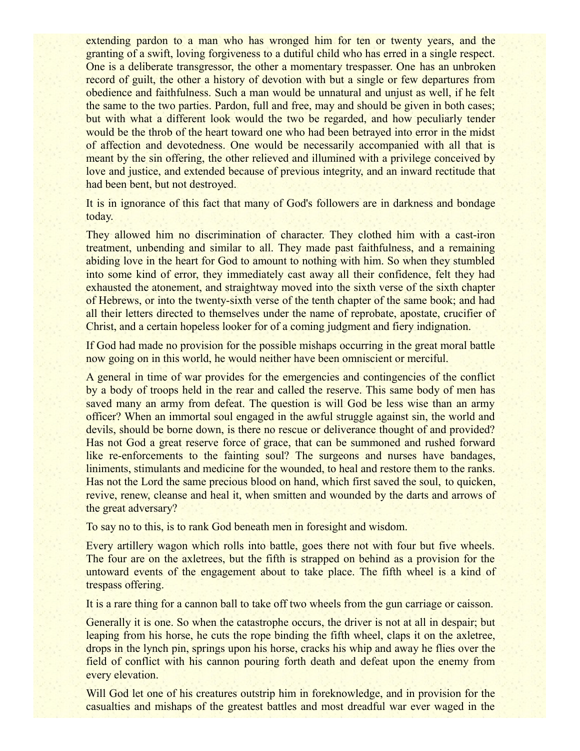extending pardon to a man who has wronged him for ten or twenty years, and the granting of a swift, loving forgiveness to a dutiful child who has erred in a single respect. One is a deliberate transgressor, the other a momentary trespasser. One has an unbroken record of guilt, the other a history of devotion with but a single or few departures from obedience and faithfulness. Such a man would be unnatural and unjust as well, if he felt the same to the two parties. Pardon, full and free, may and should be given in both cases; but with what a different look would the two be regarded, and how peculiarly tender would be the throb of the heart toward one who had been betrayed into error in the midst of affection and devotedness. One would be necessarily accompanied with all that is meant by the sin offering, the other relieved and illumined with a privilege conceived by love and justice, and extended because of previous integrity, and an inward rectitude that had been bent, but not destroyed.

It is in ignorance of this fact that many of God's followers are in darkness and bondage today.

They allowed him no discrimination of character. They clothed him with a cast-iron treatment, unbending and similar to all. They made past faithfulness, and a remaining abiding love in the heart for God to amount to nothing with him. So when they stumbled into some kind of error, they immediately cast away all their confidence, felt they had exhausted the atonement, and straightway moved into the sixth verse of the sixth chapter of Hebrews, or into the twenty-sixth verse of the tenth chapter of the same book; and had all their letters directed to themselves under the name of reprobate, apostate, crucifier of Christ, and a certain hopeless looker for of a coming judgment and fiery indignation.

If God had made no provision for the possible mishaps occurring in the great moral battle now going on in this world, he would neither have been omniscient or merciful.

A general in time of war provides for the emergencies and contingencies of the conflict by a body of troops held in the rear and called the reserve. This same body of men has saved many an army from defeat. The question is will God be less wise than an army officer? When an immortal soul engaged in the awful struggle against sin, the world and devils, should be borne down, is there no rescue or deliverance thought of and provided? Has not God a great reserve force of grace, that can be summoned and rushed forward like re-enforcements to the fainting soul? The surgeons and nurses have bandages, liniments, stimulants and medicine for the wounded, to heal and restore them to the ranks. Has not the Lord the same precious blood on hand, which first saved the soul, to quicken, revive, renew, cleanse and heal it, when smitten and wounded by the darts and arrows of the great adversary?

To say no to this, is to rank God beneath men in foresight and wisdom.

Every artillery wagon which rolls into battle, goes there not with four but five wheels. The four are on the axletrees, but the fifth is strapped on behind as a provision for the untoward events of the engagement about to take place. The fifth wheel is a kind of trespass offering.

It is a rare thing for a cannon ball to take off two wheels from the gun carriage or caisson.

Generally it is one. So when the catastrophe occurs, the driver is not at all in despair; but leaping from his horse, he cuts the rope binding the fifth wheel, claps it on the axletree, drops in the lynch pin, springs upon his horse, cracks his whip and away he flies over the field of conflict with his cannon pouring forth death and defeat upon the enemy from every elevation.

Will God let one of his creatures outstrip him in foreknowledge, and in provision for the casualties and mishaps of the greatest battles and most dreadful war ever waged in the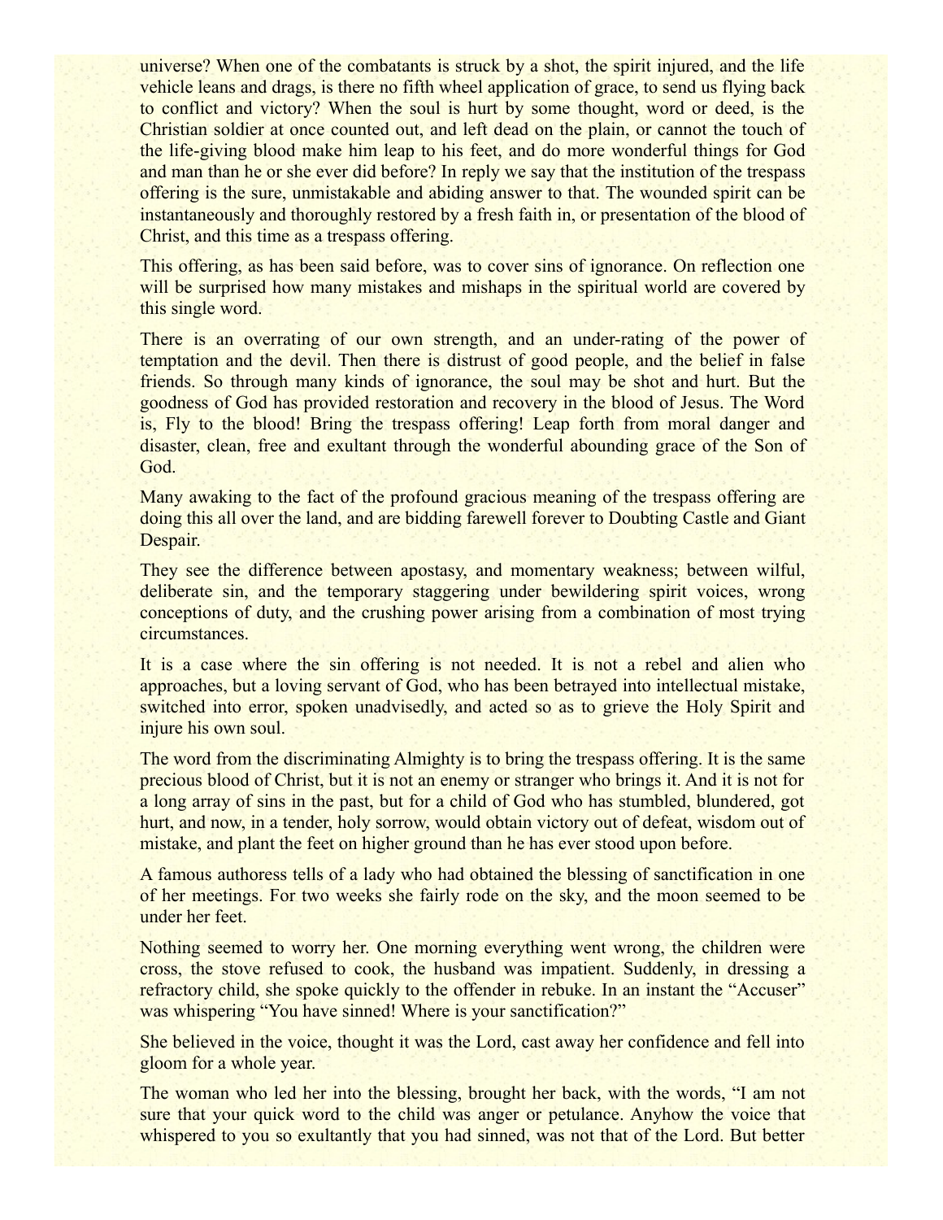universe? When one of the combatants is struck by a shot, the spirit injured, and the life vehicle leans and drags, is there no fifth wheel application of grace, to send us flying back to conflict and victory? When the soul is hurt by some thought, word or deed, is the Christian soldier at once counted out, and left dead on the plain, or cannot the touch of the life-giving blood make him leap to his feet, and do more wonderful things for God and man than he or she ever did before? In reply we say that the institution of the trespass offering is the sure, unmistakable and abiding answer to that. The wounded spirit can be instantaneously and thoroughly restored by a fresh faith in, or presentation of the blood of Christ, and this time as a trespass offering.

This offering, as has been said before, was to cover sins of ignorance. On reflection one will be surprised how many mistakes and mishaps in the spiritual world are covered by this single word.

There is an overrating of our own strength, and an under-rating of the power of temptation and the devil. Then there is distrust of good people, and the belief in false friends. So through many kinds of ignorance, the soul may be shot and hurt. But the goodness of God has provided restoration and recovery in the blood of Jesus. The Word is, Fly to the blood! Bring the trespass offering! Leap forth from moral danger and disaster, clean, free and exultant through the wonderful abounding grace of the Son of God.

Many awaking to the fact of the profound gracious meaning of the trespass offering are doing this all over the land, and are bidding farewell forever to Doubting Castle and Giant Despair.

They see the difference between apostasy, and momentary weakness; between wilful, deliberate sin, and the temporary staggering under bewildering spirit voices, wrong conceptions of duty, and the crushing power arising from a combination of most trying circumstances.

It is a case where the sin offering is not needed. It is not a rebel and alien who approaches, but a loving servant of God, who has been betrayed into intellectual mistake, switched into error, spoken unadvisedly, and acted so as to grieve the Holy Spirit and injure his own soul.

The word from the discriminating Almighty is to bring the trespass offering. It is the same precious blood of Christ, but it is not an enemy or stranger who brings it. And it is not for a long array of sins in the past, but for a child of God who has stumbled, blundered, got hurt, and now, in a tender, holy sorrow, would obtain victory out of defeat, wisdom out of mistake, and plant the feet on higher ground than he has ever stood upon before.

A famous authoress tells of a lady who had obtained the blessing of sanctification in one of her meetings. For two weeks she fairly rode on the sky, and the moon seemed to be under her feet.

Nothing seemed to worry her. One morning everything went wrong, the children were cross, the stove refused to cook, the husband was impatient. Suddenly, in dressing a refractory child, she spoke quickly to the offender in rebuke. In an instant the "Accuser" was whispering "You have sinned! Where is your sanctification?"

She believed in the voice, thought it was the Lord, cast away her confidence and fell into gloom for a whole year.

The woman who led her into the blessing, brought her back, with the words, "I am not sure that your quick word to the child was anger or petulance. Anyhow the voice that whispered to you so exultantly that you had sinned, was not that of the Lord. But better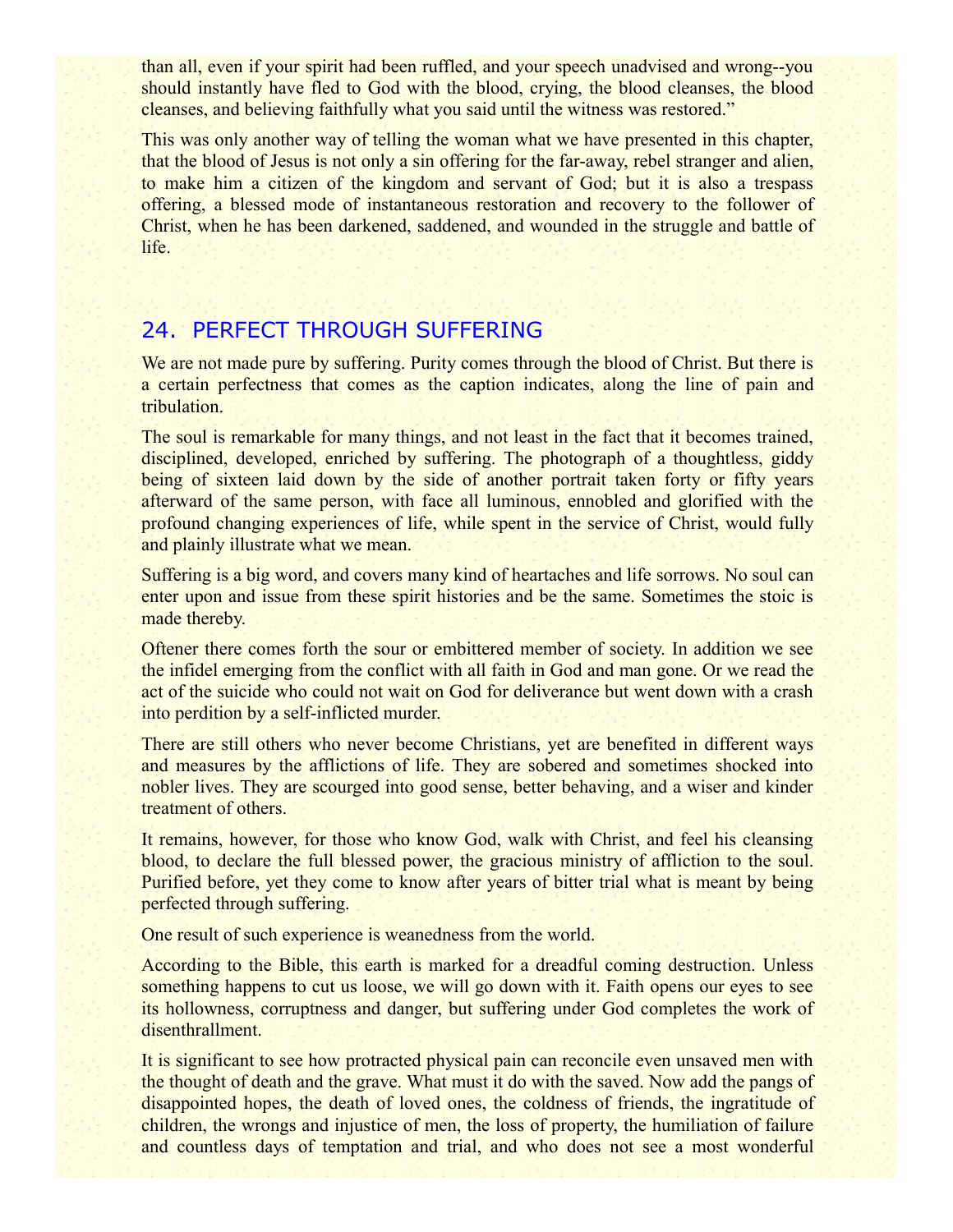than all, even if your spirit had been ruffled, and your speech unadvised and wrong--you should instantly have fled to God with the blood, crying, the blood cleanses, the blood cleanses, and believing faithfully what you said until the witness was restored."

This was only another way of telling the woman what we have presented in this chapter, that the blood of Jesus is not only a sin offering for the far-away, rebel stranger and alien, to make him a citizen of the kingdom and servant of God; but it is also a trespass offering, a blessed mode of instantaneous restoration and recovery to the follower of Christ, when he has been darkened, saddened, and wounded in the struggle and battle of life.

## 24. PERFECT THROUGH SUFFERING

We are not made pure by suffering. Purity comes through the blood of Christ. But there is a certain perfectness that comes as the caption indicates, along the line of pain and tribulation.

The soul is remarkable for many things, and not least in the fact that it becomes trained, disciplined, developed, enriched by suffering. The photograph of a thoughtless, giddy being of sixteen laid down by the side of another portrait taken forty or fifty years afterward of the same person, with face all luminous, ennobled and glorified with the profound changing experiences of life, while spent in the service of Christ, would fully and plainly illustrate what we mean.

Suffering is a big word, and covers many kind of heartaches and life sorrows. No soul can enter upon and issue from these spirit histories and be the same. Sometimes the stoic is made thereby.

Oftener there comes forth the sour or embittered member of society. In addition we see the infidel emerging from the conflict with all faith in God and man gone. Or we read the act of the suicide who could not wait on God for deliverance but went down with a crash into perdition by a self-inflicted murder.

There are still others who never become Christians, yet are benefited in different ways and measures by the afflictions of life. They are sobered and sometimes shocked into nobler lives. They are scourged into good sense, better behaving, and a wiser and kinder treatment of others.

It remains, however, for those who know God, walk with Christ, and feel his cleansing blood, to declare the full blessed power, the gracious ministry of affliction to the soul. Purified before, yet they come to know after years of bitter trial what is meant by being perfected through suffering.

One result of such experience is weanedness from the world.

According to the Bible, this earth is marked for a dreadful coming destruction. Unless something happens to cut us loose, we will go down with it. Faith opens our eyes to see its hollowness, corruptness and danger, but suffering under God completes the work of disenthrallment.

It is significant to see how protracted physical pain can reconcile even unsaved men with the thought of death and the grave. What must it do with the saved. Now add the pangs of disappointed hopes, the death of loved ones, the coldness of friends, the ingratitude of children, the wrongs and injustice of men, the loss of property, the humiliation of failure and countless days of temptation and trial, and who does not see a most wonderful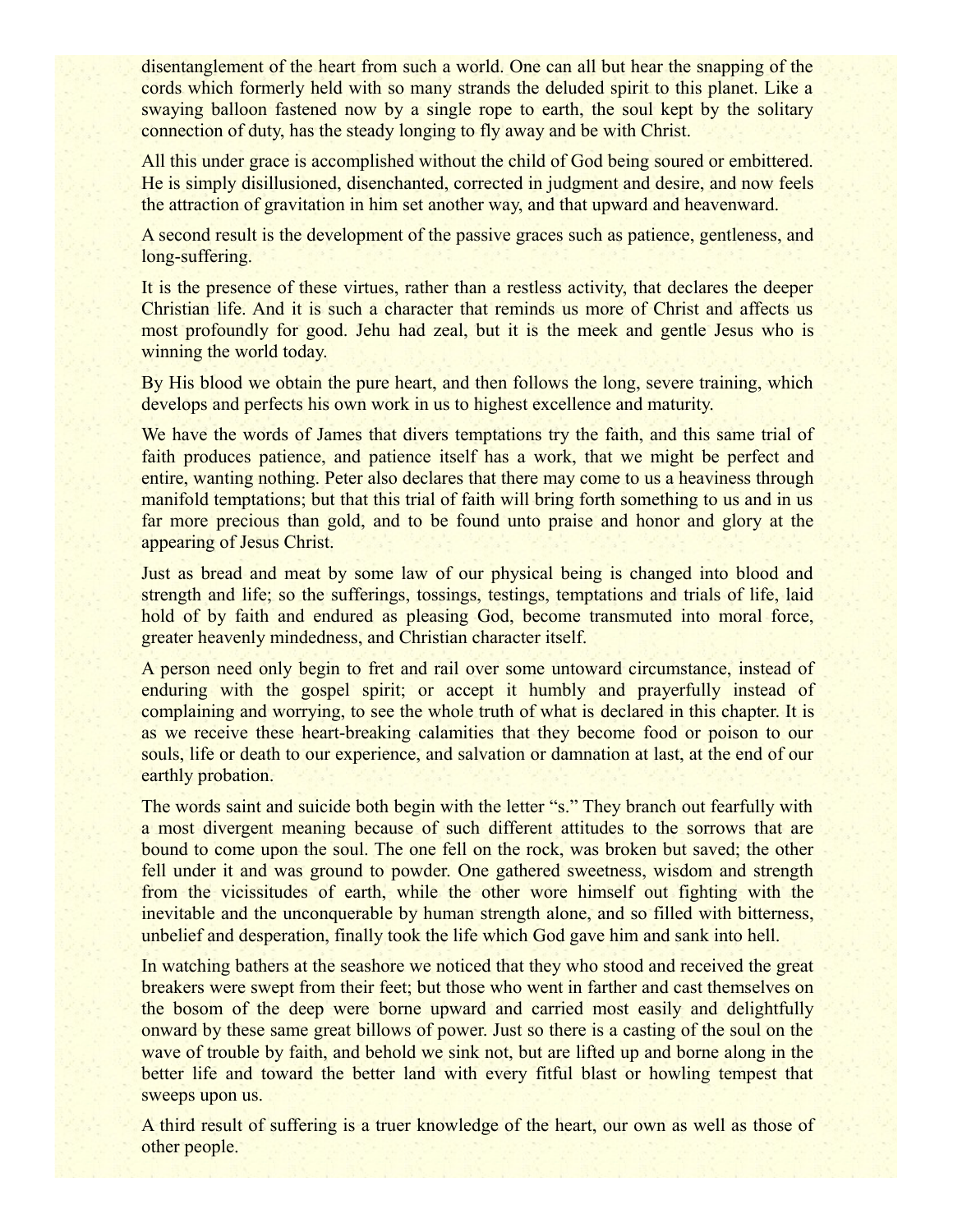disentanglement of the heart from such a world. One can all but hear the snapping of the cords which formerly held with so many strands the deluded spirit to this planet. Like a swaying balloon fastened now by a single rope to earth, the soul kept by the solitary connection of duty, has the steady longing to fly away and be with Christ.

All this under grace is accomplished without the child of God being soured or embittered. He is simply disillusioned, disenchanted, corrected in judgment and desire, and now feels the attraction of gravitation in him set another way, and that upward and heavenward.

A second result is the development of the passive graces such as patience, gentleness, and long-suffering.

It is the presence of these virtues, rather than a restless activity, that declares the deeper Christian life. And it is such a character that reminds us more of Christ and affects us most profoundly for good. Jehu had zeal, but it is the meek and gentle Jesus who is winning the world today.

By His blood we obtain the pure heart, and then follows the long, severe training, which develops and perfects his own work in us to highest excellence and maturity.

We have the words of James that divers temptations try the faith, and this same trial of faith produces patience, and patience itself has a work, that we might be perfect and entire, wanting nothing. Peter also declares that there may come to us a heaviness through manifold temptations; but that this trial of faith will bring forth something to us and in us far more precious than gold, and to be found unto praise and honor and glory at the appearing of Jesus Christ.

Just as bread and meat by some law of our physical being is changed into blood and strength and life; so the sufferings, tossings, testings, temptations and trials of life, laid hold of by faith and endured as pleasing God, become transmuted into moral force, greater heavenly mindedness, and Christian character itself.

A person need only begin to fret and rail over some untoward circumstance, instead of enduring with the gospel spirit; or accept it humbly and prayerfully instead of complaining and worrying, to see the whole truth of what is declared in this chapter. It is as we receive these heart-breaking calamities that they become food or poison to our souls, life or death to our experience, and salvation or damnation at last, at the end of our earthly probation.

The words saint and suicide both begin with the letter "s." They branch out fearfully with a most divergent meaning because of such different attitudes to the sorrows that are bound to come upon the soul. The one fell on the rock, was broken but saved; the other fell under it and was ground to powder. One gathered sweetness, wisdom and strength from the vicissitudes of earth, while the other wore himself out fighting with the inevitable and the unconquerable by human strength alone, and so filled with bitterness, unbelief and desperation, finally took the life which God gave him and sank into hell.

In watching bathers at the seashore we noticed that they who stood and received the great breakers were swept from their feet; but those who went in farther and cast themselves on the bosom of the deep were borne upward and carried most easily and delightfully onward by these same great billows of power. Just so there is a casting of the soul on the wave of trouble by faith, and behold we sink not, but are lifted up and borne along in the better life and toward the better land with every fitful blast or howling tempest that sweeps upon us.

A third result of suffering is a truer knowledge of the heart, our own as well as those of other people.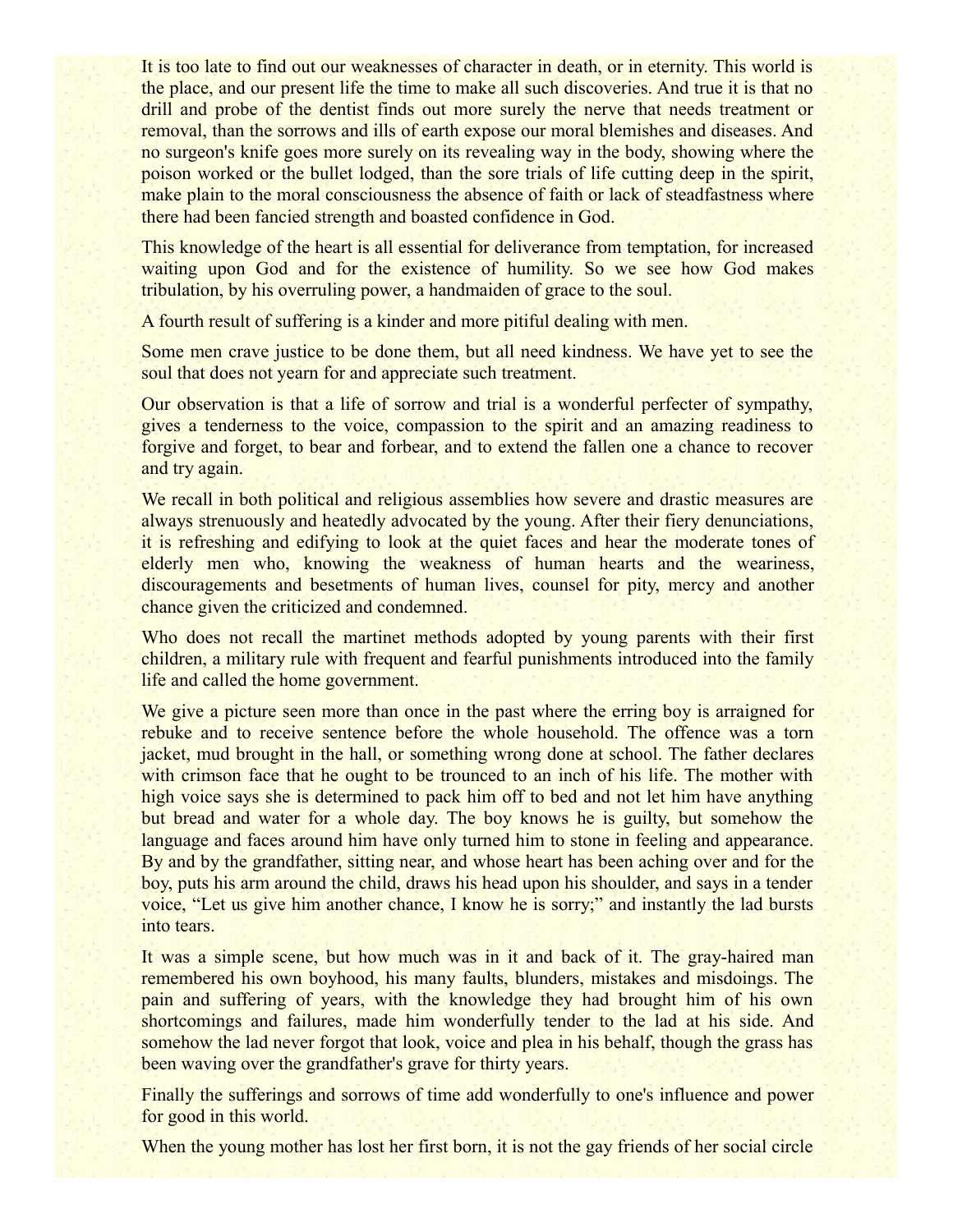It is too late to find out our weaknesses of character in death, or in eternity. This world is the place, and our present life the time to make all such discoveries. And true it is that no drill and probe of the dentist finds out more surely the nerve that needs treatment or removal, than the sorrows and ills of earth expose our moral blemishes and diseases. And no surgeon's knife goes more surely on its revealing way in the body, showing where the poison worked or the bullet lodged, than the sore trials of life cutting deep in the spirit, make plain to the moral consciousness the absence of faith or lack of steadfastness where there had been fancied strength and boasted confidence in God.

This knowledge of the heart is all essential for deliverance from temptation, for increased waiting upon God and for the existence of humility. So we see how God makes tribulation, by his overruling power, a handmaiden of grace to the soul.

A fourth result of suffering is a kinder and more pitiful dealing with men.

Some men crave justice to be done them, but all need kindness. We have yet to see the soul that does not yearn for and appreciate such treatment.

Our observation is that a life of sorrow and trial is a wonderful perfecter of sympathy, gives a tenderness to the voice, compassion to the spirit and an amazing readiness to forgive and forget, to bear and forbear, and to extend the fallen one a chance to recover and try again.

We recall in both political and religious assemblies how severe and drastic measures are always strenuously and heatedly advocated by the young. After their fiery denunciations, it is refreshing and edifying to look at the quiet faces and hear the moderate tones of elderly men who, knowing the weakness of human hearts and the weariness, discouragements and besetments of human lives, counsel for pity, mercy and another chance given the criticized and condemned.

Who does not recall the martinet methods adopted by young parents with their first children, a military rule with frequent and fearful punishments introduced into the family life and called the home government.

We give a picture seen more than once in the past where the erring boy is arraigned for rebuke and to receive sentence before the whole household. The offence was a torn jacket, mud brought in the hall, or something wrong done at school. The father declares with crimson face that he ought to be trounced to an inch of his life. The mother with high voice says she is determined to pack him off to bed and not let him have anything but bread and water for a whole day. The boy knows he is guilty, but somehow the language and faces around him have only turned him to stone in feeling and appearance. By and by the grandfather, sitting near, and whose heart has been aching over and for the boy, puts his arm around the child, draws his head upon his shoulder, and says in a tender voice, "Let us give him another chance, I know he is sorry;" and instantly the lad bursts into tears.

It was a simple scene, but how much was in it and back of it. The gray-haired man remembered his own boyhood, his many faults, blunders, mistakes and misdoings. The pain and suffering of years, with the knowledge they had brought him of his own shortcomings and failures, made him wonderfully tender to the lad at his side. And somehow the lad never forgot that look, voice and plea in his behalf, though the grass has been waving over the grandfather's grave for thirty years.

Finally the sufferings and sorrows of time add wonderfully to one's influence and power for good in this world.

When the young mother has lost her first born, it is not the gay friends of her social circle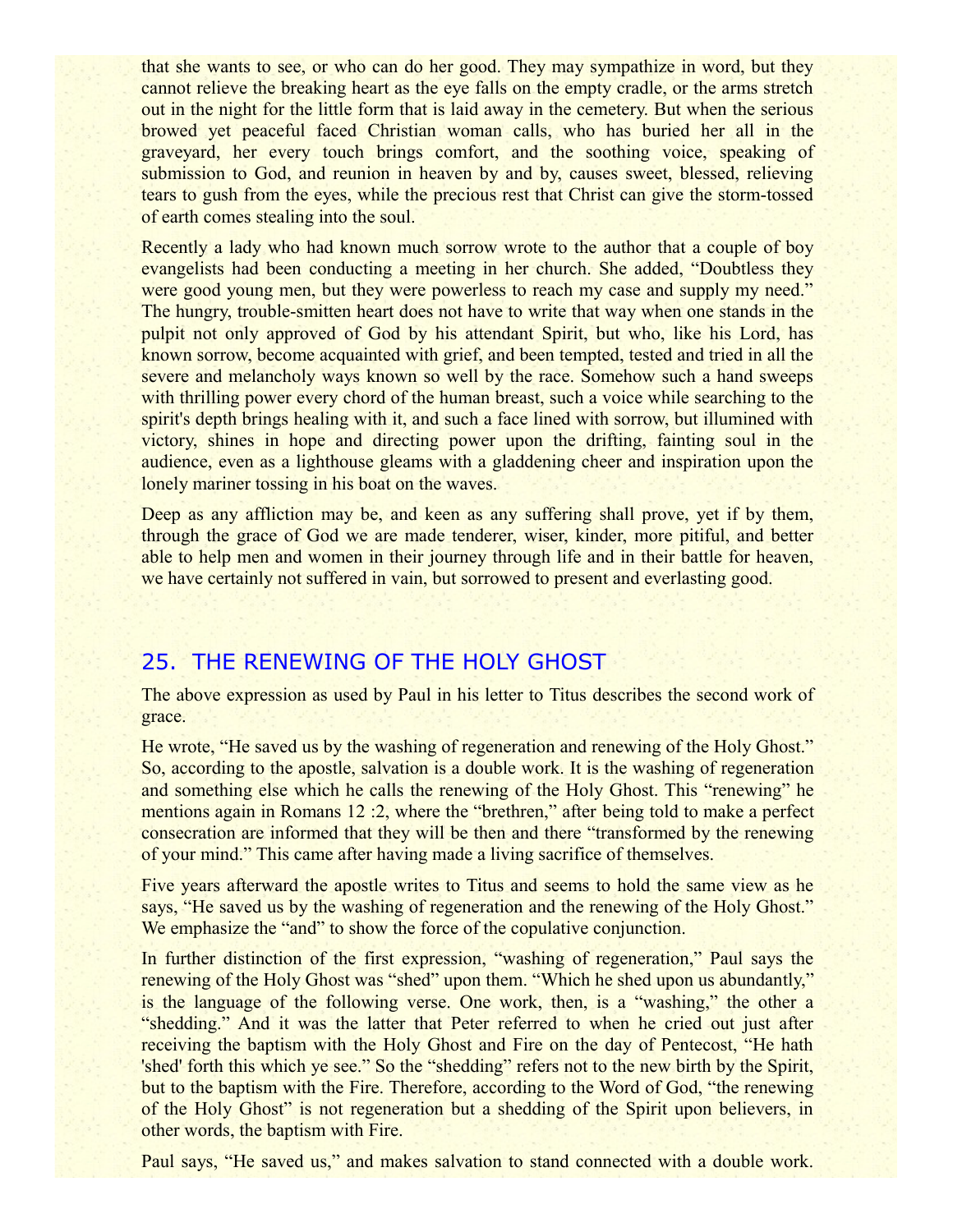that she wants to see, or who can do her good. They may sympathize in word, but they cannot relieve the breaking heart as the eye falls on the empty cradle, or the arms stretch out in the night for the little form that is laid away in the cemetery. But when the serious browed yet peaceful faced Christian woman calls, who has buried her all in the graveyard, her every touch brings comfort, and the soothing voice, speaking of submission to God, and reunion in heaven by and by, causes sweet, blessed, relieving tears to gush from the eyes, while the precious rest that Christ can give the storm-tossed of earth comes stealing into the soul.

Recently a lady who had known much sorrow wrote to the author that a couple of boy evangelists had been conducting a meeting in her church. She added, "Doubtless they were good young men, but they were powerless to reach my case and supply my need." The hungry, trouble-smitten heart does not have to write that way when one stands in the pulpit not only approved of God by his attendant Spirit, but who, like his Lord, has known sorrow, become acquainted with grief, and been tempted, tested and tried in all the severe and melancholy ways known so well by the race. Somehow such a hand sweeps with thrilling power every chord of the human breast, such a voice while searching to the spirit's depth brings healing with it, and such a face lined with sorrow, but illumined with victory, shines in hope and directing power upon the drifting, fainting soul in the audience, even as a lighthouse gleams with a gladdening cheer and inspiration upon the lonely mariner tossing in his boat on the waves.

Deep as any affliction may be, and keen as any suffering shall prove, yet if by them, through the grace of God we are made tenderer, wiser, kinder, more pitiful, and better able to help men and women in their journey through life and in their battle for heaven, we have certainly not suffered in vain, but sorrowed to present and everlasting good.

## 25. THE RENEWING OF THE HOLY GHOST

The above expression as used by Paul in his letter to Titus describes the second work of grace.

He wrote, "He saved us by the washing of regeneration and renewing of the Holy Ghost." So, according to the apostle, salvation is a double work. It is the washing of regeneration and something else which he calls the renewing of the Holy Ghost. This "renewing" he mentions again in Romans 12 :2, where the "brethren," after being told to make a perfect consecration are informed that they will be then and there "transformed by the renewing of your mind." This came after having made a living sacrifice of themselves.

Five years afterward the apostle writes to Titus and seems to hold the same view as he says, "He saved us by the washing of regeneration and the renewing of the Holy Ghost." We emphasize the "and" to show the force of the copulative conjunction.

In further distinction of the first expression, "washing of regeneration," Paul says the renewing of the Holy Ghost was "shed" upon them. "Which he shed upon us abundantly," is the language of the following verse. One work, then, is a "washing," the other a "shedding." And it was the latter that Peter referred to when he cried out just after receiving the baptism with the Holy Ghost and Fire on the day of Pentecost, "He hath 'shed' forth this which ye see." So the "shedding" refers not to the new birth by the Spirit, but to the baptism with the Fire. Therefore, according to the Word of God, "the renewing of the Holy Ghost" is not regeneration but a shedding of the Spirit upon believers, in other words, the baptism with Fire.

Paul says, "He saved us," and makes salvation to stand connected with a double work.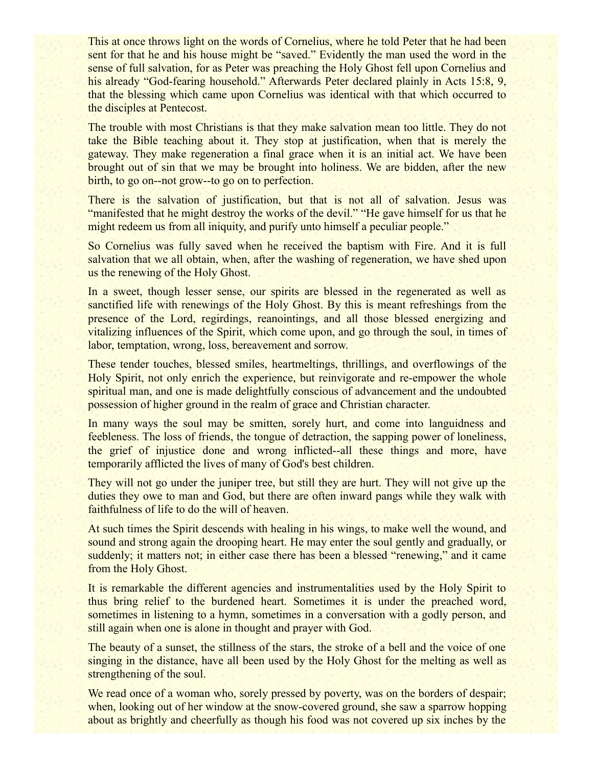This at once throws light on the words of Cornelius, where he told Peter that he had been sent for that he and his house might be “saved.” Evidently the man used the word in the sense of full salvation, for as Peter was preaching the Holy Ghost fell upon Cornelius and his already “God-fearing household.” Afterwards Peter declared plainly in Acts 15:8, 9, that the blessing which came upon Cornelius was identical with that which occurred to the disciples at Pentecost.

The trouble with most Christians is that they make salvation mean too little. They do not take the Bible teaching about it. They stop at justification, when that is merely the gateway. They make regeneration a final grace when it is an initial act. We have been brought out of sin that we may be brought into holiness. We are bidden, after the new birth, to go on--not grow--to go on to perfection.

There is the salvation of justification, but that is not all of salvation. Jesus was “manifested that he might destroy the works of the devil.” “He gave himself for us that he might redeem us from all iniquity, and purify unto himself a peculiar people.”

So Cornelius was fully saved when he received the baptism with Fire. And it is full salvation that we all obtain, when, after the washing of regeneration, we have shed upon us the renewing of the Holy Ghost.

In a sweet, though lesser sense, our spirits are blessed in the regenerated as well as sanctified life with renewings of the Holy Ghost. By this is meant refreshings from the presence of the Lord, regirdings, reanointings, and all those blessed energizing and vitalizing influences of the Spirit, which come upon, and go through the soul, in times of labor, temptation, wrong, loss, bereavement and sorrow.

These tender touches, blessed smiles, heartmeltings, thrillings, and overflowings of the Holy Spirit, not only enrich the experience, but reinvigorate and re-empower the whole spiritual man, and one is made delightfully conscious of advancement and the undoubted possession of higher ground in the realm of grace and Christian character.

In many ways the soul may be smitten, sorely hurt, and come into languidness and feebleness. The loss of friends, the tongue of detraction, the sapping power of loneliness, the grief of injustice done and wrong inflicted--all these things and more, have temporarily afflicted the lives of many of God's best children.

They will not go under the juniper tree, but still they are hurt. They will not give up the duties they owe to man and God, but there are often inward pangs while they walk with faithfulness of life to do the will of heaven.

At such times the Spirit descends with healing in his wings, to make well the wound, and sound and strong again the drooping heart. He may enter the soul gently and gradually, or suddenly; it matters not; in either case there has been a blessed “renewing,” and it came from the Holy Ghost.

It is remarkable the different agencies and instrumentalities used by the Holy Spirit to thus bring relief to the burdened heart. Sometimes it is under the preached word, sometimes in listening to a hymn, sometimes in a conversation with a godly person, and still again when one is alone in thought and prayer with God.

The beauty of a sunset, the stillness of the stars, the stroke of a bell and the voice of one singing in the distance, have all been used by the Holy Ghost for the melting as well as strengthening of the soul.

We read once of a woman who, sorely pressed by poverty, was on the borders of despair; when, looking out of her window at the snow-covered ground, she saw a sparrow hopping about as brightly and cheerfully as though his food was not covered up six inches by the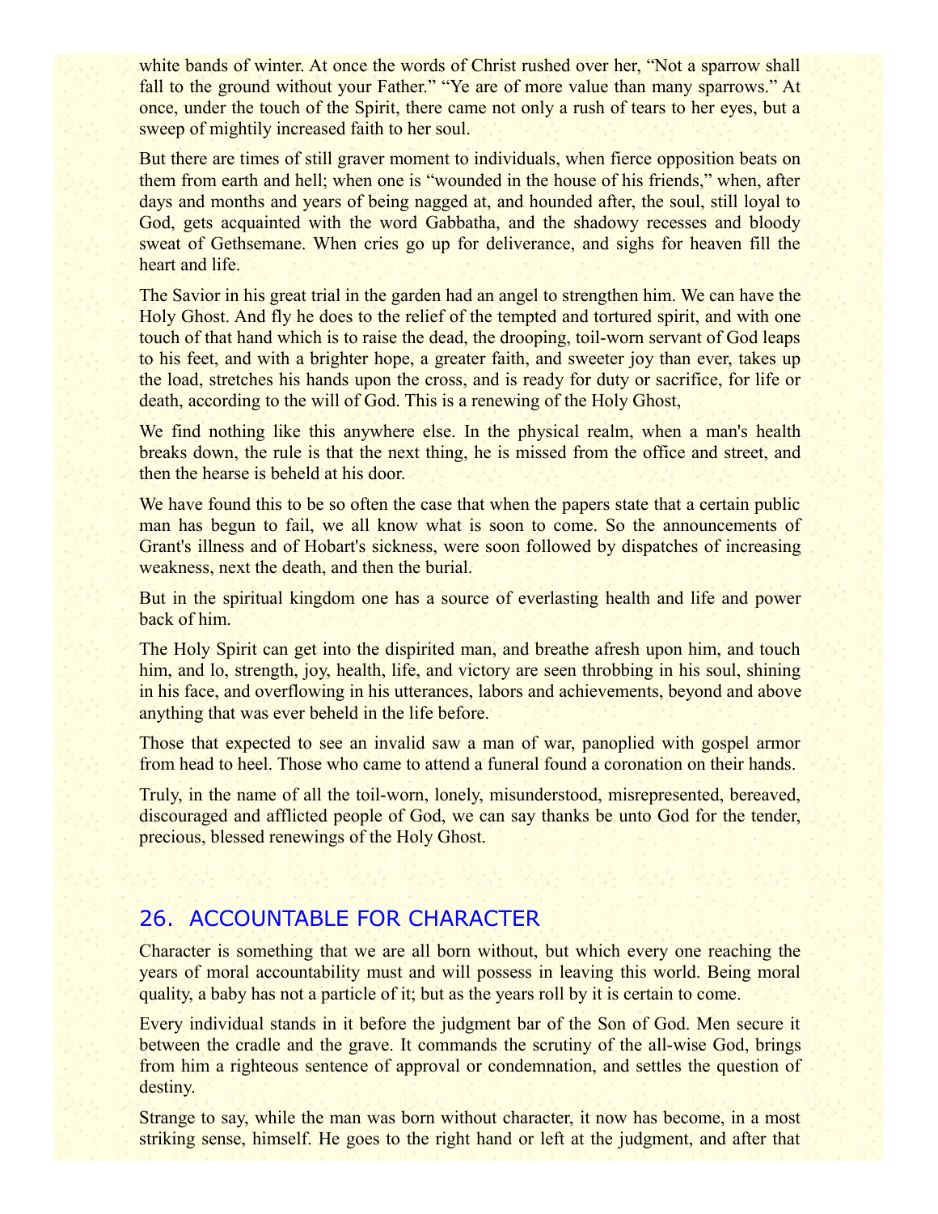white bands of winter. At once the words of Christ rushed over her, “Not a sparrow shall fall to the ground without your Father.” “Ye are of more value than many sparrows.” At once, under the touch of the Spirit, there came not only a rush of tears to her eyes, but a sweep of mightily increased faith to her soul.

But there are times of still graver moment to individuals, when fierce opposition beats on them from earth and hell; when one is “wounded in the house of his friends,” when, after days and months and years of being nagged at, and hounded after, the soul, still loyal to God, gets acquainted with the word Gabbatha, and the shadowy recesses and bloody sweat of Gethsemane. When cries go up for deliverance, and sighs for heaven fill the heart and life.

The Savior in his great trial in the garden had an angel to strengthen him. We can have the Holy Ghost. And fly he does to the relief of the tempted and tortured spirit, and with one touch of that hand which is to raise the dead, the drooping, toil-worn servant of God leaps to his feet, and with a brighter hope, a greater faith, and sweeter joy than ever, takes up the load, stretches his hands upon the cross, and is ready for duty or sacrifice, for life or death, according to the will of God. This is a renewing of the Holy Ghost,

We find nothing like this anywhere else. In the physical realm, when a man's health breaks down, the rule is that the next thing, he is missed from the office and street, and then the hearse is beheld at his door.

We have found this to be so often the case that when the papers state that a certain public man has begun to fail, we all know what is soon to come. So the announcements of Grant's illness and of Hobart's sickness, were soon followed by dispatches of increasing weakness, next the death, and then the burial.

But in the spiritual kingdom one has a source of everlasting health and life and power back of him.

The Holy Spirit can get into the dispirited man, and breathe afresh upon him, and touch him, and lo, strength, joy, health, life, and victory are seen throbbing in his soul, shining in his face, and overflowing in his utterances, labors and achievements, beyond and above anything that was ever beheld in the life before.

Those that expected to see an invalid saw a man of war, panoplied with gospel armor from head to heel. Those who came to attend a funeral found a coronation on their hands.

Truly, in the name of all the toil-worn, lonely, misunderstood, misrepresented, bereaved, discouraged and afflicted people of God, we can say thanks be unto God for the tender, precious, blessed renewings of the Holy Ghost.

## 26. ACCOUNTABLE FOR CHARACTER

Character is something that we are all born without, but which every one reaching the years of moral accountability must and will possess in leaving this world. Being moral quality, a baby has not a particle of it; but as the years roll by it is certain to come.

Every individual stands in it before the judgment bar of the Son of God. Men secure it between the cradle and the grave. It commands the scrutiny of the all-wise God, brings from him a righteous sentence of approval or condemnation, and settles the question of destiny.

Strange to say, while the man was born without character, it now has become, in a most striking sense, himself. He goes to the right hand or left at the judgment, and after that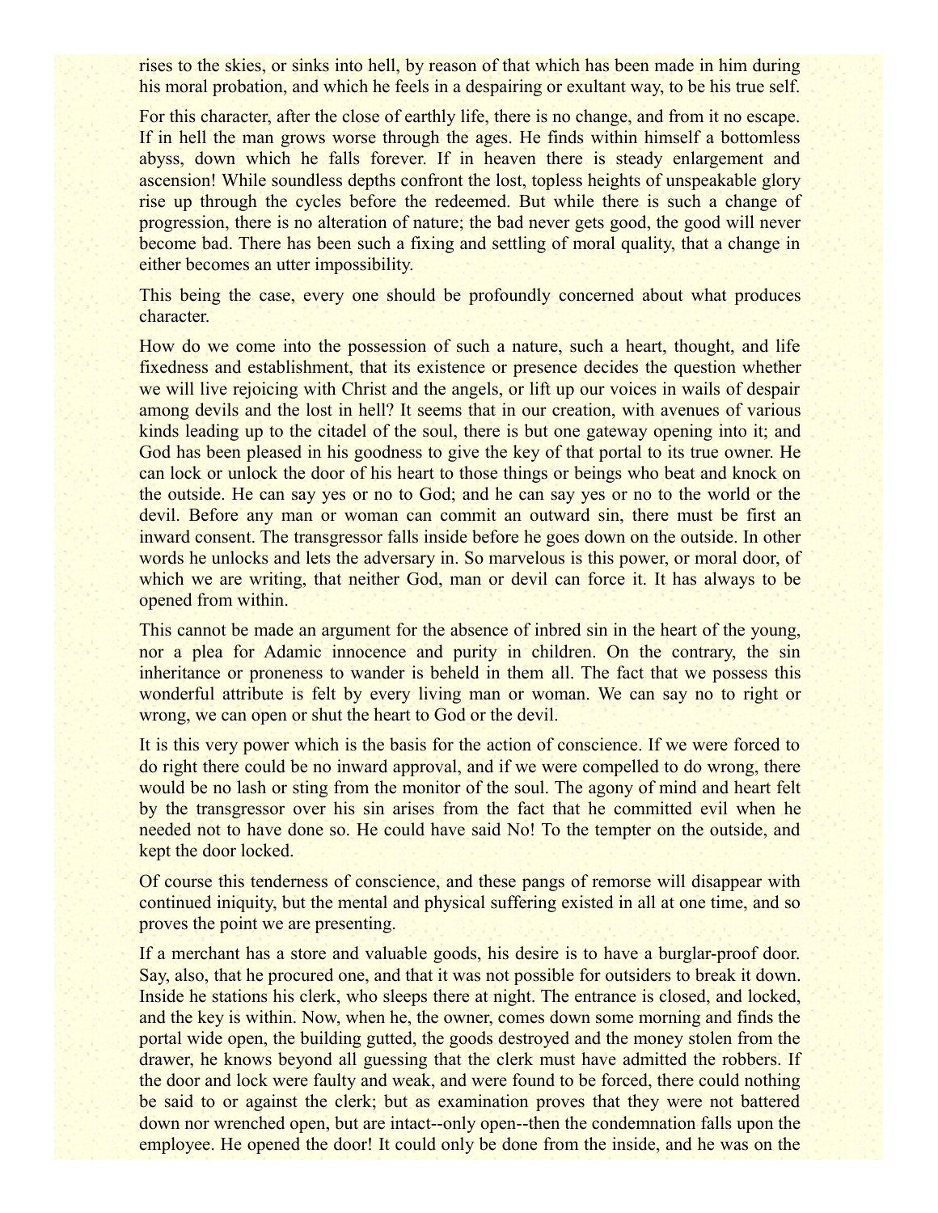rises to the skies, or sinks into hell, by reason of that which has been made in him during his moral probation, and which he feels in a despairing or exultant way, to be his true self.

For this character, after the close of earthly life, there is no change, and from it no escape. If in hell the man grows worse through the ages. He finds within himself a bottomless abyss, down which he falls forever. If in heaven there is steady enlargement and ascension! While soundless depths confront the lost, topless heights of unspeakable glory rise up through the cycles before the redeemed. But while there is such a change of progression, there is no alteration of nature; the bad never gets good, the good will never become bad. There has been such a fixing and settling of moral quality, that a change in either becomes an utter impossibility.

This being the case, every one should be profoundly concerned about what produces character.

How do we come into the possession of such a nature, such a heart, thought, and life fixedness and establishment, that its existence or presence decides the question whether we will live rejoicing with Christ and the angels, or lift up our voices in wails of despair among devils and the lost in hell? It seems that in our creation, with avenues of various kinds leading up to the citadel of the soul, there is but one gateway opening into it; and God has been pleased in his goodness to give the key of that portal to its true owner. He can lock or unlock the door of his heart to those things or beings who beat and knock on the outside. He can say yes or no to God; and he can say yes or no to the world or the devil. Before any man or woman can commit an outward sin, there must be first an inward consent. The transgressor falls inside before he goes down on the outside. In other words he unlocks and lets the adversary in. So marvelous is this power, or moral door, of which we are writing, that neither God, man or devil can force it. It has always to be opened from within.

This cannot be made an argument for the absence of inbred sin in the heart of the young, nor a plea for Adamic innocence and purity in children. On the contrary, the sin inheritance or proneness to wander is beheld in them all. The fact that we possess this wonderful attribute is felt by every living man or woman. We can say no to right or wrong, we can open or shut the heart to God or the devil.

It is this very power which is the basis for the action of conscience. If we were forced to do right there could be no inward approval, and if we were compelled to do wrong, there would be no lash or sting from the monitor of the soul. The agony of mind and heart felt by the transgressor over his sin arises from the fact that he committed evil when he needed not to have done so. He could have said No! To the tempter on the outside, and kept the door locked.

Of course this tenderness of conscience, and these pangs of remorse will disappear with continued iniquity, but the mental and physical suffering existed in all at one time, and so proves the point we are presenting.

If a merchant has a store and valuable goods, his desire is to have a burglar-proof door. Say, also, that he procured one, and that it was not possible for outsiders to break it down. Inside he stations his clerk, who sleeps there at night. The entrance is closed, and locked, and the key is within. Now, when he, the owner, comes down some morning and finds the portal wide open, the building gutted, the goods destroyed and the money stolen from the drawer, he knows beyond all guessing that the clerk must have admitted the robbers. If the door and lock were faulty and weak, and were found to be forced, there could nothing be said to or against the clerk; but as examination proves that they were not battered down nor wrenched open, but are intact--only open--then the condemnation falls upon the employee. He opened the door! It could only be done from the inside, and he was on the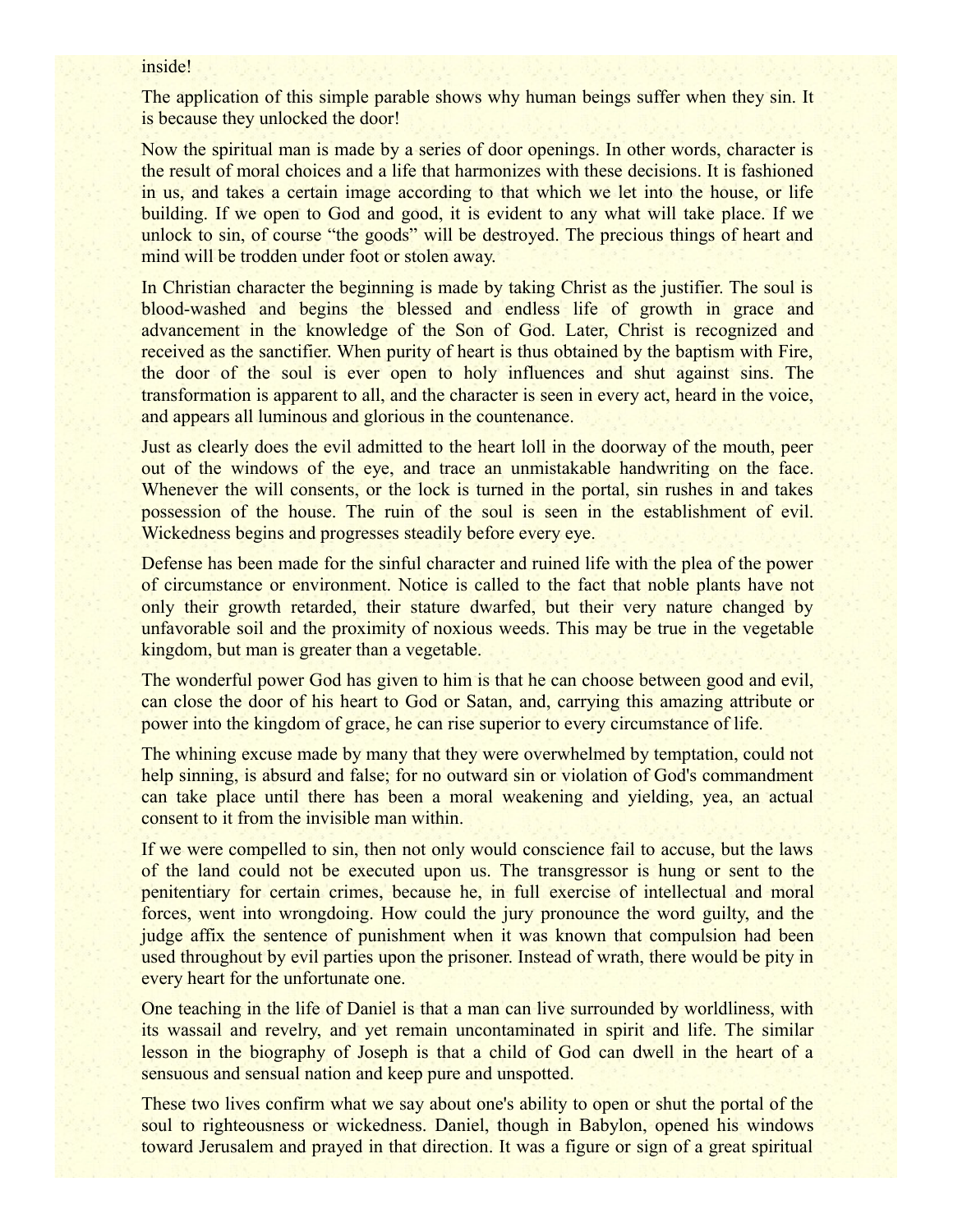inside!

The application of this simple parable shows why human beings suffer when they sin. It is because they unlocked the door!

Now the spiritual man is made by a series of door openings. In other words, character is the result of moral choices and a life that harmonizes with these decisions. It is fashioned in us, and takes a certain image according to that which we let into the house, or life building. If we open to God and good, it is evident to any what will take place. If we unlock to sin, of course "the goods" will be destroyed. The precious things of heart and mind will be trodden under foot or stolen away.

In Christian character the beginning is made by taking Christ as the justifier. The soul is blood-washed and begins the blessed and endless life of growth in grace and advancement in the knowledge of the Son of God. Later, Christ is recognized and received as the sanctifier. When purity of heart is thus obtained by the baptism with Fire, the door of the soul is ever open to holy influences and shut against sins. The transformation is apparent to all, and the character is seen in every act, heard in the voice, and appears all luminous and glorious in the countenance.

Just as clearly does the evil admitted to the heart loll in the doorway of the mouth, peer out of the windows of the eye, and trace an unmistakable handwriting on the face. Whenever the will consents, or the lock is turned in the portal, sin rushes in and takes possession of the house. The ruin of the soul is seen in the establishment of evil. Wickedness begins and progresses steadily before every eye.

Defense has been made for the sinful character and ruined life with the plea of the power of circumstance or environment. Notice is called to the fact that noble plants have not only their growth retarded, their stature dwarfed, but their very nature changed by unfavorable soil and the proximity of noxious weeds. This may be true in the vegetable kingdom, but man is greater than a vegetable.

The wonderful power God has given to him is that he can choose between good and evil, can close the door of his heart to God or Satan, and, carrying this amazing attribute or power into the kingdom of grace, he can rise superior to every circumstance of life.

The whining excuse made by many that they were overwhelmed by temptation, could not help sinning, is absurd and false; for no outward sin or violation of God's commandment can take place until there has been a moral weakening and yielding, yea, an actual consent to it from the invisible man within.

If we were compelled to sin, then not only would conscience fail to accuse, but the laws of the land could not be executed upon us. The transgressor is hung or sent to the penitentiary for certain crimes, because he, in full exercise of intellectual and moral forces, went into wrongdoing. How could the jury pronounce the word guilty, and the judge affix the sentence of punishment when it was known that compulsion had been used throughout by evil parties upon the prisoner. Instead of wrath, there would be pity in every heart for the unfortunate one.

One teaching in the life of Daniel is that a man can live surrounded by worldliness, with its wassail and revelry, and yet remain uncontaminated in spirit and life. The similar lesson in the biography of Joseph is that a child of God can dwell in the heart of a sensuous and sensual nation and keep pure and unspotted.

These two lives confirm what we say about one's ability to open or shut the portal of the soul to righteousness or wickedness. Daniel, though in Babylon, opened his windows toward Jerusalem and prayed in that direction. It was a figure or sign of a great spiritual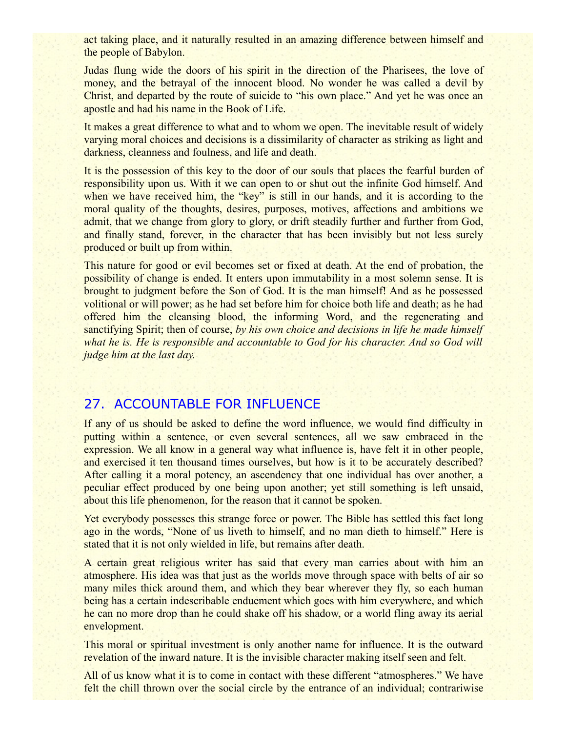act taking place, and it naturally resulted in an amazing difference between himself and the people of Babylon.

Judas flung wide the doors of his spirit in the direction of the Pharisees, the love of money, and the betrayal of the innocent blood. No wonder he was called a devil by Christ, and departed by the route of suicide to "his own place." And yet he was once an apostle and had his name in the Book of Life.

It makes a great difference to what and to whom we open. The inevitable result of widely varying moral choices and decisions is a dissimilarity of character as striking as light and darkness, cleanness and foulness, and life and death.

It is the possession of this key to the door of our souls that places the fearful burden of responsibility upon us. With it we can open to or shut out the infinite God himself. And when we have received him, the "key" is still in our hands, and it is according to the moral quality of the thoughts, desires, purposes, motives, affections and ambitions we admit, that we change from glory to glory, or drift steadily further and further from God, and finally stand, forever, in the character that has been invisibly but not less surely produced or built up from within.

This nature for good or evil becomes set or fixed at death. At the end of probation, the possibility of change is ended. It enters upon immutability in a most solemn sense. It is brought to judgment before the Son of God. It is the man himself! And as he possessed volitional or will power; as he had set before him for choice both life and death; as he had offered him the cleansing blood, the informing Word, and the regenerating and sanctifying Spirit; then of course, *by his own choice and decisions in life he made himself what he is. He is responsible and accountable to God for his character. And so God will judge him at the last day.*

## 27. ACCOUNTABLE FOR INFLUENCE

If any of us should be asked to define the word influence, we would find difficulty in putting within a sentence, or even several sentences, all we saw embraced in the expression. We all know in a general way what influence is, have felt it in other people, and exercised it ten thousand times ourselves, but how is it to be accurately described? After calling it a moral potency, an ascendency that one individual has over another, a peculiar effect produced by one being upon another; yet still something is left unsaid, about this life phenomenon, for the reason that it cannot be spoken.

Yet everybody possesses this strange force or power. The Bible has settled this fact long ago in the words, "None of us liveth to himself, and no man dieth to himself." Here is stated that it is not only wielded in life, but remains after death.

A certain great religious writer has said that every man carries about with him an atmosphere. His idea was that just as the worlds move through space with belts of air so many miles thick around them, and which they bear wherever they fly, so each human being has a certain indescribable enduement which goes with him everywhere, and which he can no more drop than he could shake off his shadow, or a world fling away its aerial envelopment.

This moral or spiritual investment is only another name for influence. It is the outward revelation of the inward nature. It is the invisible character making itself seen and felt.

All of us know what it is to come in contact with these different "atmospheres." We have felt the chill thrown over the social circle by the entrance of an individual; contrariwise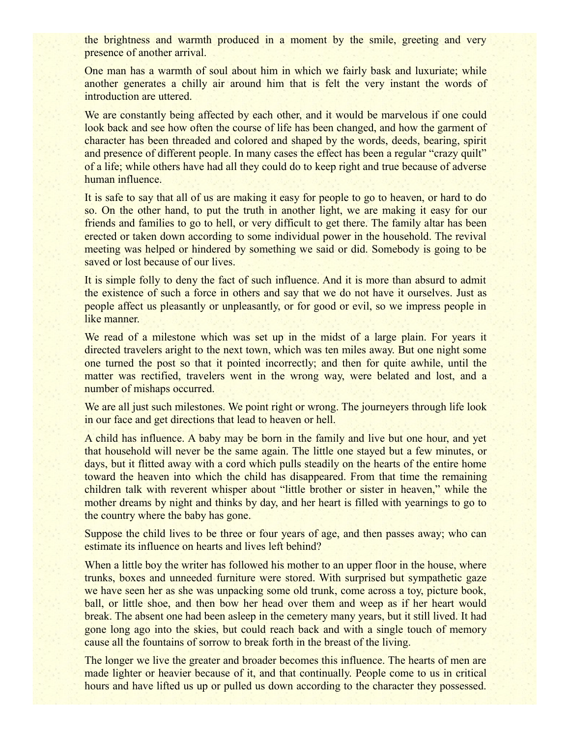the brightness and warmth produced in a moment by the smile, greeting and very presence of another arrival.

One man has a warmth of soul about him in which we fairly bask and luxuriate; while another generates a chilly air around him that is felt the very instant the words of introduction are uttered.

We are constantly being affected by each other, and it would be marvelous if one could look back and see how often the course of life has been changed, and how the garment of character has been threaded and colored and shaped by the words, deeds, bearing, spirit and presence of different people. In many cases the effect has been a regular "crazy quilt" of a life; while others have had all they could do to keep right and true because of adverse human influence.

It is safe to say that all of us are making it easy for people to go to heaven, or hard to do so. On the other hand, to put the truth in another light, we are making it easy for our friends and families to go to hell, or very difficult to get there. The family altar has been erected or taken down according to some individual power in the household. The revival meeting was helped or hindered by something we said or did. Somebody is going to be saved or lost because of our lives.

It is simple folly to deny the fact of such influence. And it is more than absurd to admit the existence of such a force in others and say that we do not have it ourselves. Just as people affect us pleasantly or unpleasantly, or for good or evil, so we impress people in like manner.

We read of a milestone which was set up in the midst of a large plain. For years it directed travelers aright to the next town, which was ten miles away. But one night some one turned the post so that it pointed incorrectly; and then for quite awhile, until the matter was rectified, travelers went in the wrong way, were belated and lost, and a number of mishaps occurred.

We are all just such milestones. We point right or wrong. The journeyers through life look in our face and get directions that lead to heaven or hell.

A child has influence. A baby may be born in the family and live but one hour, and yet that household will never be the same again. The little one stayed but a few minutes, or days, but it flitted away with a cord which pulls steadily on the hearts of the entire home toward the heaven into which the child has disappeared. From that time the remaining children talk with reverent whisper about "little brother or sister in heaven," while the mother dreams by night and thinks by day, and her heart is filled with yearnings to go to the country where the baby has gone.

Suppose the child lives to be three or four years of age, and then passes away; who can estimate its influence on hearts and lives left behind?

When a little boy the writer has followed his mother to an upper floor in the house, where trunks, boxes and unneeded furniture were stored. With surprised but sympathetic gaze we have seen her as she was unpacking some old trunk, come across a toy, picture book, ball, or little shoe, and then bow her head over them and weep as if her heart would break. The absent one had been asleep in the cemetery many years, but it still lived. It had gone long ago into the skies, but could reach back and with a single touch of memory cause all the fountains of sorrow to break forth in the breast of the living.

The longer we live the greater and broader becomes this influence. The hearts of men are made lighter or heavier because of it, and that continually. People come to us in critical hours and have lifted us up or pulled us down according to the character they possessed.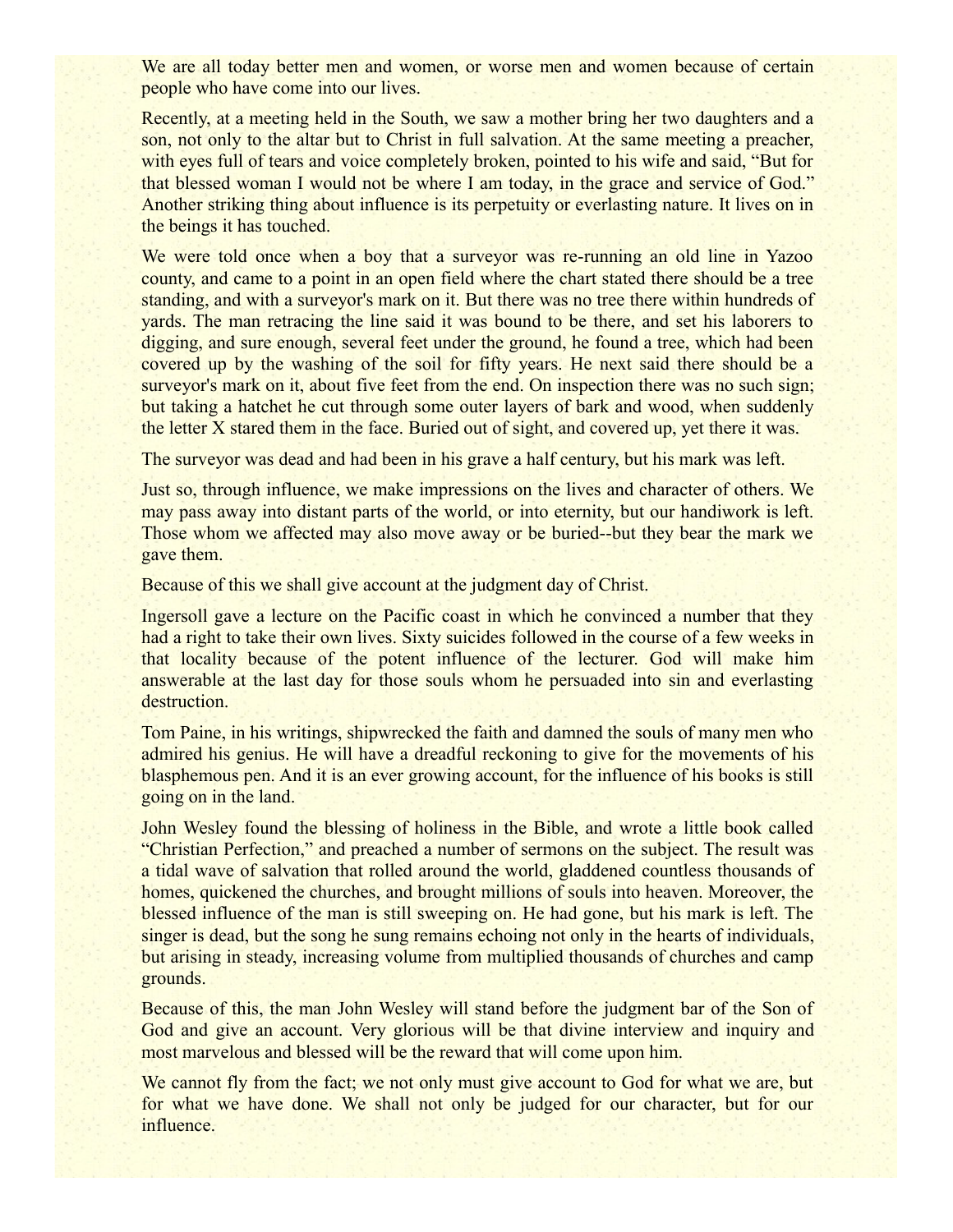We are all today better men and women, or worse men and women because of certain people who have come into our lives.

Recently, at a meeting held in the South, we saw a mother bring her two daughters and a son, not only to the altar but to Christ in full salvation. At the same meeting a preacher, with eyes full of tears and voice completely broken, pointed to his wife and said, "But for that blessed woman I would not be where I am today, in the grace and service of God." Another striking thing about influence is its perpetuity or everlasting nature. It lives on in the beings it has touched.

We were told once when a boy that a surveyor was re-running an old line in Yazoo county, and came to a point in an open field where the chart stated there should be a tree standing, and with a surveyor's mark on it. But there was no tree there within hundreds of yards. The man retracing the line said it was bound to be there, and set his laborers to digging, and sure enough, several feet under the ground, he found a tree, which had been covered up by the washing of the soil for fifty years. He next said there should be a surveyor's mark on it, about five feet from the end. On inspection there was no such sign; but taking a hatchet he cut through some outer layers of bark and wood, when suddenly the letter X stared them in the face. Buried out of sight, and covered up, yet there it was.

The surveyor was dead and had been in his grave a half century, but his mark was left.

Just so, through influence, we make impressions on the lives and character of others. We may pass away into distant parts of the world, or into eternity, but our handiwork is left. Those whom we affected may also move away or be buried--but they bear the mark we gave them.

Because of this we shall give account at the judgment day of Christ.

Ingersoll gave a lecture on the Pacific coast in which he convinced a number that they had a right to take their own lives. Sixty suicides followed in the course of a few weeks in that locality because of the potent influence of the lecturer. God will make him answerable at the last day for those souls whom he persuaded into sin and everlasting destruction.

Tom Paine, in his writings, shipwrecked the faith and damned the souls of many men who admired his genius. He will have a dreadful reckoning to give for the movements of his blasphemous pen. And it is an ever growing account, for the influence of his books is still going on in the land.

John Wesley found the blessing of holiness in the Bible, and wrote a little book called "Christian Perfection," and preached a number of sermons on the subject. The result was a tidal wave of salvation that rolled around the world, gladdened countless thousands of homes, quickened the churches, and brought millions of souls into heaven. Moreover, the blessed influence of the man is still sweeping on. He had gone, but his mark is left. The singer is dead, but the song he sung remains echoing not only in the hearts of individuals, but arising in steady, increasing volume from multiplied thousands of churches and camp grounds.

Because of this, the man John Wesley will stand before the judgment bar of the Son of God and give an account. Very glorious will be that divine interview and inquiry and most marvelous and blessed will be the reward that will come upon him.

We cannot fly from the fact; we not only must give account to God for what we are, but for what we have done. We shall not only be judged for our character, but for our influence.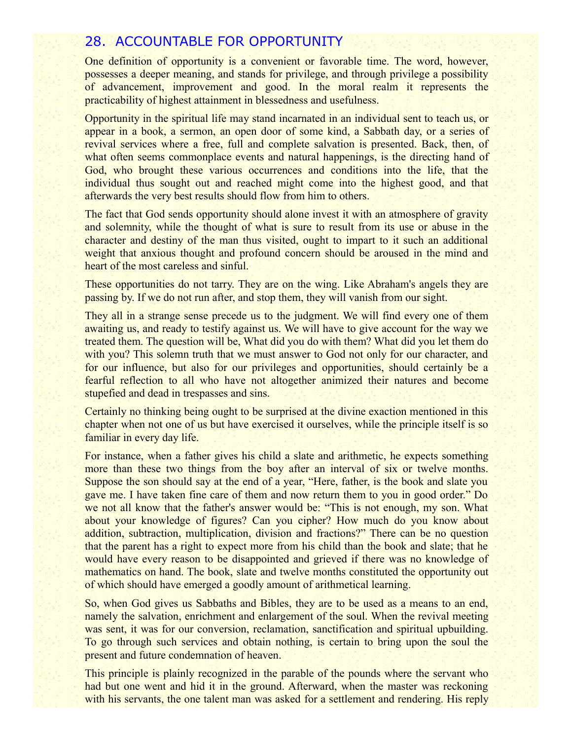## 28. ACCOUNTABLE FOR OPPORTUNITY

One definition of opportunity is a convenient or favorable time. The word, however, possesses a deeper meaning, and stands for privilege, and through privilege a possibility of advancement, improvement and good. In the moral realm it represents the practicability of highest attainment in blessedness and usefulness.

Opportunity in the spiritual life may stand incarnated in an individual sent to teach us, or appear in a book, a sermon, an open door of some kind, a Sabbath day, or a series of revival services where a free, full and complete salvation is presented. Back, then, of what often seems commonplace events and natural happenings, is the directing hand of God, who brought these various occurrences and conditions into the life, that the individual thus sought out and reached might come into the highest good, and that afterwards the very best results should flow from him to others.

The fact that God sends opportunity should alone invest it with an atmosphere of gravity and solemnity, while the thought of what is sure to result from its use or abuse in the character and destiny of the man thus visited, ought to impart to it such an additional weight that anxious thought and profound concern should be aroused in the mind and heart of the most careless and sinful.

These opportunities do not tarry. They are on the wing. Like Abraham's angels they are passing by. If we do not run after, and stop them, they will vanish from our sight.

They all in a strange sense precede us to the judgment. We will find every one of them awaiting us, and ready to testify against us. We will have to give account for the way we treated them. The question will be, What did you do with them? What did you let them do with you? This solemn truth that we must answer to God not only for our character, and for our influence, but also for our privileges and opportunities, should certainly be a fearful reflection to all who have not altogether animized their natures and become stupefied and dead in trespasses and sins.

Certainly no thinking being ought to be surprised at the divine exaction mentioned in this chapter when not one of us but have exercised it ourselves, while the principle itself is so familiar in every day life.

For instance, when a father gives his child a slate and arithmetic, he expects something more than these two things from the boy after an interval of six or twelve months. Suppose the son should say at the end of a year, “Here, father, is the book and slate you gave me. I have taken fine care of them and now return them to you in good order.” Do we not all know that the father's answer would be: “This is not enough, my son. What about your knowledge of figures? Can you cipher? How much do you know about addition, subtraction, multiplication, division and fractions?” There can be no question that the parent has a right to expect more from his child than the book and slate; that he would have every reason to be disappointed and grieved if there was no knowledge of mathematics on hand. The book, slate and twelve months constituted the opportunity out of which should have emerged a goodly amount of arithmetical learning.

So, when God gives us Sabbaths and Bibles, they are to be used as a means to an end, namely the salvation, enrichment and enlargement of the soul. When the revival meeting was sent, it was for our conversion, reclamation, sanctification and spiritual upbuilding. To go through such services and obtain nothing, is certain to bring upon the soul the present and future condemnation of heaven.

This principle is plainly recognized in the parable of the pounds where the servant who had but one went and hid it in the ground. Afterward, when the master was reckoning with his servants, the one talent man was asked for a settlement and rendering. His reply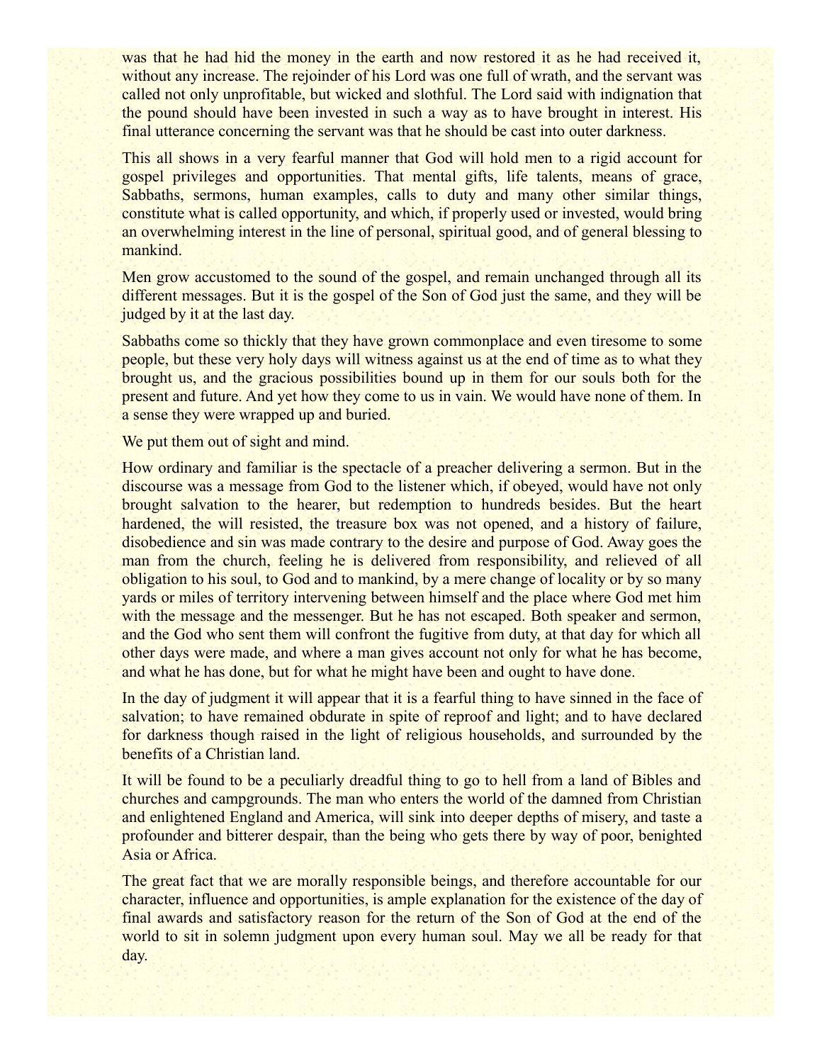was that he had hid the money in the earth and now restored it as he had received it, without any increase. The rejoinder of his Lord was one full of wrath, and the servant was called not only unprofitable, but wicked and slothful. The Lord said with indignation that the pound should have been invested in such a way as to have brought in interest. His final utterance concerning the servant was that he should be cast into outer darkness.

This all shows in a very fearful manner that God will hold men to a rigid account for gospel privileges and opportunities. That mental gifts, life talents, means of grace, Sabbaths, sermons, human examples, calls to duty and many other similar things, constitute what is called opportunity, and which, if properly used or invested, would bring an overwhelming interest in the line of personal, spiritual good, and of general blessing to mankind.

Men grow accustomed to the sound of the gospel, and remain unchanged through all its different messages. But it is the gospel of the Son of God just the same, and they will be judged by it at the last day.

Sabbaths come so thickly that they have grown commonplace and even tiresome to some people, but these very holy days will witness against us at the end of time as to what they brought us, and the gracious possibilities bound up in them for our souls both for the present and future. And yet how they come to us in vain. We would have none of them. In a sense they were wrapped up and buried.

We put them out of sight and mind.

How ordinary and familiar is the spectacle of a preacher delivering a sermon. But in the discourse was a message from God to the listener which, if obeyed, would have not only brought salvation to the hearer, but redemption to hundreds besides. But the heart hardened, the will resisted, the treasure box was not opened, and a history of failure, disobedience and sin was made contrary to the desire and purpose of God. Away goes the man from the church, feeling he is delivered from responsibility, and relieved of all obligation to his soul, to God and to mankind, by a mere change of locality or by so many yards or miles of territory intervening between himself and the place where God met him with the message and the messenger. But he has not escaped. Both speaker and sermon, and the God who sent them will confront the fugitive from duty, at that day for which all other days were made, and where a man gives account not only for what he has become, and what he has done, but for what he might have been and ought to have done.

In the day of judgment it will appear that it is a fearful thing to have sinned in the face of salvation; to have remained obdurate in spite of reproof and light; and to have declared for darkness though raised in the light of religious households, and surrounded by the benefits of a Christian land.

It will be found to be a peculiarly dreadful thing to go to hell from a land of Bibles and churches and campgrounds. The man who enters the world of the damned from Christian and enlightened England and America, will sink into deeper depths of misery, and taste a profounder and bitterer despair, than the being who gets there by way of poor, benighted Asia or Africa.

The great fact that we are morally responsible beings, and therefore accountable for our character, influence and opportunities, is ample explanation for the existence of the day of final awards and satisfactory reason for the return of the Son of God at the end of the world to sit in solemn judgment upon every human soul. May we all be ready for that day.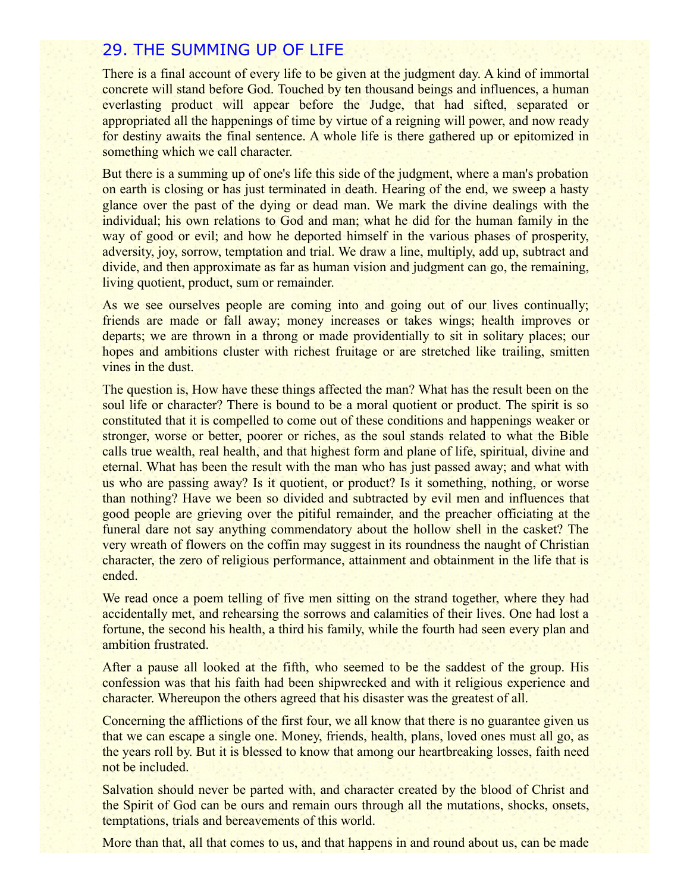## 29. THE SUMMING UP OF LIFE

There is a final account of every life to be given at the judgment day. A kind of immortal concrete will stand before God. Touched by ten thousand beings and influences, a human everlasting product will appear before the Judge, that had sifted, separated or appropriated all the happenings of time by virtue of a reigning will power, and now ready for destiny awaits the final sentence. A whole life is there gathered up or epitomized in something which we call character.

But there is a summing up of one's life this side of the judgment, where a man's probation on earth is closing or has just terminated in death. Hearing of the end, we sweep a hasty glance over the past of the dying or dead man. We mark the divine dealings with the individual; his own relations to God and man; what he did for the human family in the way of good or evil; and how he deported himself in the various phases of prosperity, adversity, joy, sorrow, temptation and trial. We draw a line, multiply, add up, subtract and divide, and then approximate as far as human vision and judgment can go, the remaining, living quotient, product, sum or remainder.

As we see ourselves people are coming into and going out of our lives continually; friends are made or fall away; money increases or takes wings; health improves or departs; we are thrown in a throng or made providentially to sit in solitary places; our hopes and ambitions cluster with richest fruitage or are stretched like trailing, smitten vines in the dust.

The question is, How have these things affected the man? What has the result been on the soul life or character? There is bound to be a moral quotient or product. The spirit is so constituted that it is compelled to come out of these conditions and happenings weaker or stronger, worse or better, poorer or riches, as the soul stands related to what the Bible calls true wealth, real health, and that highest form and plane of life, spiritual, divine and eternal. What has been the result with the man who has just passed away; and what with us who are passing away? Is it quotient, or product? Is it something, nothing, or worse than nothing? Have we been so divided and subtracted by evil men and influences that good people are grieving over the pitiful remainder, and the preacher officiating at the funeral dare not say anything commendatory about the hollow shell in the casket? The very wreath of flowers on the coffin may suggest in its roundness the naught of Christian character, the zero of religious performance, attainment and obtainment in the life that is ended.

We read once a poem telling of five men sitting on the strand together, where they had accidentally met, and rehearsing the sorrows and calamities of their lives. One had lost a fortune, the second his health, a third his family, while the fourth had seen every plan and ambition frustrated.

After a pause all looked at the fifth, who seemed to be the saddest of the group. His confession was that his faith had been shipwrecked and with it religious experience and character. Whereupon the others agreed that his disaster was the greatest of all.

Concerning the afflictions of the first four, we all know that there is no guarantee given us that we can escape a single one. Money, friends, health, plans, loved ones must all go, as the years roll by. But it is blessed to know that among our heartbreaking losses, faith need not be included.

Salvation should never be parted with, and character created by the blood of Christ and the Spirit of God can be ours and remain ours through all the mutations, shocks, onsets, temptations, trials and bereavements of this world.

More than that, all that comes to us, and that happens in and round about us, can be made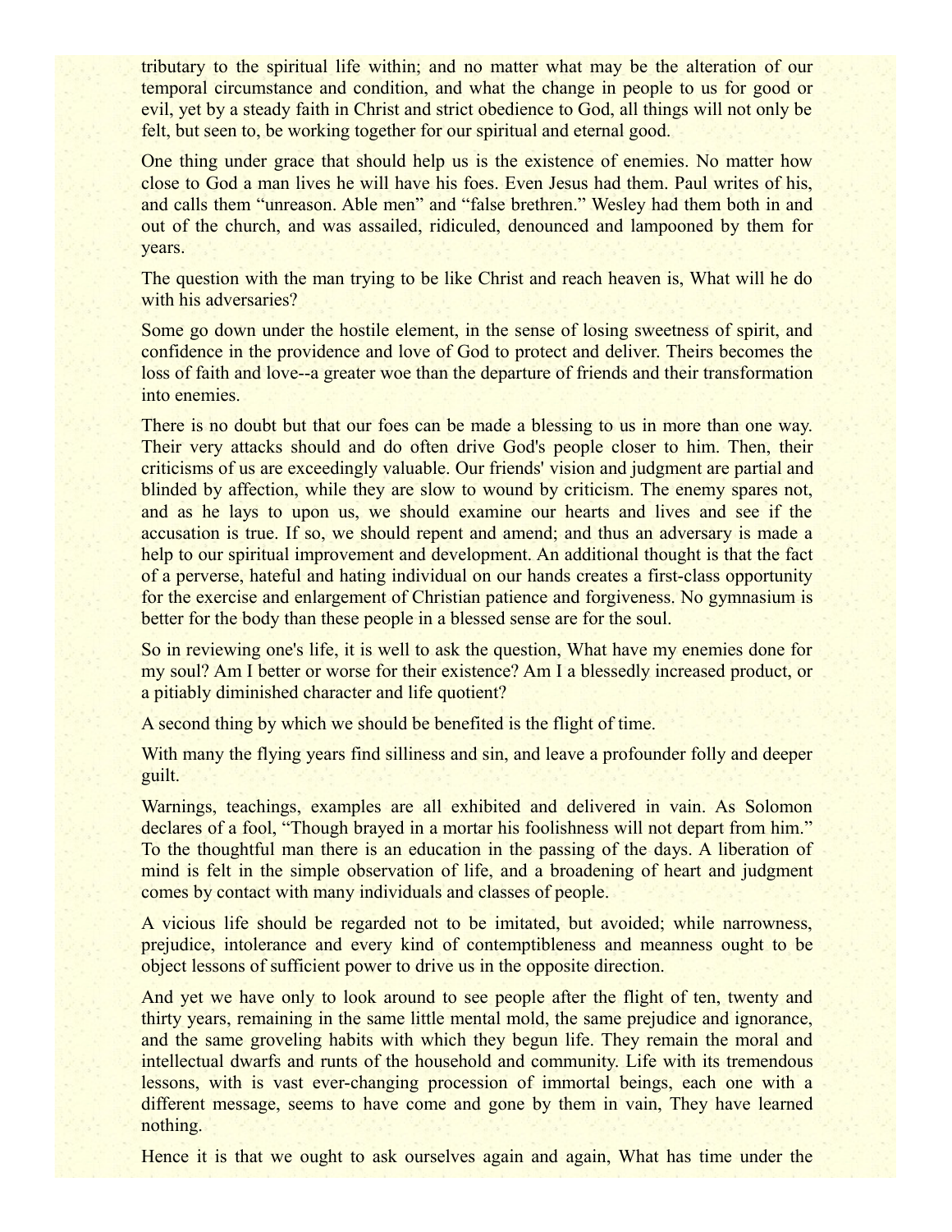tributary to the spiritual life within; and no matter what may be the alteration of our temporal circumstance and condition, and what the change in people to us for good or evil, yet by a steady faith in Christ and strict obedience to God, all things will not only be felt, but seen to, be working together for our spiritual and eternal good.

One thing under grace that should help us is the existence of enemies. No matter how close to God a man lives he will have his foes. Even Jesus had them. Paul writes of his, and calls them "unreason. Able men" and "false brethren." Wesley had them both in and out of the church, and was assailed, ridiculed, denounced and lampooned by them for years.

The question with the man trying to be like Christ and reach heaven is, What will he do with his adversaries?

Some go down under the hostile element, in the sense of losing sweetness of spirit, and confidence in the providence and love of God to protect and deliver. Theirs becomes the loss of faith and love--a greater woe than the departure of friends and their transformation into enemies.

There is no doubt but that our foes can be made a blessing to us in more than one way. Their very attacks should and do often drive God's people closer to him. Then, their criticisms of us are exceedingly valuable. Our friends' vision and judgment are partial and blinded by affection, while they are slow to wound by criticism. The enemy spares not, and as he lays to upon us, we should examine our hearts and lives and see if the accusation is true. If so, we should repent and amend; and thus an adversary is made a help to our spiritual improvement and development. An additional thought is that the fact of a perverse, hateful and hating individual on our hands creates a first-class opportunity for the exercise and enlargement of Christian patience and forgiveness. No gymnasium is better for the body than these people in a blessed sense are for the soul.

So in reviewing one's life, it is well to ask the question, What have my enemies done for my soul? Am I better or worse for their existence? Am I a blessedly increased product, or a pitiably diminished character and life quotient?

A second thing by which we should be benefited is the flight of time.

With many the flying years find silliness and sin, and leave a profounder folly and deeper guilt.

Warnings, teachings, examples are all exhibited and delivered in vain. As Solomon declares of a fool, "Though brayed in a mortar his foolishness will not depart from him." To the thoughtful man there is an education in the passing of the days. A liberation of mind is felt in the simple observation of life, and a broadening of heart and judgment comes by contact with many individuals and classes of people.

A vicious life should be regarded not to be imitated, but avoided; while narrowness, prejudice, intolerance and every kind of contemptibleness and meanness ought to be object lessons of sufficient power to drive us in the opposite direction.

And yet we have only to look around to see people after the flight of ten, twenty and thirty years, remaining in the same little mental mold, the same prejudice and ignorance, and the same groveling habits with which they begun life. They remain the moral and intellectual dwarfs and runts of the household and community. Life with its tremendous lessons, with is vast ever-changing procession of immortal beings, each one with a different message, seems to have come and gone by them in vain, They have learned nothing.

Hence it is that we ought to ask ourselves again and again, What has time under the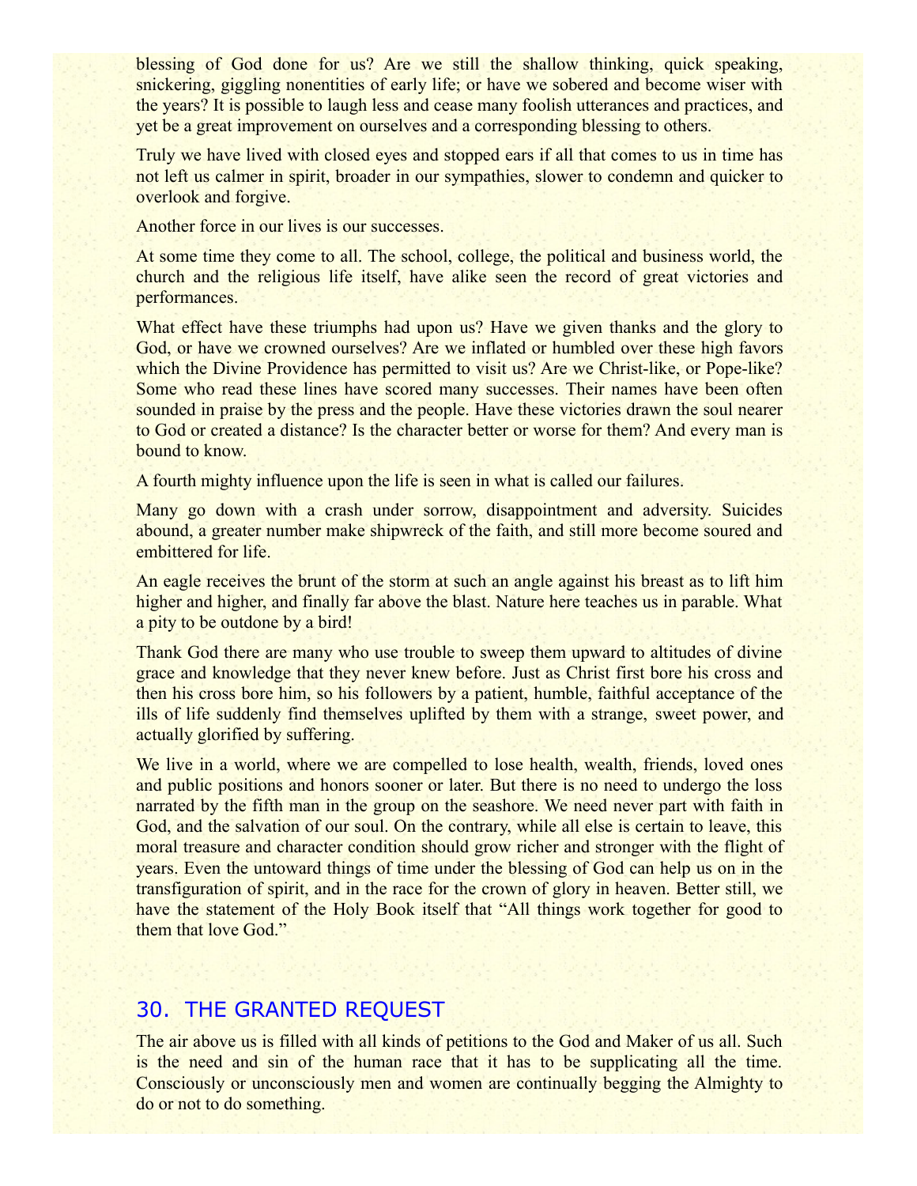blessing of God done for us? Are we still the shallow thinking, quick speaking, snickering, giggling nonentities of early life; or have we sobered and become wiser with the years? It is possible to laugh less and cease many foolish utterances and practices, and yet be a great improvement on ourselves and a corresponding blessing to others.

Truly we have lived with closed eyes and stopped ears if all that comes to us in time has not left us calmer in spirit, broader in our sympathies, slower to condemn and quicker to overlook and forgive.

Another force in our lives is our successes.

At some time they come to all. The school, college, the political and business world, the church and the religious life itself, have alike seen the record of great victories and performances.

What effect have these triumphs had upon us? Have we given thanks and the glory to God, or have we crowned ourselves? Are we inflated or humbled over these high favors which the Divine Providence has permitted to visit us? Are we Christ-like, or Pope-like? Some who read these lines have scored many successes. Their names have been often sounded in praise by the press and the people. Have these victories drawn the soul nearer to God or created a distance? Is the character better or worse for them? And every man is bound to know.

A fourth mighty influence upon the life is seen in what is called our failures.

Many go down with a crash under sorrow, disappointment and adversity. Suicides abound, a greater number make shipwreck of the faith, and still more become soured and embittered for life.

An eagle receives the brunt of the storm at such an angle against his breast as to lift him higher and higher, and finally far above the blast. Nature here teaches us in parable. What a pity to be outdone by a bird!

Thank God there are many who use trouble to sweep them upward to altitudes of divine grace and knowledge that they never knew before. Just as Christ first bore his cross and then his cross bore him, so his followers by a patient, humble, faithful acceptance of the ills of life suddenly find themselves uplifted by them with a strange, sweet power, and actually glorified by suffering.

We live in a world, where we are compelled to lose health, wealth, friends, loved ones and public positions and honors sooner or later. But there is no need to undergo the loss narrated by the fifth man in the group on the seashore. We need never part with faith in God, and the salvation of our soul. On the contrary, while all else is certain to leave, this moral treasure and character condition should grow richer and stronger with the flight of years. Even the untoward things of time under the blessing of God can help us on in the transfiguration of spirit, and in the race for the crown of glory in heaven. Better still, we have the statement of the Holy Book itself that "All things work together for good to them that love God."

## 30. THE GRANTED REQUEST

The air above us is filled with all kinds of petitions to the God and Maker of us all. Such is the need and sin of the human race that it has to be supplicating all the time. Consciously or unconsciously men and women are continually begging the Almighty to do or not to do something.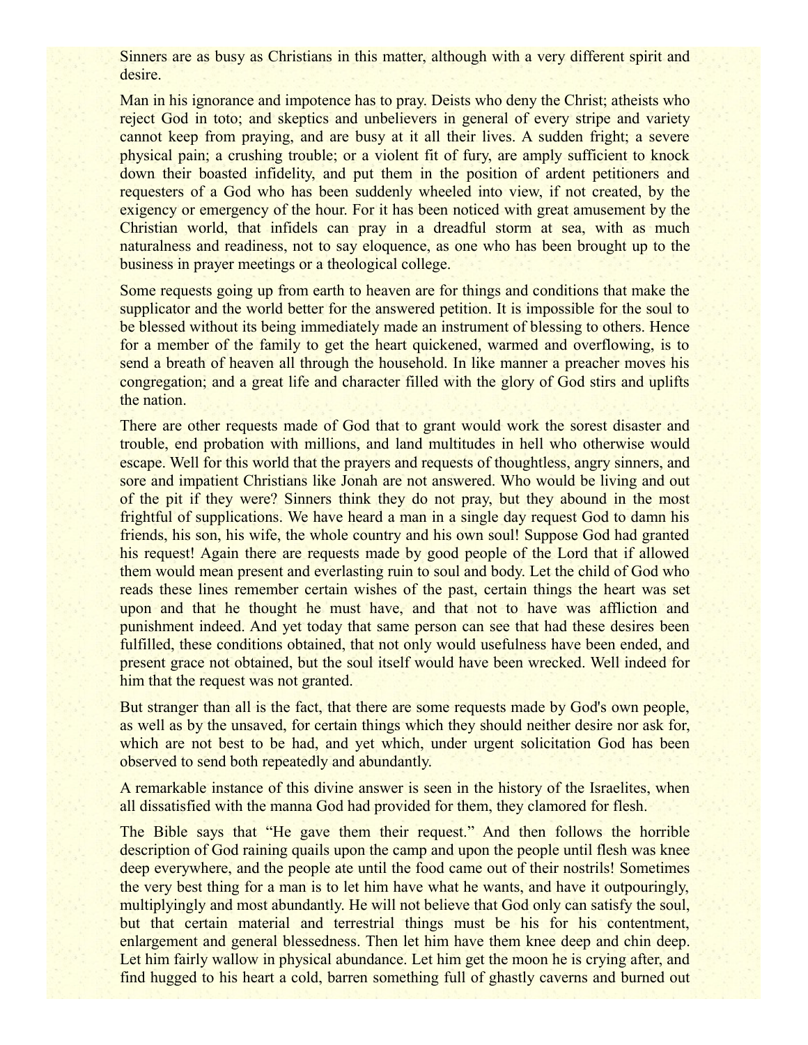Sinners are as busy as Christians in this matter, although with a very different spirit and desire.

Man in his ignorance and impotence has to pray. Deists who deny the Christ; atheists who reject God in toto; and skeptics and unbelievers in general of every stripe and variety cannot keep from praying, and are busy at it all their lives. A sudden fright; a severe physical pain; a crushing trouble; or a violent fit of fury, are amply sufficient to knock down their boasted infidelity, and put them in the position of ardent petitioners and requesters of a God who has been suddenly wheeled into view, if not created, by the exigency or emergency of the hour. For it has been noticed with great amusement by the Christian world, that infidels can pray in a dreadful storm at sea, with as much naturalness and readiness, not to say eloquence, as one who has been brought up to the business in prayer meetings or a theological college.

Some requests going up from earth to heaven are for things and conditions that make the supplicator and the world better for the answered petition. It is impossible for the soul to be blessed without its being immediately made an instrument of blessing to others. Hence for a member of the family to get the heart quickened, warmed and overflowing, is to send a breath of heaven all through the household. In like manner a preacher moves his congregation; and a great life and character filled with the glory of God stirs and uplifts the nation.

There are other requests made of God that to grant would work the sorest disaster and trouble, end probation with millions, and land multitudes in hell who otherwise would escape. Well for this world that the prayers and requests of thoughtless, angry sinners, and sore and impatient Christians like Jonah are not answered. Who would be living and out of the pit if they were? Sinners think they do not pray, but they abound in the most frightful of supplications. We have heard a man in a single day request God to damn his friends, his son, his wife, the whole country and his own soul! Suppose God had granted his request! Again there are requests made by good people of the Lord that if allowed them would mean present and everlasting ruin to soul and body. Let the child of God who reads these lines remember certain wishes of the past, certain things the heart was set upon and that he thought he must have, and that not to have was affliction and punishment indeed. And yet today that same person can see that had these desires been fulfilled, these conditions obtained, that not only would usefulness have been ended, and present grace not obtained, but the soul itself would have been wrecked. Well indeed for him that the request was not granted.

But stranger than all is the fact, that there are some requests made by God's own people, as well as by the unsaved, for certain things which they should neither desire nor ask for, which are not best to be had, and yet which, under urgent solicitation God has been observed to send both repeatedly and abundantly.

A remarkable instance of this divine answer is seen in the history of the Israelites, when all dissatisfied with the manna God had provided for them, they clamored for flesh.

The Bible says that "He gave them their request." And then follows the horrible description of God raining quails upon the camp and upon the people until flesh was knee deep everywhere, and the people ate until the food came out of their nostrils! Sometimes the very best thing for a man is to let him have what he wants, and have it outpouringly, multiplyingly and most abundantly. He will not believe that God only can satisfy the soul, but that certain material and terrestrial things must be his for his contentment, enlargement and general blessedness. Then let him have them knee deep and chin deep. Let him fairly wallow in physical abundance. Let him get the moon he is crying after, and find hugged to his heart a cold, barren something full of ghastly caverns and burned out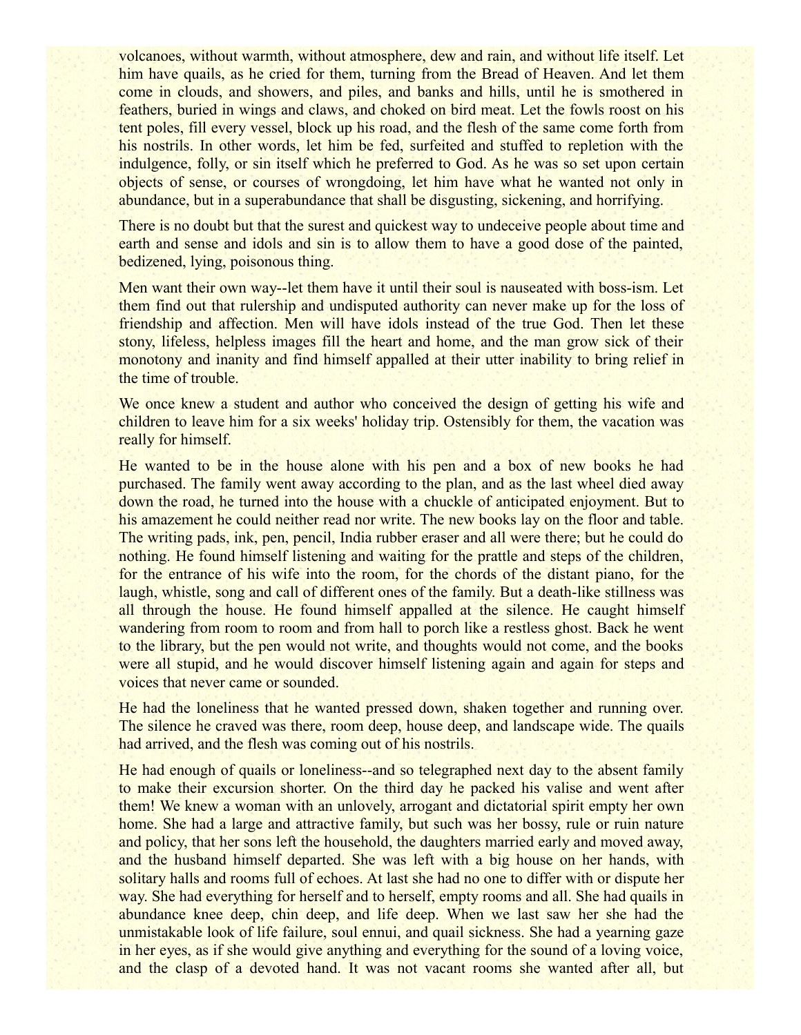volcanoes, without warmth, without atmosphere, dew and rain, and without life itself. Let him have quails, as he cried for them, turning from the Bread of Heaven. And let them come in clouds, and showers, and piles, and banks and hills, until he is smothered in feathers, buried in wings and claws, and choked on bird meat. Let the fowls roost on his tent poles, fill every vessel, block up his road, and the flesh of the same come forth from his nostrils. In other words, let him be fed, surfeited and stuffed to repletion with the indulgence, folly, or sin itself which he preferred to God. As he was so set upon certain objects of sense, or courses of wrongdoing, let him have what he wanted not only in abundance, but in a superabundance that shall be disgusting, sickening, and horrifying.

There is no doubt but that the surest and quickest way to undeceive people about time and earth and sense and idols and sin is to allow them to have a good dose of the painted, bedizened, lying, poisonous thing.

Men want their own way--let them have it until their soul is nauseated with boss-ism. Let them find out that rulership and undisputed authority can never make up for the loss of friendship and affection. Men will have idols instead of the true God. Then let these stony, lifeless, helpless images fill the heart and home, and the man grow sick of their monotony and inanity and find himself appalled at their utter inability to bring relief in the time of trouble.

We once knew a student and author who conceived the design of getting his wife and children to leave him for a six weeks' holiday trip. Ostensibly for them, the vacation was really for himself.

He wanted to be in the house alone with his pen and a box of new books he had purchased. The family went away according to the plan, and as the last wheel died away down the road, he turned into the house with a chuckle of anticipated enjoyment. But to his amazement he could neither read nor write. The new books lay on the floor and table. The writing pads, ink, pen, pencil, India rubber eraser and all were there; but he could do nothing. He found himself listening and waiting for the prattle and steps of the children, for the entrance of his wife into the room, for the chords of the distant piano, for the laugh, whistle, song and call of different ones of the family. But a death-like stillness was all through the house. He found himself appalled at the silence. He caught himself wandering from room to room and from hall to porch like a restless ghost. Back he went to the library, but the pen would not write, and thoughts would not come, and the books were all stupid, and he would discover himself listening again and again for steps and voices that never came or sounded.

He had the loneliness that he wanted pressed down, shaken together and running over. The silence he craved was there, room deep, house deep, and landscape wide. The quails had arrived, and the flesh was coming out of his nostrils.

He had enough of quails or loneliness--and so telegraphed next day to the absent family to make their excursion shorter. On the third day he packed his valise and went after them! We knew a woman with an unlovely, arrogant and dictatorial spirit empty her own home. She had a large and attractive family, but such was her bossy, rule or ruin nature and policy, that her sons left the household, the daughters married early and moved away, and the husband himself departed. She was left with a big house on her hands, with solitary halls and rooms full of echoes. At last she had no one to differ with or dispute her way. She had everything for herself and to herself, empty rooms and all. She had quails in abundance knee deep, chin deep, and life deep. When we last saw her she had the unmistakable look of life failure, soul ennui, and quail sickness. She had a yearning gaze in her eyes, as if she would give anything and everything for the sound of a loving voice, and the clasp of a devoted hand. It was not vacant rooms she wanted after all, but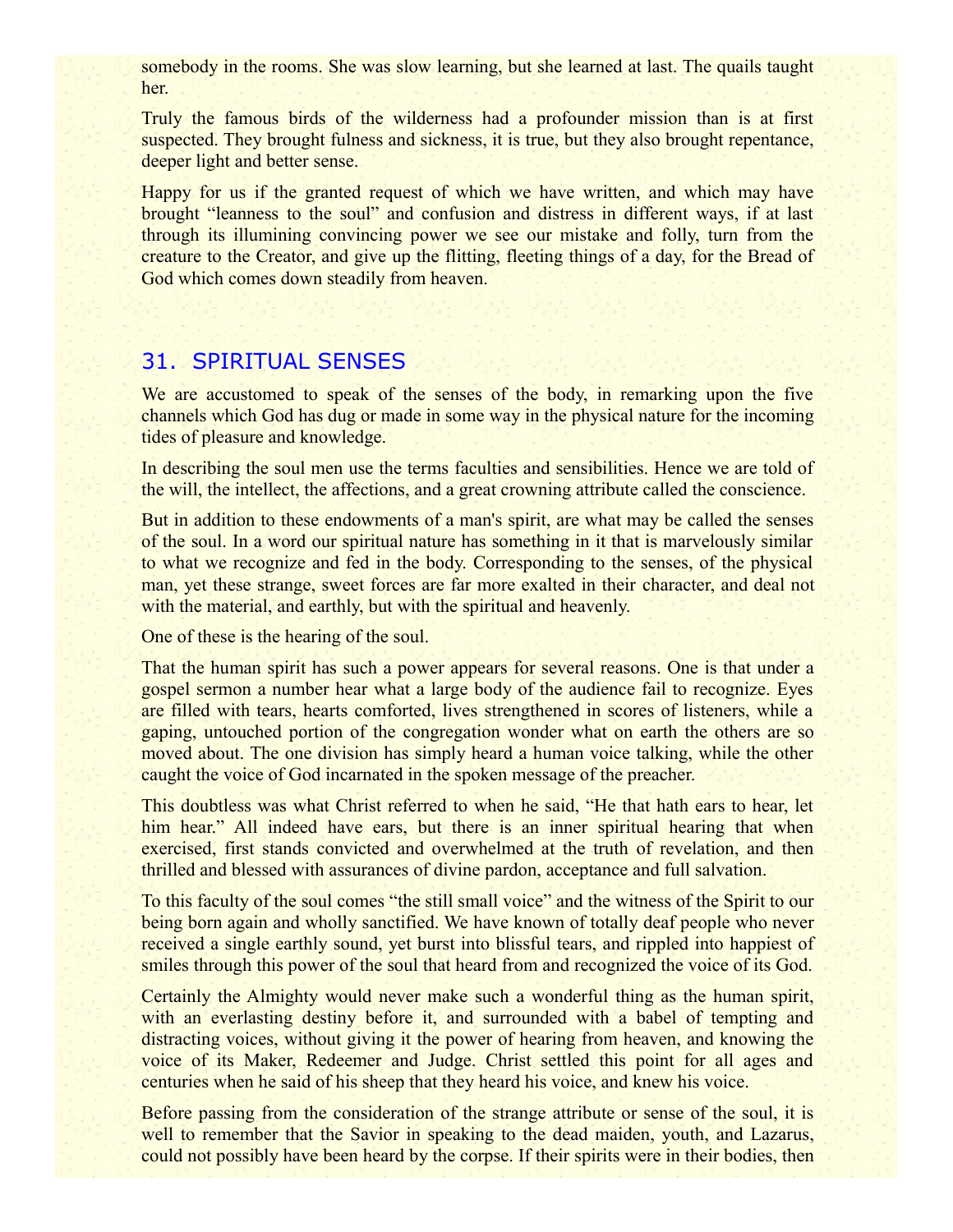somebody in the rooms. She was slow learning, but she learned at last. The quails taught her.

Truly the famous birds of the wilderness had a profounder mission than is at first suspected. They brought fulness and sickness, it is true, but they also brought repentance, deeper light and better sense.

Happy for us if the granted request of which we have written, and which may have brought "leanness to the soul" and confusion and distress in different ways, if at last through its illumining convincing power we see our mistake and folly, turn from the creature to the Creator, and give up the flitting, fleeting things of a day, for the Bread of God which comes down steadily from heaven.

## 31. SPIRITUAL SENSES

We are accustomed to speak of the senses of the body, in remarking upon the five channels which God has dug or made in some way in the physical nature for the incoming tides of pleasure and knowledge.

In describing the soul men use the terms faculties and sensibilities. Hence we are told of the will, the intellect, the affections, and a great crowning attribute called the conscience.

But in addition to these endowments of a man's spirit, are what may be called the senses of the soul. In a word our spiritual nature has something in it that is marvelously similar to what we recognize and fed in the body. Corresponding to the senses, of the physical man, yet these strange, sweet forces are far more exalted in their character, and deal not with the material, and earthly, but with the spiritual and heavenly.

One of these is the hearing of the soul.

That the human spirit has such a power appears for several reasons. One is that under a gospel sermon a number hear what a large body of the audience fail to recognize. Eyes are filled with tears, hearts comforted, lives strengthened in scores of listeners, while a gaping, untouched portion of the congregation wonder what on earth the others are so moved about. The one division has simply heard a human voice talking, while the other caught the voice of God incarnated in the spoken message of the preacher.

This doubtless was what Christ referred to when he said, "He that hath ears to hear, let him hear." All indeed have ears, but there is an inner spiritual hearing that when exercised, first stands convicted and overwhelmed at the truth of revelation, and then thrilled and blessed with assurances of divine pardon, acceptance and full salvation.

To this faculty of the soul comes "the still small voice" and the witness of the Spirit to our being born again and wholly sanctified. We have known of totally deaf people who never received a single earthly sound, yet burst into blissful tears, and rippled into happiest of smiles through this power of the soul that heard from and recognized the voice of its God.

Certainly the Almighty would never make such a wonderful thing as the human spirit, with an everlasting destiny before it, and surrounded with a babel of tempting and distracting voices, without giving it the power of hearing from heaven, and knowing the voice of its Maker, Redeemer and Judge. Christ settled this point for all ages and centuries when he said of his sheep that they heard his voice, and knew his voice.

Before passing from the consideration of the strange attribute or sense of the soul, it is well to remember that the Savior in speaking to the dead maiden, youth, and Lazarus, could not possibly have been heard by the corpse. If their spirits were in their bodies, then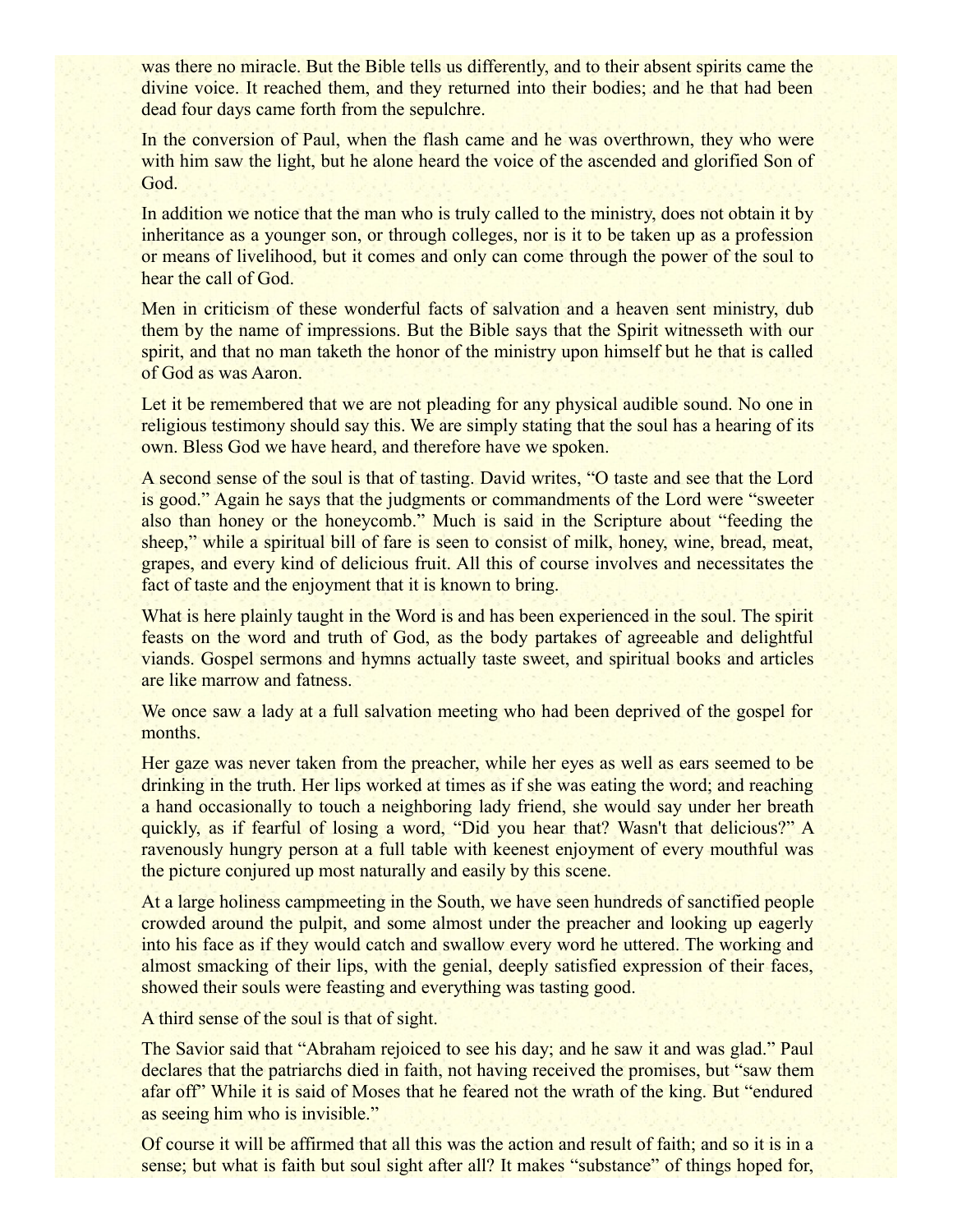was there no miracle. But the Bible tells us differently, and to their absent spirits came the divine voice. It reached them, and they returned into their bodies; and he that had been dead four days came forth from the sepulchre.

In the conversion of Paul, when the flash came and he was overthrown, they who were with him saw the light, but he alone heard the voice of the ascended and glorified Son of God.

In addition we notice that the man who is truly called to the ministry, does not obtain it by inheritance as a younger son, or through colleges, nor is it to be taken up as a profession or means of livelihood, but it comes and only can come through the power of the soul to hear the call of God.

Men in criticism of these wonderful facts of salvation and a heaven sent ministry, dub them by the name of impressions. But the Bible says that the Spirit witnesseth with our spirit, and that no man taketh the honor of the ministry upon himself but he that is called of God as was Aaron.

Let it be remembered that we are not pleading for any physical audible sound. No one in religious testimony should say this. We are simply stating that the soul has a hearing of its own. Bless God we have heard, and therefore have we spoken.

A second sense of the soul is that of tasting. David writes, "O taste and see that the Lord is good." Again he says that the judgments or commandments of the Lord were "sweeter also than honey or the honeycomb." Much is said in the Scripture about "feeding the sheep," while a spiritual bill of fare is seen to consist of milk, honey, wine, bread, meat, grapes, and every kind of delicious fruit. All this of course involves and necessitates the fact of taste and the enjoyment that it is known to bring.

What is here plainly taught in the Word is and has been experienced in the soul. The spirit feasts on the word and truth of God, as the body partakes of agreeable and delightful viands. Gospel sermons and hymns actually taste sweet, and spiritual books and articles are like marrow and fatness.

We once saw a lady at a full salvation meeting who had been deprived of the gospel for months.

Her gaze was never taken from the preacher, while her eyes as well as ears seemed to be drinking in the truth. Her lips worked at times as if she was eating the word; and reaching a hand occasionally to touch a neighboring lady friend, she would say under her breath quickly, as if fearful of losing a word, "Did you hear that? Wasn't that delicious?" A ravenously hungry person at a full table with keenest enjoyment of every mouthful was the picture conjured up most naturally and easily by this scene.

At a large holiness campmeeting in the South, we have seen hundreds of sanctified people crowded around the pulpit, and some almost under the preacher and looking up eagerly into his face as if they would catch and swallow every word he uttered. The working and almost smacking of their lips, with the genial, deeply satisfied expression of their faces, showed their souls were feasting and everything was tasting good.

A third sense of the soul is that of sight.

The Savior said that "Abraham rejoiced to see his day; and he saw it and was glad." Paul declares that the patriarchs died in faith, not having received the promises, but "saw them afar off" While it is said of Moses that he feared not the wrath of the king. But "endured as seeing him who is invisible."

Of course it will be affirmed that all this was the action and result of faith; and so it is in a sense; but what is faith but soul sight after all? It makes "substance" of things hoped for,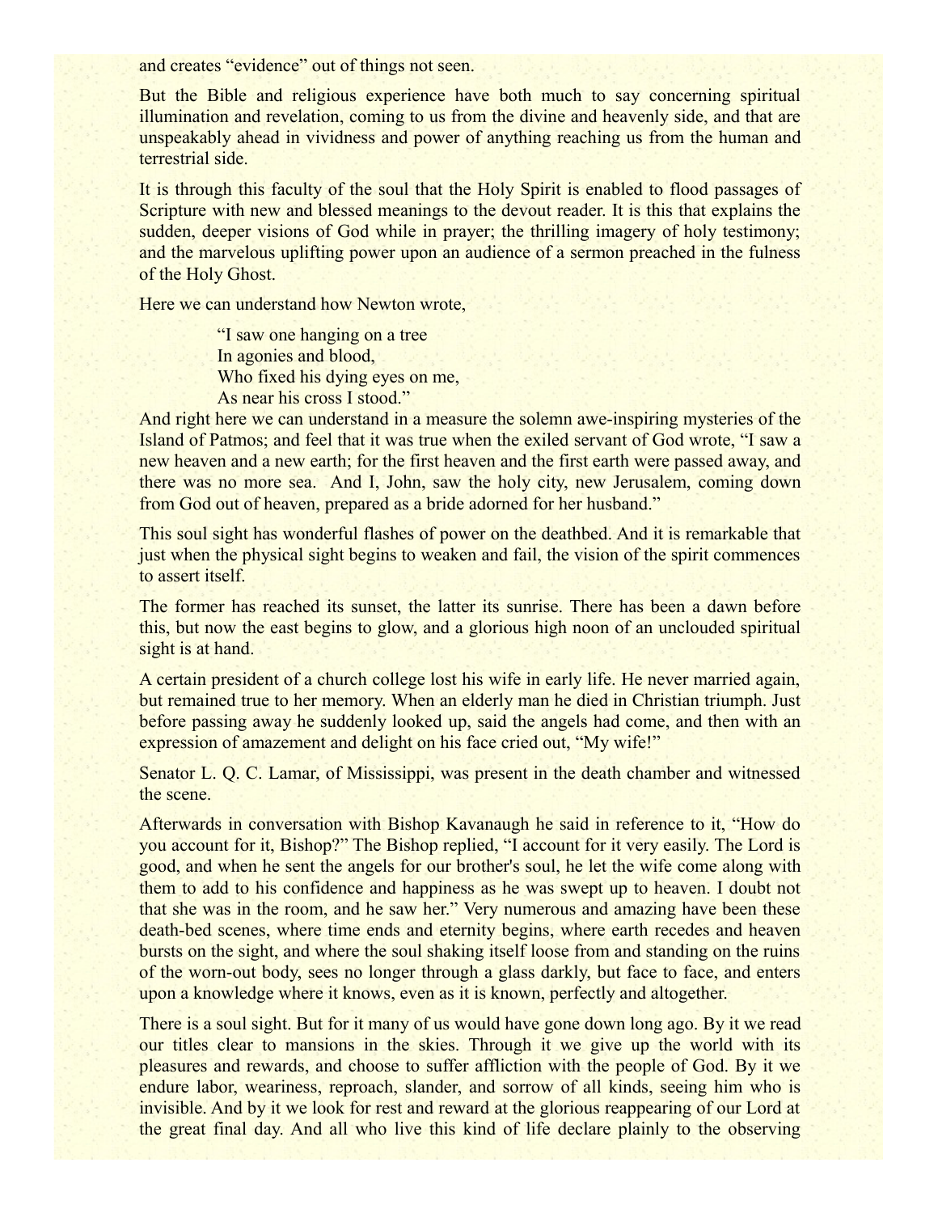and creates “evidence” out of things not seen.

But the Bible and religious experience have both much to say concerning spiritual illumination and revelation, coming to us from the divine and heavenly side, and that are unspeakably ahead in vividness and power of anything reaching us from the human and terrestrial side.

It is through this faculty of the soul that the Holy Spirit is enabled to flood passages of Scripture with new and blessed meanings to the devout reader. It is this that explains the sudden, deeper visions of God while in prayer; the thrilling imagery of holy testimony; and the marvelous uplifting power upon an audience of a sermon preached in the fulness of the Holy Ghost.

Here we can understand how Newton wrote,

> “I saw one hanging on a tree
> In agonies and blood,
> Who fixed his dying eyes on me,
> As near his cross I stood.”

And right here we can understand in a measure the solemn awe-inspiring mysteries of the Island of Patmos; and feel that it was true when the exiled servant of God wrote, “I saw a new heaven and a new earth; for the first heaven and the first earth were passed away, and there was no more sea. And I, John, saw the holy city, new Jerusalem, coming down from God out of heaven, prepared as a bride adorned for her husband.”

This soul sight has wonderful flashes of power on the deathbed. And it is remarkable that just when the physical sight begins to weaken and fail, the vision of the spirit commences to assert itself.

The former has reached its sunset, the latter its sunrise. There has been a dawn before this, but now the east begins to glow, and a glorious high noon of an unclouded spiritual sight is at hand.

A certain president of a church college lost his wife in early life. He never married again, but remained true to her memory. When an elderly man he died in Christian triumph. Just before passing away he suddenly looked up, said the angels had come, and then with an expression of amazement and delight on his face cried out, “My wife!”

Senator L. Q. C. Lamar, of Mississippi, was present in the death chamber and witnessed the scene.

Afterwards in conversation with Bishop Kavanaugh he said in reference to it, “How do you account for it, Bishop?” The Bishop replied, “I account for it very easily. The Lord is good, and when he sent the angels for our brother's soul, he let the wife come along with them to add to his confidence and happiness as he was swept up to heaven. I doubt not that she was in the room, and he saw her.” Very numerous and amazing have been these death-bed scenes, where time ends and eternity begins, where earth recedes and heaven bursts on the sight, and where the soul shaking itself loose from and standing on the ruins of the worn-out body, sees no longer through a glass darkly, but face to face, and enters upon a knowledge where it knows, even as it is known, perfectly and altogether.

There is a soul sight. But for it many of us would have gone down long ago. By it we read our titles clear to mansions in the skies. Through it we give up the world with its pleasures and rewards, and choose to suffer affliction with the people of God. By it we endure labor, weariness, reproach, slander, and sorrow of all kinds, seeing him who is invisible. And by it we look for rest and reward at the glorious reappearing of our Lord at the great final day. And all who live this kind of life declare plainly to the observing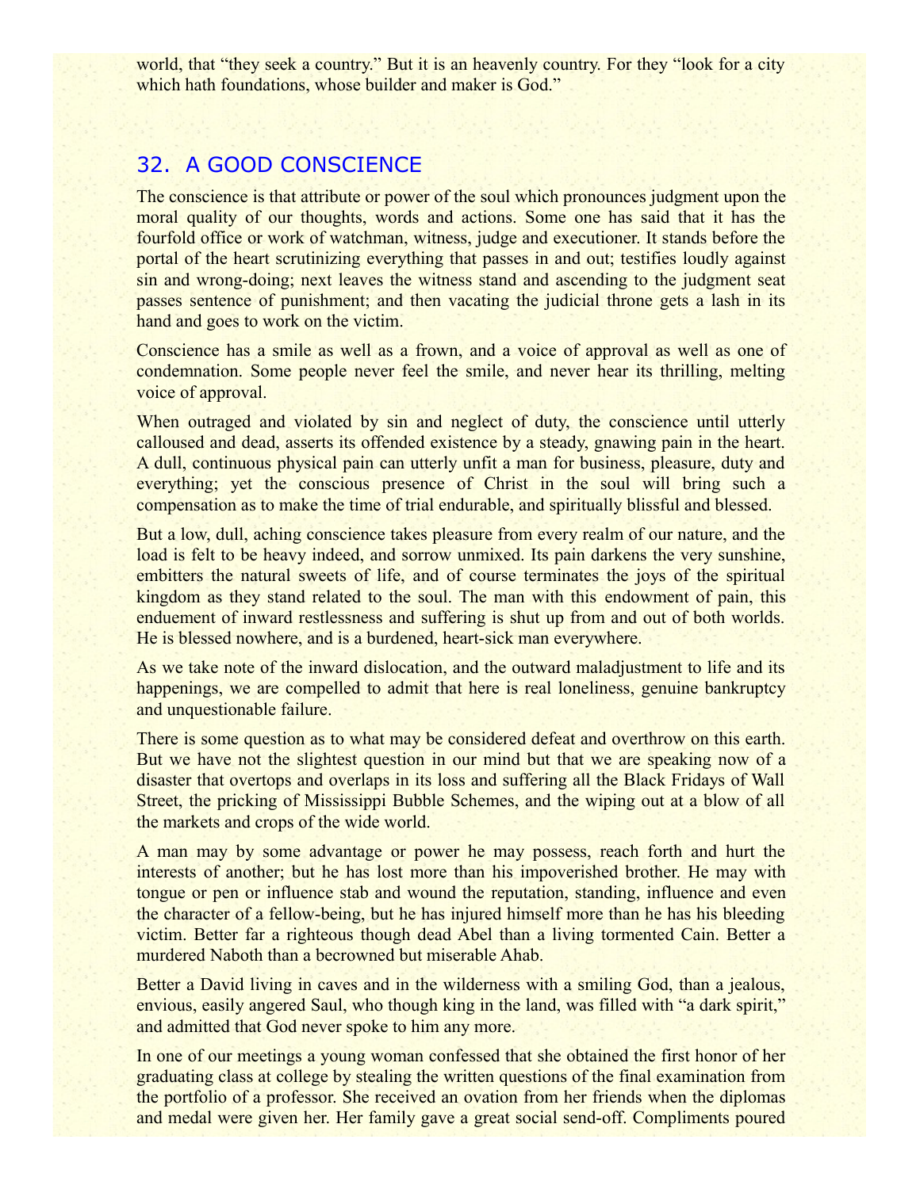world, that "they seek a country." But it is an heavenly country. For they "look for a city which hath foundations, whose builder and maker is God."

## 32. A GOOD CONSCIENCE

The conscience is that attribute or power of the soul which pronounces judgment upon the moral quality of our thoughts, words and actions. Some one has said that it has the fourfold office or work of watchman, witness, judge and executioner. It stands before the portal of the heart scrutinizing everything that passes in and out; testifies loudly against sin and wrong-doing; next leaves the witness stand and ascending to the judgment seat passes sentence of punishment; and then vacating the judicial throne gets a lash in its hand and goes to work on the victim.

Conscience has a smile as well as a frown, and a voice of approval as well as one of condemnation. Some people never feel the smile, and never hear its thrilling, melting voice of approval.

When outraged and violated by sin and neglect of duty, the conscience until utterly calloused and dead, asserts its offended existence by a steady, gnawing pain in the heart. A dull, continuous physical pain can utterly unfit a man for business, pleasure, duty and everything; yet the conscious presence of Christ in the soul will bring such a compensation as to make the time of trial endurable, and spiritually blissful and blessed.

But a low, dull, aching conscience takes pleasure from every realm of our nature, and the load is felt to be heavy indeed, and sorrow unmixed. Its pain darkens the very sunshine, embitters the natural sweets of life, and of course terminates the joys of the spiritual kingdom as they stand related to the soul. The man with this endowment of pain, this enduement of inward restlessness and suffering is shut up from and out of both worlds. He is blessed nowhere, and is a burdened, heart-sick man everywhere.

As we take note of the inward dislocation, and the outward maladjustment to life and its happenings, we are compelled to admit that here is real loneliness, genuine bankruptcy and unquestionable failure.

There is some question as to what may be considered defeat and overthrow on this earth. But we have not the slightest question in our mind but that we are speaking now of a disaster that overtops and overlaps in its loss and suffering all the Black Fridays of Wall Street, the pricking of Mississippi Bubble Schemes, and the wiping out at a blow of all the markets and crops of the wide world.

A man may by some advantage or power he may possess, reach forth and hurt the interests of another; but he has lost more than his impoverished brother. He may with tongue or pen or influence stab and wound the reputation, standing, influence and even the character of a fellow-being, but he has injured himself more than he has his bleeding victim. Better far a righteous though dead Abel than a living tormented Cain. Better a murdered Naboth than a becrowned but miserable Ahab.

Better a David living in caves and in the wilderness with a smiling God, than a jealous, envious, easily angered Saul, who though king in the land, was filled with "a dark spirit," and admitted that God never spoke to him any more.

In one of our meetings a young woman confessed that she obtained the first honor of her graduating class at college by stealing the written questions of the final examination from the portfolio of a professor. She received an ovation from her friends when the diplomas and medal were given her. Her family gave a great social send-off. Compliments poured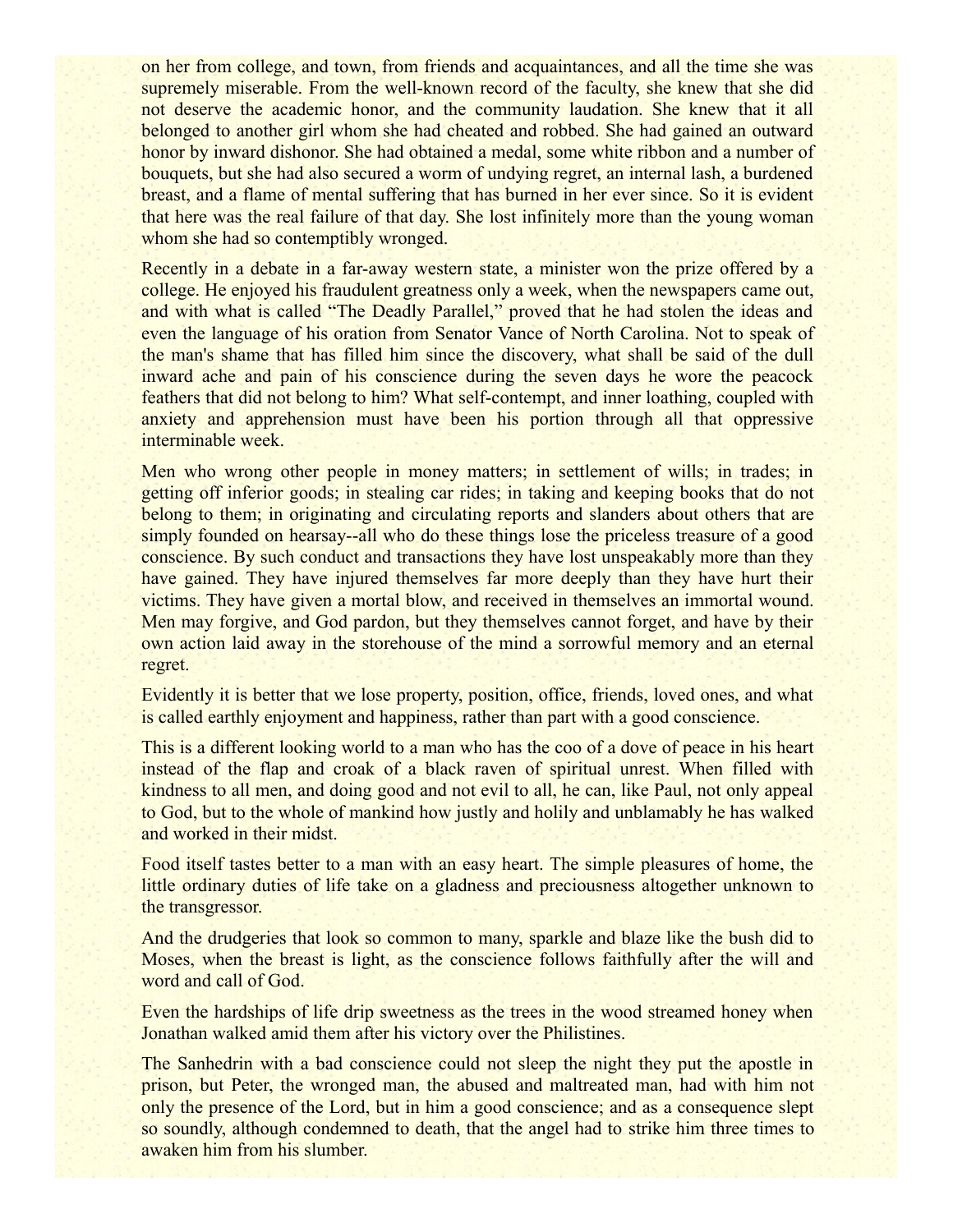on her from college, and town, from friends and acquaintances, and all the time she was supremely miserable. From the well-known record of the faculty, she knew that she did not deserve the academic honor, and the community laudation. She knew that it all belonged to another girl whom she had cheated and robbed. She had gained an outward honor by inward dishonor. She had obtained a medal, some white ribbon and a number of bouquets, but she had also secured a worm of undying regret, an internal lash, a burdened breast, and a flame of mental suffering that has burned in her ever since. So it is evident that here was the real failure of that day. She lost infinitely more than the young woman whom she had so contemptibly wronged.

Recently in a debate in a far-away western state, a minister won the prize offered by a college. He enjoyed his fraudulent greatness only a week, when the newspapers came out, and with what is called "The Deadly Parallel," proved that he had stolen the ideas and even the language of his oration from Senator Vance of North Carolina. Not to speak of the man's shame that has filled him since the discovery, what shall be said of the dull inward ache and pain of his conscience during the seven days he wore the peacock feathers that did not belong to him? What self-contempt, and inner loathing, coupled with anxiety and apprehension must have been his portion through all that oppressive interminable week.

Men who wrong other people in money matters; in settlement of wills; in trades; in getting off inferior goods; in stealing car rides; in taking and keeping books that do not belong to them; in originating and circulating reports and slanders about others that are simply founded on hearsay--all who do these things lose the priceless treasure of a good conscience. By such conduct and transactions they have lost unspeakably more than they have gained. They have injured themselves far more deeply than they have hurt their victims. They have given a mortal blow, and received in themselves an immortal wound. Men may forgive, and God pardon, but they themselves cannot forget, and have by their own action laid away in the storehouse of the mind a sorrowful memory and an eternal regret.

Evidently it is better that we lose property, position, office, friends, loved ones, and what is called earthly enjoyment and happiness, rather than part with a good conscience.

This is a different looking world to a man who has the coo of a dove of peace in his heart instead of the flap and croak of a black raven of spiritual unrest. When filled with kindness to all men, and doing good and not evil to all, he can, like Paul, not only appeal to God, but to the whole of mankind how justly and holily and unblamably he has walked and worked in their midst.

Food itself tastes better to a man with an easy heart. The simple pleasures of home, the little ordinary duties of life take on a gladness and preciousness altogether unknown to the transgressor.

And the drudgeries that look so common to many, sparkle and blaze like the bush did to Moses, when the breast is light, as the conscience follows faithfully after the will and word and call of God.

Even the hardships of life drip sweetness as the trees in the wood streamed honey when Jonathan walked amid them after his victory over the Philistines.

The Sanhedrin with a bad conscience could not sleep the night they put the apostle in prison, but Peter, the wronged man, the abused and maltreated man, had with him not only the presence of the Lord, but in him a good conscience; and as a consequence slept so soundly, although condemned to death, that the angel had to strike him three times to awaken him from his slumber.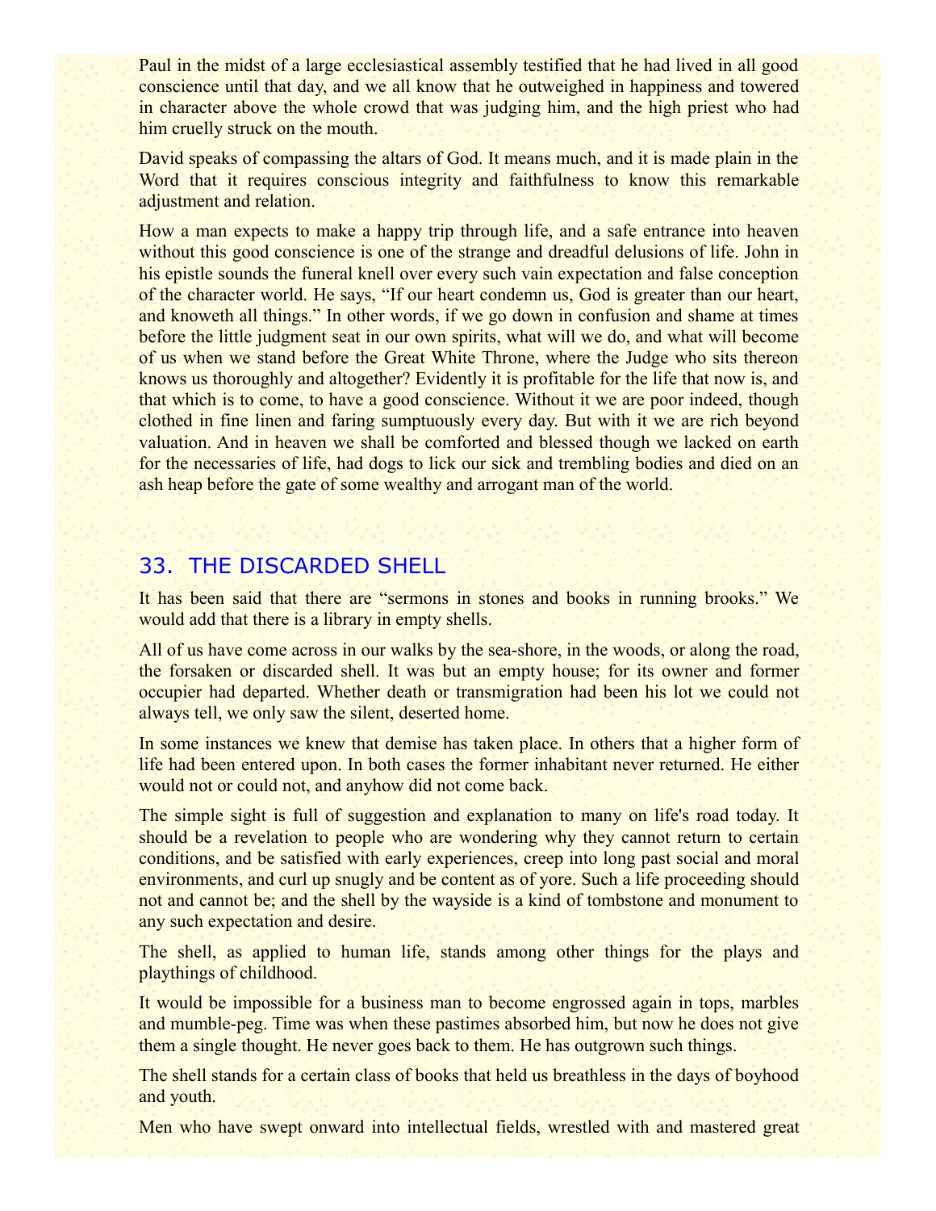Paul in the midst of a large ecclesiastical assembly testified that he had lived in all good conscience until that day, and we all know that he outweighed in happiness and towered in character above the whole crowd that was judging him, and the high priest who had him cruelly struck on the mouth.

David speaks of compassing the altars of God. It means much, and it is made plain in the Word that it requires conscious integrity and faithfulness to know this remarkable adjustment and relation.

How a man expects to make a happy trip through life, and a safe entrance into heaven without this good conscience is one of the strange and dreadful delusions of life. John in his epistle sounds the funeral knell over every such vain expectation and false conception of the character world. He says, “If our heart condemn us, God is greater than our heart, and knoweth all things.” In other words, if we go down in confusion and shame at times before the little judgment seat in our own spirits, what will we do, and what will become of us when we stand before the Great White Throne, where the Judge who sits thereon knows us thoroughly and altogether? Evidently it is profitable for the life that now is, and that which is to come, to have a good conscience. Without it we are poor indeed, though clothed in fine linen and faring sumptuously every day. But with it we are rich beyond valuation. And in heaven we shall be comforted and blessed though we lacked on earth for the necessaries of life, had dogs to lick our sick and trembling bodies and died on an ash heap before the gate of some wealthy and arrogant man of the world.

## 33. THE DISCARDED SHELL

It has been said that there are “sermons in stones and books in running brooks.” We would add that there is a library in empty shells.

All of us have come across in our walks by the sea-shore, in the woods, or along the road, the forsaken or discarded shell. It was but an empty house; for its owner and former occupier had departed. Whether death or transmigration had been his lot we could not always tell, we only saw the silent, deserted home.

In some instances we knew that demise has taken place. In others that a higher form of life had been entered upon. In both cases the former inhabitant never returned. He either would not or could not, and anyhow did not come back.

The simple sight is full of suggestion and explanation to many on life's road today. It should be a revelation to people who are wondering why they cannot return to certain conditions, and be satisfied with early experiences, creep into long past social and moral environments, and curl up snugly and be content as of yore. Such a life proceeding should not and cannot be; and the shell by the wayside is a kind of tombstone and monument to any such expectation and desire.

The shell, as applied to human life, stands among other things for the plays and playthings of childhood.

It would be impossible for a business man to become engrossed again in tops, marbles and mumble-peg. Time was when these pastimes absorbed him, but now he does not give them a single thought. He never goes back to them. He has outgrown such things.

The shell stands for a certain class of books that held us breathless in the days of boyhood and youth.

Men who have swept onward into intellectual fields, wrestled with and mastered great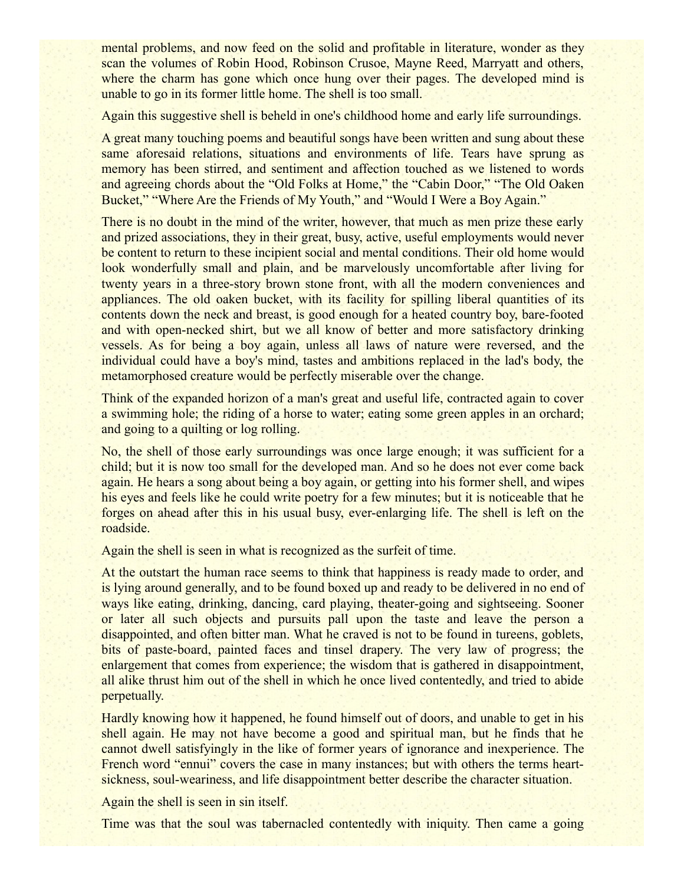mental problems, and now feed on the solid and profitable in literature, wonder as they scan the volumes of Robin Hood, Robinson Crusoe, Mayne Reed, Marryatt and others, where the charm has gone which once hung over their pages. The developed mind is unable to go in its former little home. The shell is too small.

Again this suggestive shell is beheld in one's childhood home and early life surroundings.

A great many touching poems and beautiful songs have been written and sung about these same aforesaid relations, situations and environments of life. Tears have sprung as memory has been stirred, and sentiment and affection touched as we listened to words and agreeing chords about the "Old Folks at Home," the "Cabin Door," "The Old Oaken Bucket," "Where Are the Friends of My Youth," and "Would I Were a Boy Again."

There is no doubt in the mind of the writer, however, that much as men prize these early and prized associations, they in their great, busy, active, useful employments would never be content to return to these incipient social and mental conditions. Their old home would look wonderfully small and plain, and be marvelously uncomfortable after living for twenty years in a three-story brown stone front, with all the modern conveniences and appliances. The old oaken bucket, with its facility for spilling liberal quantities of its contents down the neck and breast, is good enough for a heated country boy, bare-footed and with open-necked shirt, but we all know of better and more satisfactory drinking vessels. As for being a boy again, unless all laws of nature were reversed, and the individual could have a boy's mind, tastes and ambitions replaced in the lad's body, the metamorphosed creature would be perfectly miserable over the change.

Think of the expanded horizon of a man's great and useful life, contracted again to cover a swimming hole; the riding of a horse to water; eating some green apples in an orchard; and going to a quilting or log rolling.

No, the shell of those early surroundings was once large enough; it was sufficient for a child; but it is now too small for the developed man. And so he does not ever come back again. He hears a song about being a boy again, or getting into his former shell, and wipes his eyes and feels like he could write poetry for a few minutes; but it is noticeable that he forges on ahead after this in his usual busy, ever-enlarging life. The shell is left on the roadside.

Again the shell is seen in what is recognized as the surfeit of time.

At the outstart the human race seems to think that happiness is ready made to order, and is lying around generally, and to be found boxed up and ready to be delivered in no end of ways like eating, drinking, dancing, card playing, theater-going and sightseeing. Sooner or later all such objects and pursuits pall upon the taste and leave the person a disappointed, and often bitter man. What he craved is not to be found in tureens, goblets, bits of paste-board, painted faces and tinsel drapery. The very law of progress; the enlargement that comes from experience; the wisdom that is gathered in disappointment, all alike thrust him out of the shell in which he once lived contentedly, and tried to abide perpetually.

Hardly knowing how it happened, he found himself out of doors, and unable to get in his shell again. He may not have become a good and spiritual man, but he finds that he cannot dwell satisfyingly in the like of former years of ignorance and inexperience. The French word "ennui" covers the case in many instances; but with others the terms heart-sickness, soul-weariness, and life disappointment better describe the character situation.

Again the shell is seen in sin itself.

Time was that the soul was tabernacled contentedly with iniquity. Then came a going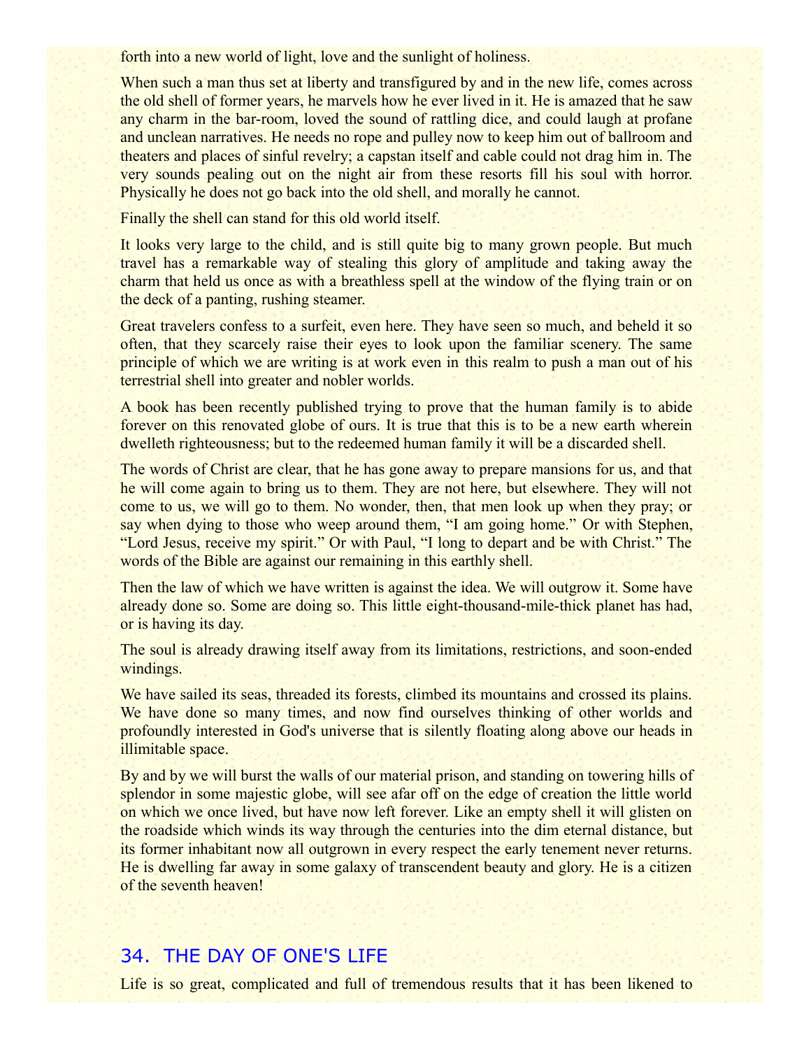forth into a new world of light, love and the sunlight of holiness.

When such a man thus set at liberty and transfigured by and in the new life, comes across the old shell of former years, he marvels how he ever lived in it. He is amazed that he saw any charm in the bar-room, loved the sound of rattling dice, and could laugh at profane and unclean narratives. He needs no rope and pulley now to keep him out of ballroom and theaters and places of sinful revelry; a capstan itself and cable could not drag him in. The very sounds pealing out on the night air from these resorts fill his soul with horror. Physically he does not go back into the old shell, and morally he cannot.

Finally the shell can stand for this old world itself.

It looks very large to the child, and is still quite big to many grown people. But much travel has a remarkable way of stealing this glory of amplitude and taking away the charm that held us once as with a breathless spell at the window of the flying train or on the deck of a panting, rushing steamer.

Great travelers confess to a surfeit, even here. They have seen so much, and beheld it so often, that they scarcely raise their eyes to look upon the familiar scenery. The same principle of which we are writing is at work even in this realm to push a man out of his terrestrial shell into greater and nobler worlds.

A book has been recently published trying to prove that the human family is to abide forever on this renovated globe of ours. It is true that this is to be a new earth wherein dwelleth righteousness; but to the redeemed human family it will be a discarded shell.

The words of Christ are clear, that he has gone away to prepare mansions for us, and that he will come again to bring us to them. They are not here, but elsewhere. They will not come to us, we will go to them. No wonder, then, that men look up when they pray; or say when dying to those who weep around them, "I am going home." Or with Stephen, "Lord Jesus, receive my spirit." Or with Paul, "I long to depart and be with Christ." The words of the Bible are against our remaining in this earthly shell.

Then the law of which we have written is against the idea. We will outgrow it. Some have already done so. Some are doing so. This little eight-thousand-mile-thick planet has had, or is having its day.

The soul is already drawing itself away from its limitations, restrictions, and soon-ended windings.

We have sailed its seas, threaded its forests, climbed its mountains and crossed its plains. We have done so many times, and now find ourselves thinking of other worlds and profoundly interested in God's universe that is silently floating along above our heads in illimitable space.

By and by we will burst the walls of our material prison, and standing on towering hills of splendor in some majestic globe, will see afar off on the edge of creation the little world on which we once lived, but have now left forever. Like an empty shell it will glisten on the roadside which winds its way through the centuries into the dim eternal distance, but its former inhabitant now all outgrown in every respect the early tenement never returns. He is dwelling far away in some galaxy of transcendent beauty and glory. He is a citizen of the seventh heaven!

## 34. THE DAY OF ONE'S LIFE

Life is so great, complicated and full of tremendous results that it has been likened to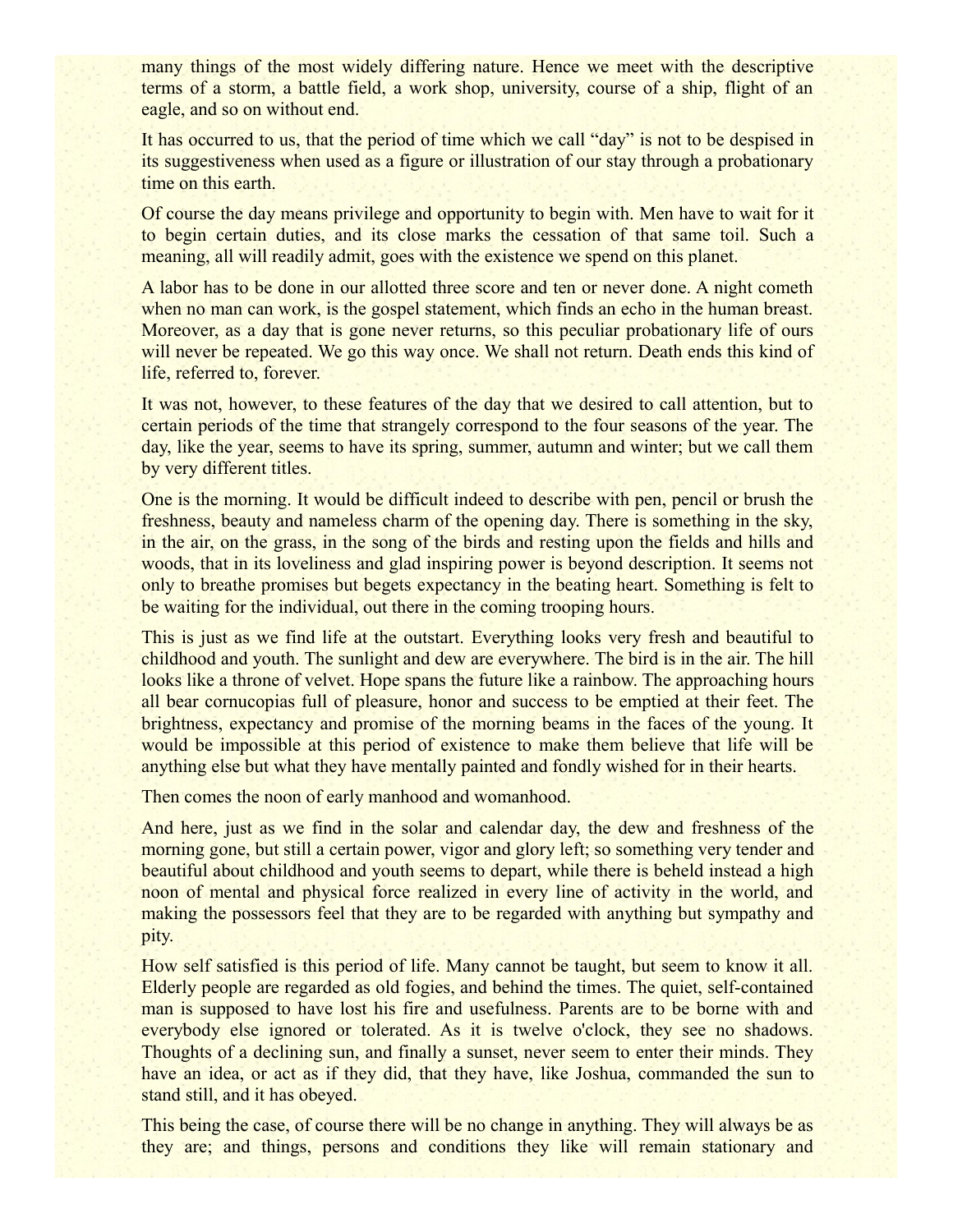many things of the most widely differing nature. Hence we meet with the descriptive terms of a storm, a battle field, a work shop, university, course of a ship, flight of an eagle, and so on without end.

It has occurred to us, that the period of time which we call "day" is not to be despised in its suggestiveness when used as a figure or illustration of our stay through a probationary time on this earth.

Of course the day means privilege and opportunity to begin with. Men have to wait for it to begin certain duties, and its close marks the cessation of that same toil. Such a meaning, all will readily admit, goes with the existence we spend on this planet.

A labor has to be done in our allotted three score and ten or never done. A night cometh when no man can work, is the gospel statement, which finds an echo in the human breast. Moreover, as a day that is gone never returns, so this peculiar probationary life of ours will never be repeated. We go this way once. We shall not return. Death ends this kind of life, referred to, forever.

It was not, however, to these features of the day that we desired to call attention, but to certain periods of the time that strangely correspond to the four seasons of the year. The day, like the year, seems to have its spring, summer, autumn and winter; but we call them by very different titles.

One is the morning. It would be difficult indeed to describe with pen, pencil or brush the freshness, beauty and nameless charm of the opening day. There is something in the sky, in the air, on the grass, in the song of the birds and resting upon the fields and hills and woods, that in its loveliness and glad inspiring power is beyond description. It seems not only to breathe promises but begets expectancy in the beating heart. Something is felt to be waiting for the individual, out there in the coming trooping hours.

This is just as we find life at the outstart. Everything looks very fresh and beautiful to childhood and youth. The sunlight and dew are everywhere. The bird is in the air. The hill looks like a throne of velvet. Hope spans the future like a rainbow. The approaching hours all bear cornucopias full of pleasure, honor and success to be emptied at their feet. The brightness, expectancy and promise of the morning beams in the faces of the young. It would be impossible at this period of existence to make them believe that life will be anything else but what they have mentally painted and fondly wished for in their hearts.

Then comes the noon of early manhood and womanhood.

And here, just as we find in the solar and calendar day, the dew and freshness of the morning gone, but still a certain power, vigor and glory left; so something very tender and beautiful about childhood and youth seems to depart, while there is beheld instead a high noon of mental and physical force realized in every line of activity in the world, and making the possessors feel that they are to be regarded with anything but sympathy and pity.

How self satisfied is this period of life. Many cannot be taught, but seem to know it all. Elderly people are regarded as old fogies, and behind the times. The quiet, self-contained man is supposed to have lost his fire and usefulness. Parents are to be borne with and everybody else ignored or tolerated. As it is twelve o'clock, they see no shadows. Thoughts of a declining sun, and finally a sunset, never seem to enter their minds. They have an idea, or act as if they did, that they have, like Joshua, commanded the sun to stand still, and it has obeyed.

This being the case, of course there will be no change in anything. They will always be as they are; and things, persons and conditions they like will remain stationary and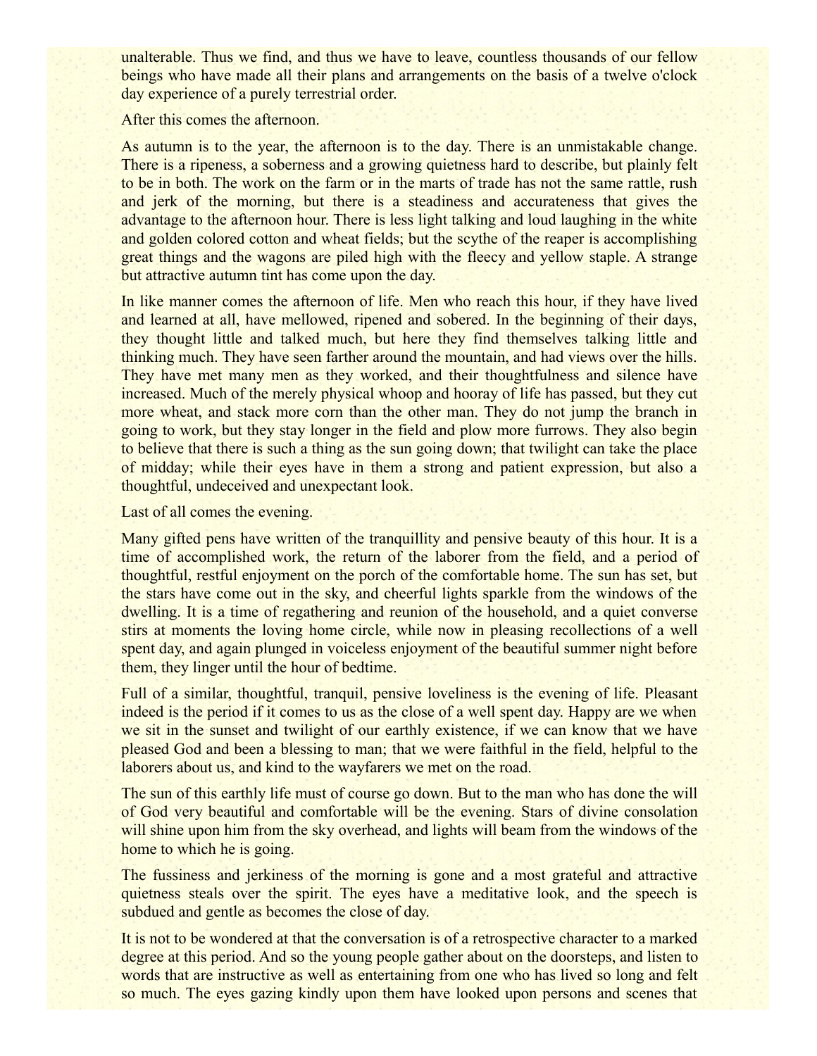unalterable. Thus we find, and thus we have to leave, countless thousands of our fellow beings who have made all their plans and arrangements on the basis of a twelve o'clock day experience of a purely terrestrial order.

After this comes the afternoon.

As autumn is to the year, the afternoon is to the day. There is an unmistakable change. There is a ripeness, a soberness and a growing quietness hard to describe, but plainly felt to be in both. The work on the farm or in the marts of trade has not the same rattle, rush and jerk of the morning, but there is a steadiness and accurateness that gives the advantage to the afternoon hour. There is less light talking and loud laughing in the white and golden colored cotton and wheat fields; but the scythe of the reaper is accomplishing great things and the wagons are piled high with the fleecy and yellow staple. A strange but attractive autumn tint has come upon the day.

In like manner comes the afternoon of life. Men who reach this hour, if they have lived and learned at all, have mellowed, ripened and sobered. In the beginning of their days, they thought little and talked much, but here they find themselves talking little and thinking much. They have seen farther around the mountain, and had views over the hills. They have met many men as they worked, and their thoughtfulness and silence have increased. Much of the merely physical whoop and hooray of life has passed, but they cut more wheat, and stack more corn than the other man. They do not jump the branch in going to work, but they stay longer in the field and plow more furrows. They also begin to believe that there is such a thing as the sun going down; that twilight can take the place of midday; while their eyes have in them a strong and patient expression, but also a thoughtful, undeceived and unexpectant look.

Last of all comes the evening.

Many gifted pens have written of the tranquillity and pensive beauty of this hour. It is a time of accomplished work, the return of the laborer from the field, and a period of thoughtful, restful enjoyment on the porch of the comfortable home. The sun has set, but the stars have come out in the sky, and cheerful lights sparkle from the windows of the dwelling. It is a time of regathering and reunion of the household, and a quiet converse stirs at moments the loving home circle, while now in pleasing recollections of a well spent day, and again plunged in voiceless enjoyment of the beautiful summer night before them, they linger until the hour of bedtime.

Full of a similar, thoughtful, tranquil, pensive loveliness is the evening of life. Pleasant indeed is the period if it comes to us as the close of a well spent day. Happy are we when we sit in the sunset and twilight of our earthly existence, if we can know that we have pleased God and been a blessing to man; that we were faithful in the field, helpful to the laborers about us, and kind to the wayfarers we met on the road.

The sun of this earthly life must of course go down. But to the man who has done the will of God very beautiful and comfortable will be the evening. Stars of divine consolation will shine upon him from the sky overhead, and lights will beam from the windows of the home to which he is going.

The fussiness and jerkiness of the morning is gone and a most grateful and attractive quietness steals over the spirit. The eyes have a meditative look, and the speech is subdued and gentle as becomes the close of day.

It is not to be wondered at that the conversation is of a retrospective character to a marked degree at this period. And so the young people gather about on the doorsteps, and listen to words that are instructive as well as entertaining from one who has lived so long and felt so much. The eyes gazing kindly upon them have looked upon persons and scenes that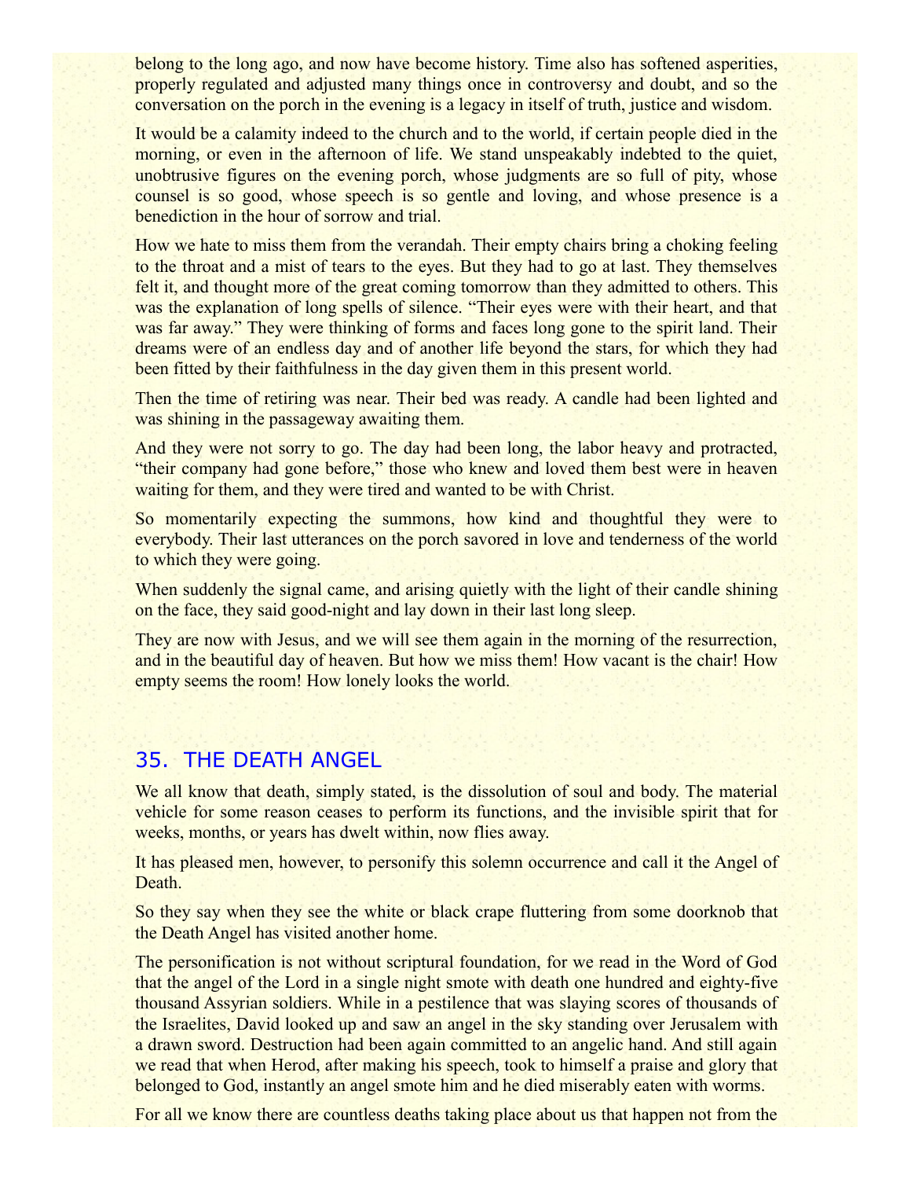belong to the long ago, and now have become history. Time also has softened asperities, properly regulated and adjusted many things once in controversy and doubt, and so the conversation on the porch in the evening is a legacy in itself of truth, justice and wisdom.

It would be a calamity indeed to the church and to the world, if certain people died in the morning, or even in the afternoon of life. We stand unspeakably indebted to the quiet, unobtrusive figures on the evening porch, whose judgments are so full of pity, whose counsel is so good, whose speech is so gentle and loving, and whose presence is a benediction in the hour of sorrow and trial.

How we hate to miss them from the verandah. Their empty chairs bring a choking feeling to the throat and a mist of tears to the eyes. But they had to go at last. They themselves felt it, and thought more of the great coming tomorrow than they admitted to others. This was the explanation of long spells of silence. "Their eyes were with their heart, and that was far away." They were thinking of forms and faces long gone to the spirit land. Their dreams were of an endless day and of another life beyond the stars, for which they had been fitted by their faithfulness in the day given them in this present world.

Then the time of retiring was near. Their bed was ready. A candle had been lighted and was shining in the passageway awaiting them.

And they were not sorry to go. The day had been long, the labor heavy and protracted, "their company had gone before," those who knew and loved them best were in heaven waiting for them, and they were tired and wanted to be with Christ.

So momentarily expecting the summons, how kind and thoughtful they were to everybody. Their last utterances on the porch savored in love and tenderness of the world to which they were going.

When suddenly the signal came, and arising quietly with the light of their candle shining on the face, they said good-night and lay down in their last long sleep.

They are now with Jesus, and we will see them again in the morning of the resurrection, and in the beautiful day of heaven. But how we miss them! How vacant is the chair! How empty seems the room! How lonely looks the world.

## 35. THE DEATH ANGEL

We all know that death, simply stated, is the dissolution of soul and body. The material vehicle for some reason ceases to perform its functions, and the invisible spirit that for weeks, months, or years has dwelt within, now flies away.

It has pleased men, however, to personify this solemn occurrence and call it the Angel of Death.

So they say when they see the white or black crape fluttering from some doorknob that the Death Angel has visited another home.

The personification is not without scriptural foundation, for we read in the Word of God that the angel of the Lord in a single night smote with death one hundred and eighty-five thousand Assyrian soldiers. While in a pestilence that was slaying scores of thousands of the Israelites, David looked up and saw an angel in the sky standing over Jerusalem with a drawn sword. Destruction had been again committed to an angelic hand. And still again we read that when Herod, after making his speech, took to himself a praise and glory that belonged to God, instantly an angel smote him and he died miserably eaten with worms.

For all we know there are countless deaths taking place about us that happen not from the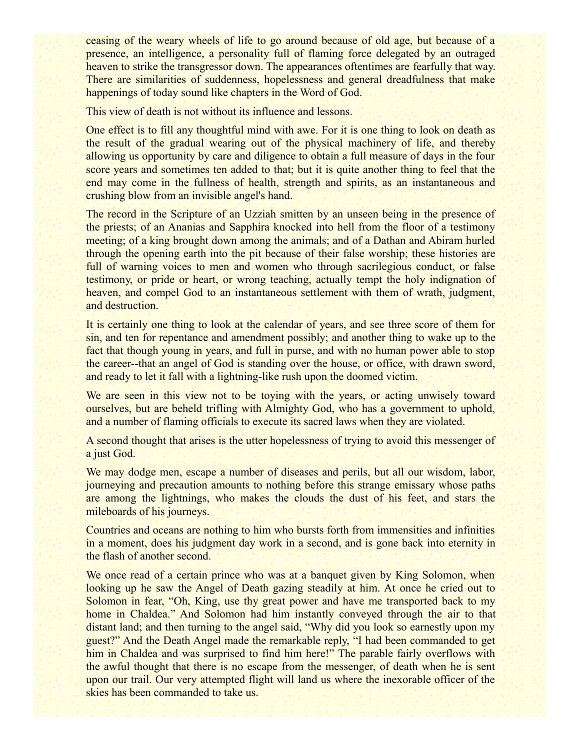ceasing of the weary wheels of life to go around because of old age, but because of a presence, an intelligence, a personality full of flaming force delegated by an outraged heaven to strike the transgressor down. The appearances oftentimes are fearfully that way. There are similarities of suddenness, hopelessness and general dreadfulness that make happenings of today sound like chapters in the Word of God.

This view of death is not without its influence and lessons.

One effect is to fill any thoughtful mind with awe. For it is one thing to look on death as the result of the gradual wearing out of the physical machinery of life, and thereby allowing us opportunity by care and diligence to obtain a full measure of days in the four score years and sometimes ten added to that; but it is quite another thing to feel that the end may come in the fullness of health, strength and spirits, as an instantaneous and crushing blow from an invisible angel's hand.

The record in the Scripture of an Uzziah smitten by an unseen being in the presence of the priests; of an Ananias and Sapphira knocked into hell from the floor of a testimony meeting; of a king brought down among the animals; and of a Dathan and Abiram hurled through the opening earth into the pit because of their false worship; these histories are full of warning voices to men and women who through sacrilegious conduct, or false testimony, or pride or heart, or wrong teaching, actually tempt the holy indignation of heaven, and compel God to an instantaneous settlement with them of wrath, judgment, and destruction.

It is certainly one thing to look at the calendar of years, and see three score of them for sin, and ten for repentance and amendment possibly; and another thing to wake up to the fact that though young in years, and full in purse, and with no human power able to stop the career--that an angel of God is standing over the house, or office, with drawn sword, and ready to let it fall with a lightning-like rush upon the doomed victim.

We are seen in this view not to be toying with the years, or acting unwisely toward ourselves, but are beheld trifling with Almighty God, who has a government to uphold, and a number of flaming officials to execute its sacred laws when they are violated.

A second thought that arises is the utter hopelessness of trying to avoid this messenger of a just God.

We may dodge men, escape a number of diseases and perils, but all our wisdom, labor, journeying and precaution amounts to nothing before this strange emissary whose paths are among the lightnings, who makes the clouds the dust of his feet, and stars the mileboards of his journeys.

Countries and oceans are nothing to him who bursts forth from immensities and infinities in a moment, does his judgment day work in a second, and is gone back into eternity in the flash of another second.

We once read of a certain prince who was at a banquet given by King Solomon, when looking up he saw the Angel of Death gazing steadily at him. At once he cried out to Solomon in fear, "Oh, King, use thy great power and have me transported back to my home in Chaldea." And Solomon had him instantly conveyed through the air to that distant land; and then turning to the angel said, "Why did you look so earnestly upon my guest?" And the Death Angel made the remarkable reply, "I had been commanded to get him in Chaldea and was surprised to find him here!" The parable fairly overflows with the awful thought that there is no escape from the messenger, of death when he is sent upon our trail. Our very attempted flight will land us where the inexorable officer of the skies has been commanded to take us.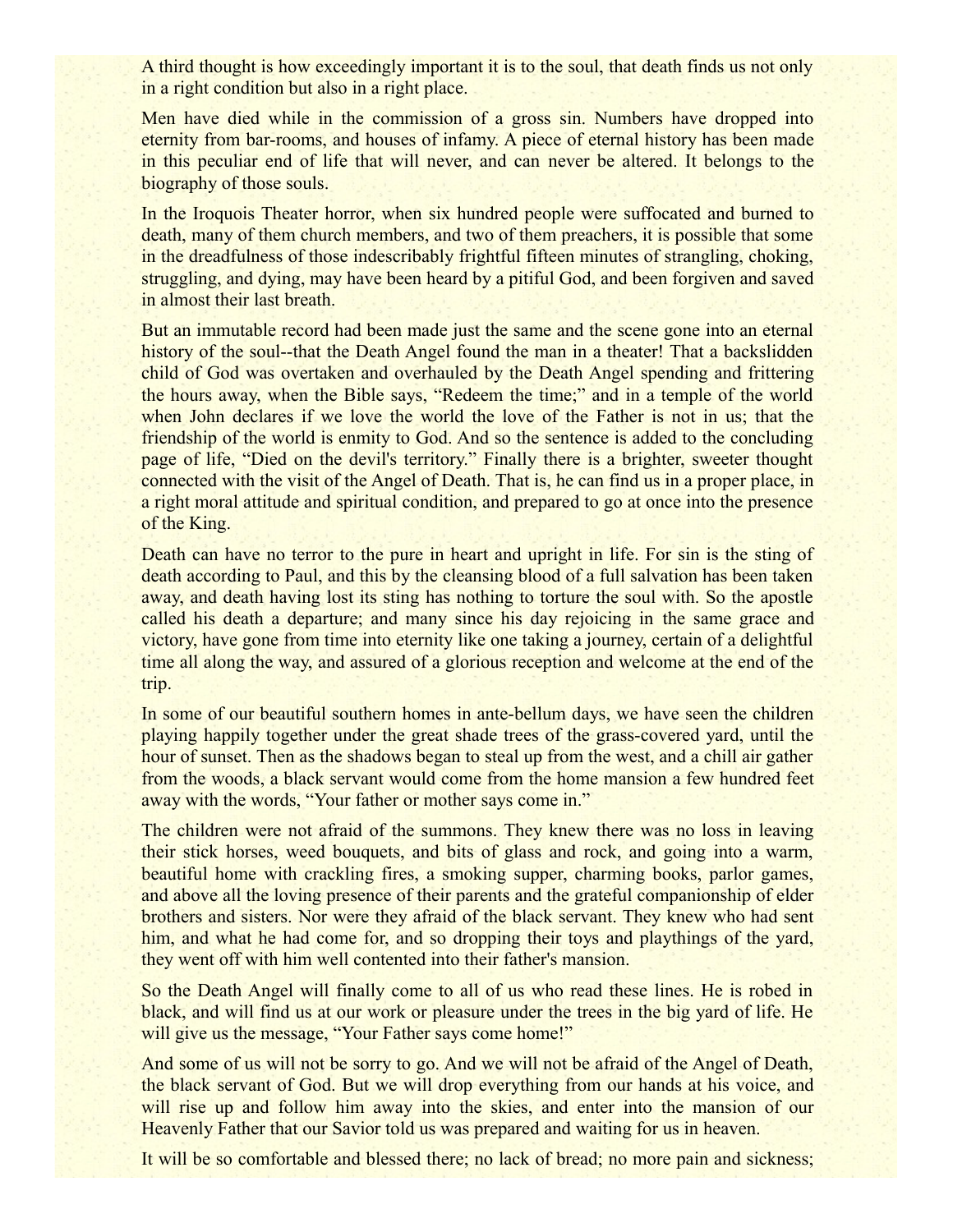A third thought is how exceedingly important it is to the soul, that death finds us not only in a right condition but also in a right place.

Men have died while in the commission of a gross sin. Numbers have dropped into eternity from bar-rooms, and houses of infamy. A piece of eternal history has been made in this peculiar end of life that will never, and can never be altered. It belongs to the biography of those souls.

In the Iroquois Theater horror, when six hundred people were suffocated and burned to death, many of them church members, and two of them preachers, it is possible that some in the dreadfulness of those indescribably frightful fifteen minutes of strangling, choking, struggling, and dying, may have been heard by a pitiful God, and been forgiven and saved in almost their last breath.

But an immutable record had been made just the same and the scene gone into an eternal history of the soul--that the Death Angel found the man in a theater! That a backslidden child of God was overtaken and overhauled by the Death Angel spending and frittering the hours away, when the Bible says, "Redeem the time;" and in a temple of the world when John declares if we love the world the love of the Father is not in us; that the friendship of the world is enmity to God. And so the sentence is added to the concluding page of life, "Died on the devil's territory." Finally there is a brighter, sweeter thought connected with the visit of the Angel of Death. That is, he can find us in a proper place, in a right moral attitude and spiritual condition, and prepared to go at once into the presence of the King.

Death can have no terror to the pure in heart and upright in life. For sin is the sting of death according to Paul, and this by the cleansing blood of a full salvation has been taken away, and death having lost its sting has nothing to torture the soul with. So the apostle called his death a departure; and many since his day rejoicing in the same grace and victory, have gone from time into eternity like one taking a journey, certain of a delightful time all along the way, and assured of a glorious reception and welcome at the end of the trip.

In some of our beautiful southern homes in ante-bellum days, we have seen the children playing happily together under the great shade trees of the grass-covered yard, until the hour of sunset. Then as the shadows began to steal up from the west, and a chill air gather from the woods, a black servant would come from the home mansion a few hundred feet away with the words, "Your father or mother says come in."

The children were not afraid of the summons. They knew there was no loss in leaving their stick horses, weed bouquets, and bits of glass and rock, and going into a warm, beautiful home with crackling fires, a smoking supper, charming books, parlor games, and above all the loving presence of their parents and the grateful companionship of elder brothers and sisters. Nor were they afraid of the black servant. They knew who had sent him, and what he had come for, and so dropping their toys and playthings of the yard, they went off with him well contented into their father's mansion.

So the Death Angel will finally come to all of us who read these lines. He is robed in black, and will find us at our work or pleasure under the trees in the big yard of life. He will give us the message, "Your Father says come home!"

And some of us will not be sorry to go. And we will not be afraid of the Angel of Death, the black servant of God. But we will drop everything from our hands at his voice, and will rise up and follow him away into the skies, and enter into the mansion of our Heavenly Father that our Savior told us was prepared and waiting for us in heaven.

It will be so comfortable and blessed there; no lack of bread; no more pain and sickness;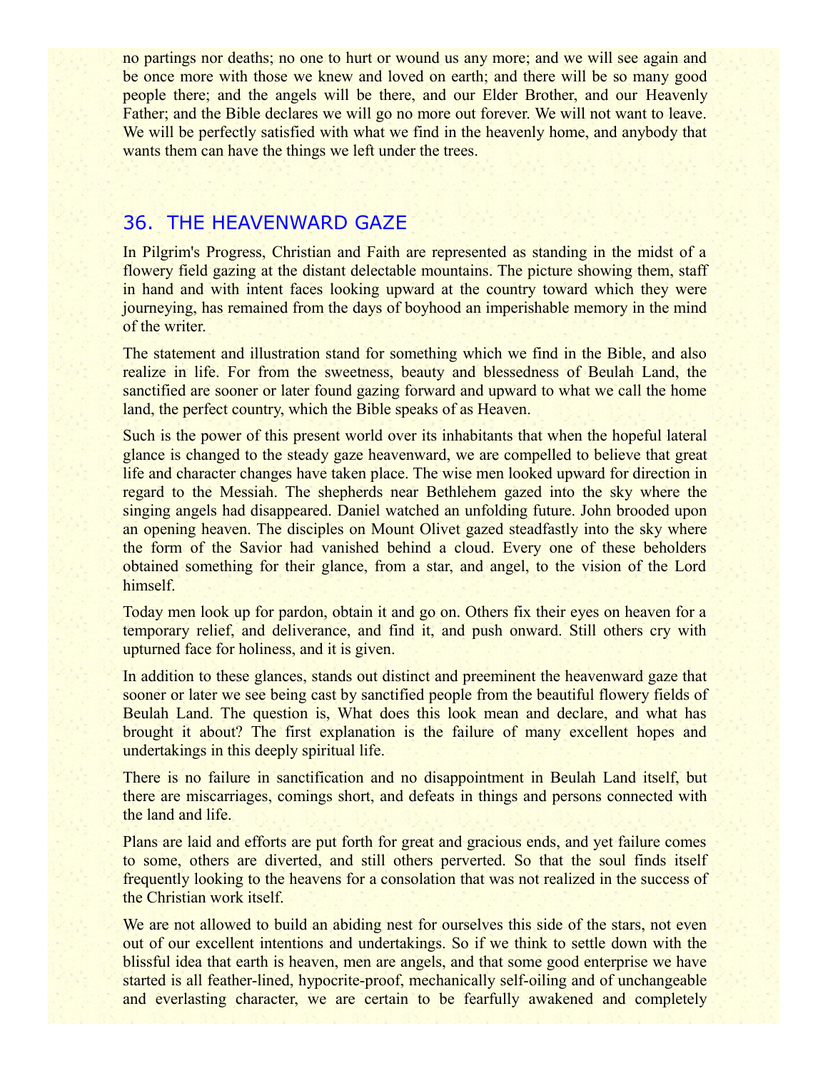no partings nor deaths; no one to hurt or wound us any more; and we will see again and be once more with those we knew and loved on earth; and there will be so many good people there; and the angels will be there, and our Elder Brother, and our Heavenly Father; and the Bible declares we will go no more out forever. We will not want to leave. We will be perfectly satisfied with what we find in the heavenly home, and anybody that wants them can have the things we left under the trees.

## 36. THE HEAVENWARD GAZE

In Pilgrim's Progress, Christian and Faith are represented as standing in the midst of a flowery field gazing at the distant delectable mountains. The picture showing them, staff in hand and with intent faces looking upward at the country toward which they were journeying, has remained from the days of boyhood an imperishable memory in the mind of the writer.

The statement and illustration stand for something which we find in the Bible, and also realize in life. For from the sweetness, beauty and blessedness of Beulah Land, the sanctified are sooner or later found gazing forward and upward to what we call the home land, the perfect country, which the Bible speaks of as Heaven.

Such is the power of this present world over its inhabitants that when the hopeful lateral glance is changed to the steady gaze heavenward, we are compelled to believe that great life and character changes have taken place. The wise men looked upward for direction in regard to the Messiah. The shepherds near Bethlehem gazed into the sky where the singing angels had disappeared. Daniel watched an unfolding future. John brooded upon an opening heaven. The disciples on Mount Olivet gazed steadfastly into the sky where the form of the Savior had vanished behind a cloud. Every one of these beholders obtained something for their glance, from a star, and angel, to the vision of the Lord himself.

Today men look up for pardon, obtain it and go on. Others fix their eyes on heaven for a temporary relief, and deliverance, and find it, and push onward. Still others cry with upturned face for holiness, and it is given.

In addition to these glances, stands out distinct and preeminent the heavenward gaze that sooner or later we see being cast by sanctified people from the beautiful flowery fields of Beulah Land. The question is, What does this look mean and declare, and what has brought it about? The first explanation is the failure of many excellent hopes and undertakings in this deeply spiritual life.

There is no failure in sanctification and no disappointment in Beulah Land itself, but there are miscarriages, comings short, and defeats in things and persons connected with the land and life.

Plans are laid and efforts are put forth for great and gracious ends, and yet failure comes to some, others are diverted, and still others perverted. So that the soul finds itself frequently looking to the heavens for a consolation that was not realized in the success of the Christian work itself.

We are not allowed to build an abiding nest for ourselves this side of the stars, not even out of our excellent intentions and undertakings. So if we think to settle down with the blissful idea that earth is heaven, men are angels, and that some good enterprise we have started is all feather-lined, hypocrite-proof, mechanically self-oiling and of unchangeable and everlasting character, we are certain to be fearfully awakened and completely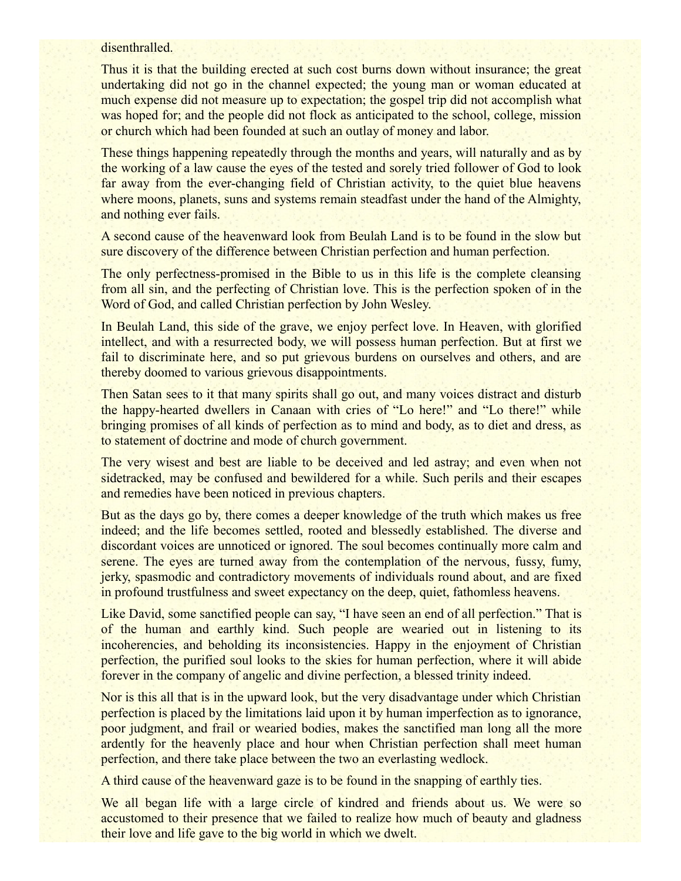disenthralled.

Thus it is that the building erected at such cost burns down without insurance; the great undertaking did not go in the channel expected; the young man or woman educated at much expense did not measure up to expectation; the gospel trip did not accomplish what was hoped for; and the people did not flock as anticipated to the school, college, mission or church which had been founded at such an outlay of money and labor.

These things happening repeatedly through the months and years, will naturally and as by the working of a law cause the eyes of the tested and sorely tried follower of God to look far away from the ever-changing field of Christian activity, to the quiet blue heavens where moons, planets, suns and systems remain steadfast under the hand of the Almighty, and nothing ever fails.

A second cause of the heavenward look from Beulah Land is to be found in the slow but sure discovery of the difference between Christian perfection and human perfection.

The only perfectness-promised in the Bible to us in this life is the complete cleansing from all sin, and the perfecting of Christian love. This is the perfection spoken of in the Word of God, and called Christian perfection by John Wesley.

In Beulah Land, this side of the grave, we enjoy perfect love. In Heaven, with glorified intellect, and with a resurrected body, we will possess human perfection. But at first we fail to discriminate here, and so put grievous burdens on ourselves and others, and are thereby doomed to various grievous disappointments.

Then Satan sees to it that many spirits shall go out, and many voices distract and disturb the happy-hearted dwellers in Canaan with cries of "Lo here!" and "Lo there!" while bringing promises of all kinds of perfection as to mind and body, as to diet and dress, as to statement of doctrine and mode of church government.

The very wisest and best are liable to be deceived and led astray; and even when not sidetracked, may be confused and bewildered for a while. Such perils and their escapes and remedies have been noticed in previous chapters.

But as the days go by, there comes a deeper knowledge of the truth which makes us free indeed; and the life becomes settled, rooted and blessedly established. The diverse and discordant voices are unnoticed or ignored. The soul becomes continually more calm and serene. The eyes are turned away from the contemplation of the nervous, fussy, fumy, jerky, spasmodic and contradictory movements of individuals round about, and are fixed in profound trustfulness and sweet expectancy on the deep, quiet, fathomless heavens.

Like David, some sanctified people can say, "I have seen an end of all perfection." That is of the human and earthly kind. Such people are wearied out in listening to its incoherencies, and beholding its inconsistencies. Happy in the enjoyment of Christian perfection, the purified soul looks to the skies for human perfection, where it will abide forever in the company of angelic and divine perfection, a blessed trinity indeed.

Nor is this all that is in the upward look, but the very disadvantage under which Christian perfection is placed by the limitations laid upon it by human imperfection as to ignorance, poor judgment, and frail or wearied bodies, makes the sanctified man long all the more ardently for the heavenly place and hour when Christian perfection shall meet human perfection, and there take place between the two an everlasting wedlock.

A third cause of the heavenward gaze is to be found in the snapping of earthly ties.

We all began life with a large circle of kindred and friends about us. We were so accustomed to their presence that we failed to realize how much of beauty and gladness their love and life gave to the big world in which we dwelt.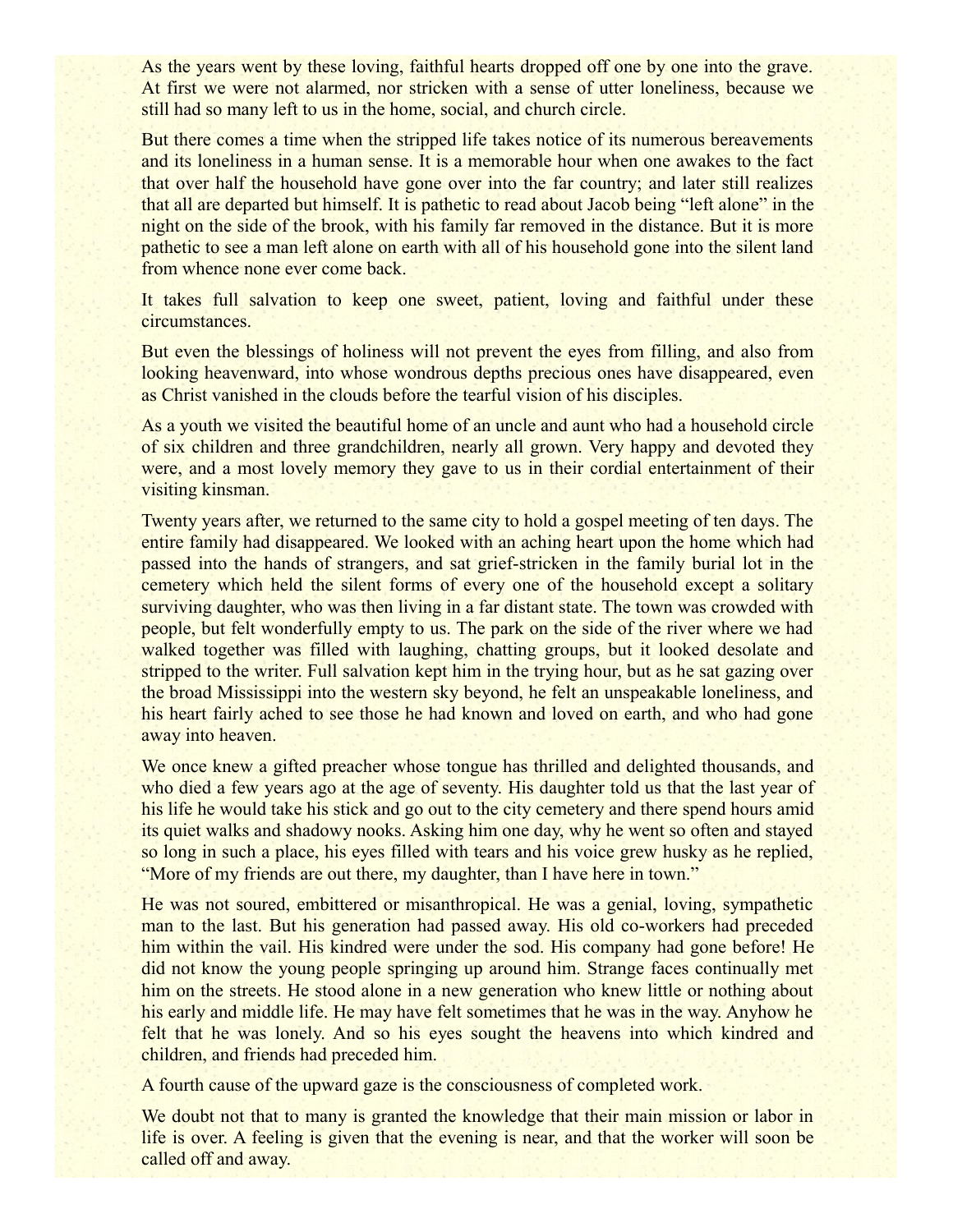As the years went by these loving, faithful hearts dropped off one by one into the grave. At first we were not alarmed, nor stricken with a sense of utter loneliness, because we still had so many left to us in the home, social, and church circle.

But there comes a time when the stripped life takes notice of its numerous bereavements and its loneliness in a human sense. It is a memorable hour when one awakes to the fact that over half the household have gone over into the far country; and later still realizes that all are departed but himself. It is pathetic to read about Jacob being "left alone" in the night on the side of the brook, with his family far removed in the distance. But it is more pathetic to see a man left alone on earth with all of his household gone into the silent land from whence none ever come back.

It takes full salvation to keep one sweet, patient, loving and faithful under these circumstances.

But even the blessings of holiness will not prevent the eyes from filling, and also from looking heavenward, into whose wondrous depths precious ones have disappeared, even as Christ vanished in the clouds before the tearful vision of his disciples.

As a youth we visited the beautiful home of an uncle and aunt who had a household circle of six children and three grandchildren, nearly all grown. Very happy and devoted they were, and a most lovely memory they gave to us in their cordial entertainment of their visiting kinsman.

Twenty years after, we returned to the same city to hold a gospel meeting of ten days. The entire family had disappeared. We looked with an aching heart upon the home which had passed into the hands of strangers, and sat grief-stricken in the family burial lot in the cemetery which held the silent forms of every one of the household except a solitary surviving daughter, who was then living in a far distant state. The town was crowded with people, but felt wonderfully empty to us. The park on the side of the river where we had walked together was filled with laughing, chatting groups, but it looked desolate and stripped to the writer. Full salvation kept him in the trying hour, but as he sat gazing over the broad Mississippi into the western sky beyond, he felt an unspeakable loneliness, and his heart fairly ached to see those he had known and loved on earth, and who had gone away into heaven.

We once knew a gifted preacher whose tongue has thrilled and delighted thousands, and who died a few years ago at the age of seventy. His daughter told us that the last year of his life he would take his stick and go out to the city cemetery and there spend hours amid its quiet walks and shadowy nooks. Asking him one day, why he went so often and stayed so long in such a place, his eyes filled with tears and his voice grew husky as he replied, "More of my friends are out there, my daughter, than I have here in town."

He was not soured, embittered or misanthropical. He was a genial, loving, sympathetic man to the last. But his generation had passed away. His old co-workers had preceded him within the vail. His kindred were under the sod. His company had gone before! He did not know the young people springing up around him. Strange faces continually met him on the streets. He stood alone in a new generation who knew little or nothing about his early and middle life. He may have felt sometimes that he was in the way. Anyhow he felt that he was lonely. And so his eyes sought the heavens into which kindred and children, and friends had preceded him.

A fourth cause of the upward gaze is the consciousness of completed work.

We doubt not that to many is granted the knowledge that their main mission or labor in life is over. A feeling is given that the evening is near, and that the worker will soon be called off and away.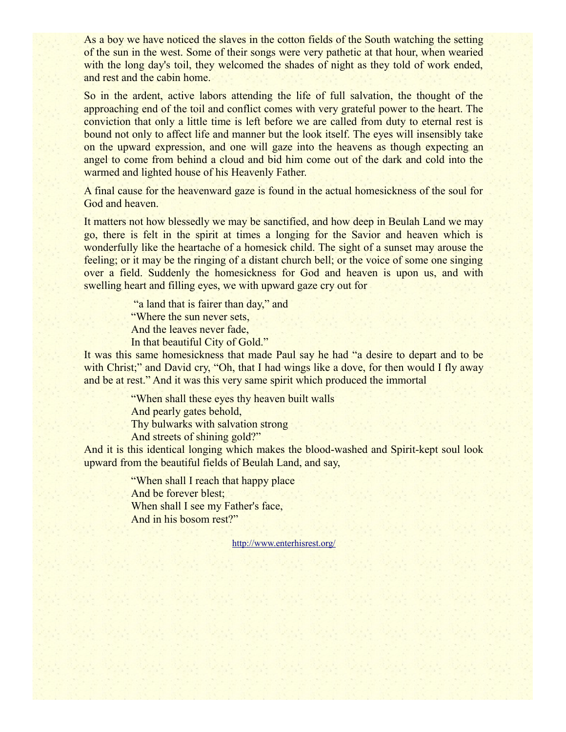As a boy we have noticed the slaves in the cotton fields of the South watching the setting of the sun in the west. Some of their songs were very pathetic at that hour, when wearied with the long day's toil, they welcomed the shades of night as they told of work ended, and rest and the cabin home.

So in the ardent, active labors attending the life of full salvation, the thought of the approaching end of the toil and conflict comes with very grateful power to the heart. The conviction that only a little time is left before we are called from duty to eternal rest is bound not only to affect life and manner but the look itself. The eyes will insensibly take on the upward expression, and one will gaze into the heavens as though expecting an angel to come from behind a cloud and bid him come out of the dark and cold into the warmed and lighted house of his Heavenly Father.

A final cause for the heavenward gaze is found in the actual homesickness of the soul for God and heaven.

It matters not how blessedly we may be sanctified, and how deep in Beulah Land we may go, there is felt in the spirit at times a longing for the Savior and heaven which is wonderfully like the heartache of a homesick child. The sight of a sunset may arouse the feeling; or it may be the ringing of a distant church bell; or the voice of some one singing over a field. Suddenly the homesickness for God and heaven is upon us, and with swelling heart and filling eyes, we with upward gaze cry out for

> "a land that is fairer than day," and
> "Where the sun never sets,
> And the leaves never fade,
> In that beautiful City of Gold."

It was this same homesickness that made Paul say he had "a desire to depart and to be with Christ;" and David cry, "Oh, that I had wings like a dove, for then would I fly away and be at rest." And it was this very same spirit which produced the immortal

> "When shall these eyes thy heaven built walls
> And pearly gates behold,
> Thy bulwarks with salvation strong
> And streets of shining gold?"

And it is this identical longing which makes the blood-washed and Spirit-kept soul look upward from the beautiful fields of Beulah Land, and say,

> "When shall I reach that happy place
> And be forever blest;
> When shall I see my Father's face,
> And in his bosom rest?"

http://www.enterhisrest.org/